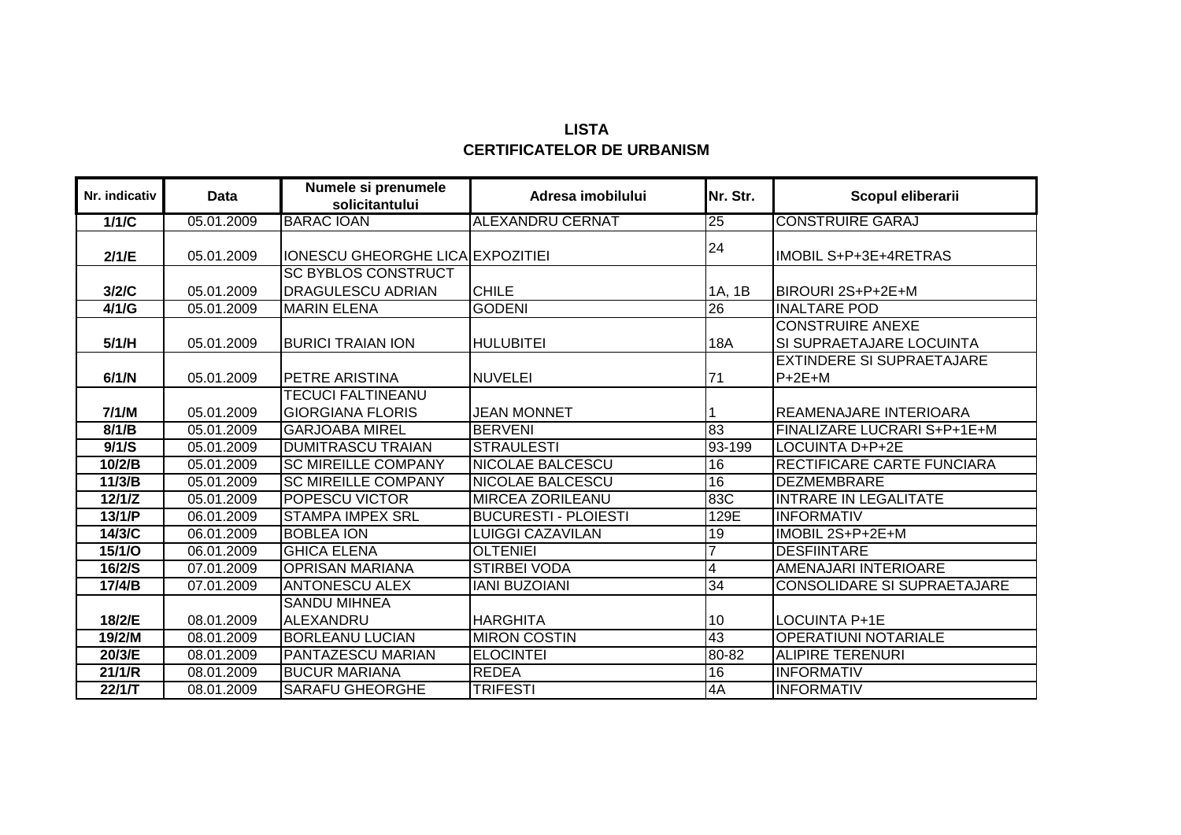**LISTA**
**CERTIFICATELOR DE URBANISM**

| Nr. indicativ | Data | Numele si prenumele solicitantului | Adresa imobilului | Nr. Str. | Scopul eliberarii |
|---|---|---|---|---|---|
| 1/1/C | 05.01.2009 | BARAC IOAN | ALEXANDRU CERNAT | 25 | CONSTRUIRE GARAJ |
| 2/1/E | 05.01.2009 | IONESCU GHEORGHE LICA | EXPOZITIEI | 24 | IMOBIL S+P+3E+4RETRAS |
| 3/2/C | 05.01.2009 | SC BYBLOS CONSTRUCT DRAGULESCU ADRIAN | CHILE | 1A, 1B | BIROURI 2S+P+2E+M |
| 4/1/G | 05.01.2009 | MARIN ELENA | GODENI | 26 | INALTARE POD |
| 5/1/H | 05.01.2009 | BURICI TRAIAN ION | HULUBITEI | 18A | CONSTRUIRE ANEXE SI SUPRAETAJARE LOCUINTA |
| 6/1/N | 05.01.2009 | PETRE ARISTINA | NUVELEI | 71 | EXTINDERE SI SUPRAETAJARE P+2E+M |
| 7/1/M | 05.01.2009 | TECUCI FALTINEANU GIORGIANA FLORIS | JEAN MONNET | 1 | REAMENAJARE INTERIOARA |
| 8/1/B | 05.01.2009 | GARJOABA MIREL | BERVENI | 83 | FINALIZARE LUCRARI S+P+1E+M |
| 9/1/S | 05.01.2009 | DUMITRASCU TRAIAN | STRAULESTI | 93-199 | LOCUINTA D+P+2E |
| 10/2/B | 05.01.2009 | SC MIREILLE COMPANY | NICOLAE BALCESCU | 16 | RECTIFICARE CARTE FUNCIARA |
| 11/3/B | 05.01.2009 | SC MIREILLE COMPANY | NICOLAE BALCESCU | 16 | DEZMEMBRARE |
| 12/1/Z | 05.01.2009 | POPESCU VICTOR | MIRCEA ZORILEANU | 83C | INTRARE IN LEGALITATE |
| 13/1/P | 06.01.2009 | STAMPA IMPEX SRL | BUCURESTI - PLOIESTI | 129E | INFORMATIV |
| 14/3/C | 06.01.2009 | BOBLEA ION | LUIGGI CAZAVILAN | 19 | IMOBIL 2S+P+2E+M |
| 15/1/O | 06.01.2009 | GHICA ELENA | OLTENIEI | 7 | DESFIINTARE |
| 16/2/S | 07.01.2009 | OPRISAN MARIANA | STIRBEI VODA | 4 | AMENAJARI INTERIOARE |
| 17/4/B | 07.01.2009 | ANTONESCU ALEX | IANI BUZOIANI | 34 | CONSOLIDARE SI SUPRAETAJARE |
| 18/2/E | 08.01.2009 | SANDU MIHNEA ALEXANDRU | HARGHITA | 10 | LOCUINTA P+1E |
| 19/2/M | 08.01.2009 | BORLEANU LUCIAN | MIRON COSTIN | 43 | OPERATIUNI NOTARIALE |
| 20/3/E | 08.01.2009 | PANTAZESCU MARIAN | ELOCINTEI | 80-82 | ALIPIRE TERENURI |
| 21/1/R | 08.01.2009 | BUCUR MARIANA | REDEA | 16 | INFORMATIV |
| 22/1/T | 08.01.2009 | SARAFU GHEORGHE | TRIFESTI | 4A | INFORMATIV |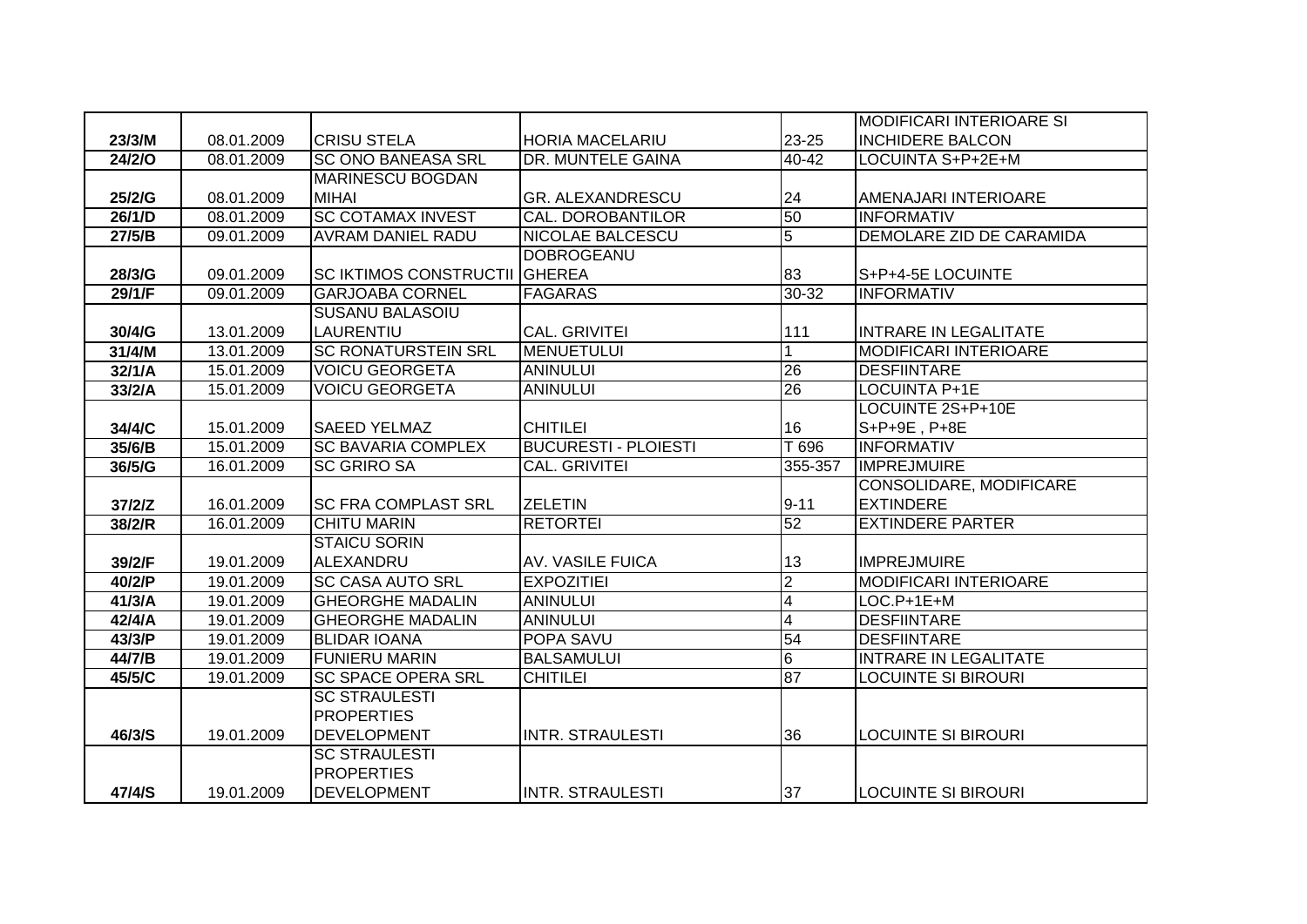| | | | | | |
|---|---|---|---|---|---|
| 23/3/M | 08.01.2009 | CRISU STELA | HORIA MACELARIU | 23-25 | MODIFICARI INTERIOARE SI INCHIDERE BALCON |
| 24/2/O | 08.01.2009 | SC ONO BANEASA SRL | DR. MUNTELE GAINA | 40-42 | LOCUINTA S+P+2E+M |
| 25/2/G | 08.01.2009 | MARINESCU BOGDAN MIHAI | GR. ALEXANDRESCU | 24 | AMENAJARI INTERIOARE |
| 26/1/D | 08.01.2009 | SC COTAMAX INVEST | CAL. DOROBANTILOR | 50 | INFORMATIV |
| 27/5/B | 09.01.2009 | AVRAM DANIEL RADU | NICOLAE BALCESCU | 5 | DEMOLARE ZID DE CARAMIDA |
| 28/3/G | 09.01.2009 | SC IKTIMOS CONSTRUCTII | DOBROGEANU GHEREA | 83 | S+P+4-5E LOCUINTE |
| 29/1/F | 09.01.2009 | GARJOABA CORNEL | FAGARAS | 30-32 | INFORMATIV |
| 30/4/G | 13.01.2009 | SUSANU BALASOIU LAURENTIU | CAL. GRIVITEI | 111 | INTRARE IN LEGALITATE |
| 31/4/M | 13.01.2009 | SC RONATURSTEIN SRL | MENUETULUI | 1 | MODIFICARI INTERIOARE |
| 32/1/A | 15.01.2009 | VOICU GEORGETA | ANINULUI | 26 | DESFIINTARE |
| 33/2/A | 15.01.2009 | VOICU GEORGETA | ANINULUI | 26 | LOCUINTA P+1E |
| 34/4/C | 15.01.2009 | SAEED YELMAZ | CHITILEI | 16 | LOCUINTE 2S+P+10E S+P+9E , P+8E |
| 35/6/B | 15.01.2009 | SC BAVARIA COMPLEX | BUCURESTI - PLOIESTI | T 696 | INFORMATIV |
| 36/5/G | 16.01.2009 | SC GRIRO SA | CAL. GRIVITEI | 355-357 | IMPREJMUIRE |
| 37/2/Z | 16.01.2009 | SC FRA COMPLAST SRL | ZELETIN | 9-11 | CONSOLIDARE, MODIFICARE EXTINDERE |
| 38/2/R | 16.01.2009 | CHITU MARIN | RETORTEI | 52 | EXTINDERE PARTER |
| 39/2/F | 19.01.2009 | STAICU SORIN ALEXANDRU | AV. VASILE FUICA | 13 | IMPREJMUIRE |
| 40/2/P | 19.01.2009 | SC CASA AUTO SRL | EXPOZITIEI | 2 | MODIFICARI INTERIOARE |
| 41/3/A | 19.01.2009 | GHEORGHE MADALIN | ANINULUI | 4 | LOC.P+1E+M |
| 42/4/A | 19.01.2009 | GHEORGHE MADALIN | ANINULUI | 4 | DESFIINTARE |
| 43/3/P | 19.01.2009 | BLIDAR IOANA | POPA SAVU | 54 | DESFIINTARE |
| 44/7/B | 19.01.2009 | FUNIERU MARIN | BALSAMULUI | 6 | INTRARE IN LEGALITATE |
| 45/5/C | 19.01.2009 | SC SPACE OPERA SRL | CHITILEI | 87 | LOCUINTE SI BIROURI |
| 46/3/S | 19.01.2009 | SC STRAULESTI PROPERTIES DEVELOPMENT | INTR. STRAULESTI | 36 | LOCUINTE SI BIROURI |
| 47/4/S | 19.01.2009 | SC STRAULESTI PROPERTIES DEVELOPMENT | INTR. STRAULESTI | 37 | LOCUINTE SI BIROURI |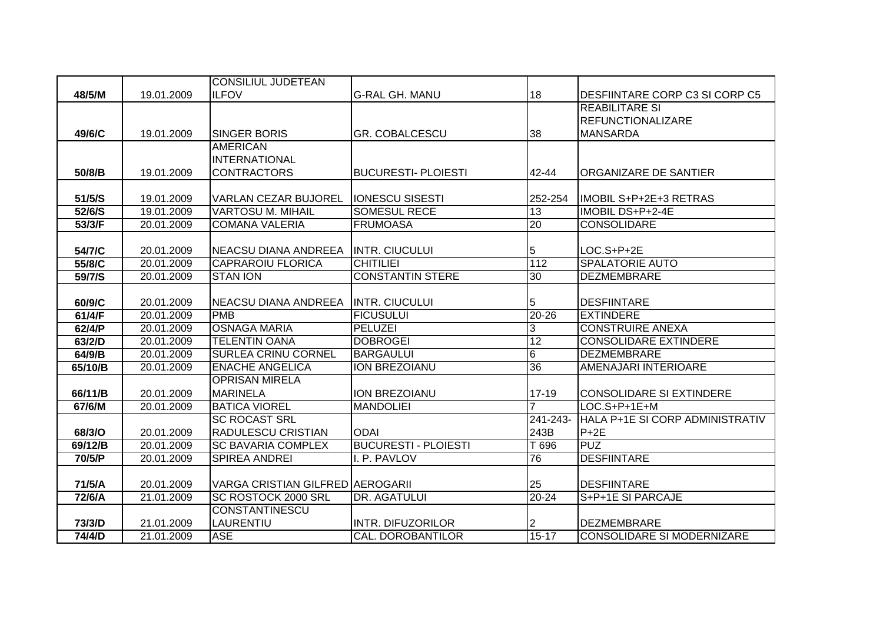| | | | | | |
|---|---|---|---|---|---|
| 48/5/M | 19.01.2009 | CONSILIUL JUDETEAN ILFOV | G-RAL GH. MANU | 18 | DESFIINTARE CORP C3 SI CORP C5 |
| 49/6/C | 19.01.2009 | SINGER BORIS | GR. COBALCESCU | 38 | REABILITARE SI REFUNCTIONALIZARE MANSARDA |
| 50/8/B | 19.01.2009 | AMERICAN INTERNATIONAL CONTRACTORS | BUCURESTI- PLOIESTI | 42-44 | ORGANIZARE DE SANTIER |
| 51/5/S | 19.01.2009 | VARLAN CEZAR BUJOREL | IONESCU SISESTI | 252-254 | IMOBIL S+P+2E+3 RETRAS |
| 52/6/S | 19.01.2009 | VARTOSU M. MIHAIL | SOMESUL RECE | 13 | IMOBIL DS+P+2-4E |
| 53/3/F | 20.01.2009 | COMANA VALERIA | FRUMOASA | 20 | CONSOLIDARE |
| 54/7/C | 20.01.2009 | NEACSU DIANA ANDREEA | INTR. CIUCULUI | 5 | LOC.S+P+2E |
| 55/8/C | 20.01.2009 | CAPRAROIU FLORICA | CHITILIEI | 112 | SPALATORIE AUTO |
| 59/7/S | 20.01.2009 | STAN ION | CONSTANTIN STERE | 30 | DEZMEMBRARE |
| 60/9/C | 20.01.2009 | NEACSU DIANA ANDREEA | INTR. CIUCULUI | 5 | DESFIINTARE |
| 61/4/F | 20.01.2009 | PMB | FICUSULUI | 20-26 | EXTINDERE |
| 62/4/P | 20.01.2009 | OSNAGA MARIA | PELUZEI | 3 | CONSTRUIRE ANEXA |
| 63/2/D | 20.01.2009 | TELENTIN OANA | DOBROGEI | 12 | CONSOLIDARE EXTINDERE |
| 64/9/B | 20.01.2009 | SURLEA CRINU CORNEL | BARGAULUI | 6 | DEZMEMBRARE |
| 65/10/B | 20.01.2009 | ENACHE ANGELICA | ION BREZOIANU | 36 | AMENAJARI INTERIOARE |
| 66/11/B | 20.01.2009 | OPRISAN MIRELA MARINELA | ION BREZOIANU | 17-19 | CONSOLIDARE SI EXTINDERE |
| 67/6/M | 20.01.2009 | BATICA VIOREL | MANDOLIEI | 7 | LOC.S+P+1E+M |
| 68/3/O | 20.01.2009 | SC ROCAST SRL RADULESCU CRISTIAN | ODAI | 241-243-243B | HALA P+1E SI CORP ADMINISTRATIV P+2E |
| 69/12/B | 20.01.2009 | SC BAVARIA COMPLEX | BUCURESTI - PLOIESTI | T 696 | PUZ |
| 70/5/P | 20.01.2009 | SPIREA ANDREI | I. P. PAVLOV | 76 | DESFIINTARE |
| 71/5/A | 20.01.2009 | VARGA CRISTIAN GILFRED | AEROGARII | 25 | DESFIINTARE |
| 72/6/A | 21.01.2009 | SC ROSTOCK 2000 SRL | DR. AGATULUI | 20-24 | S+P+1E SI PARCAJE |
| 73/3/D | 21.01.2009 | CONSTANTINESCU LAURENTIU | INTR. DIFUZORILOR | 2 | DEZMEMBRARE |
| 74/4/D | 21.01.2009 | ASE | CAL. DOROBANTILOR | 15-17 | CONSOLIDARE SI MODERNIZARE |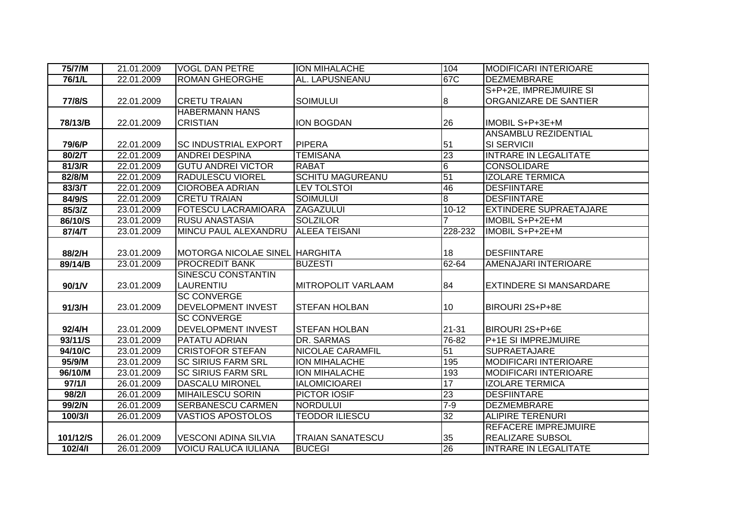| 75/7/M | 21.01.2009 | VOGL DAN PETRE | ION MIHALACHE | 104 | MODIFICARI INTERIOARE |
|---|---|---|---|---|---|
| 76/1/L | 22.01.2009 | ROMAN GHEORGHE | AL. LAPUSNEANU | 67C | DEZMEMBRARE |
| 77/8/S | 22.01.2009 | CRETU TRAIAN | SOIMULUI | 8 | S+P+2E, IMPREJMUIRE SI ORGANIZARE DE SANTIER |
| 78/13/B | 22.01.2009 | HABERMANN HANS CRISTIAN | ION BOGDAN | 26 | IMOBIL S+P+3E+M |
| 79/6/P | 22.01.2009 | SC INDUSTRIAL EXPORT | PIPERA | 51 | ANSAMBLU REZIDENTIAL SI SERVICII |
| 80/2/T | 22.01.2009 | ANDREI DESPINA | TEMISANA | 23 | INTRARE IN LEGALITATE |
| 81/3/R | 22.01.2009 | GUTU ANDREI VICTOR | RABAT | 6 | CONSOLIDARE |
| 82/8/M | 22.01.2009 | RADULESCU VIOREL | SCHITU MAGUREANU | 51 | IZOLARE TERMICA |
| 83/3/T | 22.01.2009 | CIOROBEA ADRIAN | LEV TOLSTOI | 46 | DESFIINTARE |
| 84/9/S | 22.01.2009 | CRETU TRAIAN | SOIMULUI | 8 | DESFIINTARE |
| 85/3/Z | 23.01.2009 | FOTESCU LACRAMIOARA | ZAGAZULUI | 10-12 | EXTINDERE SUPRAETAJARE |
| 86/10/S | 23.01.2009 | RUSU ANASTASIA | SOLZILOR | 7 | IMOBIL S+P+2E+M |
| 87/4/T | 23.01.2009 | MINCU PAUL ALEXANDRU | ALEEA TEISANI | 228-232 | IMOBIL S+P+2E+M |
| 88/2/H | 23.01.2009 | MOTORGA NICOLAE SINEL | HARGHITA | 18 | DESFIINTARE |
| 89/14/B | 23.01.2009 | PROCREDIT BANK | BUZESTI | 62-64 | AMENAJARI INTERIOARE |
| 90/1/V | 23.01.2009 | SINESCU CONSTANTIN LAURENTIU | MITROPOLIT VARLAAM | 84 | EXTINDERE SI MANSARDARE |
| 91/3/H | 23.01.2009 | SC CONVERGE DEVELOPMENT INVEST | STEFAN HOLBAN | 10 | BIROURI 2S+P+8E |
| 92/4/H | 23.01.2009 | SC CONVERGE DEVELOPMENT INVEST | STEFAN HOLBAN | 21-31 | BIROURI 2S+P+6E |
| 93/11/S | 23.01.2009 | PATATU ADRIAN | DR. SARMAS | 76-82 | P+1E SI IMPREJMUIRE |
| 94/10/C | 23.01.2009 | CRISTOFOR STEFAN | NICOLAE CARAMFIL | 51 | SUPRAETAJARE |
| 95/9/M | 23.01.2009 | SC SIRIUS FARM SRL | ION MIHALACHE | 195 | MODIFICARI INTERIOARE |
| 96/10/M | 23.01.2009 | SC SIRIUS FARM SRL | ION MIHALACHE | 193 | MODIFICARI INTERIOARE |
| 97/1/I | 26.01.2009 | DASCALU MIRONEL | IALOMICIOAREI | 17 | IZOLARE TERMICA |
| 98/2/I | 26.01.2009 | MIHAILESCU SORIN | PICTOR IOSIF | 23 | DESFIINTARE |
| 99/2/N | 26.01.2009 | SERBANESCU CARMEN | NORDULUI | 7-9 | DEZMEMBRARE |
| 100/3/I | 26.01.2009 | VASTIOS APOSTOLOS | TEODOR ILIESCU | 32 | ALIPIRE TERENURI |
| 101/12/S | 26.01.2009 | VESCONI ADINA SILVIA | TRAIAN SANATESCU | 35 | REFACERE IMPREJMUIRE REALIZARE SUBSOL |
| 102/4/I | 26.01.2009 | VOICU RALUCA IULIANA | BUCEGI | 26 | INTRARE IN LEGALITATE |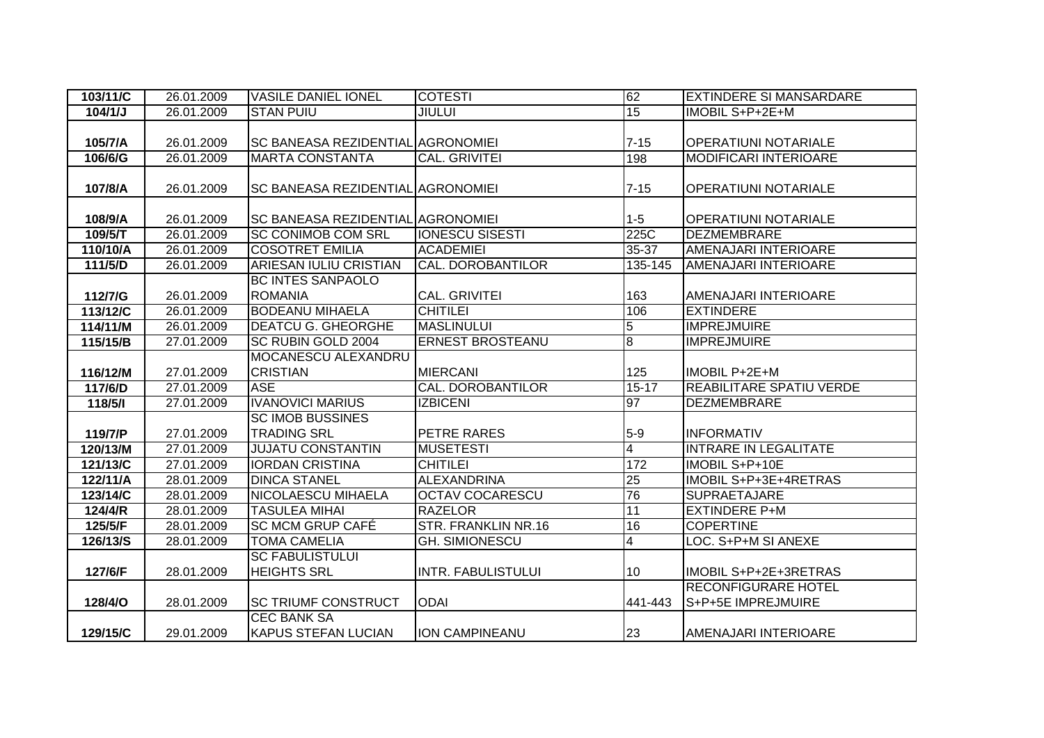| 103/11/C | 26.01.2009 | VASILE DANIEL IONEL | COTESTI | 62 | EXTINDERE SI MANSARDARE |
|---|---|---|---|---|---|
| 104/1/J | 26.01.2009 | STAN PUIU | JIULUI | 15 | IMOBIL S+P+2E+M |
| 105/7/A | 26.01.2009 | SC BANEASA REZIDENTIAL | AGRONOMIEI | 7-15 | OPERATIUNI NOTARIALE |
| 106/6/G | 26.01.2009 | MARTA CONSTANTA | CAL. GRIVITEI | 198 | MODIFICARI INTERIOARE |
| 107/8/A | 26.01.2009 | SC BANEASA REZIDENTIAL | AGRONOMIEI | 7-15 | OPERATIUNI NOTARIALE |
| 108/9/A | 26.01.2009 | SC BANEASA REZIDENTIAL | AGRONOMIEI | 1-5 | OPERATIUNI NOTARIALE |
| 109/5/T | 26.01.2009 | SC CONIMOB COM SRL | IONESCU SISESTI | 225C | DEZMEMBRARE |
| 110/10/A | 26.01.2009 | COSOTRET EMILIA | ACADEMIEI | 35-37 | AMENAJARI INTERIOARE |
| 111/5/D | 26.01.2009 | ARIESAN IULIU CRISTIAN | CAL. DOROBANTILOR | 135-145 | AMENAJARI INTERIOARE |
| 112/7/G | 26.01.2009 | BC INTES SANPAOLO ROMANIA | CAL. GRIVITEI | 163 | AMENAJARI INTERIOARE |
| 113/12/C | 26.01.2009 | BODEANU MIHAELA | CHITILEI | 106 | EXTINDERE |
| 114/11/M | 26.01.2009 | DEATCU G. GHEORGHE | MASLINULUI | 5 | IMPREJMUIRE |
| 115/15/B | 27.01.2009 | SC RUBIN GOLD 2004 | ERNEST BROSTEANU | 8 | IMPREJMUIRE |
| 116/12/M | 27.01.2009 | MOCANESCU ALEXANDRU CRISTIAN | MIERCANI | 125 | IMOBIL P+2E+M |
| 117/6/D | 27.01.2009 | ASE | CAL. DOROBANTILOR | 15-17 | REABILITARE SPATIU VERDE |
| 118/5/I | 27.01.2009 | IVANOVICI MARIUS | IZBICENI | 97 | DEZMEMBRARE |
| 119/7/P | 27.01.2009 | SC IMOB BUSSINES TRADING SRL | PETRE RARES | 5-9 | INFORMATIV |
| 120/13/M | 27.01.2009 | JUJATU CONSTANTIN | MUSETESTI | 4 | INTRARE IN LEGALITATE |
| 121/13/C | 27.01.2009 | IORDAN CRISTINA | CHITILEI | 172 | IMOBIL S+P+10E |
| 122/11/A | 28.01.2009 | DINCA STANEL | ALEXANDRINA | 25 | IMOBIL S+P+3E+4RETRAS |
| 123/14/C | 28.01.2009 | NICOLAESCU MIHAELA | OCTAV COCARESCU | 76 | SUPRAETAJARE |
| 124/4/R | 28.01.2009 | TASULEA MIHAI | RAZELOR | 11 | EXTINDERE P+M |
| 125/5/F | 28.01.2009 | SC MCM GRUP CAFÉ | STR. FRANKLIN NR.16 | 16 | COPERTINE |
| 126/13/S | 28.01.2009 | TOMA CAMELIA | GH. SIMIONESCU | 4 | LOC. S+P+M SI ANEXE |
| 127/6/F | 28.01.2009 | SC FABULISTULUI HEIGHTS SRL | INTR. FABULISTULUI | 10 | IMOBIL S+P+2E+3RETRAS |
| 128/4/O | 28.01.2009 | SC TRIUMF CONSTRUCT | ODAI | 441-443 | RECONFIGURARE HOTEL S+P+5E IMPREJMUIRE |
| 129/15/C | 29.01.2009 | CEC BANK SA KAPUS STEFAN LUCIAN | ION CAMPINEANU | 23 | AMENAJARI INTERIOARE |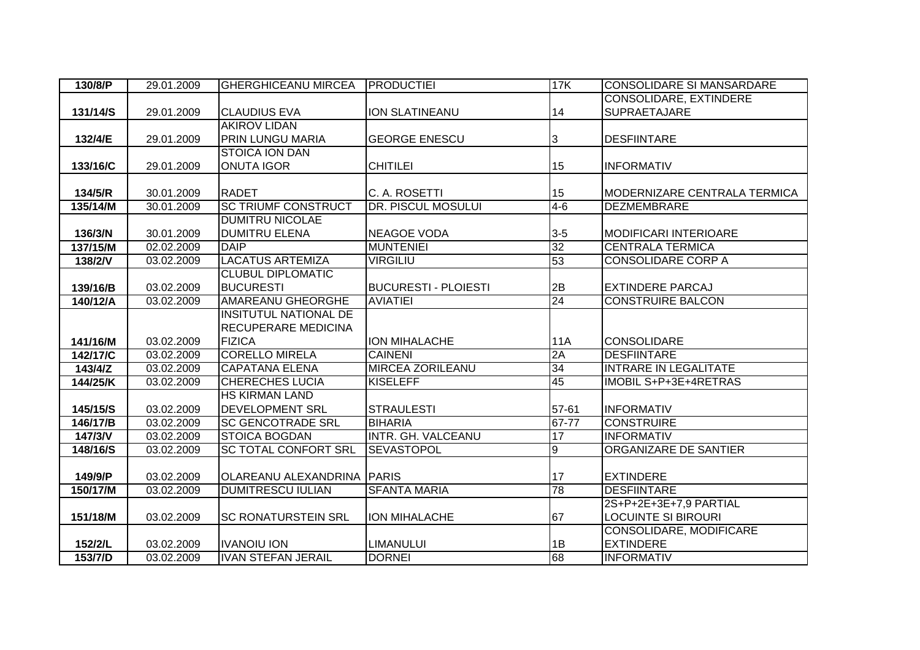| 130/8/P | 29.01.2009 | GHERGHICEANU MIRCEA | PRODUCTIEI | 17K | CONSOLIDARE SI MANSARDARE |
|---|---|---|---|---|---|
| 131/14/S | 29.01.2009 | CLAUDIUS EVA | ION SLATINEANU | 14 | CONSOLIDARE, EXTINDERE SUPRAETAJARE |
| 132/4/E | 29.01.2009 | AKIROV LIDAN PRIN LUNGU MARIA | GEORGE ENESCU | 3 | DESFIINTARE |
| 133/16/C | 29.01.2009 | STOICA ION DAN ONUTA IGOR | CHITILEI | 15 | INFORMATIV |
| 134/5/R | 30.01.2009 | RADET | C. A. ROSETTI | 15 | MODERNIZARE CENTRALA TERMICA |
| 135/14/M | 30.01.2009 | SC TRIUMF CONSTRUCT | DR. PISCUL MOSULUI | 4-6 | DEZMEMBRARE |
| 136/3/N | 30.01.2009 | DUMITRU NICOLAE DUMITRU ELENA | NEAGOE VODA | 3-5 | MODIFICARI INTERIOARE |
| 137/15/M | 02.02.2009 | DAIP | MUNTENIEI | 32 | CENTRALA TERMICA |
| 138/2/V | 03.02.2009 | LACATUS ARTEMIZA | VIRGILIU | 53 | CONSOLIDARE CORP A |
| 139/16/B | 03.02.2009 | CLUBUL DIPLOMATIC BUCURESTI | BUCURESTI - PLOIESTI | 2B | EXTINDERE PARCAJ |
| 140/12/A | 03.02.2009 | AMAREANU GHEORGHE | AVIATIEI | 24 | CONSTRUIRE BALCON |
| 141/16/M | 03.02.2009 | INSITUTUL NATIONAL DE RECUPERARE MEDICINA FIZICA | ION MIHALACHE | 11A | CONSOLIDARE |
| 142/17/C | 03.02.2009 | CORELLO MIRELA | CAINENI | 2A | DESFIINTARE |
| 143/4/Z | 03.02.2009 | CAPATANA ELENA | MIRCEA ZORILEANU | 34 | INTRARE IN LEGALITATE |
| 144/25/K | 03.02.2009 | CHERECHES LUCIA | KISELEFF | 45 | IMOBIL S+P+3E+4RETRAS |
| 145/15/S | 03.02.2009 | HS KIRMAN LAND DEVELOPMENT SRL | STRAULESTI | 57-61 | INFORMATIV |
| 146/17/B | 03.02.2009 | SC GENCOTRADE SRL | BIHARIA | 67-77 | CONSTRUIRE |
| 147/3/V | 03.02.2009 | STOICA BOGDAN | INTR. GH. VALCEANU | 17 | INFORMATIV |
| 148/16/S | 03.02.2009 | SC TOTAL CONFORT SRL | SEVASTOPOL | 9 | ORGANIZARE DE SANTIER |
| 149/9/P | 03.02.2009 | OLAREANU ALEXANDRINA | PARIS | 17 | EXTINDERE |
| 150/17/M | 03.02.2009 | DUMITRESCU IULIAN | SFANTA MARIA | 78 | DESFIINTARE |
| 151/18/M | 03.02.2009 | SC RONATURSTEIN SRL | ION MIHALACHE | 67 | 2S+P+2E+3E+7,9 PARTIAL LOCUINTE SI BIROURI |
| 152/2/L | 03.02.2009 | IVANOIU ION | LIMANULUI | 1B | CONSOLIDARE, MODIFICARE EXTINDERE |
| 153/7/D | 03.02.2009 | IVAN STEFAN JERAIL | DORNEI | 68 | INFORMATIV |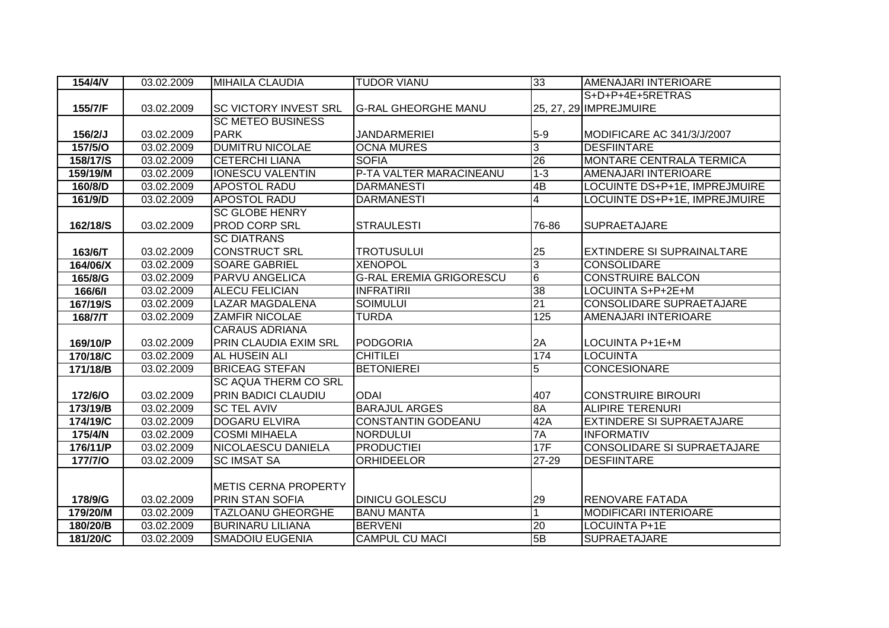| 154/4/V | 03.02.2009 | MIHAILA CLAUDIA | TUDOR VIANU | 33 | AMENAJARI INTERIOARE |
|---|---|---|---|---|---|
| 155/7/F | 03.02.2009 | SC VICTORY INVEST SRL | G-RAL GHEORGHE MANU | 25, 27, 29 | S+D+P+4E+5RETRAS IMPREJMUIRE |
| 156/2/J | 03.02.2009 | SC METEO BUSINESS PARK | JANDARMERIEI | 5-9 | MODIFICARE AC 341/3/J/2007 |
| 157/5/O | 03.02.2009 | DUMITRU NICOLAE | OCNA MURES | 3 | DESFIINTARE |
| 158/17/S | 03.02.2009 | CETERCHI LIANA | SOFIA | 26 | MONTARE CENTRALA TERMICA |
| 159/19/M | 03.02.2009 | IONESCU VALENTIN | P-TA VALTER MARACINEANU | 1-3 | AMENAJARI INTERIOARE |
| 160/8/D | 03.02.2009 | APOSTOL RADU | DARMANESTI | 4B | LOCUINTE DS+P+1E, IMPREJMUIRE |
| 161/9/D | 03.02.2009 | APOSTOL RADU | DARMANESTI | 4 | LOCUINTE DS+P+1E, IMPREJMUIRE |
| 162/18/S | 03.02.2009 | SC GLOBE HENRY PROD CORP SRL | STRAULESTI | 76-86 | SUPRAETAJARE |
| 163/6/T | 03.02.2009 | SC DIATRANS CONSTRUCT SRL | TROTUSULUI | 25 | EXTINDERE SI SUPRAINALTARE |
| 164/06/X | 03.02.2009 | SOARE GABRIEL | XENOPOL | 3 | CONSOLIDARE |
| 165/8/G | 03.02.2009 | PARVU ANGELICA | G-RAL EREMIA GRIGORESCU | 6 | CONSTRUIRE BALCON |
| 166/6/I | 03.02.2009 | ALECU FELICIAN | INFRATIRII | 38 | LOCUINTA S+P+2E+M |
| 167/19/S | 03.02.2009 | LAZAR MAGDALENA | SOIMULUI | 21 | CONSOLIDARE SUPRAETAJARE |
| 168/7/T | 03.02.2009 | ZAMFIR NICOLAE | TURDA | 125 | AMENAJARI INTERIOARE |
| 169/10/P | 03.02.2009 | CARAUS ADRIANA PRIN CLAUDIA EXIM SRL | PODGORIA | 2A | LOCUINTA P+1E+M |
| 170/18/C | 03.02.2009 | AL HUSEIN ALI | CHITILEI | 174 | LOCUINTA |
| 171/18/B | 03.02.2009 | BRICEAG STEFAN | BETONIEREI | 5 | CONCESIONARE |
| 172/6/O | 03.02.2009 | SC AQUA THERM CO SRL PRIN BADICI CLAUDIU | ODAI | 407 | CONSTRUIRE BIROURI |
| 173/19/B | 03.02.2009 | SC TEL AVIV | BARAJUL ARGES | 8A | ALIPIRE TERENURI |
| 174/19/C | 03.02.2009 | DOGARU ELVIRA | CONSTANTIN GODEANU | 42A | EXTINDERE SI SUPRAETAJARE |
| 175/4/N | 03.02.2009 | COSMI MIHAELA | NORDULUI | 7A | INFORMATIV |
| 176/11/P | 03.02.2009 | NICOLAESCU DANIELA | PRODUCTIEI | 17F | CONSOLIDARE SI SUPRAETAJARE |
| 177/7/O | 03.02.2009 | SC IMSAT SA | ORHIDEELOR | 27-29 | DESFIINTARE |
| 178/9/G | 03.02.2009 | METIS CERNA PROPERTY PRIN STAN SOFIA | DINICU GOLESCU | 29 | RENOVARE FATADA |
| 179/20/M | 03.02.2009 | TAZLOANU GHEORGHE | BANU MANTA | 1 | MODIFICARI INTERIOARE |
| 180/20/B | 03.02.2009 | BURINARU LILIANA | BERVENI | 20 | LOCUINTA P+1E |
| 181/20/C | 03.02.2009 | SMADOIU EUGENIA | CAMPUL CU MACI | 5B | SUPRAETAJARE |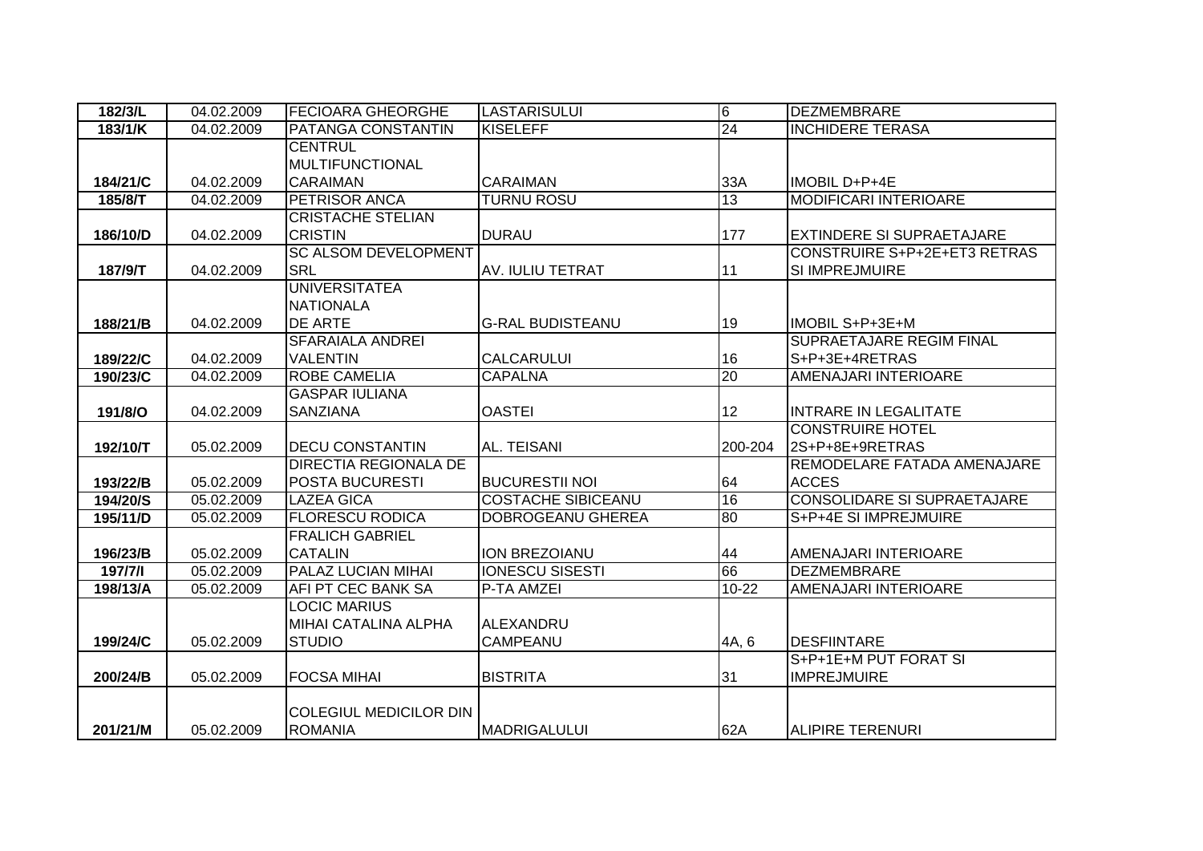| 182/3/L | 04.02.2009 | FECIOARA GHEORGHE | LASTARISULUI | 6 | DEZMEMBRARE |
|---|---|---|---|---|---|
| 183/1/K | 04.02.2009 | PATANGA CONSTANTIN | KISELEFF | 24 | INCHIDERE TERASA |
| 184/21/C | 04.02.2009 | CENTRUL MULTIFUNCTIONAL CARAIMAN | CARAIMAN | 33A | IMOBIL D+P+4E |
| 185/8/T | 04.02.2009 | PETRISOR ANCA | TURNU ROSU | 13 | MODIFICARI INTERIOARE |
| 186/10/D | 04.02.2009 | CRISTACHE STELIAN CRISTIN | DURAU | 177 | EXTINDERE SI SUPRAETAJARE |
| 187/9/T | 04.02.2009 | SC ALSOM DEVELOPMENT SRL | AV. IULIU TETRAT | 11 | CONSTRUIRE S+P+2E+ET3 RETRAS SI IMPREJMUIRE |
| 188/21/B | 04.02.2009 | UNIVERSITATEA NATIONALA DE ARTE | G-RAL BUDISTEANU | 19 | IMOBIL S+P+3E+M |
| 189/22/C | 04.02.2009 | SFARAIALA ANDREI VALENTIN | CALCARULUI | 16 | SUPRAETAJARE REGIM FINAL S+P+3E+4RETRAS |
| 190/23/C | 04.02.2009 | ROBE CAMELIA | CAPALNA | 20 | AMENAJARI INTERIOARE |
| 191/8/O | 04.02.2009 | GASPAR IULIANA SANZIANA | OASTEI | 12 | INTRARE IN LEGALITATE |
| 192/10/T | 05.02.2009 | DECU CONSTANTIN | AL. TEISANI | 200-204 | CONSTRUIRE HOTEL 2S+P+8E+9RETRAS |
| 193/22/B | 05.02.2009 | DIRECTIA REGIONALA DE POSTA BUCURESTI | BUCURESTII NOI | 64 | REMODELARE FATADA AMENAJARE ACCES |
| 194/20/S | 05.02.2009 | LAZEA GICA | COSTACHE SIBICEANU | 16 | CONSOLIDARE SI SUPRAETAJARE |
| 195/11/D | 05.02.2009 | FLORESCU RODICA | DOBROGEANU GHEREA | 80 | S+P+4E SI IMPREJMUIRE |
| 196/23/B | 05.02.2009 | FRALICH GABRIEL CATALIN | ION BREZOIANU | 44 | AMENAJARI INTERIOARE |
| 197/7/I | 05.02.2009 | PALAZ LUCIAN MIHAI | IONESCU SISESTI | 66 | DEZMEMBRARE |
| 198/13/A | 05.02.2009 | AFI PT CEC BANK SA | P-TA AMZEI | 10-22 | AMENAJARI INTERIOARE |
| 199/24/C | 05.02.2009 | LOCIC MARIUS MIHAI CATALINA ALPHA STUDIO | ALEXANDRU CAMPEANU | 4A, 6 | DESFIINTARE |
| 200/24/B | 05.02.2009 | FOCSA MIHAI | BISTRITA | 31 | S+P+1E+M PUT FORAT SI IMPREJMUIRE |
| 201/21/M | 05.02.2009 | COLEGIUL MEDICILOR DIN ROMANIA | MADRIGALULUI | 62A | ALIPIRE TERENURI |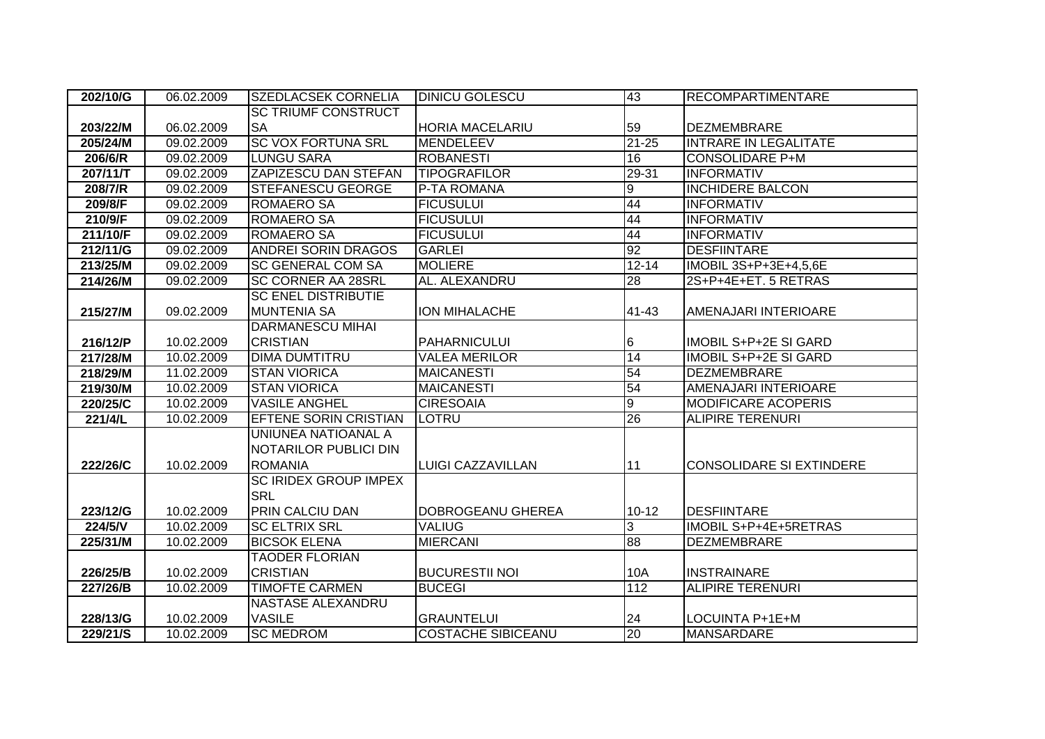| 202/10/G | 06.02.2009 | SZEDLACSEK CORNELIA | DINICU GOLESCU | 43 | RECOMPARTIMENTARE |
|---|---|---|---|---|---|
| 203/22/M | 06.02.2009 | SC TRIUMF CONSTRUCT SA | HORIA MACELARIU | 59 | DEZMEMBRARE |
| 205/24/M | 09.02.2009 | SC VOX FORTUNA SRL | MENDELEEV | 21-25 | INTRARE IN LEGALITATE |
| 206/6/R | 09.02.2009 | LUNGU SARA | ROBANESTI | 16 | CONSOLIDARE P+M |
| 207/11/T | 09.02.2009 | ZAPIZESCU DAN STEFAN | TIPOGRAFILOR | 29-31 | INFORMATIV |
| 208/7/R | 09.02.2009 | STEFANESCU GEORGE | P-TA ROMANA | 9 | INCHIDERE BALCON |
| 209/8/F | 09.02.2009 | ROMAERO SA | FICUSULUI | 44 | INFORMATIV |
| 210/9/F | 09.02.2009 | ROMAERO SA | FICUSULUI | 44 | INFORMATIV |
| 211/10/F | 09.02.2009 | ROMAERO SA | FICUSULUI | 44 | INFORMATIV |
| 212/11/G | 09.02.2009 | ANDREI SORIN DRAGOS | GARLEI | 92 | DESFIINTARE |
| 213/25/M | 09.02.2009 | SC GENERAL COM SA | MOLIERE | 12-14 | IMOBIL 3S+P+3E+4,5,6E |
| 214/26/M | 09.02.2009 | SC CORNER AA 28SRL | AL. ALEXANDRU | 28 | 2S+P+4E+ET. 5 RETRAS |
| 215/27/M | 09.02.2009 | SC ENEL DISTRIBUTIE MUNTENIA SA | ION MIHALACHE | 41-43 | AMENAJARI INTERIOARE |
| 216/12/P | 10.02.2009 | DARMANESCU MIHAI CRISTIAN | PAHARNICULUI | 6 | IMOBIL S+P+2E SI GARD |
| 217/28/M | 10.02.2009 | DIMA DUMTITRU | VALEA MERILOR | 14 | IMOBIL S+P+2E SI GARD |
| 218/29/M | 11.02.2009 | STAN VIORICA | MAICANESTI | 54 | DEZMEMBRARE |
| 219/30/M | 10.02.2009 | STAN VIORICA | MAICANESTI | 54 | AMENAJARI INTERIOARE |
| 220/25/C | 10.02.2009 | VASILE ANGHEL | CIRESOAIA | 9 | MODIFICARE ACOPERIS |
| 221/4/L | 10.02.2009 | EFTENE SORIN CRISTIAN | LOTRU | 26 | ALIPIRE TERENURI |
| 222/26/C | 10.02.2009 | UNIUNEA NATIOANAL A NOTARILOR PUBLICI DIN ROMANIA | LUIGI CAZZAVILLAN | 11 | CONSOLIDARE SI EXTINDERE |
| 223/12/G | 10.02.2009 | SC IRIDEX GROUP IMPEX SRL PRIN CALCIU DAN | DOBROGEANU GHEREA | 10-12 | DESFIINTARE |
| 224/5/V | 10.02.2009 | SC ELTRIX SRL | VALIUG | 3 | IMOBIL S+P+4E+5RETRAS |
| 225/31/M | 10.02.2009 | BICSOK ELENA | MIERCANI | 88 | DEZMEMBRARE |
| 226/25/B | 10.02.2009 | TAODER FLORIAN CRISTIAN | BUCURESTII NOI | 10A | INSTRAINARE |
| 227/26/B | 10.02.2009 | TIMOFTE CARMEN | BUCEGI | 112 | ALIPIRE TERENURI |
| 228/13/G | 10.02.2009 | NASTASE ALEXANDRU VASILE | GRAUNTELUI | 24 | LOCUINTA P+1E+M |
| 229/21/S | 10.02.2009 | SC MEDROM | COSTACHE SIBICEANU | 20 | MANSARDARE |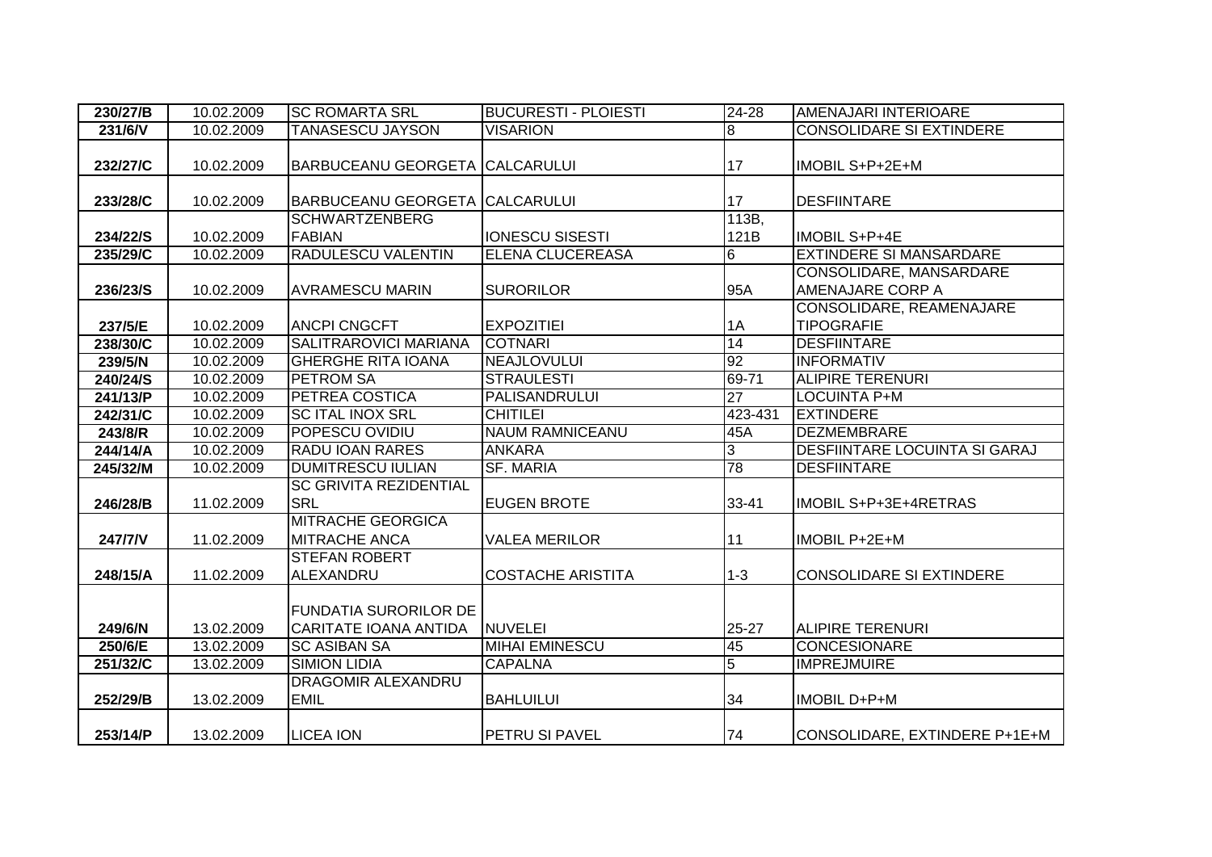| 230/27/B | 10.02.2009 | SC ROMARTA SRL | BUCURESTI - PLOIESTI | 24-28 | AMENAJARI INTERIOARE |
|---|---|---|---|---|---|
| 231/6/V | 10.02.2009 | TANASESCU JAYSON | VISARION | 8 | CONSOLIDARE SI EXTINDERE |
| 232/27/C | 10.02.2009 | BARBUCEANU GEORGETA | CALCARULUI | 17 | IMOBIL S+P+2E+M |
| 233/28/C | 10.02.2009 | BARBUCEANU GEORGETA | CALCARULUI | 17 | DESFIINTARE |
| 234/22/S | 10.02.2009 | SCHWARTZENBERG FABIAN | IONESCU SISESTI | 113B, 121B | IMOBIL S+P+4E |
| 235/29/C | 10.02.2009 | RADULESCU VALENTIN | ELENA CLUCEREASA | 6 | EXTINDERE SI MANSARDARE |
| 236/23/S | 10.02.2009 | AVRAMESCU MARIN | SURORILOR | 95A | CONSOLIDARE, MANSARDARE AMENAJARE CORP A |
| 237/5/E | 10.02.2009 | ANCPI CNGCFT | EXPOZITIEI | 1A | CONSOLIDARE, REAMENAJARE TIPOGRAFIE |
| 238/30/C | 10.02.2009 | SALITRAROVICI MARIANA | COTNARI | 14 | DESFIINTARE |
| 239/5/N | 10.02.2009 | GHERGHE RITA IOANA | NEAJLOVULUI | 92 | INFORMATIV |
| 240/24/S | 10.02.2009 | PETROM SA | STRAULESTI | 69-71 | ALIPIRE TERENURI |
| 241/13/P | 10.02.2009 | PETREA COSTICA | PALISANDRULUI | 27 | LOCUINTA P+M |
| 242/31/C | 10.02.2009 | SC ITAL INOX SRL | CHITILEI | 423-431 | EXTINDERE |
| 243/8/R | 10.02.2009 | POPESCU OVIDIU | NAUM RAMNICEANU | 45A | DEZMEMBRARE |
| 244/14/A | 10.02.2009 | RADU IOAN RARES | ANKARA | 3 | DESFIINTARE LOCUINTA SI GARAJ |
| 245/32/M | 10.02.2009 | DUMITRESCU IULIAN | SF. MARIA | 78 | DESFIINTARE |
| 246/28/B | 11.02.2009 | SC GRIVITA REZIDENTIAL SRL | EUGEN BROTE | 33-41 | IMOBIL S+P+3E+4RETRAS |
| 247/7/V | 11.02.2009 | MITRACHE GEORGICA MITRACHE ANCA | VALEA MERILOR | 11 | IMOBIL P+2E+M |
| 248/15/A | 11.02.2009 | STEFAN ROBERT ALEXANDRU | COSTACHE ARISTITA | 1-3 | CONSOLIDARE SI EXTINDERE |
| 249/6/N | 13.02.2009 | FUNDATIA SURORILOR DE CARITATE IOANA ANTIDA | NUVELEI | 25-27 | ALIPIRE TERENURI |
| 250/6/E | 13.02.2009 | SC ASIBAN SA | MIHAI EMINESCU | 45 | CONCESIONARE |
| 251/32/C | 13.02.2009 | SIMION LIDIA | CAPALNA | 5 | IMPREJMUIRE |
| 252/29/B | 13.02.2009 | DRAGOMIR ALEXANDRU EMIL | BAHLUILUI | 34 | IMOBIL D+P+M |
| 253/14/P | 13.02.2009 | LICEA ION | PETRU SI PAVEL | 74 | CONSOLIDARE, EXTINDERE P+1E+M |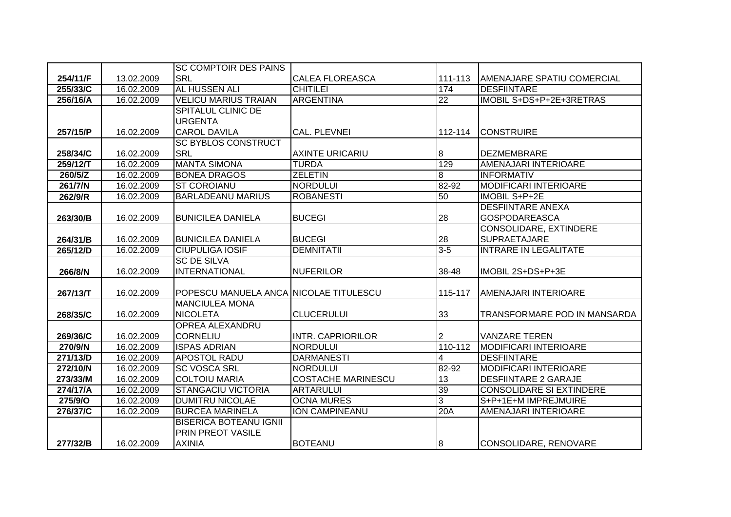| | | | | | |
|---|---|---|---|---|---|
| 254/11/F | 13.02.2009 | SC COMPTOIR DES PAINS SRL | CALEA FLOREASCA | 111-113 | AMENAJARE SPATIU COMERCIAL |
| 255/33/C | 16.02.2009 | AL HUSSEN ALI | CHITILEI | 174 | DESFIINTARE |
| 256/16/A | 16.02.2009 | VELICU MARIUS TRAIAN | ARGENTINA | 22 | IMOBIL S+DS+P+2E+3RETRAS |
| 257/15/P | 16.02.2009 | SPITALUL CLINIC DE URGENTA CAROL DAVILA | CAL. PLEVNEI | 112-114 | CONSTRUIRE |
| 258/34/C | 16.02.2009 | SC BYBLOS CONSTRUCT SRL | AXINTE URICARIU | 8 | DEZMEMBRARE |
| 259/12/T | 16.02.2009 | MANTA SIMONA | TURDA | 129 | AMENAJARI INTERIOARE |
| 260/5/Z | 16.02.2009 | BONEA DRAGOS | ZELETIN | 8 | INFORMATIV |
| 261/7/N | 16.02.2009 | ST COROIANU | NORDULUI | 82-92 | MODIFICARI INTERIOARE |
| 262/9/R | 16.02.2009 | BARLADEANU MARIUS | ROBANESTI | 50 | IMOBIL S+P+2E |
| 263/30/B | 16.02.2009 | BUNICILEA DANIELA | BUCEGI | 28 | DESFIINTARE ANEXA GOSPODAREASCA |
| 264/31/B | 16.02.2009 | BUNICILEA DANIELA | BUCEGI | 28 | CONSOLIDARE, EXTINDERE SUPRAETAJARE |
| 265/12/D | 16.02.2009 | CIUPULIGA IOSIF | DEMNITATII | 3-5 | INTRARE IN LEGALITATE |
| 266/8/N | 16.02.2009 | SC DE SILVA INTERNATIONAL | NUFERILOR | 38-48 | IMOBIL 2S+DS+P+3E |
| 267/13/T | 16.02.2009 | POPESCU MANUELA ANCA | NICOLAE TITULESCU | 115-117 | AMENAJARI INTERIOARE |
| 268/35/C | 16.02.2009 | MANCIULEA MONA NICOLETA | CLUCERULUI | 33 | TRANSFORMARE POD IN MANSARDA |
| 269/36/C | 16.02.2009 | OPREA ALEXANDRU CORNELIU | INTR. CAPRIORILOR | 2 | VANZARE TEREN |
| 270/9/N | 16.02.2009 | ISPAS ADRIAN | NORDULUI | 110-112 | MODIFICARI INTERIOARE |
| 271/13/D | 16.02.2009 | APOSTOL RADU | DARMANESTI | 4 | DESFIINTARE |
| 272/10/N | 16.02.2009 | SC VOSCA SRL | NORDULUI | 82-92 | MODIFICARI INTERIOARE |
| 273/33/M | 16.02.2009 | COLTOIU MARIA | COSTACHE MARINESCU | 13 | DESFIINTARE 2 GARAJE |
| 274/17/A | 16.02.2009 | STANGACIU VICTORIA | ARTARULUI | 39 | CONSOLIDARE SI EXTINDERE |
| 275/9/O | 16.02.2009 | DUMITRU NICOLAE | OCNA MURES | 3 | S+P+1E+M IMPREJMUIRE |
| 276/37/C | 16.02.2009 | BURCEA MARINELA | ION CAMPINEANU | 20A | AMENAJARI INTERIOARE |
| 277/32/B | 16.02.2009 | BISERICA BOTEANU IGNII PRIN PREOT VASILE AXINIA | BOTEANU | 8 | CONSOLIDARE, RENOVARE |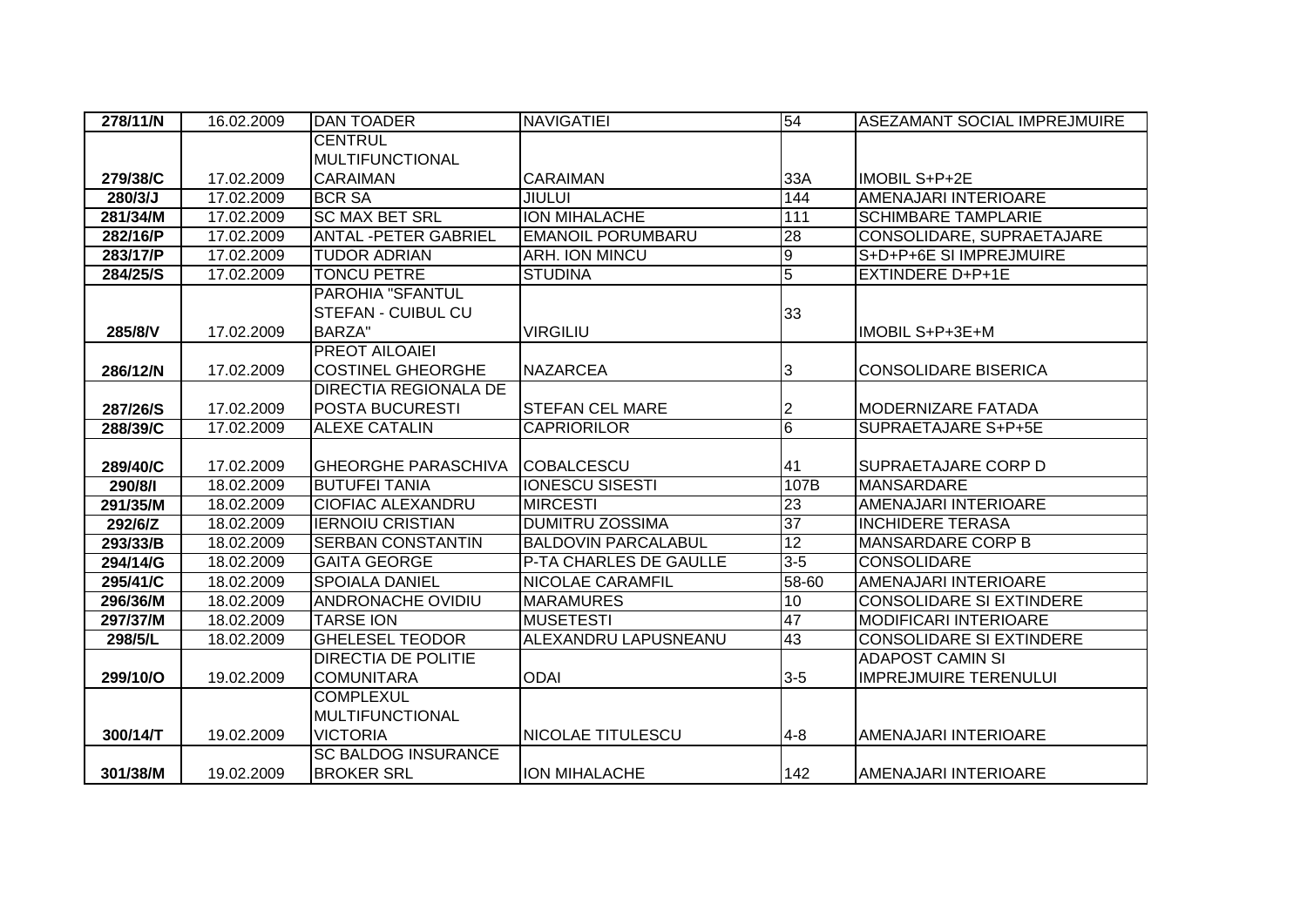| 278/11/N | 16.02.2009 | DAN TOADER | NAVIGATIEI | 54 | ASEZAMANT SOCIAL IMPREJMUIRE |
|---|---|---|---|---|---|
| 279/38/C | 17.02.2009 | CENTRUL MULTIFUNCTIONAL CARAIMAN | CARAIMAN | 33A | IMOBIL S+P+2E |
| 280/3/J | 17.02.2009 | BCR SA | JIULUI | 144 | AMENAJARI INTERIOARE |
| 281/34/M | 17.02.2009 | SC MAX BET SRL | ION MIHALACHE | 111 | SCHIMBARE TAMPLARIE |
| 282/16/P | 17.02.2009 | ANTAL -PETER GABRIEL | EMANOIL PORUMBARU | 28 | CONSOLIDARE, SUPRAETAJARE |
| 283/17/P | 17.02.2009 | TUDOR ADRIAN | ARH. ION MINCU | 9 | S+D+P+6E SI IMPREJMUIRE |
| 284/25/S | 17.02.2009 | TONCU PETRE | STUDINA | 5 | EXTINDERE D+P+1E |
| 285/8/V | 17.02.2009 | PAROHIA "SFANTUL STEFAN - CUIBUL CU BARZA" | VIRGILIU | 33 | IMOBIL S+P+3E+M |
| 286/12/N | 17.02.2009 | PREOT AILOAIEI COSTINEL GHEORGHE | NAZARCEA | 3 | CONSOLIDARE BISERICA |
| 287/26/S | 17.02.2009 | DIRECTIA REGIONALA DE POSTA BUCURESTI | STEFAN CEL MARE | 2 | MODERNIZARE FATADA |
| 288/39/C | 17.02.2009 | ALEXE CATALIN | CAPRIORILOR | 6 | SUPRAETAJARE S+P+5E |
| 289/40/C | 17.02.2009 | GHEORGHE PARASCHIVA | COBALCESCU | 41 | SUPRAETAJARE CORP D |
| 290/8/I | 18.02.2009 | BUTUFEI TANIA | IONESCU SISESTI | 107B | MANSARDARE |
| 291/35/M | 18.02.2009 | CIOFIAC ALEXANDRU | MIRCESTI | 23 | AMENAJARI INTERIOARE |
| 292/6/Z | 18.02.2009 | IERNOIU CRISTIAN | DUMITRU ZOSSIMA | 37 | INCHIDERE TERASA |
| 293/33/B | 18.02.2009 | SERBAN CONSTANTIN | BALDOVIN PARCALABUL | 12 | MANSARDARE CORP B |
| 294/14/G | 18.02.2009 | GAITA GEORGE | P-TA CHARLES DE GAULLE | 3-5 | CONSOLIDARE |
| 295/41/C | 18.02.2009 | SPOIALA DANIEL | NICOLAE CARAMFIL | 58-60 | AMENAJARI INTERIOARE |
| 296/36/M | 18.02.2009 | ANDRONACHE OVIDIU | MARAMURES | 10 | CONSOLIDARE SI EXTINDERE |
| 297/37/M | 18.02.2009 | TARSE ION | MUSETESTI | 47 | MODIFICARI INTERIOARE |
| 298/5/L | 18.02.2009 | GHELESEL TEODOR | ALEXANDRU LAPUSNEANU | 43 | CONSOLIDARE SI EXTINDERE |
| 299/10/O | 19.02.2009 | DIRECTIA DE POLITIE COMUNITARA | ODAI | 3-5 | ADAPOST CAMIN SI IMPREJMUIRE TERENULUI |
| 300/14/T | 19.02.2009 | COMPLEXUL MULTIFUNCTIONAL VICTORIA | NICOLAE TITULESCU | 4-8 | AMENAJARI INTERIOARE |
| 301/38/M | 19.02.2009 | SC BALDOG INSURANCE BROKER SRL | ION MIHALACHE | 142 | AMENAJARI INTERIOARE |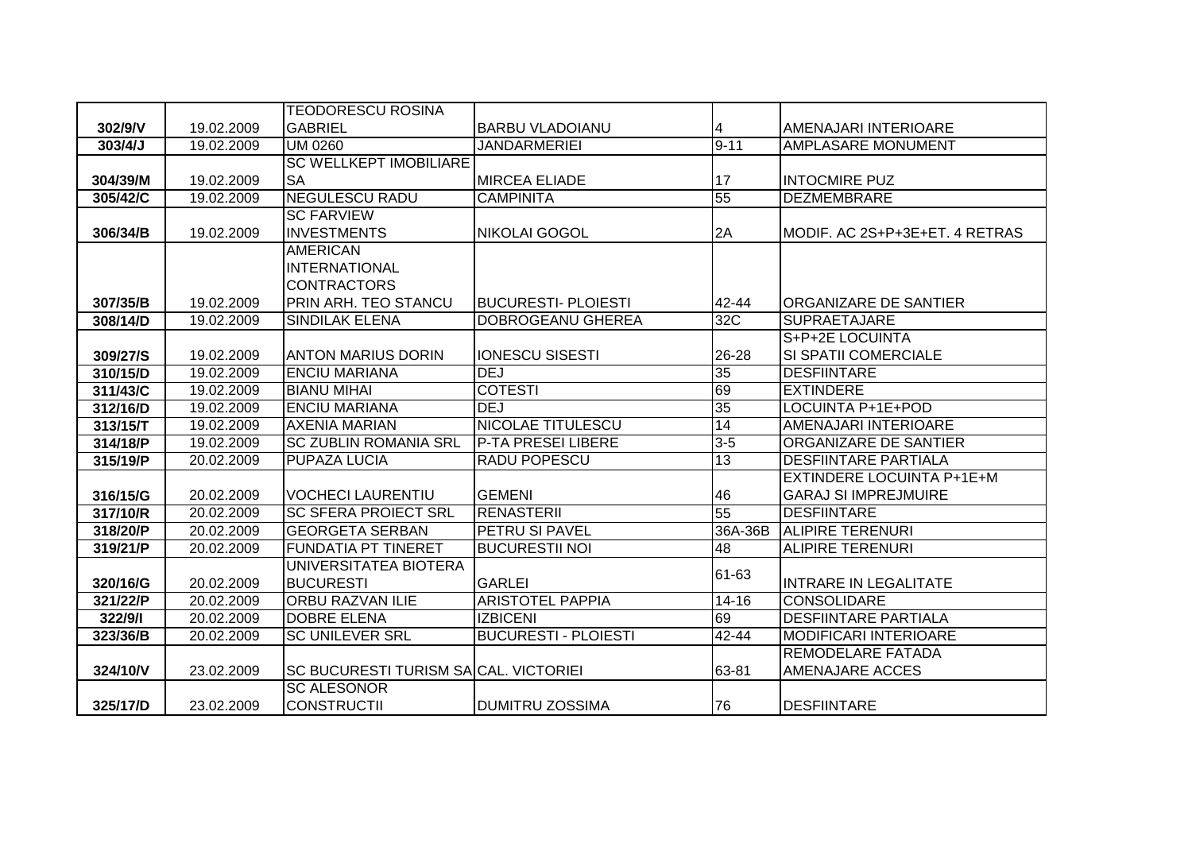| | | | | | |
|---|---|---|---|---|---|
| 302/9/V | 19.02.2009 | TEODORESCU ROSINA GABRIEL | BARBU VLADOIANU | 4 | AMENAJARI INTERIOARE |
| 303/4/J | 19.02.2009 | UM 0260 | JANDARMERIEI | 9-11 | AMPLASARE MONUMENT |
| 304/39/M | 19.02.2009 | SC WELLKEPT IMOBILIARE SA | MIRCEA ELIADE | 17 | INTOCMIRE PUZ |
| 305/42/C | 19.02.2009 | NEGULESCU RADU | CAMPINITA | 55 | DEZMEMBRARE |
| 306/34/B | 19.02.2009 | SC FARVIEW INVESTMENTS | NIKOLAI GOGOL | 2A | MODIF. AC 2S+P+3E+ET. 4 RETRAS |
| 307/35/B | 19.02.2009 | AMERICAN INTERNATIONAL CONTRACTORS PRIN ARH. TEO STANCU | BUCURESTI- PLOIESTI | 42-44 | ORGANIZARE DE SANTIER |
| 308/14/D | 19.02.2009 | SINDILAK ELENA | DOBROGEANU GHEREA | 32C | SUPRAETAJARE |
| 309/27/S | 19.02.2009 | ANTON MARIUS DORIN | IONESCU SISESTI | 26-28 | S+P+2E LOCUINTA SI SPATII COMERCIALE |
| 310/15/D | 19.02.2009 | ENCIU MARIANA | DEJ | 35 | DESFIINTARE |
| 311/43/C | 19.02.2009 | BIANU MIHAI | COTESTI | 69 | EXTINDERE |
| 312/16/D | 19.02.2009 | ENCIU MARIANA | DEJ | 35 | LOCUINTA P+1E+POD |
| 313/15/T | 19.02.2009 | AXENIA MARIAN | NICOLAE TITULESCU | 14 | AMENAJARI INTERIOARE |
| 314/18/P | 19.02.2009 | SC ZUBLIN ROMANIA SRL | P-TA PRESEI LIBERE | 3-5 | ORGANIZARE DE SANTIER |
| 315/19/P | 20.02.2009 | PUPAZA LUCIA | RADU POPESCU | 13 | DESFIINTARE PARTIALA |
| 316/15/G | 20.02.2009 | VOCHECI LAURENTIU | GEMENI | 46 | EXTINDERE LOCUINTA P+1E+M GARAJ SI IMPREJMUIRE |
| 317/10/R | 20.02.2009 | SC SFERA PROIECT SRL | RENASTERII | 55 | DESFIINTARE |
| 318/20/P | 20.02.2009 | GEORGETA SERBAN | PETRU SI PAVEL | 36A-36B | ALIPIRE TERENURI |
| 319/21/P | 20.02.2009 | FUNDATIA PT TINERET | BUCURESTII NOI | 48 | ALIPIRE TERENURI |
| 320/16/G | 20.02.2009 | UNIVERSITATEA BIOTERA BUCURESTI | GARLEI | 61-63 | INTRARE IN LEGALITATE |
| 321/22/P | 20.02.2009 | ORBU RAZVAN ILIE | ARISTOTEL PAPPIA | 14-16 | CONSOLIDARE |
| 322/9/I | 20.02.2009 | DOBRE ELENA | IZBICENI | 69 | DESFIINTARE PARTIALA |
| 323/36/B | 20.02.2009 | SC UNILEVER SRL | BUCURESTI - PLOIESTI | 42-44 | MODIFICARI INTERIOARE |
| 324/10/V | 23.02.2009 | SC BUCURESTI TURISM SA | CAL. VICTORIEI | 63-81 | REMODELARE FATADA AMENAJARE ACCES |
| 325/17/D | 23.02.2009 | SC ALESONOR CONSTRUCTII | DUMITRU ZOSSIMA | 76 | DESFIINTARE |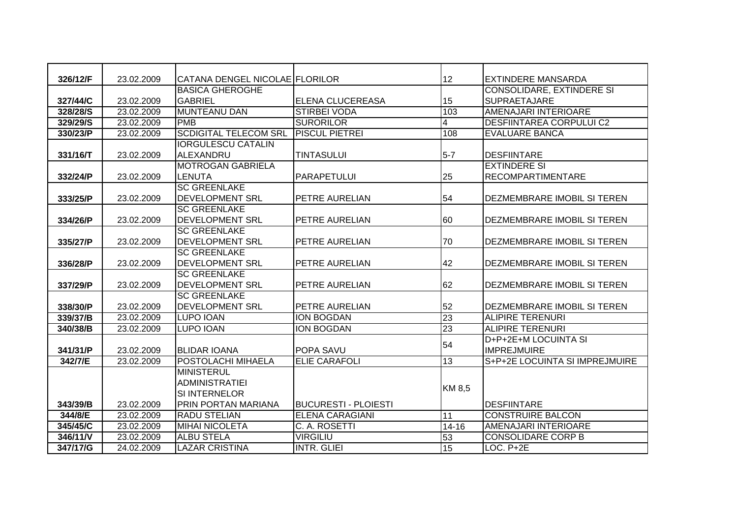| 326/12/F | 23.02.2009 | CATANA DENGEL NICOLAE | FLORILOR | 12 | EXTINDERE MANSARDA |
|---|---|---|---|---|---|
| 327/44/C | 23.02.2009 | BASICA GHEROGHE GABRIEL | ELENA CLUCEREASA | 15 | CONSOLIDARE, EXTINDERE SI SUPRAETAJARE |
| 328/28/S | 23.02.2009 | MUNTEANU DAN | STIRBEI VODA | 103 | AMENAJARI INTERIOARE |
| 329/29/S | 23.02.2009 | PMB | SURORILOR | 4 | DESFIINTAREA CORPULUI C2 |
| 330/23/P | 23.02.2009 | SCDIGITAL TELECOM SRL | PISCUL PIETREI | 108 | EVALUARE BANCA |
| 331/16/T | 23.02.2009 | IORGULESCU CATALIN ALEXANDRU | TINTASULUI | 5-7 | DESFIINTARE |
| 332/24/P | 23.02.2009 | MOTROGAN GABRIELA LENUTA | PARAPETULUI | 25 | EXTINDERE SI RECOMPARTIMENTARE |
| 333/25/P | 23.02.2009 | SC GREENLAKE DEVELOPMENT SRL | PETRE AURELIAN | 54 | DEZMEMBRARE IMOBIL SI TEREN |
| 334/26/P | 23.02.2009 | SC GREENLAKE DEVELOPMENT SRL | PETRE AURELIAN | 60 | DEZMEMBRARE IMOBIL SI TEREN |
| 335/27/P | 23.02.2009 | SC GREENLAKE DEVELOPMENT SRL | PETRE AURELIAN | 70 | DEZMEMBRARE IMOBIL SI TEREN |
| 336/28/P | 23.02.2009 | SC GREENLAKE DEVELOPMENT SRL | PETRE AURELIAN | 42 | DEZMEMBRARE IMOBIL SI TEREN |
| 337/29/P | 23.02.2009 | SC GREENLAKE DEVELOPMENT SRL | PETRE AURELIAN | 62 | DEZMEMBRARE IMOBIL SI TEREN |
| 338/30/P | 23.02.2009 | SC GREENLAKE DEVELOPMENT SRL | PETRE AURELIAN | 52 | DEZMEMBRARE IMOBIL SI TEREN |
| 339/37/B | 23.02.2009 | LUPO IOAN | ION BOGDAN | 23 | ALIPIRE TERENURI |
| 340/38/B | 23.02.2009 | LUPO IOAN | ION BOGDAN | 23 | ALIPIRE TERENURI |
| 341/31/P | 23.02.2009 | BLIDAR IOANA | POPA SAVU | 54 | D+P+2E+M LOCUINTA SI IMPREJMUIRE |
| 342/7/E | 23.02.2009 | POSTOLACHI MIHAELA | ELIE CARAFOLI | 13 | S+P+2E LOCUINTA SI IMPREJMUIRE |
| 343/39/B | 23.02.2009 | MINISTERUL ADMINISTRATIEI SI INTERNELOR PRIN PORTAN MARIANA | BUCURESTI - PLOIESTI | KM 8,5 | DESFIINTARE |
| 344/8/E | 23.02.2009 | RADU STELIAN | ELENA CARAGIANI | 11 | CONSTRUIRE BALCON |
| 345/45/C | 23.02.2009 | MIHAI NICOLETA | C. A. ROSETTI | 14-16 | AMENAJARI INTERIOARE |
| 346/11/V | 23.02.2009 | ALBU STELA | VIRGILIU | 53 | CONSOLIDARE CORP B |
| 347/17/G | 24.02.2009 | LAZAR CRISTINA | INTR. GLIEI | 15 | LOC. P+2E |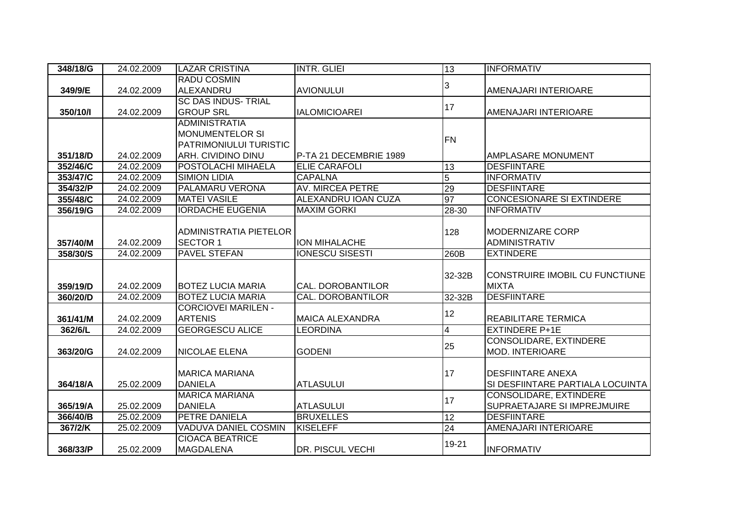| 348/18/G | 24.02.2009 | LAZAR CRISTINA | INTR. GLIEI | 13 | INFORMATIV |
|---|---|---|---|---|---|
| 349/9/E | 24.02.2009 | RADU COSMIN ALEXANDRU | AVIONULUI | 3 | AMENAJARI INTERIOARE |
| 350/10/I | 24.02.2009 | SC DAS INDUS- TRIAL GROUP SRL | IALOMICIOAREI | 17 | AMENAJARI INTERIOARE |
| 351/18/D | 24.02.2009 | ADMINISTRATIA MONUMENTELOR SI PATRIMONIULUI TURISTIC ARH. CIVIDINO DINU | P-TA 21 DECEMBRIE 1989 | FN | AMPLASARE MONUMENT |
| 352/46/C | 24.02.2009 | POSTOLACHI MIHAELA | ELIE CARAFOLI | 13 | DESFIINTARE |
| 353/47/C | 24.02.2009 | SIMION LIDIA | CAPALNA | 5 | INFORMATIV |
| 354/32/P | 24.02.2009 | PALAMARU VERONA | AV. MIRCEA PETRE | 29 | DESFIINTARE |
| 355/48/C | 24.02.2009 | MATEI VASILE | ALEXANDRU IOAN CUZA | 97 | CONCESIONARE SI EXTINDERE |
| 356/19/G | 24.02.2009 | IORDACHE EUGENIA | MAXIM GORKI | 28-30 | INFORMATIV |
| 357/40/M | 24.02.2009 | ADMINISTRATIA PIETELOR SECTOR 1 | ION MIHALACHE | 128 | MODERNIZARE CORP ADMINISTRATIV |
| 358/30/S | 24.02.2009 | PAVEL STEFAN | IONESCU SISESTI | 260B | EXTINDERE |
| 359/19/D | 24.02.2009 | BOTEZ LUCIA MARIA | CAL. DOROBANTILOR | 32-32B | CONSTRUIRE IMOBIL CU FUNCTIUNE MIXTA |
| 360/20/D | 24.02.2009 | BOTEZ LUCIA MARIA | CAL. DOROBANTILOR | 32-32B | DESFIINTARE |
| 361/41/M | 24.02.2009 | CORCIOVEI MARILEN - ARTENIS | MAICA ALEXANDRA | 12 | REABILITARE TERMICA |
| 362/6/L | 24.02.2009 | GEORGESCU ALICE | LEORDINA | 4 | EXTINDERE P+1E |
| 363/20/G | 24.02.2009 | NICOLAE ELENA | GODENI | 25 | CONSOLIDARE, EXTINDERE MOD. INTERIOARE |
| 364/18/A | 25.02.2009 | MARICA MARIANA DANIELA | ATLASULUI | 17 | DESFIINTARE ANEXA SI DESFIINTARE PARTIALA LOCUINTA |
| 365/19/A | 25.02.2009 | MARICA MARIANA DANIELA | ATLASULUI | 17 | CONSOLIDARE, EXTINDERE SUPRAETAJARE SI IMPREJMUIRE |
| 366/40/B | 25.02.2009 | PETRE DANIELA | BRUXELLES | 12 | DESFIINTARE |
| 367/2/K | 25.02.2009 | VADUVA DANIEL COSMIN | KISELEFF | 24 | AMENAJARI INTERIOARE |
| 368/33/P | 25.02.2009 | CIOACA BEATRICE MAGDALENA | DR. PISCUL VECHI | 19-21 | INFORMATIV |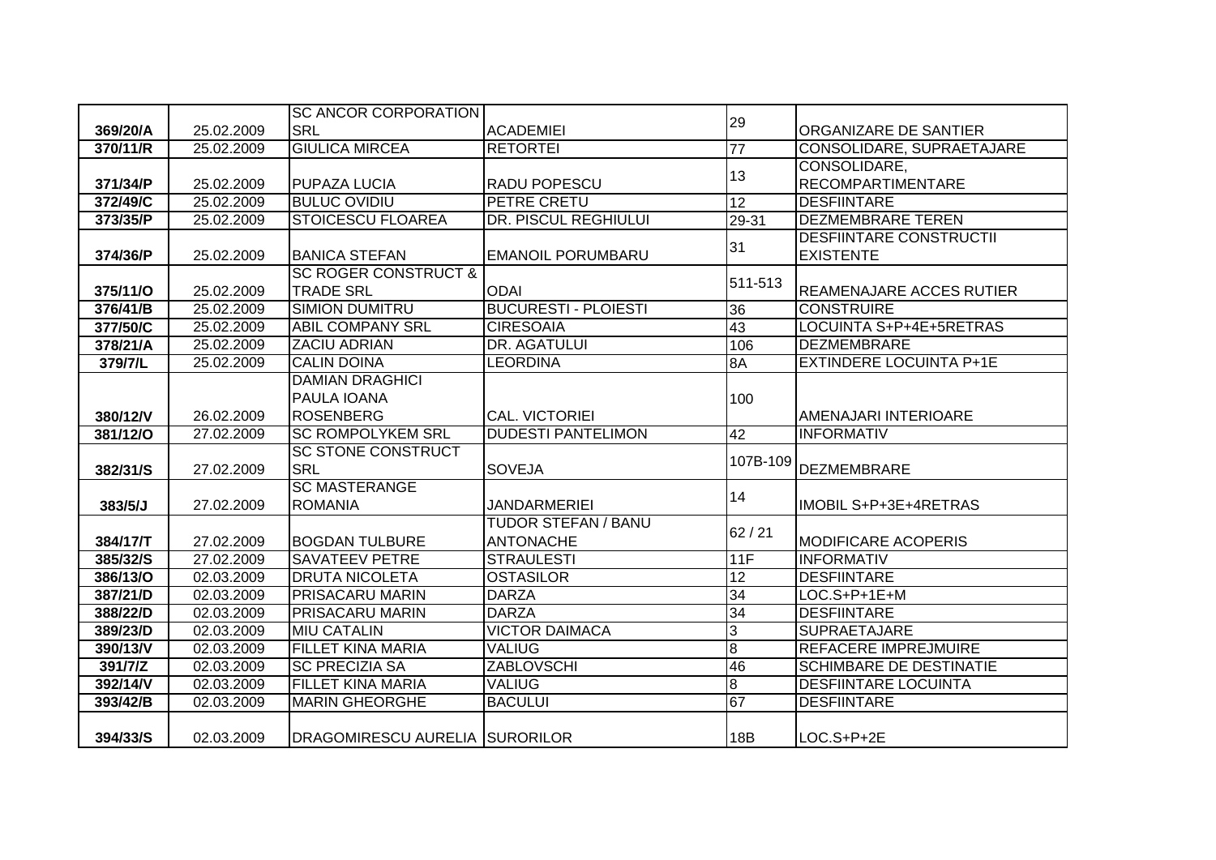| | | | | | |
|---|---|---|---|---|---|
| 369/20/A | 25.02.2009 | SC ANCOR CORPORATION SRL | ACADEMIEI | 29 | ORGANIZARE DE SANTIER |
| 370/11/R | 25.02.2009 | GIULICA MIRCEA | RETORTEI | 77 | CONSOLIDARE, SUPRAETAJARE |
| 371/34/P | 25.02.2009 | PUPAZA LUCIA | RADU POPESCU | 13 | CONSOLIDARE, RECOMPARTIMENTARE |
| 372/49/C | 25.02.2009 | BULUC OVIDIU | PETRE CRETU | 12 | DESFIINTARE |
| 373/35/P | 25.02.2009 | STOICESCU FLOAREA | DR. PISCUL REGHIULUI | 29-31 | DEZMEMBRARE TEREN |
| 374/36/P | 25.02.2009 | BANICA STEFAN | EMANOIL PORUMBARU | 31 | DESFIINTARE CONSTRUCTII EXISTENTE |
| 375/11/O | 25.02.2009 | SC ROGER CONSTRUCT & TRADE SRL | ODAI | 511-513 | REAMENAJARE ACCES RUTIER |
| 376/41/B | 25.02.2009 | SIMION DUMITRU | BUCURESTI - PLOIESTI | 36 | CONSTRUIRE |
| 377/50/C | 25.02.2009 | ABIL COMPANY SRL | CIRESOAIA | 43 | LOCUINTA S+P+4E+5RETRAS |
| 378/21/A | 25.02.2009 | ZACIU ADRIAN | DR. AGATULUI | 106 | DEZMEMBRARE |
| 379/7/L | 25.02.2009 | CALIN DOINA | LEORDINA | 8A | EXTINDERE LOCUINTA P+1E |
| 380/12/V | 26.02.2009 | DAMIAN DRAGHICI PAULA IOANA ROSENBERG | CAL. VICTORIEI | 100 | AMENAJARI INTERIOARE |
| 381/12/O | 27.02.2009 | SC ROMPOLYKEM SRL | DUDESTI PANTELIMON | 42 | INFORMATIV |
| 382/31/S | 27.02.2009 | SC STONE CONSTRUCT SRL | SOVEJA | 107B-109 | DEZMEMBRARE |
| 383/5/J | 27.02.2009 | SC MASTERANGE ROMANIA | JANDARMERIEI | 14 | IMOBIL S+P+3E+4RETRAS |
| 384/17/T | 27.02.2009 | BOGDAN TULBURE | TUDOR STEFAN / BANU ANTONACHE | 62 / 21 | MODIFICARE ACOPERIS |
| 385/32/S | 27.02.2009 | SAVATEEV PETRE | STRAULESTI | 11F | INFORMATIV |
| 386/13/O | 02.03.2009 | DRUTA NICOLETA | OSTASILOR | 12 | DESFIINTARE |
| 387/21/D | 02.03.2009 | PRISACARU MARIN | DARZA | 34 | LOC.S+P+1E+M |
| 388/22/D | 02.03.2009 | PRISACARU MARIN | DARZA | 34 | DESFIINTARE |
| 389/23/D | 02.03.2009 | MIU CATALIN | VICTOR DAIMACA | 3 | SUPRAETAJARE |
| 390/13/V | 02.03.2009 | FILLET KINA MARIA | VALIUG | 8 | REFACERE IMPREJMUIRE |
| 391/7/Z | 02.03.2009 | SC PRECIZIA SA | ZABLOVSCHI | 46 | SCHIMBARE DE DESTINATIE |
| 392/14/V | 02.03.2009 | FILLET KINA MARIA | VALIUG | 8 | DESFIINTARE LOCUINTA |
| 393/42/B | 02.03.2009 | MARIN GHEORGHE | BACULUI | 67 | DESFIINTARE |
| 394/33/S | 02.03.2009 | DRAGOMIRESCU AURELIA | SURORILOR | 18B | LOC.S+P+2E |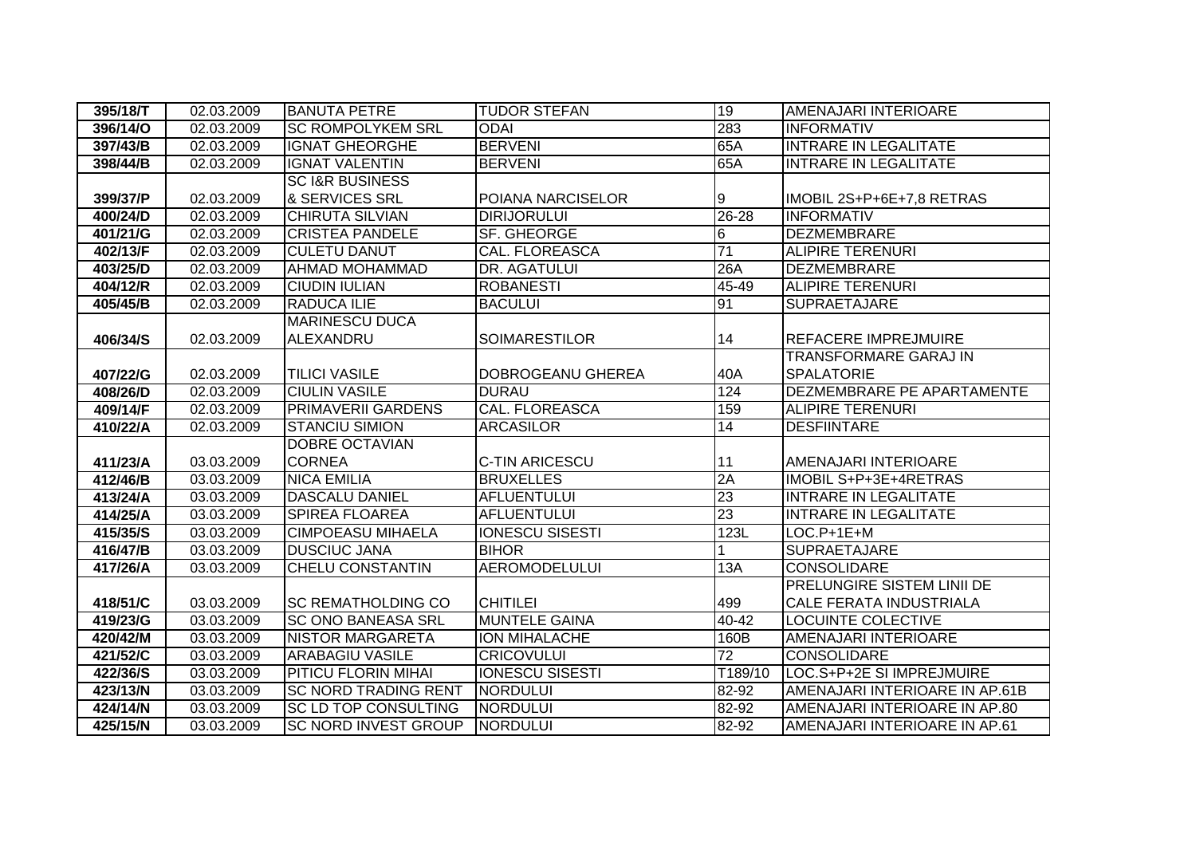| 395/18/T | 02.03.2009 | BANUTA PETRE | TUDOR STEFAN | 19 | AMENAJARI INTERIOARE |
|---|---|---|---|---|---|
| 396/14/O | 02.03.2009 | SC ROMPOLYKEM SRL | ODAI | 283 | INFORMATIV |
| 397/43/B | 02.03.2009 | IGNAT GHEORGHE | BERVENI | 65A | INTRARE IN LEGALITATE |
| 398/44/B | 02.03.2009 | IGNAT VALENTIN | BERVENI | 65A | INTRARE IN LEGALITATE |
| 399/37/P | 02.03.2009 | SC I&R BUSINESS & SERVICES SRL | POIANA NARCISELOR | 9 | IMOBIL 2S+P+6E+7,8 RETRAS |
| 400/24/D | 02.03.2009 | CHIRUTA SILVIAN | DIRIJORULUI | 26-28 | INFORMATIV |
| 401/21/G | 02.03.2009 | CRISTEA PANDELE | SF. GHEORGE | 6 | DEZMEMBRARE |
| 402/13/F | 02.03.2009 | CULETU DANUT | CAL. FLOREASCA | 71 | ALIPIRE TERENURI |
| 403/25/D | 02.03.2009 | AHMAD MOHAMMAD | DR. AGATULUI | 26A | DEZMEMBRARE |
| 404/12/R | 02.03.2009 | CIUDIN IULIAN | ROBANESTI | 45-49 | ALIPIRE TERENURI |
| 405/45/B | 02.03.2009 | RADUCA ILIE | BACULUI | 91 | SUPRAETAJARE |
| 406/34/S | 02.03.2009 | MARINESCU DUCA ALEXANDRU | SOIMARESTILOR | 14 | REFACERE IMPREJMUIRE |
| 407/22/G | 02.03.2009 | TILICI VASILE | DOBROGEANU GHEREA | 40A | TRANSFORMARE GARAJ IN SPALATORIE |
| 408/26/D | 02.03.2009 | CIULIN VASILE | DURAU | 124 | DEZMEMBRARE PE APARTAMENTE |
| 409/14/F | 02.03.2009 | PRIMAVERII GARDENS | CAL. FLOREASCA | 159 | ALIPIRE TERENURI |
| 410/22/A | 02.03.2009 | STANCIU SIMION | ARCASILOR | 14 | DESFIINTARE |
| 411/23/A | 03.03.2009 | DOBRE OCTAVIAN CORNEA | C-TIN ARICESCU | 11 | AMENAJARI INTERIOARE |
| 412/46/B | 03.03.2009 | NICA EMILIA | BRUXELLES | 2A | IMOBIL S+P+3E+4RETRAS |
| 413/24/A | 03.03.2009 | DASCALU DANIEL | AFLUENTULUI | 23 | INTRARE IN LEGALITATE |
| 414/25/A | 03.03.2009 | SPIREA FLOAREA | AFLUENTULUI | 23 | INTRARE IN LEGALITATE |
| 415/35/S | 03.03.2009 | CIMPOEASU MIHAELA | IONESCU SISESTI | 123L | LOC.P+1E+M |
| 416/47/B | 03.03.2009 | DUSCIUC JANA | BIHOR | 1 | SUPRAETAJARE |
| 417/26/A | 03.03.2009 | CHELU CONSTANTIN | AEROMODELULUI | 13A | CONSOLIDARE |
| 418/51/C | 03.03.2009 | SC REMATHOLDING CO | CHITILEI | 499 | PRELUNGIRE SISTEM LINII DE CALE FERATA INDUSTRIALA |
| 419/23/G | 03.03.2009 | SC ONO BANEASA SRL | MUNTELE GAINA | 40-42 | LOCUINTE COLECTIVE |
| 420/42/M | 03.03.2009 | NISTOR MARGARETA | ION MIHALACHE | 160B | AMENAJARI INTERIOARE |
| 421/52/C | 03.03.2009 | ARABAGIU VASILE | CRICOVULUI | 72 | CONSOLIDARE |
| 422/36/S | 03.03.2009 | PITICU FLORIN MIHAI | IONESCU SISESTI | T189/10 | LOC.S+P+2E SI IMPREJMUIRE |
| 423/13/N | 03.03.2009 | SC NORD TRADING RENT | NORDULUI | 82-92 | AMENAJARI INTERIOARE IN AP.61B |
| 424/14/N | 03.03.2009 | SC LD TOP CONSULTING | NORDULUI | 82-92 | AMENAJARI INTERIOARE IN AP.80 |
| 425/15/N | 03.03.2009 | SC NORD INVEST GROUP | NORDULUI | 82-92 | AMENAJARI INTERIOARE IN AP.61 |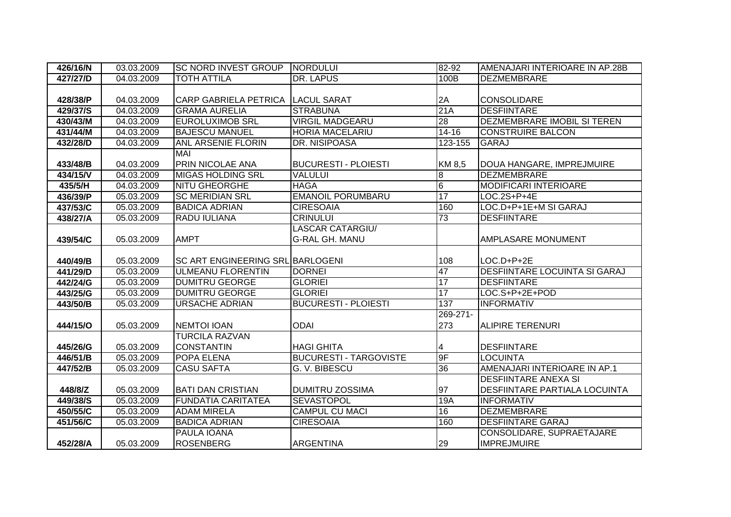| 426/16/N | 03.03.2009 | SC NORD INVEST GROUP | NORDULUI | 82-92 | AMENAJARI INTERIOARE IN AP.28B |
|---|---|---|---|---|---|
| 427/27/D | 04.03.2009 | TOTH ATTILA | DR. LAPUS | 100B | DEZMEMBRARE |
| 428/38/P | 04.03.2009 | CARP GABRIELA PETRICA | LACUL SARAT | 2A | CONSOLIDARE |
| 429/37/S | 04.03.2009 | GRAMA AURELIA | STRABUNA | 21A | DESFIINTARE |
| 430/43/M | 04.03.2009 | EUROLUXIMOB SRL | VIRGIL MADGEARU | 28 | DEZMEMBRARE IMOBIL SI TEREN |
| 431/44/M | 04.03.2009 | BAJESCU MANUEL | HORIA MACELARIU | 14-16 | CONSTRUIRE BALCON |
| 432/28/D | 04.03.2009 | ANL ARSENIE FLORIN | DR. NISIPOASA | 123-155 | GARAJ |
| 433/48/B | 04.03.2009 | MAI PRIN NICOLAE ANA | BUCURESTI - PLOIESTI | KM 8,5 | DOUA HANGARE, IMPREJMUIRE |
| 434/15/V | 04.03.2009 | MIGAS HOLDING SRL | VALULUI | 8 | DEZMEMBRARE |
| 435/5/H | 04.03.2009 | NITU GHEORGHE | HAGA | 6 | MODIFICARI INTERIOARE |
| 436/39/P | 05.03.2009 | SC MERIDIAN SRL | EMANOIL PORUMBARU | 17 | LOC.2S+P+4E |
| 437/53/C | 05.03.2009 | BADICA ADRIAN | CIRESOAIA | 160 | LOC.D+P+1E+M SI GARAJ |
| 438/27/A | 05.03.2009 | RADU IULIANA | CRINULUI | 73 | DESFIINTARE |
| 439/54/C | 05.03.2009 | AMPT | LASCAR CATARGIU/ G-RAL GH. MANU | | AMPLASARE MONUMENT |
| 440/49/B | 05.03.2009 | SC ART ENGINEERING SRL | BARLOGENI | 108 | LOC.D+P+2E |
| 441/29/D | 05.03.2009 | ULMEANU FLORENTIN | DORNEI | 47 | DESFIINTARE LOCUINTA SI GARAJ |
| 442/24/G | 05.03.2009 | DUMITRU GEORGE | GLORIEI | 17 | DESFIINTARE |
| 443/25/G | 05.03.2009 | DUMITRU GEORGE | GLORIEI | 17 | LOC.S+P+2E+POD |
| 443/50/B | 05.03.2009 | URSACHE ADRIAN | BUCURESTI - PLOIESTI | 137 | INFORMATIV |
| 444/15/O | 05.03.2009 | NEMTOI IOAN | ODAI | 269-271-273 | ALIPIRE TERENURI |
| 445/26/G | 05.03.2009 | TURCILA RAZVAN CONSTANTIN | HAGI GHITA | 4 | DESFIINTARE |
| 446/51/B | 05.03.2009 | POPA ELENA | BUCURESTI - TARGOVISTE | 9F | LOCUINTA |
| 447/52/B | 05.03.2009 | CASU SAFTA | G. V. BIBESCU | 36 | AMENAJARI INTERIOARE IN AP.1 |
| 448/8/Z | 05.03.2009 | BATI DAN CRISTIAN | DUMITRU ZOSSIMA | 97 | DESFIINTARE ANEXA SI DESFIINTARE PARTIALA LOCUINTA |
| 449/38/S | 05.03.2009 | FUNDATIA CARITATEA | SEVASTOPOL | 19A | INFORMATIV |
| 450/55/C | 05.03.2009 | ADAM MIRELA | CAMPUL CU MACI | 16 | DEZMEMBRARE |
| 451/56/C | 05.03.2009 | BADICA ADRIAN | CIRESOAIA | 160 | DESFIINTARE GARAJ |
| 452/28/A | 05.03.2009 | PAULA IOANA ROSENBERG | ARGENTINA | 29 | CONSOLIDARE, SUPRAETAJARE IMPREJMUIRE |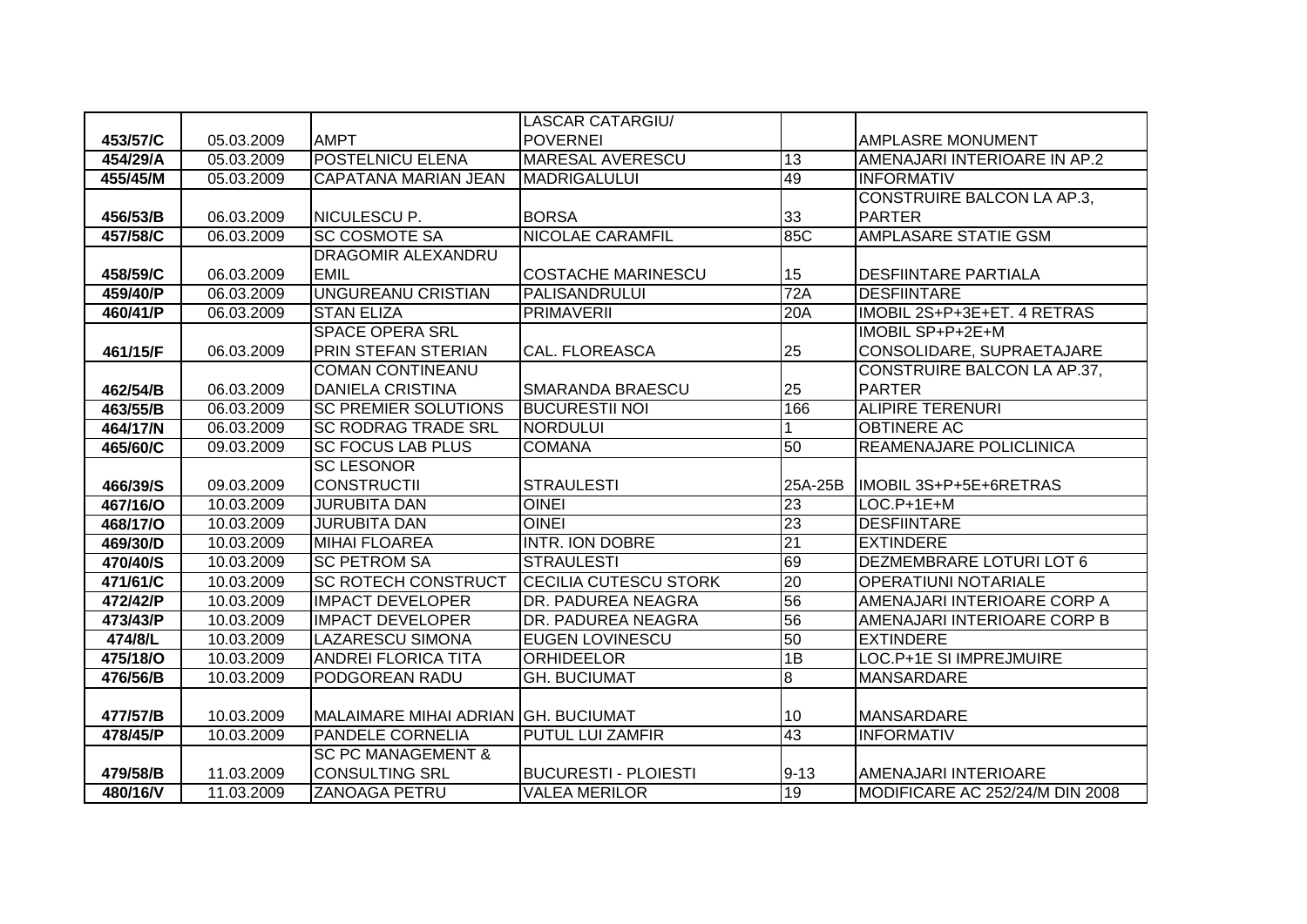| | | | | | |
|---|---|---|---|---|---|
| 453/57/C | 05.03.2009 | AMPT | LASCAR CATARGIU/ POVERNEI | | AMPLASRE MONUMENT |
| 454/29/A | 05.03.2009 | POSTELNICU ELENA | MARESAL AVERESCU | 13 | AMENAJARI INTERIOARE IN AP.2 |
| 455/45/M | 05.03.2009 | CAPATANA MARIAN JEAN | MADRIGALULUI | 49 | INFORMATIV |
| 456/53/B | 06.03.2009 | NICULESCU P. | BORSA | 33 | CONSTRUIRE BALCON LA AP.3, PARTER |
| 457/58/C | 06.03.2009 | SC COSMOTE SA | NICOLAE CARAMFIL | 85C | AMPLASARE STATIE GSM |
| 458/59/C | 06.03.2009 | DRAGOMIR ALEXANDRU EMIL | COSTACHE MARINESCU | 15 | DESFIINTARE PARTIALA |
| 459/40/P | 06.03.2009 | UNGUREANU CRISTIAN | PALISANDRULUI | 72A | DESFIINTARE |
| 460/41/P | 06.03.2009 | STAN ELIZA | PRIMAVERII | 20A | IMOBIL 2S+P+3E+ET. 4 RETRAS |
| 461/15/F | 06.03.2009 | SPACE OPERA SRL PRIN STEFAN STERIAN | CAL. FLOREASCA | 25 | IMOBIL SP+P+2E+M CONSOLIDARE, SUPRAETAJARE |
| 462/54/B | 06.03.2009 | COMAN CONTINEANU DANIELA CRISTINA | SMARANDA BRAESCU | 25 | CONSTRUIRE BALCON LA AP.37, PARTER |
| 463/55/B | 06.03.2009 | SC PREMIER SOLUTIONS | BUCURESTII NOI | 166 | ALIPIRE TERENURI |
| 464/17/N | 06.03.2009 | SC RODRAG TRADE SRL | NORDULUI | 1 | OBTINERE AC |
| 465/60/C | 09.03.2009 | SC FOCUS LAB PLUS | COMANA | 50 | REAMENAJARE POLICLINICA |
| 466/39/S | 09.03.2009 | SC LESONOR CONSTRUCTII | STRAULESTI | 25A-25B | IMOBIL 3S+P+5E+6RETRAS |
| 467/16/O | 10.03.2009 | JURUBITA DAN | OINEI | 23 | LOC.P+1E+M |
| 468/17/O | 10.03.2009 | JURUBITA DAN | OINEI | 23 | DESFIINTARE |
| 469/30/D | 10.03.2009 | MIHAI FLOAREA | INTR. ION DOBRE | 21 | EXTINDERE |
| 470/40/S | 10.03.2009 | SC PETROM SA | STRAULESTI | 69 | DEZMEMBRARE LOTURI LOT 6 |
| 471/61/C | 10.03.2009 | SC ROTECH CONSTRUCT | CECILIA CUTESCU STORK | 20 | OPERATIUNI NOTARIALE |
| 472/42/P | 10.03.2009 | IMPACT DEVELOPER | DR. PADUREA NEAGRA | 56 | AMENAJARI INTERIOARE CORP A |
| 473/43/P | 10.03.2009 | IMPACT DEVELOPER | DR. PADUREA NEAGRA | 56 | AMENAJARI INTERIOARE CORP B |
| 474/8/L | 10.03.2009 | LAZARESCU SIMONA | EUGEN LOVINESCU | 50 | EXTINDERE |
| 475/18/O | 10.03.2009 | ANDREI FLORICA TITA | ORHIDEELOR | 1B | LOC.P+1E SI IMPREJMUIRE |
| 476/56/B | 10.03.2009 | PODGOREAN RADU | GH. BUCIUMAT | 8 | MANSARDARE |
| 477/57/B | 10.03.2009 | MALAIMARE MIHAI ADRIAN | GH. BUCIUMAT | 10 | MANSARDARE |
| 478/45/P | 10.03.2009 | PANDELE CORNELIA | PUTUL LUI ZAMFIR | 43 | INFORMATIV |
| 479/58/B | 11.03.2009 | SC PC MANAGEMENT & CONSULTING SRL | BUCURESTI - PLOIESTI | 9-13 | AMENAJARI INTERIOARE |
| 480/16/V | 11.03.2009 | ZANOAGA PETRU | VALEA MERILOR | 19 | MODIFICARE AC 252/24/M DIN 2008 |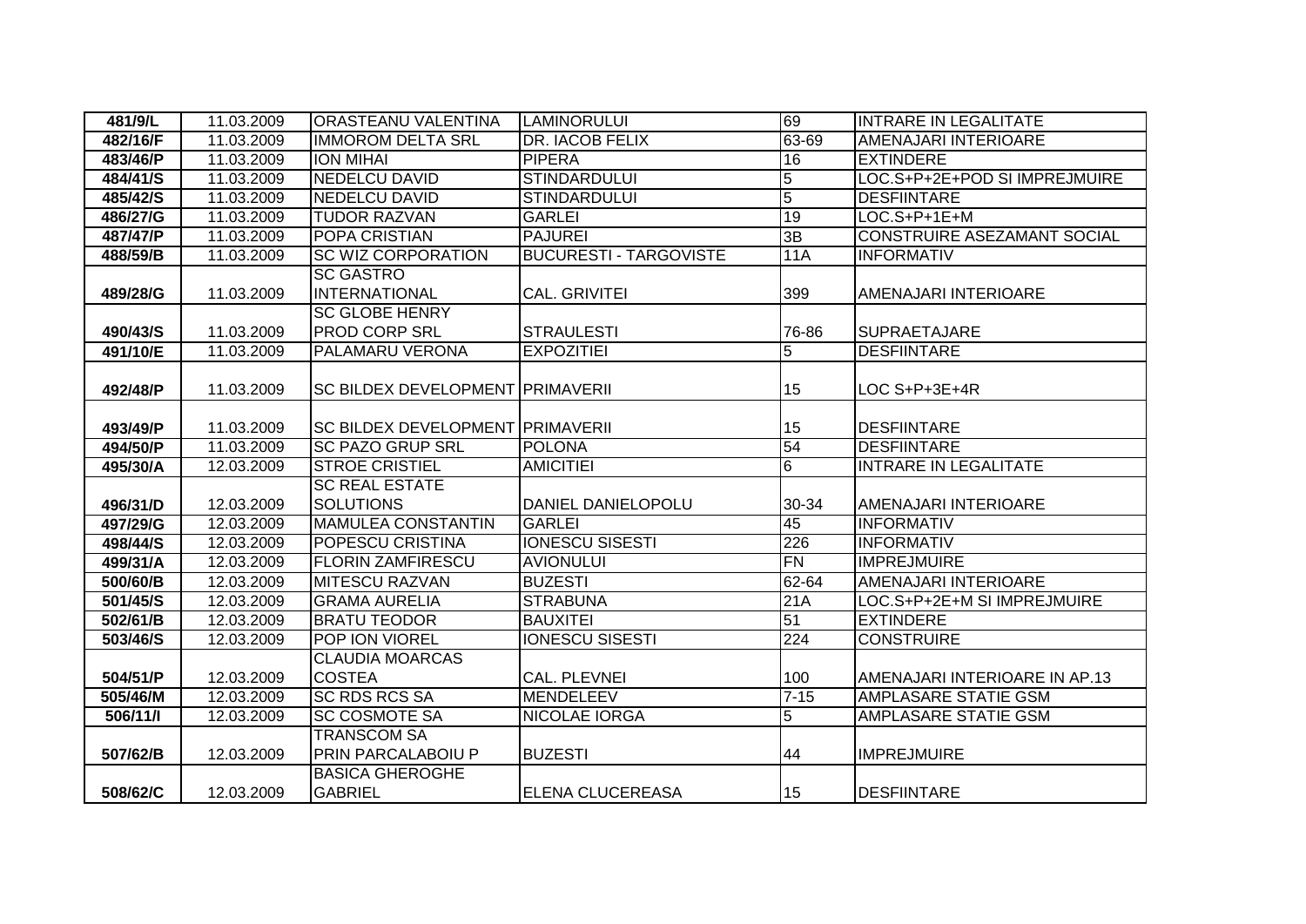| 481/9/L | 11.03.2009 | ORASTEANU VALENTINA | LAMINORULUI | 69 | INTRARE IN LEGALITATE |
|---|---|---|---|---|---|
| 482/16/F | 11.03.2009 | IMMOROM DELTA SRL | DR. IACOB FELIX | 63-69 | AMENAJARI INTERIOARE |
| 483/46/P | 11.03.2009 | ION MIHAI | PIPERA | 16 | EXTINDERE |
| 484/41/S | 11.03.2009 | NEDELCU DAVID | STINDARDULUI | 5 | LOC.S+P+2E+POD SI IMPREJMUIRE |
| 485/42/S | 11.03.2009 | NEDELCU DAVID | STINDARDULUI | 5 | DESFIINTARE |
| 486/27/G | 11.03.2009 | TUDOR RAZVAN | GARLEI | 19 | LOC.S+P+1E+M |
| 487/47/P | 11.03.2009 | POPA CRISTIAN | PAJUREI | 3B | CONSTRUIRE ASEZAMANT SOCIAL |
| 488/59/B | 11.03.2009 | SC WIZ CORPORATION | BUCURESTI - TARGOVISTE | 11A | INFORMATIV |
| 489/28/G | 11.03.2009 | SC GASTRO INTERNATIONAL | CAL. GRIVITEI | 399 | AMENAJARI INTERIOARE |
| 490/43/S | 11.03.2009 | SC GLOBE HENRY PROD CORP SRL | STRAULESTI | 76-86 | SUPRAETAJARE |
| 491/10/E | 11.03.2009 | PALAMARU VERONA | EXPOZITIEI | 5 | DESFIINTARE |
| 492/48/P | 11.03.2009 | SC BILDEX DEVELOPMENT | PRIMAVERII | 15 | LOC S+P+3E+4R |
| 493/49/P | 11.03.2009 | SC BILDEX DEVELOPMENT | PRIMAVERII | 15 | DESFIINTARE |
| 494/50/P | 11.03.2009 | SC PAZO GRUP SRL | POLONA | 54 | DESFIINTARE |
| 495/30/A | 12.03.2009 | STROE CRISTIEL | AMICITIEI | 6 | INTRARE IN LEGALITATE |
| 496/31/D | 12.03.2009 | SC REAL ESTATE SOLUTIONS | DANIEL DANIELOPOLU | 30-34 | AMENAJARI INTERIOARE |
| 497/29/G | 12.03.2009 | MAMULEA CONSTANTIN | GARLEI | 45 | INFORMATIV |
| 498/44/S | 12.03.2009 | POPESCU CRISTINA | IONESCU SISESTI | 226 | INFORMATIV |
| 499/31/A | 12.03.2009 | FLORIN ZAMFIRESCU | AVIONULUI | FN | IMPREJMUIRE |
| 500/60/B | 12.03.2009 | MITESCU RAZVAN | BUZESTI | 62-64 | AMENAJARI INTERIOARE |
| 501/45/S | 12.03.2009 | GRAMA AURELIA | STRABUNA | 21A | LOC.S+P+2E+M SI IMPREJMUIRE |
| 502/61/B | 12.03.2009 | BRATU TEODOR | BAUXITEI | 51 | EXTINDERE |
| 503/46/S | 12.03.2009 | POP ION VIOREL | IONESCU SISESTI | 224 | CONSTRUIRE |
| 504/51/P | 12.03.2009 | CLAUDIA MOARCAS COSTEA | CAL. PLEVNEI | 100 | AMENAJARI INTERIOARE IN AP.13 |
| 505/46/M | 12.03.2009 | SC RDS RCS SA | MENDELEEV | 7-15 | AMPLASARE STATIE GSM |
| 506/11/I | 12.03.2009 | SC COSMOTE SA | NICOLAE IORGA | 5 | AMPLASARE STATIE GSM |
| 507/62/B | 12.03.2009 | TRANSCOM SA PRIN PARCALABOIU P | BUZESTI | 44 | IMPREJMUIRE |
| 508/62/C | 12.03.2009 | BASICA GHEROGHE GABRIEL | ELENA CLUCEREASA | 15 | DESFIINTARE |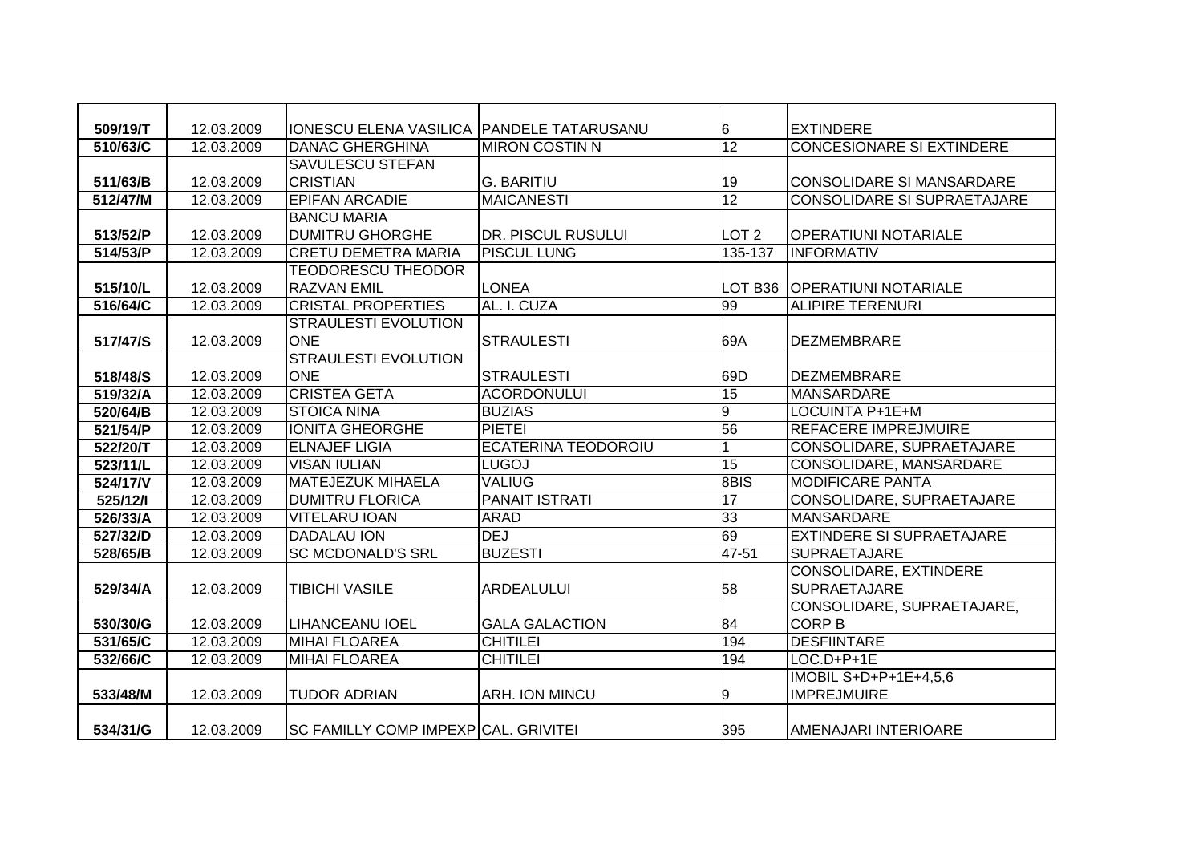| | | | | | |
|---|---|---|---|---|---|
| 509/19/T | 12.03.2009 | IONESCU ELENA VASILICA | PANDELE TATARUSANU | 6 | EXTINDERE |
| 510/63/C | 12.03.2009 | DANAC GHERGHINA | MIRON COSTIN N | 12 | CONCESIONARE SI EXTINDERE |
| 511/63/B | 12.03.2009 | SAVULESCU STEFAN CRISTIAN | G. BARITIU | 19 | CONSOLIDARE SI MANSARDARE |
| 512/47/M | 12.03.2009 | EPIFAN ARCADIE | MAICANESTI | 12 | CONSOLIDARE SI SUPRAETAJARE |
| 513/52/P | 12.03.2009 | BANCU MARIA DUMITRU GHORGHE | DR. PISCUL RUSULUI | LOT 2 | OPERATIUNI NOTARIALE |
| 514/53/P | 12.03.2009 | CRETU DEMETRA MARIA | PISCUL LUNG | 135-137 | INFORMATIV |
| 515/10/L | 12.03.2009 | TEODORESCU THEODOR RAZVAN EMIL | LONEA | LOT B36 | OPERATIUNI NOTARIALE |
| 516/64/C | 12.03.2009 | CRISTAL PROPERTIES | AL. I. CUZA | 99 | ALIPIRE TERENURI |
| 517/47/S | 12.03.2009 | STRAULESTI EVOLUTION ONE | STRAULESTI | 69A | DEZMEMBRARE |
| 518/48/S | 12.03.2009 | STRAULESTI EVOLUTION ONE | STRAULESTI | 69D | DEZMEMBRARE |
| 519/32/A | 12.03.2009 | CRISTEA GETA | ACORDONULUI | 15 | MANSARDARE |
| 520/64/B | 12.03.2009 | STOICA NINA | BUZIAS | 9 | LOCUINTA P+1E+M |
| 521/54/P | 12.03.2009 | IONITA GHEORGHE | PIETEI | 56 | REFACERE IMPREJMUIRE |
| 522/20/T | 12.03.2009 | ELNAJEF LIGIA | ECATERINA TEODOROIU | 1 | CONSOLIDARE, SUPRAETAJARE |
| 523/11/L | 12.03.2009 | VISAN IULIAN | LUGOJ | 15 | CONSOLIDARE, MANSARDARE |
| 524/17/V | 12.03.2009 | MATEJEZUK MIHAELA | VALIUG | 8BIS | MODIFICARE PANTA |
| 525/12/I | 12.03.2009 | DUMITRU FLORICA | PANAIT ISTRATI | 17 | CONSOLIDARE, SUPRAETAJARE |
| 526/33/A | 12.03.2009 | VITELARU IOAN | ARAD | 33 | MANSARDARE |
| 527/32/D | 12.03.2009 | DADALAU ION | DEJ | 69 | EXTINDERE SI SUPRAETAJARE |
| 528/65/B | 12.03.2009 | SC MCDONALD'S SRL | BUZESTI | 47-51 | SUPRAETAJARE |
| 529/34/A | 12.03.2009 | TIBICHI VASILE | ARDEALULUI | 58 | CONSOLIDARE, EXTINDERE SUPRAETAJARE |
| 530/30/G | 12.03.2009 | LIHANCEANU IOEL | GALA GALACTION | 84 | CONSOLIDARE, SUPRAETAJARE, CORP B |
| 531/65/C | 12.03.2009 | MIHAI FLOAREA | CHITILEI | 194 | DESFIINTARE |
| 532/66/C | 12.03.2009 | MIHAI FLOAREA | CHITILEI | 194 | LOC.D+P+1E |
| 533/48/M | 12.03.2009 | TUDOR ADRIAN | ARH. ION MINCU | 9 | IMOBIL S+D+P+1E+4,5,6 IMPREJMUIRE |
| 534/31/G | 12.03.2009 | SC FAMILLY COMP IMPEXP | CAL. GRIVITEI | 395 | AMENAJARI INTERIOARE |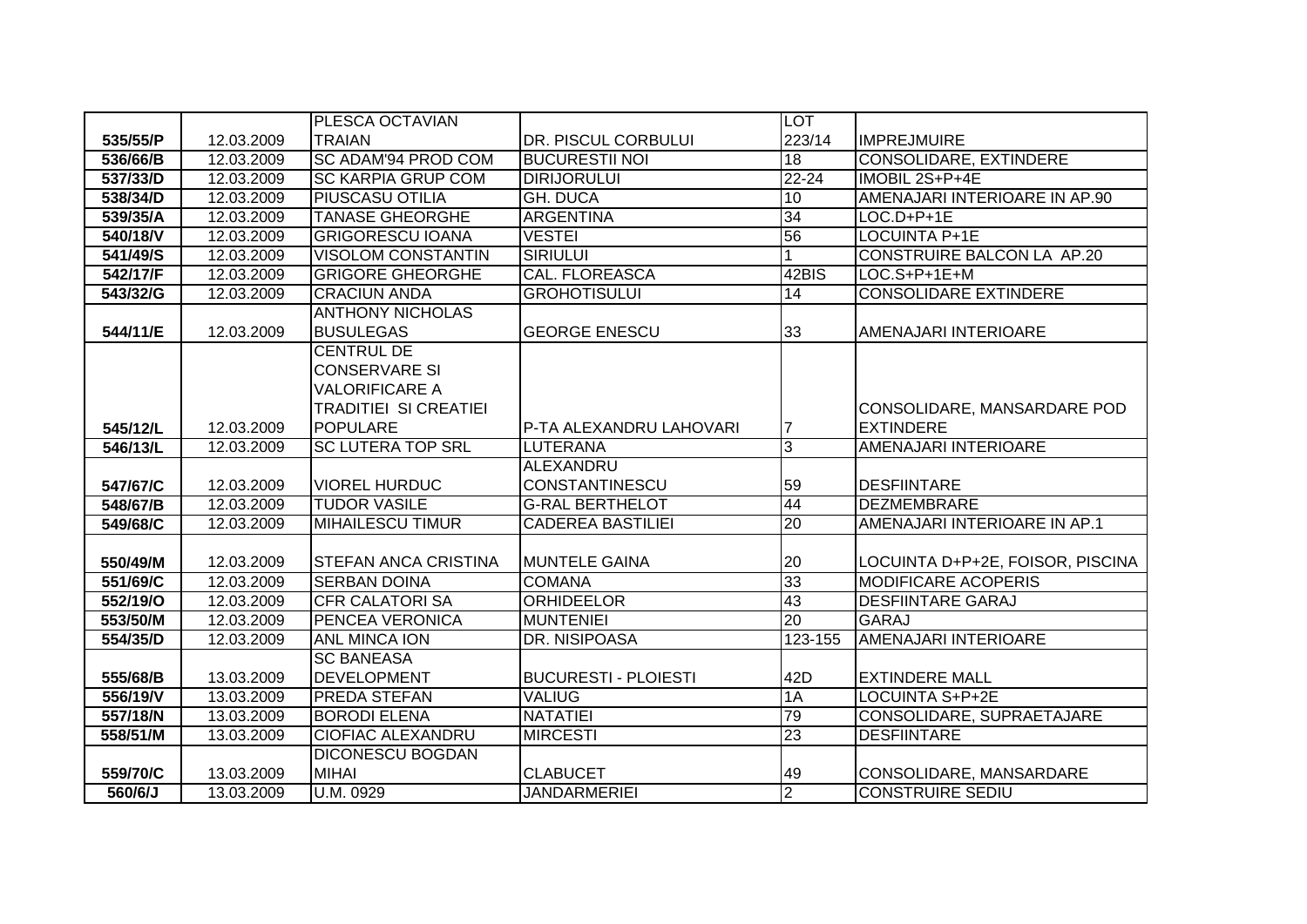| | | | | | |
|---|---|---|---|---|---|
| 535/55/P | 12.03.2009 | PLESCA OCTAVIAN TRAIAN | DR. PISCUL CORBULUI | LOT 223/14 | IMPREJMUIRE |
| 536/66/B | 12.03.2009 | SC ADAM'94 PROD COM | BUCURESTII NOI | 18 | CONSOLIDARE, EXTINDERE |
| 537/33/D | 12.03.2009 | SC KARPIA GRUP COM | DIRIJORULUI | 22-24 | IMOBIL 2S+P+4E |
| 538/34/D | 12.03.2009 | PIUSCASU OTILIA | GH. DUCA | 10 | AMENAJARI INTERIOARE IN AP.90 |
| 539/35/A | 12.03.2009 | TANASE GHEORGHE | ARGENTINA | 34 | LOC.D+P+1E |
| 540/18/V | 12.03.2009 | GRIGORESCU IOANA | VESTEI | 56 | LOCUINTA P+1E |
| 541/49/S | 12.03.2009 | VISOLOM CONSTANTIN | SIRIULUI | 1 | CONSTRUIRE BALCON LA AP.20 |
| 542/17/F | 12.03.2009 | GRIGORE GHEORGHE | CAL. FLOREASCA | 42BIS | LOC.S+P+1E+M |
| 543/32/G | 12.03.2009 | CRACIUN ANDA | GROHOTISULUI | 14 | CONSOLIDARE EXTINDERE |
| 544/11/E | 12.03.2009 | ANTHONY NICHOLAS BUSULEGAS | GEORGE ENESCU | 33 | AMENAJARI INTERIOARE |
| 545/12/L | 12.03.2009 | CENTRUL DE CONSERVARE SI VALORIFICARE A TRADITIEI SI CREATIEI POPULARE | P-TA ALEXANDRU LAHOVARI | 7 | CONSOLIDARE, MANSARDARE POD EXTINDERE |
| 546/13/L | 12.03.2009 | SC LUTERA TOP SRL | LUTERANA | 3 | AMENAJARI INTERIOARE |
| 547/67/C | 12.03.2009 | VIOREL HURDUC | ALEXANDRU CONSTANTINESCU | 59 | DESFIINTARE |
| 548/67/B | 12.03.2009 | TUDOR VASILE | G-RAL BERTHELOT | 44 | DEZMEMBRARE |
| 549/68/C | 12.03.2009 | MIHAILESCU TIMUR | CADEREA BASTILIEI | 20 | AMENAJARI INTERIOARE IN AP.1 |
| 550/49/M | 12.03.2009 | STEFAN ANCA CRISTINA | MUNTELE GAINA | 20 | LOCUINTA D+P+2E, FOISOR, PISCINA |
| 551/69/C | 12.03.2009 | SERBAN DOINA | COMANA | 33 | MODIFICARE ACOPERIS |
| 552/19/O | 12.03.2009 | CFR CALATORI SA | ORHIDEELOR | 43 | DESFIINTARE GARAJ |
| 553/50/M | 12.03.2009 | PENCEA VERONICA | MUNTENIEI | 20 | GARAJ |
| 554/35/D | 12.03.2009 | ANL MINCA ION | DR. NISIPOASA | 123-155 | AMENAJARI INTERIOARE |
| 555/68/B | 13.03.2009 | SC BANEASA DEVELOPMENT | BUCURESTI - PLOIESTI | 42D | EXTINDERE MALL |
| 556/19/V | 13.03.2009 | PREDA STEFAN | VALIUG | 1A | LOCUINTA S+P+2E |
| 557/18/N | 13.03.2009 | BORODI ELENA | NATATIEI | 79 | CONSOLIDARE, SUPRAETAJARE |
| 558/51/M | 13.03.2009 | CIOFIAC ALEXANDRU | MIRCESTI | 23 | DESFIINTARE |
| 559/70/C | 13.03.2009 | DICONESCU BOGDAN MIHAI | CLABUCET | 49 | CONSOLIDARE, MANSARDARE |
| 560/6/J | 13.03.2009 | U.M. 0929 | JANDARMERIEI | 2 | CONSTRUIRE SEDIU |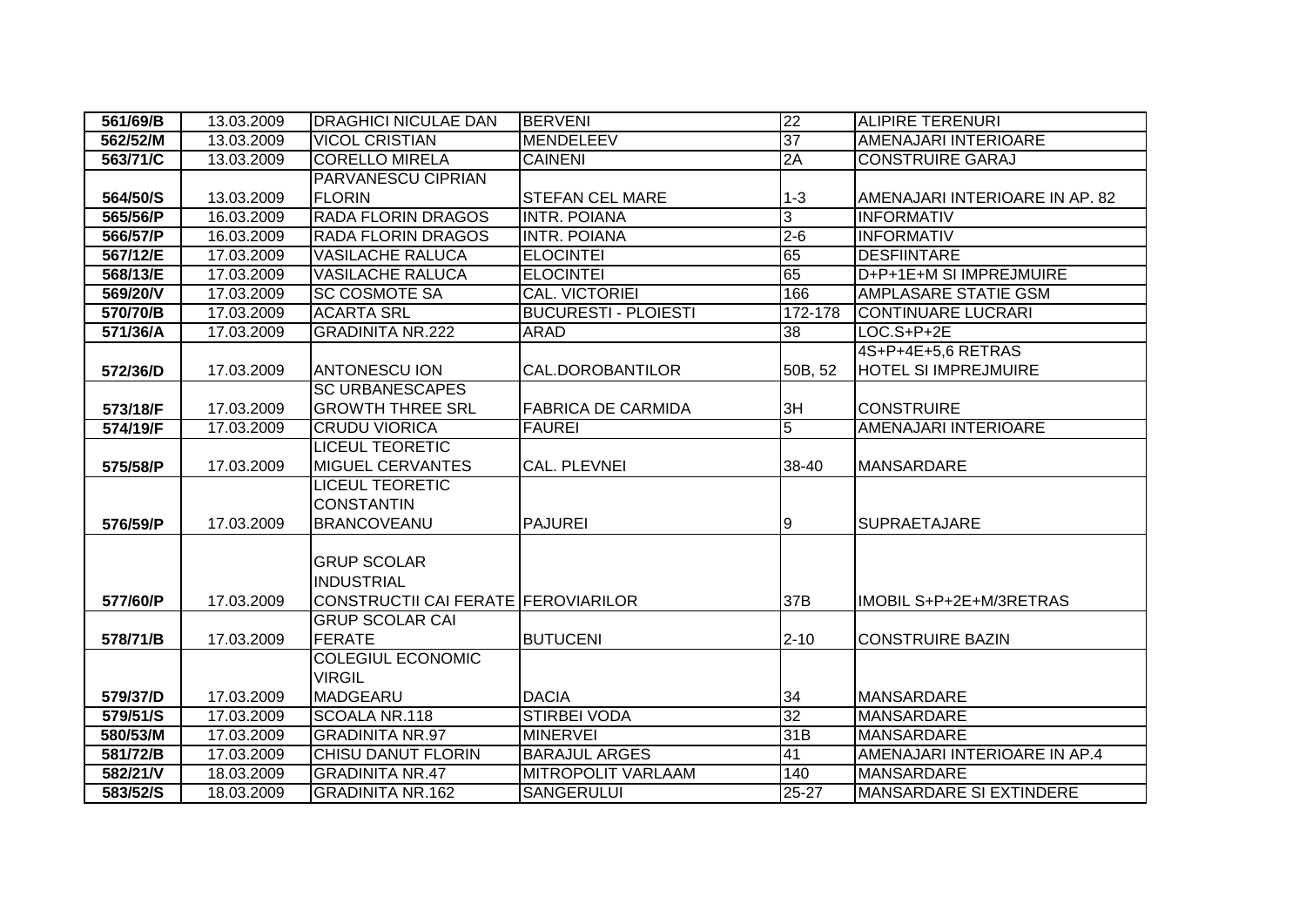| 561/69/B | 13.03.2009 | DRAGHICI NICULAE DAN | BERVENI | 22 | ALIPIRE TERENURI |
|---|---|---|---|---|---|
| 562/52/M | 13.03.2009 | VICOL CRISTIAN | MENDELEEV | 37 | AMENAJARI INTERIOARE |
| 563/71/C | 13.03.2009 | CORELLO MIRELA | CAINENI | 2A | CONSTRUIRE GARAJ |
| 564/50/S | 13.03.2009 | PARVANESCU CIPRIAN FLORIN | STEFAN CEL MARE | 1-3 | AMENAJARI INTERIOARE IN AP. 82 |
| 565/56/P | 16.03.2009 | RADA FLORIN DRAGOS | INTR. POIANA | 3 | INFORMATIV |
| 566/57/P | 16.03.2009 | RADA FLORIN DRAGOS | INTR. POIANA | 2-6 | INFORMATIV |
| 567/12/E | 17.03.2009 | VASILACHE RALUCA | ELOCINTEI | 65 | DESFIINTARE |
| 568/13/E | 17.03.2009 | VASILACHE RALUCA | ELOCINTEI | 65 | D+P+1E+M SI IMPREJMUIRE |
| 569/20/V | 17.03.2009 | SC COSMOTE SA | CAL. VICTORIEI | 166 | AMPLASARE STATIE GSM |
| 570/70/B | 17.03.2009 | ACARTA SRL | BUCURESTI - PLOIESTI | 172-178 | CONTINUARE LUCRARI |
| 571/36/A | 17.03.2009 | GRADINITA NR.222 | ARAD | 38 | LOC.S+P+2E |
| 572/36/D | 17.03.2009 | ANTONESCU ION | CAL.DOROBANTILOR | 50B, 52 | 4S+P+4E+5,6 RETRAS HOTEL SI IMPREJMUIRE |
| 573/18/F | 17.03.2009 | SC URBANESCAPES GROWTH THREE SRL | FABRICA DE CARMIDA | 3H | CONSTRUIRE |
| 574/19/F | 17.03.2009 | CRUDU VIORICA | FAUREI | 5 | AMENAJARI INTERIOARE |
| 575/58/P | 17.03.2009 | LICEUL TEORETIC MIGUEL CERVANTES | CAL. PLEVNEI | 38-40 | MANSARDARE |
| 576/59/P | 17.03.2009 | LICEUL TEORETIC CONSTANTIN BRANCOVEANU | PAJUREI | 9 | SUPRAETAJARE |
| 577/60/P | 17.03.2009 | GRUP SCOLAR INDUSTRIAL CONSTRUCTII CAI FERATE | FEROVIARILOR | 37B | IMOBIL S+P+2E+M/3RETRAS |
| 578/71/B | 17.03.2009 | GRUP SCOLAR CAI FERATE | BUTUCENI | 2-10 | CONSTRUIRE BAZIN |
| 579/37/D | 17.03.2009 | COLEGIUL ECONOMIC VIRGIL MADGEARU | DACIA | 34 | MANSARDARE |
| 579/51/S | 17.03.2009 | SCOALA NR.118 | STIRBEI VODA | 32 | MANSARDARE |
| 580/53/M | 17.03.2009 | GRADINITA NR.97 | MINERVEI | 31B | MANSARDARE |
| 581/72/B | 17.03.2009 | CHISU DANUT FLORIN | BARAJUL ARGES | 41 | AMENAJARI INTERIOARE IN AP.4 |
| 582/21/V | 18.03.2009 | GRADINITA NR.47 | MITROPOLIT VARLAAM | 140 | MANSARDARE |
| 583/52/S | 18.03.2009 | GRADINITA NR.162 | SANGERULUI | 25-27 | MANSARDARE SI EXTINDERE |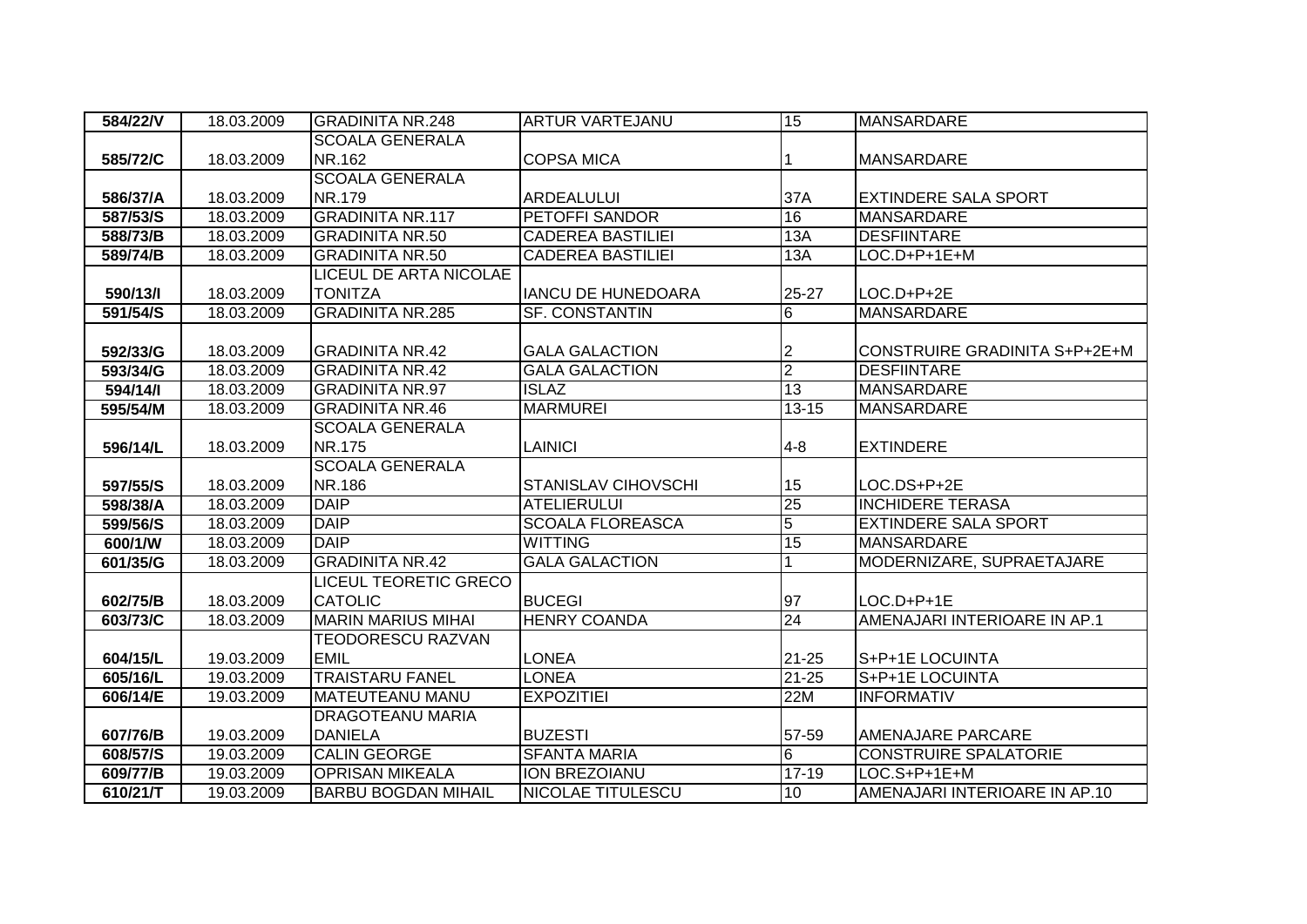| 584/22/V | 18.03.2009 | GRADINITA NR.248 | ARTUR VARTEJANU | 15 | MANSARDARE |
|---|---|---|---|---|---|
| 585/72/C | 18.03.2009 | SCOALA GENERALA NR.162 | COPSA MICA | 1 | MANSARDARE |
| 586/37/A | 18.03.2009 | SCOALA GENERALA NR.179 | ARDEALULUI | 37A | EXTINDERE SALA SPORT |
| 587/53/S | 18.03.2009 | GRADINITA NR.117 | PETOFFI SANDOR | 16 | MANSARDARE |
| 588/73/B | 18.03.2009 | GRADINITA NR.50 | CADEREA BASTILIEI | 13A | DESFIINTARE |
| 589/74/B | 18.03.2009 | GRADINITA NR.50 | CADEREA BASTILIEI | 13A | LOC.D+P+1E+M |
| 590/13/I | 18.03.2009 | LICEUL DE ARTA NICOLAE TONITZA | IANCU DE HUNEDOARA | 25-27 | LOC.D+P+2E |
| 591/54/S | 18.03.2009 | GRADINITA NR.285 | SF. CONSTANTIN | 6 | MANSARDARE |
| 592/33/G | 18.03.2009 | GRADINITA NR.42 | GALA GALACTION | 2 | CONSTRUIRE GRADINITA S+P+2E+M |
| 593/34/G | 18.03.2009 | GRADINITA NR.42 | GALA GALACTION | 2 | DESFIINTARE |
| 594/14/I | 18.03.2009 | GRADINITA NR.97 | ISLAZ | 13 | MANSARDARE |
| 595/54/M | 18.03.2009 | GRADINITA NR.46 | MARMUREI | 13-15 | MANSARDARE |
| 596/14/L | 18.03.2009 | SCOALA GENERALA NR.175 | LAINICI | 4-8 | EXTINDERE |
| 597/55/S | 18.03.2009 | SCOALA GENERALA NR.186 | STANISLAV CIHOVSCHI | 15 | LOC.DS+P+2E |
| 598/38/A | 18.03.2009 | DAIP | ATELIERULUI | 25 | INCHIDERE TERASA |
| 599/56/S | 18.03.2009 | DAIP | SCOALA FLOREASCA | 5 | EXTINDERE SALA SPORT |
| 600/1/W | 18.03.2009 | DAIP | WITTING | 15 | MANSARDARE |
| 601/35/G | 18.03.2009 | GRADINITA NR.42 | GALA GALACTION | 1 | MODERNIZARE, SUPRAETAJARE |
| 602/75/B | 18.03.2009 | LICEUL TEORETIC GRECO CATOLIC | BUCEGI | 97 | LOC.D+P+1E |
| 603/73/C | 18.03.2009 | MARIN MARIUS MIHAI | HENRY COANDA | 24 | AMENAJARI INTERIOARE IN AP.1 |
| 604/15/L | 19.03.2009 | TEODORESCU RAZVAN EMIL | LONEA | 21-25 | S+P+1E LOCUINTA |
| 605/16/L | 19.03.2009 | TRAISTARU FANEL | LONEA | 21-25 | S+P+1E LOCUINTA |
| 606/14/E | 19.03.2009 | MATEUTEANU MANU | EXPOZITIEI | 22M | INFORMATIV |
| 607/76/B | 19.03.2009 | DRAGOTEANU MARIA DANIELA | BUZESTI | 57-59 | AMENAJARE PARCARE |
| 608/57/S | 19.03.2009 | CALIN GEORGE | SFANTA MARIA | 6 | CONSTRUIRE SPALATORIE |
| 609/77/B | 19.03.2009 | OPRISAN MIKEALA | ION BREZOIANU | 17-19 | LOC.S+P+1E+M |
| 610/21/T | 19.03.2009 | BARBU BOGDAN MIHAIL | NICOLAE TITULESCU | 10 | AMENAJARI INTERIOARE IN AP.10 |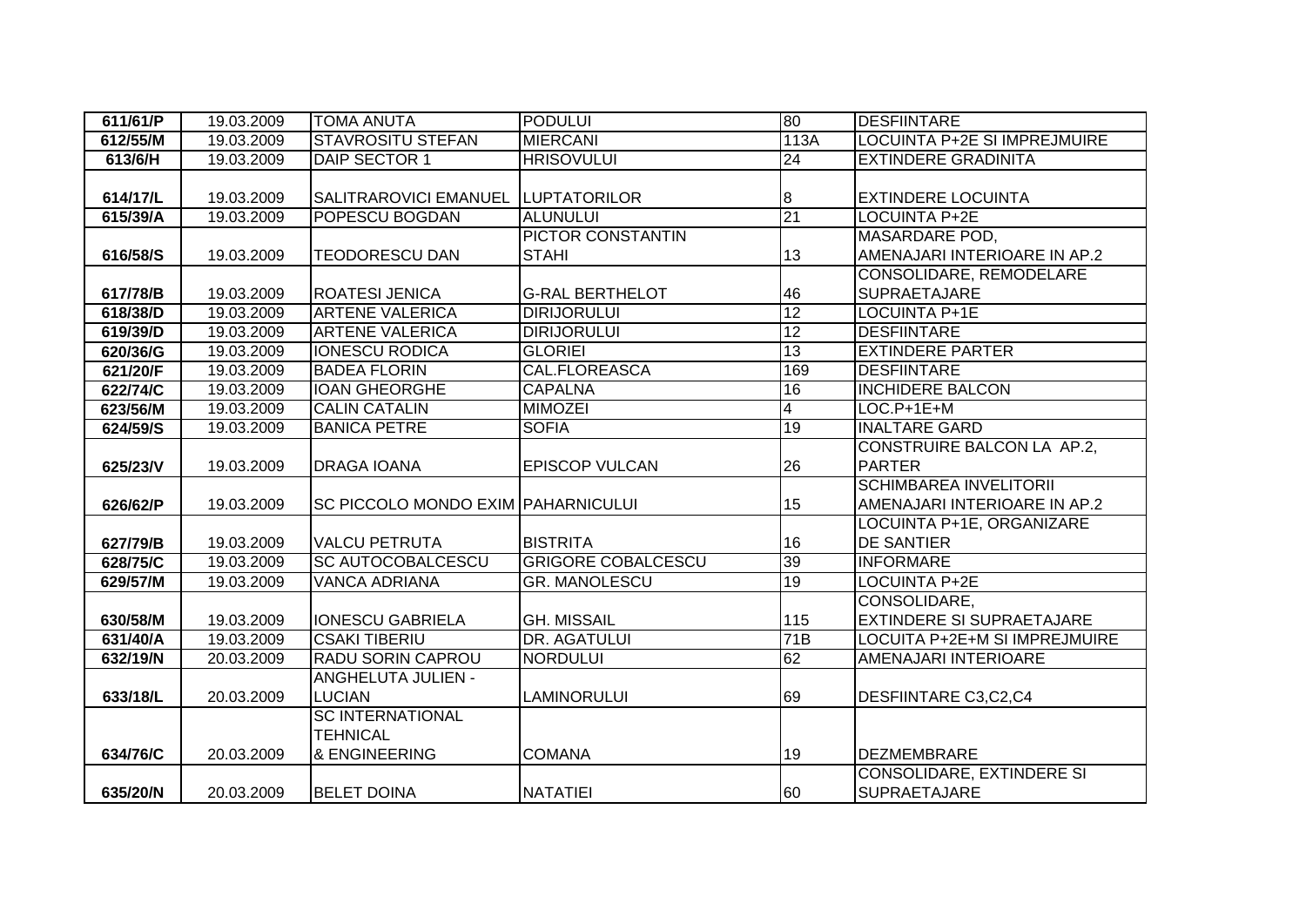| 611/61/P | 19.03.2009 | TOMA ANUTA | PODULUI | 80 | DESFIINTARE |
|---|---|---|---|---|---|
| 612/55/M | 19.03.2009 | STAVROSITU STEFAN | MIERCANI | 113A | LOCUINTA P+2E SI IMPREJMUIRE |
| 613/6/H | 19.03.2009 | DAIP SECTOR 1 | HRISOVULUI | 24 | EXTINDERE GRADINITA |
| 614/17/L | 19.03.2009 | SALITRAROVICI EMANUEL | LUPTATORILOR | 8 | EXTINDERE LOCUINTA |
| 615/39/A | 19.03.2009 | POPESCU BOGDAN | ALUNULUI | 21 | LOCUINTA P+2E |
| 616/58/S | 19.03.2009 | TEODORESCU DAN | PICTOR CONSTANTIN STAHI | 13 | MASARDARE POD, AMENAJARI INTERIOARE IN AP.2 |
| 617/78/B | 19.03.2009 | ROATESI JENICA | G-RAL BERTHELOT | 46 | CONSOLIDARE, REMODELARE SUPRAETAJARE |
| 618/38/D | 19.03.2009 | ARTENE VALERICA | DIRIJORULUI | 12 | LOCUINTA P+1E |
| 619/39/D | 19.03.2009 | ARTENE VALERICA | DIRIJORULUI | 12 | DESFIINTARE |
| 620/36/G | 19.03.2009 | IONESCU RODICA | GLORIEI | 13 | EXTINDERE PARTER |
| 621/20/F | 19.03.2009 | BADEA FLORIN | CAL.FLOREASCA | 169 | DESFIINTARE |
| 622/74/C | 19.03.2009 | IOAN GHEORGHE | CAPALNA | 16 | INCHIDERE BALCON |
| 623/56/M | 19.03.2009 | CALIN CATALIN | MIMOZEI | 4 | LOC.P+1E+M |
| 624/59/S | 19.03.2009 | BANICA PETRE | SOFIA | 19 | INALTARE GARD |
| 625/23/V | 19.03.2009 | DRAGA IOANA | EPISCOP VULCAN | 26 | CONSTRUIRE BALCON LA AP.2, PARTER |
| 626/62/P | 19.03.2009 | SC PICCOLO MONDO EXIM | PAHARNICULUI | 15 | SCHIMBAREA INVELITORII AMENAJARI INTERIOARE IN AP.2 |
| 627/79/B | 19.03.2009 | VALCU PETRUTA | BISTRITA | 16 | LOCUINTA P+1E, ORGANIZARE DE SANTIER |
| 628/75/C | 19.03.2009 | SC AUTOCOBALCESCU | GRIGORE COBALCESCU | 39 | INFORMARE |
| 629/57/M | 19.03.2009 | VANCA ADRIANA | GR. MANOLESCU | 19 | LOCUINTA P+2E |
| 630/58/M | 19.03.2009 | IONESCU GABRIELA | GH. MISSAIL | 115 | CONSOLIDARE, EXTINDERE SI SUPRAETAJARE |
| 631/40/A | 19.03.2009 | CSAKI TIBERIU | DR. AGATULUI | 71B | LOCUITA P+2E+M SI IMPREJMUIRE |
| 632/19/N | 20.03.2009 | RADU SORIN CAPROU | NORDULUI | 62 | AMENAJARI INTERIOARE |
| 633/18/L | 20.03.2009 | ANGHELUTA JULIEN - LUCIAN | LAMINORULUI | 69 | DESFIINTARE C3,C2,C4 |
| 634/76/C | 20.03.2009 | SC INTERNATIONAL TEHNICAL & ENGINEERING | COMANA | 19 | DEZMEMBRARE |
| 635/20/N | 20.03.2009 | BELET DOINA | NATATIEI | 60 | CONSOLIDARE, EXTINDERE SI SUPRAETAJARE |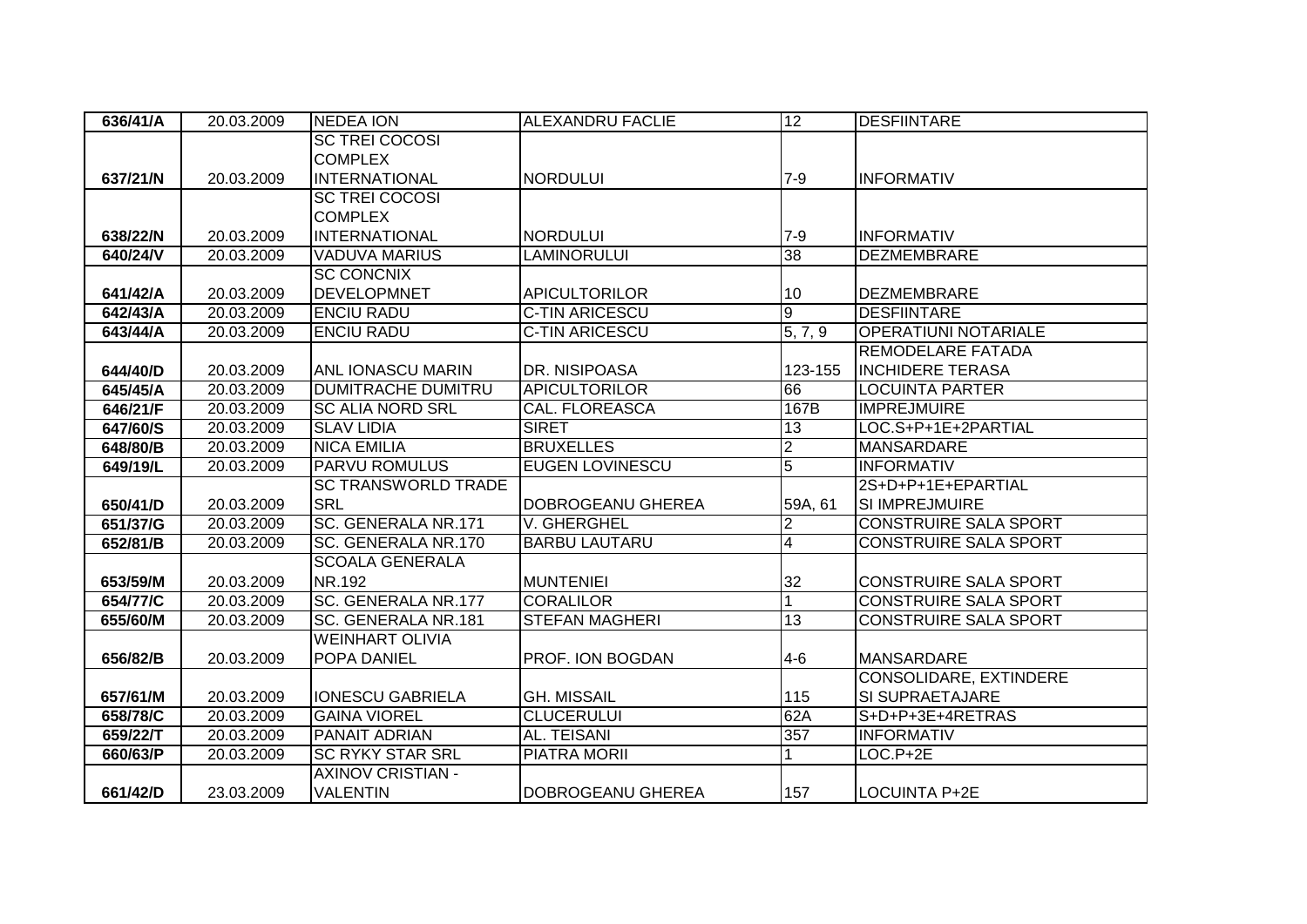| 636/41/A | 20.03.2009 | NEDEA ION | ALEXANDRU FACLIE | 12 | DESFIINTARE |
|---|---|---|---|---|---|
| 637/21/N | 20.03.2009 | SC TREI COCOSI COMPLEX INTERNATIONAL | NORDULUI | 7-9 | INFORMATIV |
| 638/22/N | 20.03.2009 | SC TREI COCOSI COMPLEX INTERNATIONAL | NORDULUI | 7-9 | INFORMATIV |
| 640/24/V | 20.03.2009 | VADUVA MARIUS | LAMINORULUI | 38 | DEZMEMBRARE |
| 641/42/A | 20.03.2009 | SC CONCNIX DEVELOPMNET | APICULTORILOR | 10 | DEZMEMBRARE |
| 642/43/A | 20.03.2009 | ENCIU RADU | C-TIN ARICESCU | 9 | DESFIINTARE |
| 643/44/A | 20.03.2009 | ENCIU RADU | C-TIN ARICESCU | 5, 7, 9 | OPERATIUNI NOTARIALE |
| 644/40/D | 20.03.2009 | ANL IONASCU MARIN | DR. NISIPOASA | 123-155 | REMODELARE FATADA INCHIDERE TERASA |
| 645/45/A | 20.03.2009 | DUMITRACHE DUMITRU | APICULTORILOR | 66 | LOCUINTA PARTER |
| 646/21/F | 20.03.2009 | SC ALIA NORD SRL | CAL. FLOREASCA | 167B | IMPREJMUIRE |
| 647/60/S | 20.03.2009 | SLAV LIDIA | SIRET | 13 | LOC.S+P+1E+2PARTIAL |
| 648/80/B | 20.03.2009 | NICA EMILIA | BRUXELLES | 2 | MANSARDARE |
| 649/19/L | 20.03.2009 | PARVU ROMULUS | EUGEN LOVINESCU | 5 | INFORMATIV |
| 650/41/D | 20.03.2009 | SC TRANSWORLD TRADE SRL | DOBROGEANU GHEREA | 59A, 61 | 2S+D+P+1E+EPARTIAL SI IMPREJMUIRE |
| 651/37/G | 20.03.2009 | SC. GENERALA NR.171 | V. GHERGHEL | 2 | CONSTRUIRE SALA SPORT |
| 652/81/B | 20.03.2009 | SC. GENERALA NR.170 | BARBU LAUTARU | 4 | CONSTRUIRE SALA SPORT |
| 653/59/M | 20.03.2009 | SCOALA GENERALA NR.192 | MUNTENIEI | 32 | CONSTRUIRE SALA SPORT |
| 654/77/C | 20.03.2009 | SC. GENERALA NR.177 | CORALILOR | 1 | CONSTRUIRE SALA SPORT |
| 655/60/M | 20.03.2009 | SC. GENERALA NR.181 | STEFAN MAGHERI | 13 | CONSTRUIRE SALA SPORT |
| 656/82/B | 20.03.2009 | WEINHART OLIVIA POPA DANIEL | PROF. ION BOGDAN | 4-6 | MANSARDARE |
| 657/61/M | 20.03.2009 | IONESCU GABRIELA | GH. MISSAIL | 115 | CONSOLIDARE, EXTINDERE SI SUPRAETAJARE |
| 658/78/C | 20.03.2009 | GAINA VIOREL | CLUCERULUI | 62A | S+D+P+3E+4RETRAS |
| 659/22/T | 20.03.2009 | PANAIT ADRIAN | AL. TEISANI | 357 | INFORMATIV |
| 660/63/P | 20.03.2009 | SC RYKY STAR SRL | PIATRA MORII | 1 | LOC.P+2E |
| 661/42/D | 23.03.2009 | AXINOV CRISTIAN - VALENTIN | DOBROGEANU GHEREA | 157 | LOCUINTA P+2E |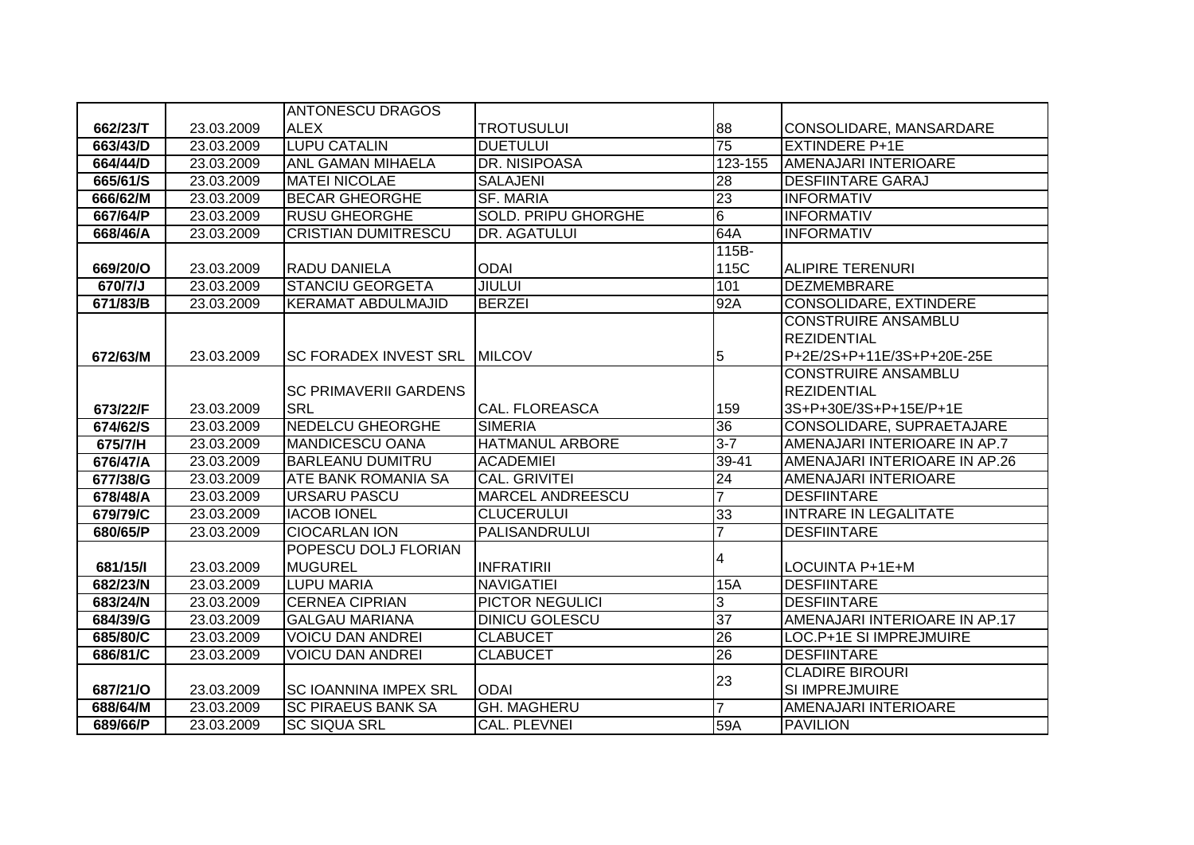| | | | | | |
|---|---|---|---|---|---|
| **662/23/T** | 23.03.2009 | ANTONESCU DRAGOS ALEX | TROTUSULUI | 88 | CONSOLIDARE, MANSARDARE |
| **663/43/D** | 23.03.2009 | LUPU CATALIN | DUETULUI | 75 | EXTINDERE P+1E |
| **664/44/D** | 23.03.2009 | ANL GAMAN MIHAELA | DR. NISIPOASA | 123-155 | AMENAJARI INTERIOARE |
| **665/61/S** | 23.03.2009 | MATEI NICOLAE | SALAJENI | 28 | DESFIINTARE GARAJ |
| **666/62/M** | 23.03.2009 | BECAR GHEORGHE | SF. MARIA | 23 | INFORMATIV |
| **667/64/P** | 23.03.2009 | RUSU GHEORGHE | SOLD. PRIPU GHORGHE | 6 | INFORMATIV |
| **668/46/A** | 23.03.2009 | CRISTIAN DUMITRESCU | DR. AGATULUI | 64A | INFORMATIV |
| **669/20/O** | 23.03.2009 | RADU DANIELA | ODAI | 115B-115C | ALIPIRE TERENURI |
| **670/7/J** | 23.03.2009 | STANCIU GEORGETA | JIULUI | 101 | DEZMEMBRARE |
| **671/83/B** | 23.03.2009 | KERAMAT ABDULMAJID | BERZEI | 92A | CONSOLIDARE, EXTINDERE |
| **672/63/M** | 23.03.2009 | SC FORADEX INVEST SRL | MILCOV | 5 | CONSTRUIRE ANSAMBLU REZIDENTIAL P+2E/2S+P+11E/3S+P+20E-25E |
| **673/22/F** | 23.03.2009 | SC PRIMAVERII GARDENS SRL | CAL. FLOREASCA | 159 | CONSTRUIRE ANSAMBLU REZIDENTIAL 3S+P+30E/3S+P+15E/P+1E |
| **674/62/S** | 23.03.2009 | NEDELCU GHEORGHE | SIMERIA | 36 | CONSOLIDARE, SUPRAETAJARE |
| **675/7/H** | 23.03.2009 | MANDICESCU OANA | HATMANUL ARBORE | 3-7 | AMENAJARI INTERIOARE IN AP.7 |
| **676/47/A** | 23.03.2009 | BARLEANU DUMITRU | ACADEMIEI | 39-41 | AMENAJARI INTERIOARE IN AP.26 |
| **677/38/G** | 23.03.2009 | ATE BANK ROMANIA SA | CAL. GRIVITEI | 24 | AMENAJARI INTERIOARE |
| **678/48/A** | 23.03.2009 | URSARU PASCU | MARCEL ANDREESCU | 7 | DESFIINTARE |
| **679/79/C** | 23.03.2009 | IACOB IONEL | CLUCERULUI | 33 | INTRARE IN LEGALITATE |
| **680/65/P** | 23.03.2009 | CIOCARLAN ION | PALISANDRULUI | 7 | DESFIINTARE |
| **681/15/I** | 23.03.2009 | POPESCU DOLJ FLORIAN MUGUREL | INFRATIRII | 4 | LOCUINTA P+1E+M |
| **682/23/N** | 23.03.2009 | LUPU MARIA | NAVIGATIEI | 15A | DESFIINTARE |
| **683/24/N** | 23.03.2009 | CERNEA CIPRIAN | PICTOR NEGULICI | 3 | DESFIINTARE |
| **684/39/G** | 23.03.2009 | GALGAU MARIANA | DINICU GOLESCU | 37 | AMENAJARI INTERIOARE IN AP.17 |
| **685/80/C** | 23.03.2009 | VOICU DAN ANDREI | CLABUCET | 26 | LOC.P+1E SI IMPREJMUIRE |
| **686/81/C** | 23.03.2009 | VOICU DAN ANDREI | CLABUCET | 26 | DESFIINTARE |
| **687/21/O** | 23.03.2009 | SC IOANNINA IMPEX SRL | ODAI | 23 | CLADIRE BIROURI SI IMPREJMUIRE |
| **688/64/M** | 23.03.2009 | SC PIRAEUS BANK SA | GH. MAGHERU | 7 | AMENAJARI INTERIOARE |
| **689/66/P** | 23.03.2009 | SC SIQUA SRL | CAL. PLEVNEI | 59A | PAVILION |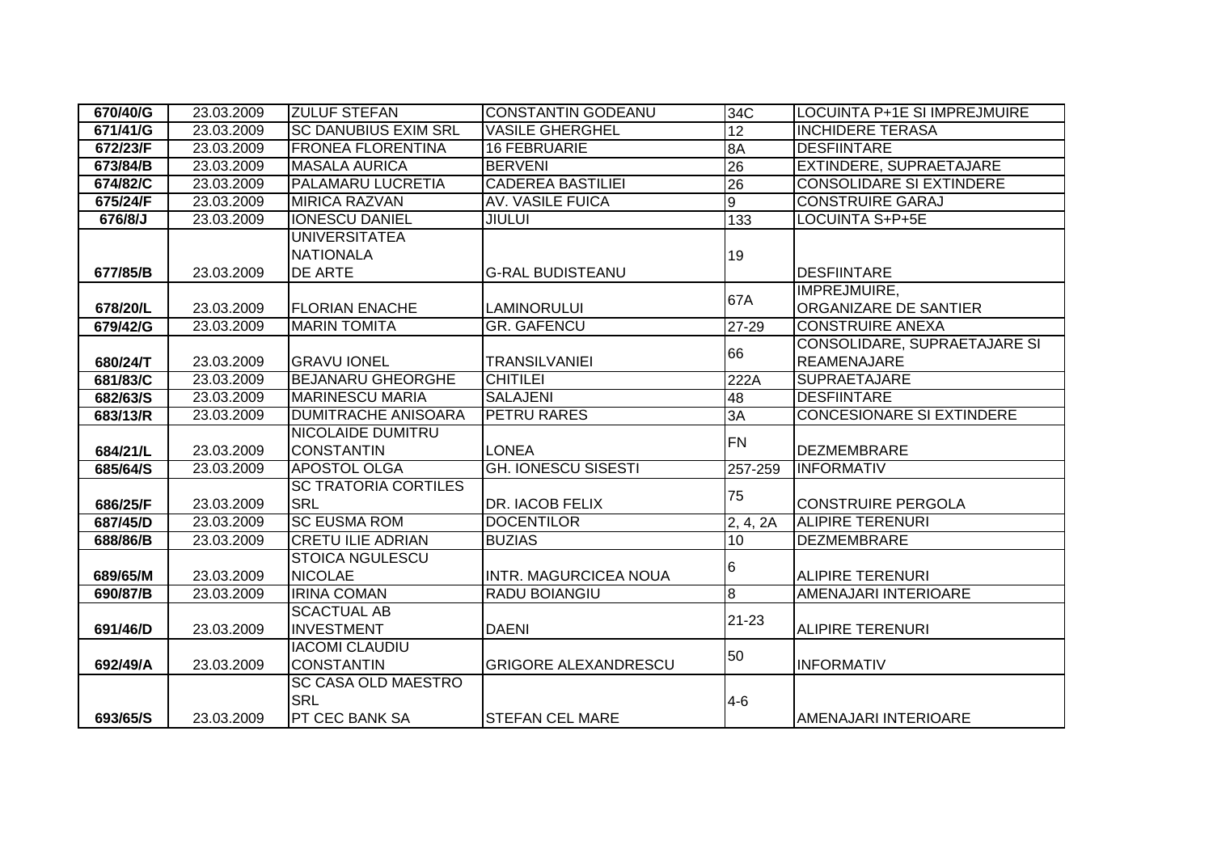| 670/40/G | 23.03.2009 | ZULUF STEFAN | CONSTANTIN GODEANU | 34C | LOCUINTA P+1E SI IMPREJMUIRE |
|---|---|---|---|---|---|
| 671/41/G | 23.03.2009 | SC DANUBIUS EXIM SRL | VASILE GHERGHEL | 12 | INCHIDERE TERASA |
| 672/23/F | 23.03.2009 | FRONEA FLORENTINA | 16 FEBRUARIE | 8A | DESFIINTARE |
| 673/84/B | 23.03.2009 | MASALA AURICA | BERVENI | 26 | EXTINDERE, SUPRAETAJARE |
| 674/82/C | 23.03.2009 | PALAMARU LUCRETIA | CADEREA BASTILIEI | 26 | CONSOLIDARE SI EXTINDERE |
| 675/24/F | 23.03.2009 | MIRICA RAZVAN | AV. VASILE FUICA | 9 | CONSTRUIRE GARAJ |
| 676/8/J | 23.03.2009 | IONESCU DANIEL | JIULUI | 133 | LOCUINTA S+P+5E |
| 677/85/B | 23.03.2009 | UNIVERSITATEA NATIONALA DE ARTE | G-RAL BUDISTEANU | 19 | DESFIINTARE |
| 678/20/L | 23.03.2009 | FLORIAN ENACHE | LAMINORULUI | 67A | IMPREJMUIRE, ORGANIZARE DE SANTIER |
| 679/42/G | 23.03.2009 | MARIN TOMITA | GR. GAFENCU | 27-29 | CONSTRUIRE ANEXA |
| 680/24/T | 23.03.2009 | GRAVU IONEL | TRANSILVANIEI | 66 | CONSOLIDARE, SUPRAETAJARE SI REAMENAJARE |
| 681/83/C | 23.03.2009 | BEJANARU GHEORGHE | CHITILEI | 222A | SUPRAETAJARE |
| 682/63/S | 23.03.2009 | MARINESCU MARIA | SALAJENI | 48 | DESFIINTARE |
| 683/13/R | 23.03.2009 | DUMITRACHE ANISOARA | PETRU RARES | 3A | CONCESIONARE SI EXTINDERE |
| 684/21/L | 23.03.2009 | NICOLAIDE DUMITRU CONSTANTIN | LONEA | FN | DEZMEMBRARE |
| 685/64/S | 23.03.2009 | APOSTOL OLGA | GH. IONESCU SISESTI | 257-259 | INFORMATIV |
| 686/25/F | 23.03.2009 | SC TRATORIA CORTILES SRL | DR. IACOB FELIX | 75 | CONSTRUIRE PERGOLA |
| 687/45/D | 23.03.2009 | SC EUSMA ROM | DOCENTILOR | 2, 4, 2A | ALIPIRE TERENURI |
| 688/86/B | 23.03.2009 | CRETU ILIE ADRIAN | BUZIAS | 10 | DEZMEMBRARE |
| 689/65/M | 23.03.2009 | STOICA NGULESCU NICOLAE | INTR. MAGURCICEA NOUA | 6 | ALIPIRE TERENURI |
| 690/87/B | 23.03.2009 | IRINA COMAN | RADU BOIANGIU | 8 | AMENAJARI INTERIOARE |
| 691/46/D | 23.03.2009 | SCACTUAL AB INVESTMENT | DAENI | 21-23 | ALIPIRE TERENURI |
| 692/49/A | 23.03.2009 | IACOMI CLAUDIU CONSTANTIN | GRIGORE ALEXANDRESCU | 50 | INFORMATIV |
| 693/65/S | 23.03.2009 | SC CASA OLD MAESTRO SRL PT CEC BANK SA | STEFAN CEL MARE | 4-6 | AMENAJARI INTERIOARE |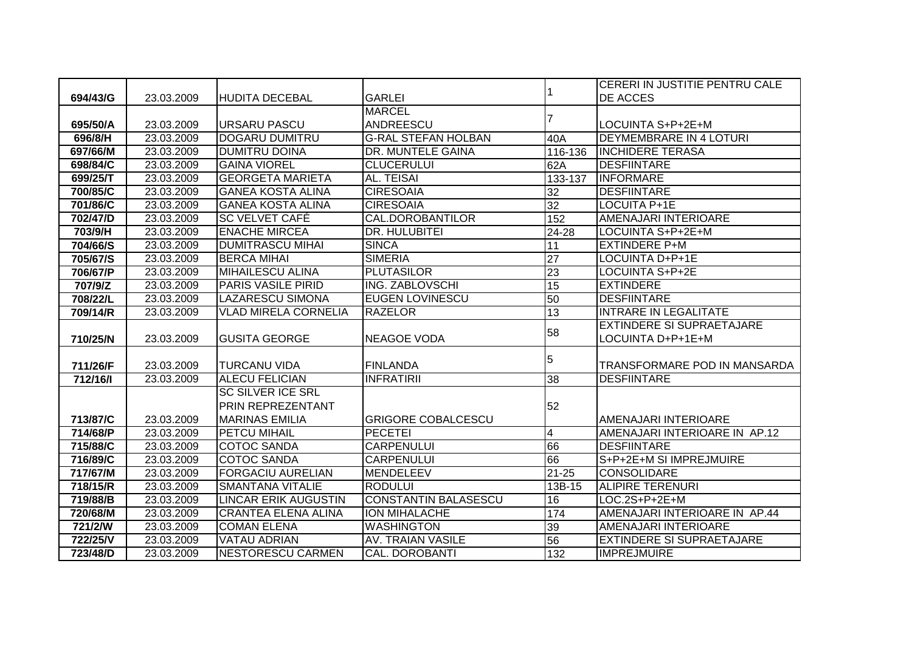| | | | | | |
|---|---|---|---|---|---|
| 694/43/G | 23.03.2009 | HUDITA DECEBAL | GARLEI | 1 | CERERI IN JUSTITIE PENTRU CALE DE ACCES |
| 695/50/A | 23.03.2009 | URSARU PASCU | MARCEL ANDREESCU | 7 | LOCUINTA S+P+2E+M |
| 696/8/H | 23.03.2009 | DOGARU DUMITRU | G-RAL STEFAN HOLBAN | 40A | DEYMEMBRARE IN 4 LOTURI |
| 697/66/M | 23.03.2009 | DUMITRU DOINA | DR. MUNTELE GAINA | 116-136 | INCHIDERE TERASA |
| 698/84/C | 23.03.2009 | GAINA VIOREL | CLUCERULUI | 62A | DESFIINTARE |
| 699/25/T | 23.03.2009 | GEORGETA MARIETA | AL. TEISAI | 133-137 | INFORMARE |
| 700/85/C | 23.03.2009 | GANEA KOSTA ALINA | CIRESOAIA | 32 | DESFIINTARE |
| 701/86/C | 23.03.2009 | GANEA KOSTA ALINA | CIRESOAIA | 32 | LOCUITA P+1E |
| 702/47/D | 23.03.2009 | SC VELVET CAFÉ | CAL.DOROBANTILOR | 152 | AMENAJARI INTERIOARE |
| 703/9/H | 23.03.2009 | ENACHE MIRCEA | DR. HULUBITEI | 24-28 | LOCUINTA S+P+2E+M |
| 704/66/S | 23.03.2009 | DUMITRASCU MIHAI | SINCA | 11 | EXTINDERE P+M |
| 705/67/S | 23.03.2009 | BERCA MIHAI | SIMERIA | 27 | LOCUINTA D+P+1E |
| 706/67/P | 23.03.2009 | MIHAILESCU ALINA | PLUTASILOR | 23 | LOCUINTA S+P+2E |
| 707/9/Z | 23.03.2009 | PARIS VASILE PIRID | ING. ZABLOVSCHI | 15 | EXTINDERE |
| 708/22/L | 23.03.2009 | LAZARESCU SIMONA | EUGEN LOVINESCU | 50 | DESFIINTARE |
| 709/14/R | 23.03.2009 | VLAD MIRELA CORNELIA | RAZELOR | 13 | INTRARE IN LEGALITATE |
| 710/25/N | 23.03.2009 | GUSITA GEORGE | NEAGOE VODA | 58 | EXTINDERE SI SUPRAETAJARE LOCUINTA D+P+1E+M |
| 711/26/F | 23.03.2009 | TURCANU VIDA | FINLANDA | 5 | TRANSFORMARE POD IN MANSARDA |
| 712/16/I | 23.03.2009 | ALECU FELICIAN | INFRATIRII | 38 | DESFIINTARE |
| 713/87/C | 23.03.2009 | SC SILVER ICE SRL PRIN REPREZENTANT MARINAS EMILIA | GRIGORE COBALCESCU | 52 | AMENAJARI INTERIOARE |
| 714/68/P | 23.03.2009 | PETCU MIHAIL | PECETEI | 4 | AMENAJARI INTERIOARE IN AP.12 |
| 715/88/C | 23.03.2009 | COTOC SANDA | CARPENULUI | 66 | DESFIINTARE |
| 716/89/C | 23.03.2009 | COTOC SANDA | CARPENULUI | 66 | S+P+2E+M SI IMPREJMUIRE |
| 717/67/M | 23.03.2009 | FORGACIU AURELIAN | MENDELEEV | 21-25 | CONSOLIDARE |
| 718/15/R | 23.03.2009 | SMANTANA VITALIE | RODULUI | 13B-15 | ALIPIRE TERENURI |
| 719/88/B | 23.03.2009 | LINCAR ERIK AUGUSTIN | CONSTANTIN BALASESCU | 16 | LOC.2S+P+2E+M |
| 720/68/M | 23.03.2009 | CRANTEA ELENA ALINA | ION MIHALACHE | 174 | AMENAJARI INTERIOARE IN AP.44 |
| 721/2/W | 23.03.2009 | COMAN ELENA | WASHINGTON | 39 | AMENAJARI INTERIOARE |
| 722/25/V | 23.03.2009 | VATAU ADRIAN | AV. TRAIAN VASILE | 56 | EXTINDERE SI SUPRAETAJARE |
| 723/48/D | 23.03.2009 | NESTORESCU CARMEN | CAL. DOROBANTI | 132 | IMPREJMUIRE |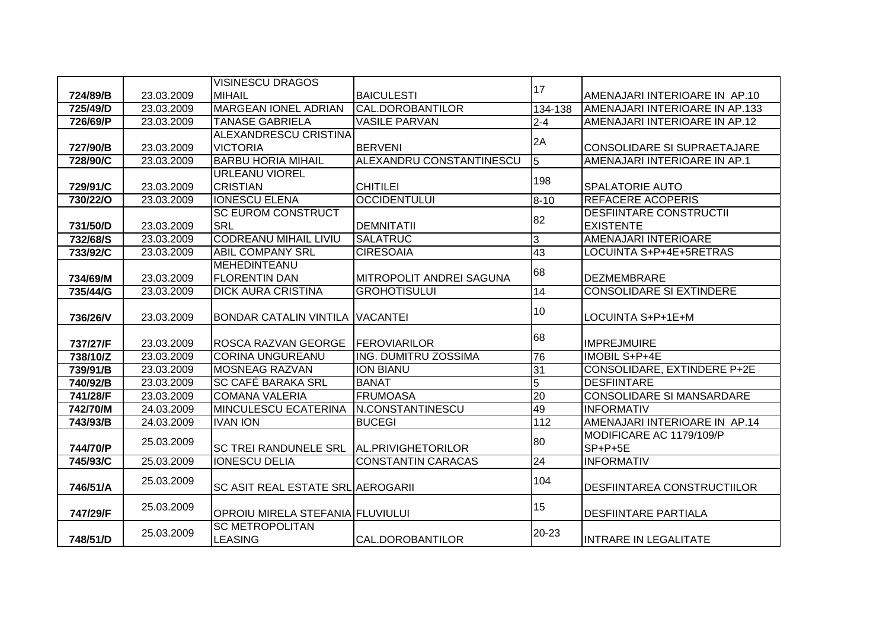| 724/89/B | 23.03.2009 | VISINESCU DRAGOS MIHAIL | BAICULESTI | 17 | AMENAJARI INTERIOARE IN AP.10 |
|---|---|---|---|---|---|
| 725/49/D | 23.03.2009 | MARGEAN IONEL ADRIAN | CAL.DOROBANTILOR | 134-138 | AMENAJARI INTERIOARE IN AP.133 |
| 726/69/P | 23.03.2009 | TANASE GABRIELA | VASILE PARVAN | 2-4 | AMENAJARI INTERIOARE IN AP.12 |
| 727/90/B | 23.03.2009 | ALEXANDRESCU CRISTINA VICTORIA | BERVENI | 2A | CONSOLIDARE SI SUPRAETAJARE |
| 728/90/C | 23.03.2009 | BARBU HORIA MIHAIL | ALEXANDRU CONSTANTINESCU | 5 | AMENAJARI INTERIOARE IN AP.1 |
| 729/91/C | 23.03.2009 | URLEANU VIOREL CRISTIAN | CHITILEI | 198 | SPALATORIE AUTO |
| 730/22/O | 23.03.2009 | IONESCU ELENA | OCCIDENTULUI | 8-10 | REFACERE ACOPERIS |
| 731/50/D | 23.03.2009 | SC EUROM CONSTRUCT SRL | DEMNITATII | 82 | DESFIINTARE CONSTRUCTII EXISTENTE |
| 732/68/S | 23.03.2009 | CODREANU MIHAIL LIVIU | SALATRUC | 3 | AMENAJARI INTERIOARE |
| 733/92/C | 23.03.2009 | ABIL COMPANY SRL | CIRESOAIA | 43 | LOCUINTA S+P+4E+5RETRAS |
| 734/69/M | 23.03.2009 | MEHEDINTEANU FLORENTIN DAN | MITROPOLIT ANDREI SAGUNA | 68 | DEZMEMBRARE |
| 735/44/G | 23.03.2009 | DICK AURA CRISTINA | GROHOTISULUI | 14 | CONSOLIDARE SI EXTINDERE |
| 736/26/V | 23.03.2009 | BONDAR CATALIN VINTILA | VACANTEI | 10 | LOCUINTA S+P+1E+M |
| 737/27/F | 23.03.2009 | ROSCA RAZVAN GEORGE | FEROVIARILOR | 68 | IMPREJMUIRE |
| 738/10/Z | 23.03.2009 | CORINA UNGUREANU | ING. DUMITRU ZOSSIMA | 76 | IMOBIL S+P+4E |
| 739/91/B | 23.03.2009 | MOSNEAG RAZVAN | ION BIANU | 31 | CONSOLIDARE, EXTINDERE P+2E |
| 740/92/B | 23.03.2009 | SC CAFÉ BARAKA SRL | BANAT | 5 | DESFIINTARE |
| 741/28/F | 23.03.2009 | COMANA VALERIA | FRUMOASA | 20 | CONSOLIDARE SI MANSARDARE |
| 742/70/M | 24.03.2009 | MINCULESCU ECATERINA | N.CONSTANTINESCU | 49 | INFORMATIV |
| 743/93/B | 24.03.2009 | IVAN ION | BUCEGI | 112 | AMENAJARI INTERIOARE IN AP.14 |
| 744/70/P | 25.03.2009 | SC TREI RANDUNELE SRL | AL.PRIVIGHETORILOR | 80 | MODIFICARE AC 1179/109/P SP+P+5E |
| 745/93/C | 25.03.2009 | IONESCU DELIA | CONSTANTIN CARACAS | 24 | INFORMATIV |
| 746/51/A | 25.03.2009 | SC ASIT REAL ESTATE SRL | AEROGARII | 104 | DESFIINTAREA CONSTRUCTIILOR |
| 747/29/F | 25.03.2009 | OPROIU MIRELA STEFANIA | FLUVIULUI | 15 | DESFIINTARE PARTIALA |
| 748/51/D | 25.03.2009 | SC METROPOLITAN LEASING | CAL.DOROBANTILOR | 20-23 | INTRARE IN LEGALITATE |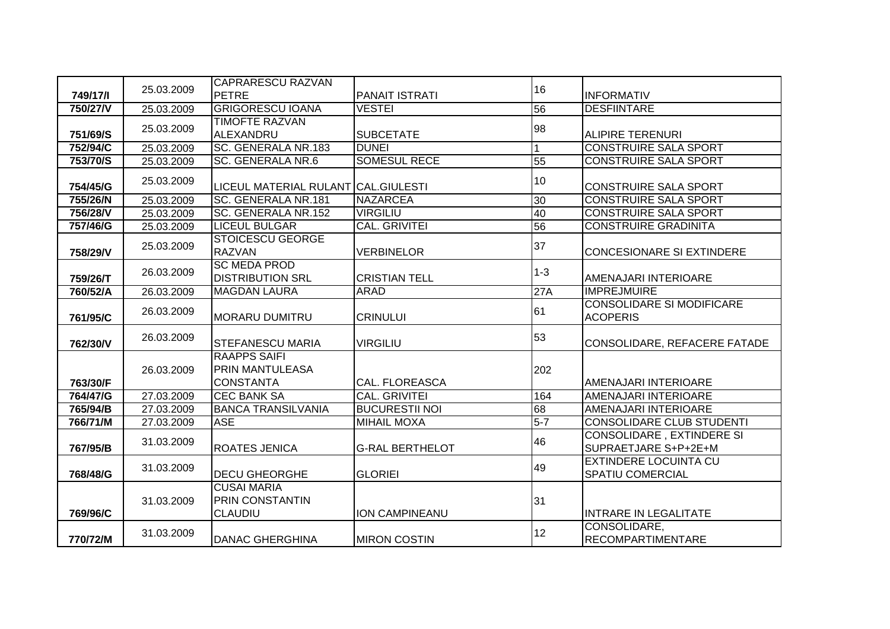| 749/17/I | 25.03.2009 | CAPRARESCU RAZVAN PETRE | PANAIT ISTRATI | 16 | INFORMATIV |
|---|---|---|---|---|---|
| 750/27/V | 25.03.2009 | GRIGORESCU IOANA | VESTEI | 56 | DESFIINTARE |
| 751/69/S | 25.03.2009 | TIMOFTE RAZVAN ALEXANDRU | SUBCETATE | 98 | ALIPIRE TERENURI |
| 752/94/C | 25.03.2009 | SC. GENERALA NR.183 | DUNEI | 1 | CONSTRUIRE SALA SPORT |
| 753/70/S | 25.03.2009 | SC. GENERALA NR.6 | SOMESUL RECE | 55 | CONSTRUIRE SALA SPORT |
| 754/45/G | 25.03.2009 | LICEUL MATERIAL RULANT | CAL.GIULESTI | 10 | CONSTRUIRE SALA SPORT |
| 755/26/N | 25.03.2009 | SC. GENERALA NR.181 | NAZARCEA | 30 | CONSTRUIRE SALA SPORT |
| 756/28/V | 25.03.2009 | SC. GENERALA NR.152 | VIRGILIU | 40 | CONSTRUIRE SALA SPORT |
| 757/46/G | 25.03.2009 | LICEUL BULGAR | CAL. GRIVITEI | 56 | CONSTRUIRE GRADINITA |
| 758/29/V | 25.03.2009 | STOICESCU GEORGE RAZVAN | VERBINELOR | 37 | CONCESIONARE SI EXTINDERE |
| 759/26/T | 26.03.2009 | SC MEDA PROD DISTRIBUTION SRL | CRISTIAN TELL | 1-3 | AMENAJARI INTERIOARE |
| 760/52/A | 26.03.2009 | MAGDAN LAURA | ARAD | 27A | IMPREJMUIRE |
| 761/95/C | 26.03.2009 | MORARU DUMITRU | CRINULUI | 61 | CONSOLIDARE SI MODIFICARE ACOPERIS |
| 762/30/V | 26.03.2009 | STEFANESCU MARIA | VIRGILIU | 53 | CONSOLIDARE, REFACERE FATADE |
| 763/30/F | 26.03.2009 | RAAPPS SAIFI PRIN MANTULEASA CONSTANTA | CAL. FLOREASCA | 202 | AMENAJARI INTERIOARE |
| 764/47/G | 27.03.2009 | CEC BANK SA | CAL. GRIVITEI | 164 | AMENAJARI INTERIOARE |
| 765/94/B | 27.03.2009 | BANCA TRANSILVANIA | BUCURESTII NOI | 68 | AMENAJARI INTERIOARE |
| 766/71/M | 27.03.2009 | ASE | MIHAIL MOXA | 5-7 | CONSOLIDARE CLUB STUDENTI |
| 767/95/B | 31.03.2009 | ROATES JENICA | G-RAL BERTHELOT | 46 | CONSOLIDARE , EXTINDERE SI SUPRAETJARE S+P+2E+M |
| 768/48/G | 31.03.2009 | DECU GHEORGHE | GLORIEI | 49 | EXTINDERE LOCUINTA CU SPATIU COMERCIAL |
| 769/96/C | 31.03.2009 | CUSAI MARIA PRIN CONSTANTIN CLAUDIU | ION CAMPINEANU | 31 | INTRARE IN LEGALITATE |
| 770/72/M | 31.03.2009 | DANAC GHERGHINA | MIRON COSTIN | 12 | CONSOLIDARE, RECOMPARTIMENTARE |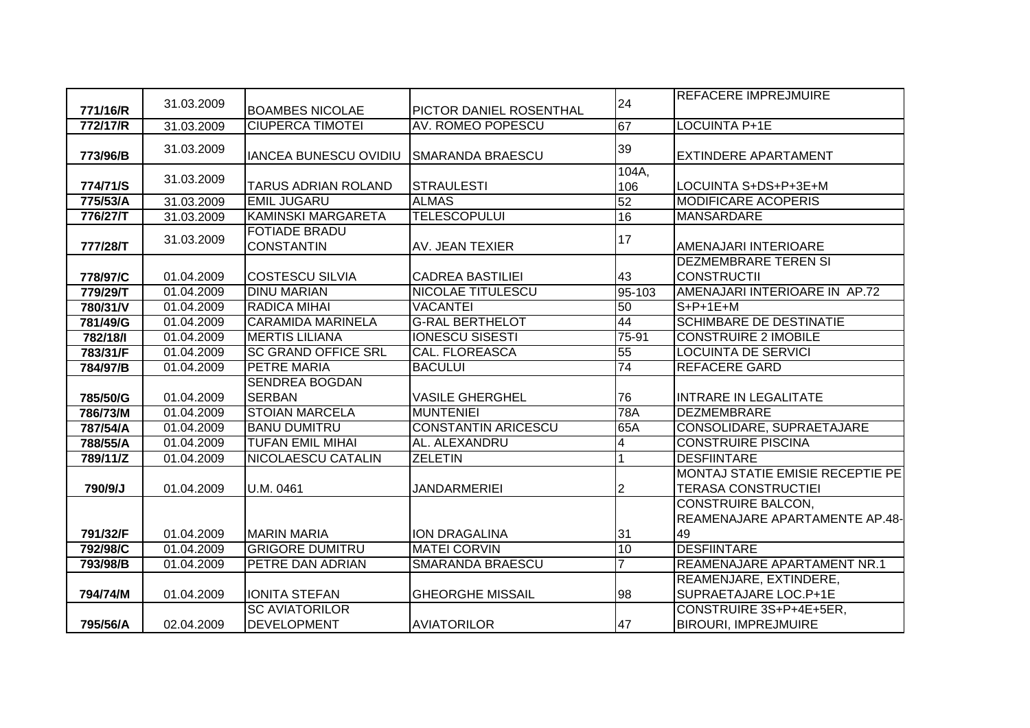| | | | | | |
|---|---|---|---|---|---|
| 771/16/R | 31.03.2009 | BOAMBES NICOLAE | PICTOR DANIEL ROSENTHAL | 24 | REFACERE IMPREJMUIRE |
| 772/17/R | 31.03.2009 | CIUPERCA TIMOTEI | AV. ROMEO POPESCU | 67 | LOCUINTA P+1E |
| 773/96/B | 31.03.2009 | IANCEA BUNESCU OVIDIU | SMARANDA BRAESCU | 39 | EXTINDERE APARTAMENT |
| 774/71/S | 31.03.2009 | TARUS ADRIAN ROLAND | STRAULESTI | 104A, 106 | LOCUINTA S+DS+P+3E+M |
| 775/53/A | 31.03.2009 | EMIL JUGARU | ALMAS | 52 | MODIFICARE ACOPERIS |
| 776/27/T | 31.03.2009 | KAMINSKI MARGARETA | TELESCOPULUI | 16 | MANSARDARE |
| 777/28/T | 31.03.2009 | FOTIADE BRADU CONSTANTIN | AV. JEAN TEXIER | 17 | AMENAJARI INTERIOARE |
| 778/97/C | 01.04.2009 | COSTESCU SILVIA | CADREA BASTILIEI | 43 | DEZMEMBRARE TEREN SI CONSTRUCTII |
| 779/29/T | 01.04.2009 | DINU MARIAN | NICOLAE TITULESCU | 95-103 | AMENAJARI INTERIOARE IN AP.72 |
| 780/31/V | 01.04.2009 | RADICA MIHAI | VACANTEI | 50 | S+P+1E+M |
| 781/49/G | 01.04.2009 | CARAMIDA MARINELA | G-RAL BERTHELOT | 44 | SCHIMBARE DE DESTINATIE |
| 782/18/I | 01.04.2009 | MERTIS LILIANA | IONESCU SISESTI | 75-91 | CONSTRUIRE 2 IMOBILE |
| 783/31/F | 01.04.2009 | SC GRAND OFFICE SRL | CAL. FLOREASCA | 55 | LOCUINTA DE SERVICI |
| 784/97/B | 01.04.2009 | PETRE MARIA | BACULUI | 74 | REFACERE GARD |
| 785/50/G | 01.04.2009 | SENDREA BOGDAN SERBAN | VASILE GHERGHEL | 76 | INTRARE IN LEGALITATE |
| 786/73/M | 01.04.2009 | STOIAN MARCELA | MUNTENIEI | 78A | DEZMEMBRARE |
| 787/54/A | 01.04.2009 | BANU DUMITRU | CONSTANTIN ARICESCU | 65A | CONSOLIDARE, SUPRAETAJARE |
| 788/55/A | 01.04.2009 | TUFAN EMIL MIHAI | AL. ALEXANDRU | 4 | CONSTRUIRE PISCINA |
| 789/11/Z | 01.04.2009 | NICOLAESCU CATALIN | ZELETIN | 1 | DESFIINTARE |
| 790/9/J | 01.04.2009 | U.M. 0461 | JANDARMERIEI | 2 | MONTAJ STATIE EMISIE RECEPTIE PE TERASA CONSTRUCTIEI |
| 791/32/F | 01.04.2009 | MARIN MARIA | ION DRAGALINA | 31 | CONSTRUIRE BALCON, REAMENAJARE APARTAMENTE AP.48-49 |
| 792/98/C | 01.04.2009 | GRIGORE DUMITRU | MATEI CORVIN | 10 | DESFIINTARE |
| 793/98/B | 01.04.2009 | PETRE DAN ADRIAN | SMARANDA BRAESCU | 7 | REAMENAJARE APARTAMENT NR.1 |
| 794/74/M | 01.04.2009 | IONITA STEFAN | GHEORGHE MISSAIL | 98 | REAMENJARE, EXTINDERE, SUPRAETAJARE LOC.P+1E |
| 795/56/A | 02.04.2009 | SC AVIATORILOR DEVELOPMENT | AVIATORILOR | 47 | CONSTRUIRE 3S+P+4E+5ER, BIROURI, IMPREJMUIRE |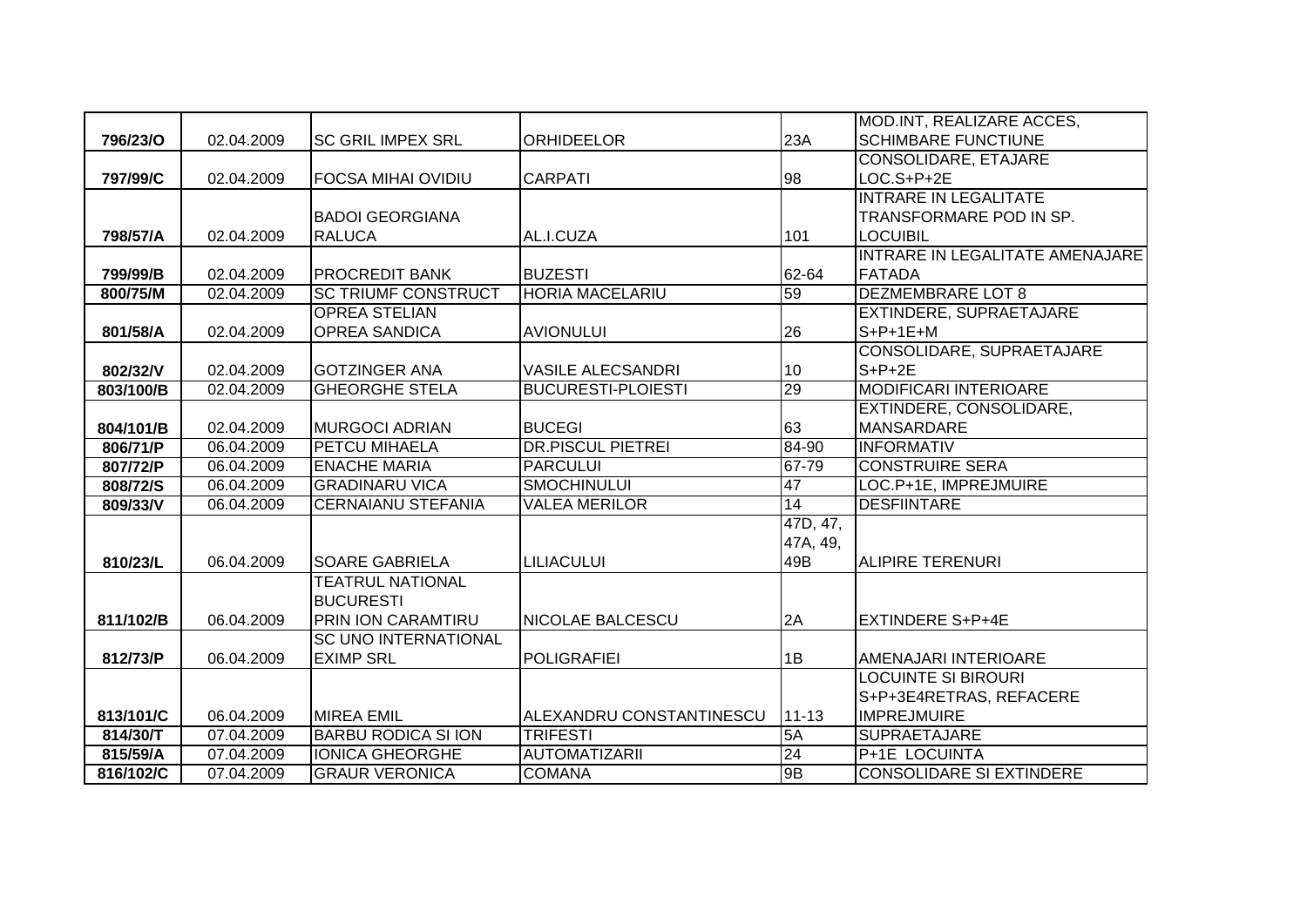| | | | | | |
|---|---|---|---|---|---|
| 796/23/O | 02.04.2009 | SC GRIL IMPEX SRL | ORHIDEELOR | 23A | MOD.INT, REALIZARE ACCES, SCHIMBARE FUNCTIUNE |
| 797/99/C | 02.04.2009 | FOCSA MIHAI OVIDIU | CARPATI | 98 | CONSOLIDARE, ETAJARE LOC.S+P+2E |
| 798/57/A | 02.04.2009 | BADOI GEORGIANA RALUCA | AL.I.CUZA | 101 | INTRARE IN LEGALITATE TRANSFORMARE POD IN SP. LOCUIBIL |
| 799/99/B | 02.04.2009 | PROCREDIT BANK | BUZESTI | 62-64 | INTRARE IN LEGALITATE AMENAJARE FATADA |
| 800/75/M | 02.04.2009 | SC TRIUMF CONSTRUCT | HORIA MACELARIU | 59 | DEZMEMBRARE LOT 8 |
| 801/58/A | 02.04.2009 | OPREA STELIAN OPREA SANDICA | AVIONULUI | 26 | EXTINDERE, SUPRAETAJARE S+P+1E+M |
| 802/32/V | 02.04.2009 | GOTZINGER ANA | VASILE ALECSANDRI | 10 | CONSOLIDARE, SUPRAETAJARE S+P+2E |
| 803/100/B | 02.04.2009 | GHEORGHE STELA | BUCURESTI-PLOIESTI | 29 | MODIFICARI INTERIOARE |
| 804/101/B | 02.04.2009 | MURGOCI ADRIAN | BUCEGI | 63 | EXTINDERE, CONSOLIDARE, MANSARDARE |
| 806/71/P | 06.04.2009 | PETCU MIHAELA | DR.PISCUL PIETREI | 84-90 | INFORMATIV |
| 807/72/P | 06.04.2009 | ENACHE MARIA | PARCULUI | 67-79 | CONSTRUIRE SERA |
| 808/72/S | 06.04.2009 | GRADINARU VICA | SMOCHINULUI | 47 | LOC.P+1E, IMPREJMUIRE |
| 809/33/V | 06.04.2009 | CERNAIANU STEFANIA | VALEA MERILOR | 14 | DESFIINTARE |
| 810/23/L | 06.04.2009 | SOARE GABRIELA | LILIACULUI | 47D, 47, 47A, 49, 49B | ALIPIRE TERENURI |
| 811/102/B | 06.04.2009 | TEATRUL NATIONAL BUCURESTI PRIN ION CARAMTIRU | NICOLAE BALCESCU | 2A | EXTINDERE S+P+4E |
| 812/73/P | 06.04.2009 | SC UNO INTERNATIONAL EXIMP SRL | POLIGRAFIEI | 1B | AMENAJARI INTERIOARE |
| 813/101/C | 06.04.2009 | MIREA EMIL | ALEXANDRU CONSTANTINESCU | 11-13 | LOCUINTE SI BIROURI S+P+3E4RETRAS, REFACERE IMPREJMUIRE |
| 814/30/T | 07.04.2009 | BARBU RODICA SI ION | TRIFESTI | 5A | SUPRAETAJARE |
| 815/59/A | 07.04.2009 | IONICA GHEORGHE | AUTOMATIZARII | 24 | P+1E LOCUINTA |
| 816/102/C | 07.04.2009 | GRAUR VERONICA | COMANA | 9B | CONSOLIDARE SI EXTINDERE |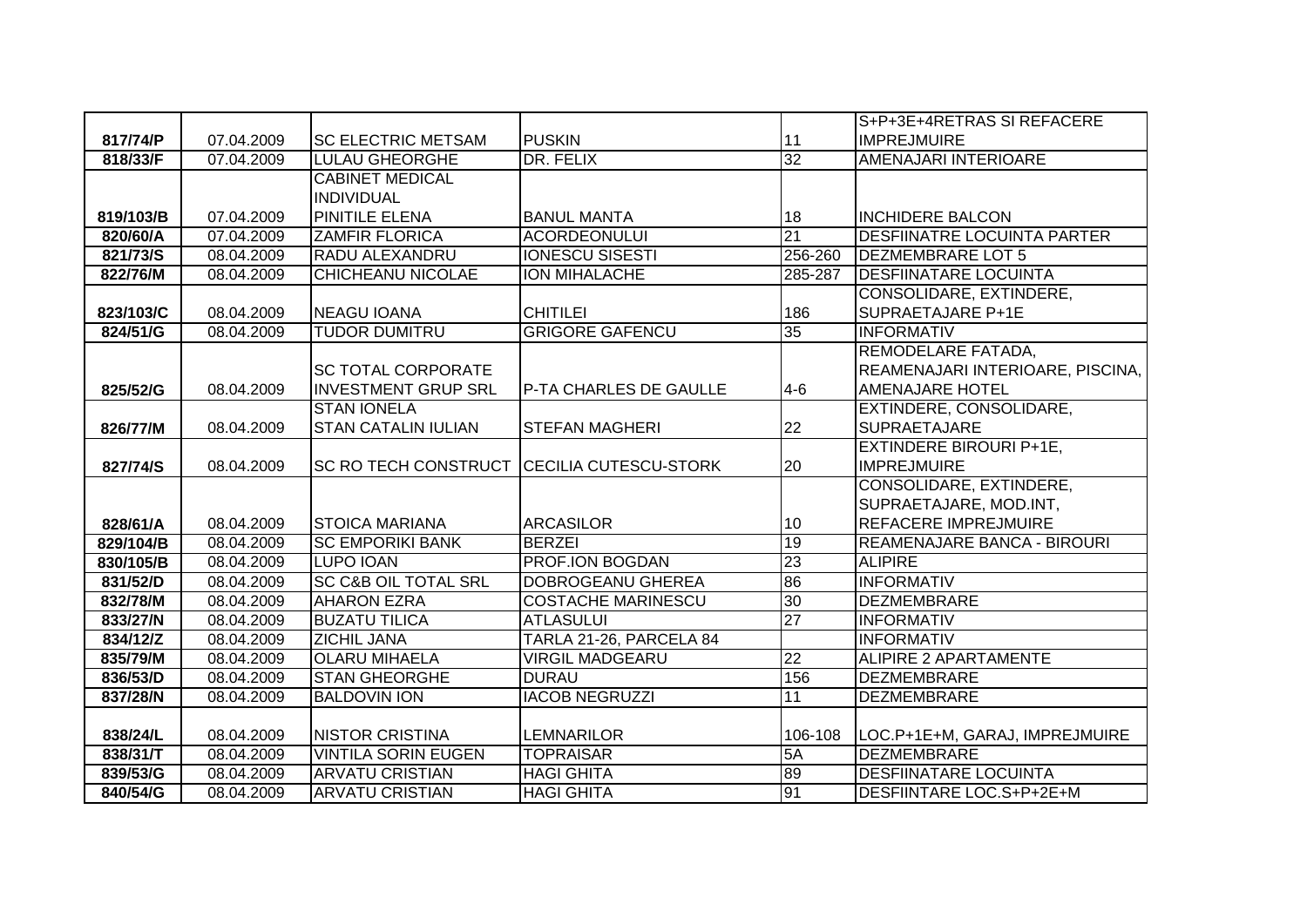| | | | | | |
|---|---|---|---|---|---|
| 817/74/P | 07.04.2009 | SC ELECTRIC METSAM | PUSKIN | 11 | S+P+3E+4RETRAS SI REFACERE IMPREJMUIRE |
| 818/33/F | 07.04.2009 | LULAU GHEORGHE | DR. FELIX | 32 | AMENAJARI INTERIOARE |
| 819/103/B | 07.04.2009 | CABINET MEDICAL INDIVIDUAL PINITILE ELENA | BANUL MANTA | 18 | INCHIDERE BALCON |
| 820/60/A | 07.04.2009 | ZAMFIR FLORICA | ACORDEONULUI | 21 | DESFIINATRE LOCUINTA PARTER |
| 821/73/S | 08.04.2009 | RADU ALEXANDRU | IONESCU SISESTI | 256-260 | DEZMEMBRARE LOT 5 |
| 822/76/M | 08.04.2009 | CHICHEANU NICOLAE | ION MIHALACHE | 285-287 | DESFIINATARE LOCUINTA |
| 823/103/C | 08.04.2009 | NEAGU IOANA | CHITILEI | 186 | CONSOLIDARE, EXTINDERE, SUPRAETAJARE P+1E |
| 824/51/G | 08.04.2009 | TUDOR DUMITRU | GRIGORE GAFENCU | 35 | INFORMATIV |
| 825/52/G | 08.04.2009 | SC TOTAL CORPORATE INVESTMENT GRUP SRL | P-TA CHARLES DE GAULLE | 4-6 | REMODELARE FATADA, REAMENAJARI INTERIOARE, PISCINA, AMENAJARE HOTEL |
| 826/77/M | 08.04.2009 | STAN IONELA STAN CATALIN IULIAN | STEFAN MAGHERI | 22 | EXTINDERE, CONSOLIDARE, SUPRAETAJARE |
| 827/74/S | 08.04.2009 | SC RO TECH CONSTRUCT | CECILIA CUTESCU-STORK | 20 | EXTINDERE BIROURI P+1E, IMPREJMUIRE |
| 828/61/A | 08.04.2009 | STOICA MARIANA | ARCASILOR | 10 | CONSOLIDARE, EXTINDERE, SUPRAETAJARE, MOD.INT, REFACERE IMPREJMUIRE |
| 829/104/B | 08.04.2009 | SC EMPORIKI BANK | BERZEI | 19 | REAMENAJARE BANCA - BIROURI |
| 830/105/B | 08.04.2009 | LUPO IOAN | PROF.ION BOGDAN | 23 | ALIPIRE |
| 831/52/D | 08.04.2009 | SC C&B OIL TOTAL SRL | DOBROGEANU GHEREA | 86 | INFORMATIV |
| 832/78/M | 08.04.2009 | AHARON EZRA | COSTACHE MARINESCU | 30 | DEZMEMBRARE |
| 833/27/N | 08.04.2009 | BUZATU TILICA | ATLASULUI | 27 | INFORMATIV |
| 834/12/Z | 08.04.2009 | ZICHIL JANA | TARLA 21-26, PARCELA 84 | | INFORMATIV |
| 835/79/M | 08.04.2009 | OLARU MIHAELA | VIRGIL MADGEARU | 22 | ALIPIRE 2 APARTAMENTE |
| 836/53/D | 08.04.2009 | STAN GHEORGHE | DURAU | 156 | DEZMEMBRARE |
| 837/28/N | 08.04.2009 | BALDOVIN ION | IACOB NEGRUZZI | 11 | DEZMEMBRARE |
| 838/24/L | 08.04.2009 | NISTOR CRISTINA | LEMNARILOR | 106-108 | LOC.P+1E+M, GARAJ, IMPREJMUIRE |
| 838/31/T | 08.04.2009 | VINTILA SORIN EUGEN | TOPRAISAR | 5A | DEZMEMBRARE |
| 839/53/G | 08.04.2009 | ARVATU CRISTIAN | HAGI GHITA | 89 | DESFIINATARE LOCUINTA |
| 840/54/G | 08.04.2009 | ARVATU CRISTIAN | HAGI GHITA | 91 | DESFIINTARE LOC.S+P+2E+M |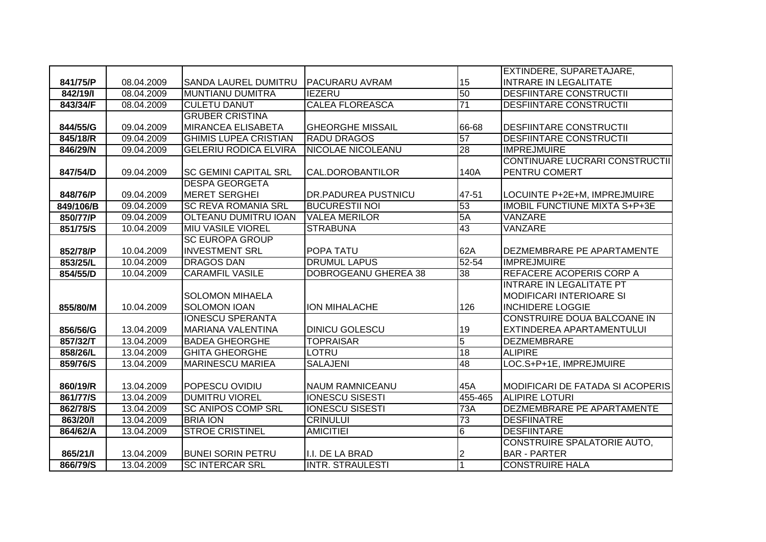| | | | | | |
|---|---|---|---|---|---|
| 841/75/P | 08.04.2009 | SANDA LAUREL DUMITRU | PACURARU AVRAM | 15 | EXTINDERE, SUPARETAJARE, INTRARE IN LEGALITATE |
| 842/19/I | 08.04.2009 | MUNTIANU DUMITRA | IEZERU | 50 | DESFIINTARE CONSTRUCTII |
| 843/34/F | 08.04.2009 | CULETU DANUT | CALEA FLOREASCA | 71 | DESFIINTARE CONSTRUCTII |
| 844/55/G | 09.04.2009 | GRUBER CRISTINA MIRANCEA ELISABETA | GHEORGHE MISSAIL | 66-68 | DESFIINTARE CONSTRUCTII |
| 845/18/R | 09.04.2009 | GHIMIS LUPEA CRISTIAN | RADU DRAGOS | 57 | DESFIINTARE CONSTRUCTII |
| 846/29/N | 09.04.2009 | GELERIU RODICA ELVIRA | NICOLAE NICOLEANU | 28 | IMPREJMUIRE |
| 847/54/D | 09.04.2009 | SC GEMINI CAPITAL SRL | CAL.DOROBANTILOR | 140A | CONTINUARE LUCRARI CONSTRUCTII PENTRU COMERT |
| 848/76/P | 09.04.2009 | DESPA GEORGETA MERET SERGHEI | DR.PADUREA PUSTNICU | 47-51 | LOCUINTE P+2E+M, IMPREJMUIRE |
| 849/106/B | 09.04.2009 | SC REVA ROMANIA SRL | BUCURESTII NOI | 53 | IMOBIL FUNCTIUNE MIXTA S+P+3E |
| 850/77/P | 09.04.2009 | OLTEANU DUMITRU IOAN | VALEA MERILOR | 5A | VANZARE |
| 851/75/S | 10.04.2009 | MIU VASILE VIOREL | STRABUNA | 43 | VANZARE |
| 852/78/P | 10.04.2009 | SC EUROPA GROUP INVESTMENT SRL | POPA TATU | 62A | DEZMEMBRARE PE APARTAMENTE |
| 853/25/L | 10.04.2009 | DRAGOS DAN | DRUMUL LAPUS | 52-54 | IMPREJMUIRE |
| 854/55/D | 10.04.2009 | CARAMFIL VASILE | DOBROGEANU GHEREA 38 | 38 | REFACERE ACOPERIS CORP A |
| 855/80/M | 10.04.2009 | SOLOMON MIHAELA SOLOMON IOAN | ION MIHALACHE | 126 | INTRARE IN LEGALITATE PT MODIFICARI INTERIOARE SI INCHIDERE LOGGIE |
| 856/56/G | 13.04.2009 | IONESCU SPERANTA MARIANA VALENTINA | DINICU GOLESCU | 19 | CONSTRUIRE DOUA BALCOANE IN EXTINDEREA APARTAMENTULUI |
| 857/32/T | 13.04.2009 | BADEA GHEORGHE | TOPRAISAR | 5 | DEZMEMBRARE |
| 858/26/L | 13.04.2009 | GHITA GHEORGHE | LOTRU | 18 | ALIPIRE |
| 859/76/S | 13.04.2009 | MARINESCU MARIEA | SALAJENI | 48 | LOC.S+P+1E, IMPREJMUIRE |
| 860/19/R | 13.04.2009 | POPESCU OVIDIU | NAUM RAMNICEANU | 45A | MODIFICARI DE FATADA SI ACOPERIS |
| 861/77/S | 13.04.2009 | DUMITRU VIOREL | IONESCU SISESTI | 455-465 | ALIPIRE LOTURI |
| 862/78/S | 13.04.2009 | SC ANIPOS COMP SRL | IONESCU SISESTI | 73A | DEZMEMBRARE PE APARTAMENTE |
| 863/20/I | 13.04.2009 | BRIA ION | CRINULUI | 73 | DESFIINATRE |
| 864/62/A | 13.04.2009 | STROE CRISTINEL | AMICITIEI | 6 | DESFIINTARE |
| 865/21/I | 13.04.2009 | BUNEI SORIN PETRU | I.I. DE LA BRAD | 2 | CONSTRUIRE SPALATORIE AUTO, BAR - PARTER |
| 866/79/S | 13.04.2009 | SC INTERCAR SRL | INTR. STRAULESTI | 1 | CONSTRUIRE HALA |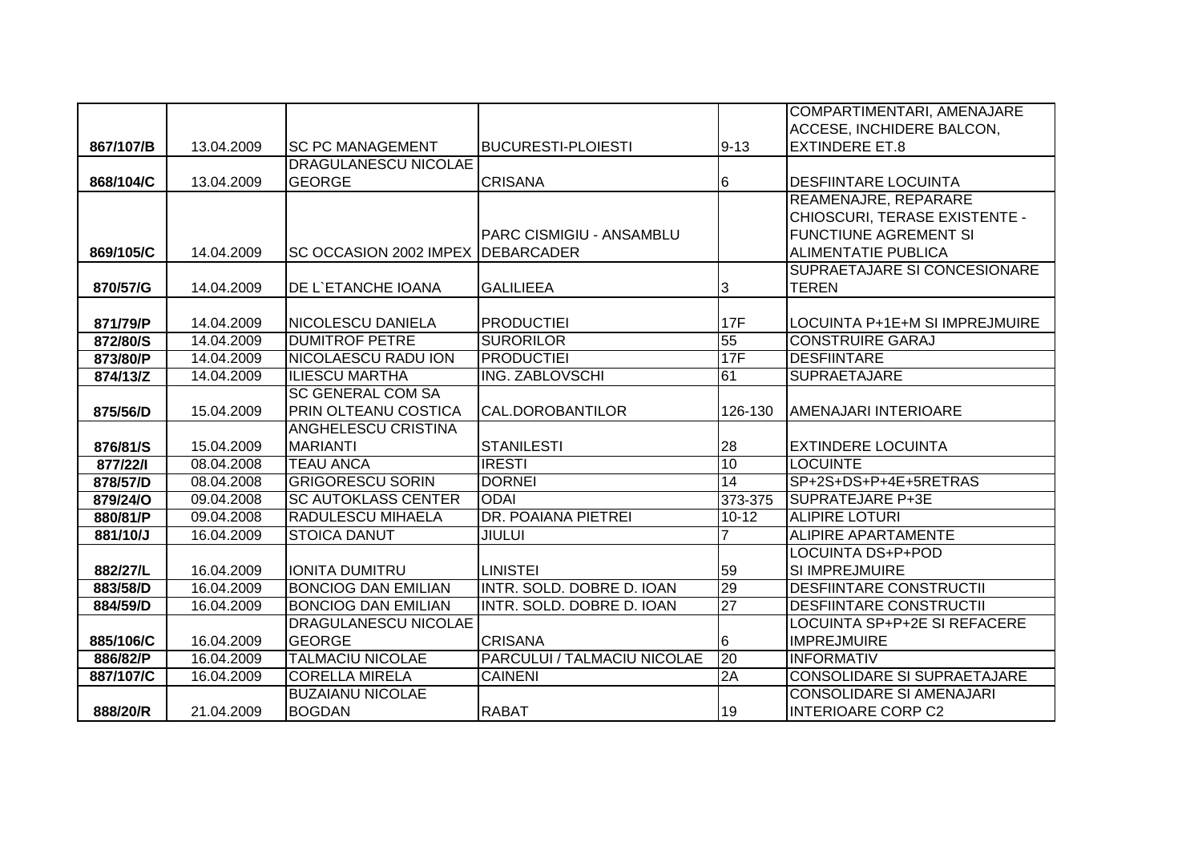| | | | | | |
|---|---|---|---|---|---|
| 867/107/B | 13.04.2009 | SC PC MANAGEMENT | BUCURESTI-PLOIESTI | 9-13 | COMPARTIMENTARI, AMENAJARE ACCESE, INCHIDERE BALCON, EXTINDERE ET.8 |
| 868/104/C | 13.04.2009 | DRAGULANESCU NICOLAE GEORGE | CRISANA | 6 | DESFIINTARE LOCUINTA |
| 869/105/C | 14.04.2009 | SC OCCASION 2002 IMPEX | PARC CISMIGIU - ANSAMBLU DEBARCADER | | REAMENAJRE, REPARARE CHIOSCURI, TERASE EXISTENTE - FUNCTIUNE AGREMENT SI ALIMENTATIE PUBLICA |
| 870/57/G | 14.04.2009 | DE L`ETANCHE IOANA | GALILIEEA | 3 | SUPRAETAJARE SI CONCESIONARE TEREN |
| 871/79/P | 14.04.2009 | NICOLESCU DANIELA | PRODUCTIEI | 17F | LOCUINTA P+1E+M SI IMPREJMUIRE |
| 872/80/S | 14.04.2009 | DUMITROF PETRE | SURORILOR | 55 | CONSTRUIRE GARAJ |
| 873/80/P | 14.04.2009 | NICOLAESCU RADU ION | PRODUCTIEI | 17F | DESFIINTARE |
| 874/13/Z | 14.04.2009 | ILIESCU MARTHA | ING. ZABLOVSCHI | 61 | SUPRAETAJARE |
| 875/56/D | 15.04.2009 | SC GENERAL COM SA PRIN OLTEANU COSTICA | CAL.DOROBANTILOR | 126-130 | AMENAJARI INTERIOARE |
| 876/81/S | 15.04.2009 | ANGHELESCU CRISTINA MARIANTI | STANILESTI | 28 | EXTINDERE LOCUINTA |
| 877/22/I | 08.04.2008 | TEAU ANCA | IRESTI | 10 | LOCUINTE |
| 878/57/D | 08.04.2008 | GRIGORESCU SORIN | DORNEI | 14 | SP+2S+DS+P+4E+5RETRAS |
| 879/24/O | 09.04.2008 | SC AUTOKLASS CENTER | ODAI | 373-375 | SUPRATEJARE P+3E |
| 880/81/P | 09.04.2008 | RADULESCU MIHAELA | DR. POAIANA PIETREI | 10-12 | ALIPIRE LOTURI |
| 881/10/J | 16.04.2009 | STOICA DANUT | JIULUI | 7 | ALIPIRE APARTAMENTE |
| 882/27/L | 16.04.2009 | IONITA DUMITRU | LINISTEI | 59 | LOCUINTA DS+P+POD SI IMPREJMUIRE |
| 883/58/D | 16.04.2009 | BONCIOG DAN EMILIAN | INTR. SOLD. DOBRE D. IOAN | 29 | DESFIINTARE CONSTRUCTII |
| 884/59/D | 16.04.2009 | BONCIOG DAN EMILIAN | INTR. SOLD. DOBRE D. IOAN | 27 | DESFIINTARE CONSTRUCTII |
| 885/106/C | 16.04.2009 | DRAGULANESCU NICOLAE GEORGE | CRISANA | 6 | LOCUINTA SP+P+2E SI REFACERE IMPREJMUIRE |
| 886/82/P | 16.04.2009 | TALMACIU NICOLAE | PARCULUI / TALMACIU NICOLAE | 20 | INFORMATIV |
| 887/107/C | 16.04.2009 | CORELLA MIRELA | CAINENI | 2A | CONSOLIDARE SI SUPRAETAJARE |
| 888/20/R | 21.04.2009 | BUZAIANU NICOLAE BOGDAN | RABAT | 19 | CONSOLIDARE SI AMENAJARI INTERIOARE CORP C2 |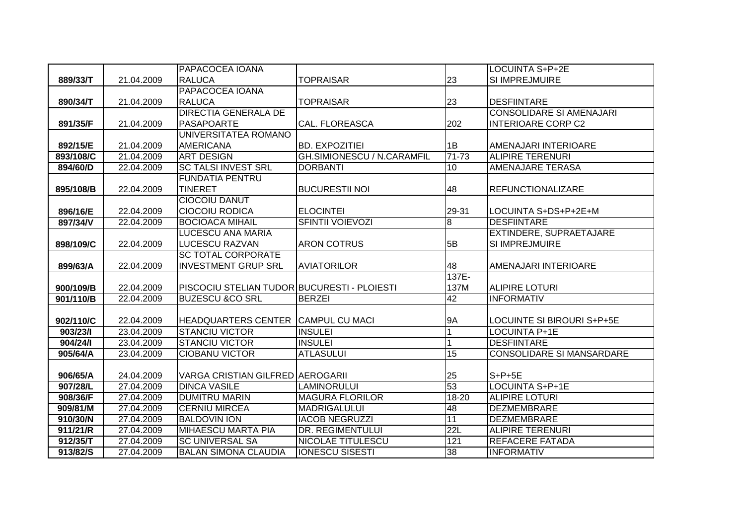| | | | | | |
|---|---|---|---|---|---|
| 889/33/T | 21.04.2009 | PAPACOCEA IOANA RALUCA | TOPRAISAR | 23 | LOCUINTA S+P+2E SI IMPREJMUIRE |
| 890/34/T | 21.04.2009 | PAPACOCEA IOANA RALUCA | TOPRAISAR | 23 | DESFIINTARE |
| 891/35/F | 21.04.2009 | DIRECTIA GENERALA DE PASAPOARTE | CAL. FLOREASCA | 202 | CONSOLIDARE SI AMENAJARI INTERIOARE CORP C2 |
| 892/15/E | 21.04.2009 | UNIVERSITATEA ROMANO AMERICANA | BD. EXPOZITIEI | 1B | AMENAJARI INTERIOARE |
| 893/108/C | 21.04.2009 | ART DESIGN | GH.SIMIONESCU / N.CARAMFIL | 71-73 | ALIPIRE TERENURI |
| 894/60/D | 22.04.2009 | SC TALSI INVEST SRL | DORBANTI | 10 | AMENAJARE TERASA |
| 895/108/B | 22.04.2009 | FUNDATIA PENTRU TINERET | BUCURESTII NOI | 48 | REFUNCTIONALIZARE |
| 896/16/E | 22.04.2009 | CIOCOIU DANUT CIOCOIU RODICA | ELOCINTEI | 29-31 | LOCUINTA S+DS+P+2E+M |
| 897/34/V | 22.04.2009 | BOCIOACA MIHAIL | SFINTII VOIEVOZI | 8 | DESFIINTARE |
| 898/109/C | 22.04.2009 | LUCESCU ANA MARIA LUCESCU RAZVAN | ARON COTRUS | 5B | EXTINDERE, SUPRAETAJARE SI IMPREJMUIRE |
| 899/63/A | 22.04.2009 | SC TOTAL CORPORATE INVESTMENT GRUP SRL | AVIATORILOR | 48 | AMENAJARI INTERIOARE |
| 900/109/B | 22.04.2009 | PISCOCIU STELIAN TUDOR | BUCURESTI - PLOIESTI | 137E-137M | ALIPIRE LOTURI |
| 901/110/B | 22.04.2009 | BUZESCU &CO SRL | BERZEI | 42 | INFORMATIV |
| 902/110/C | 22.04.2009 | HEADQUARTERS CENTER | CAMPUL CU MACI | 9A | LOCUINTE SI BIROURI S+P+5E |
| 903/23/I | 23.04.2009 | STANCIU VICTOR | INSULEI | 1 | LOCUINTA P+1E |
| 904/24/I | 23.04.2009 | STANCIU VICTOR | INSULEI | 1 | DESFIINTARE |
| 905/64/A | 23.04.2009 | CIOBANU VICTOR | ATLASULUI | 15 | CONSOLIDARE SI MANSARDARE |
| 906/65/A | 24.04.2009 | VARGA CRISTIAN GILFRED | AEROGARII | 25 | S+P+5E |
| 907/28/L | 27.04.2009 | DINCA VASILE | LAMINORULUI | 53 | LOCUINTA S+P+1E |
| 908/36/F | 27.04.2009 | DUMITRU MARIN | MAGURA FLORILOR | 18-20 | ALIPIRE LOTURI |
| 909/81/M | 27.04.2009 | CERNIU MIRCEA | MADRIGALULUI | 48 | DEZMEMBRARE |
| 910/30/N | 27.04.2009 | BALDOVIN ION | IACOB NEGRUZZI | 11 | DEZMEMBRARE |
| 911/21/R | 27.04.2009 | MIHAESCU MARTA PIA | DR. REGIMENTULUI | 22L | ALIPIRE TERENURI |
| 912/35/T | 27.04.2009 | SC UNIVERSAL SA | NICOLAE TITULESCU | 121 | REFACERE FATADA |
| 913/82/S | 27.04.2009 | BALAN SIMONA CLAUDIA | IONESCU SISESTI | 38 | INFORMATIV |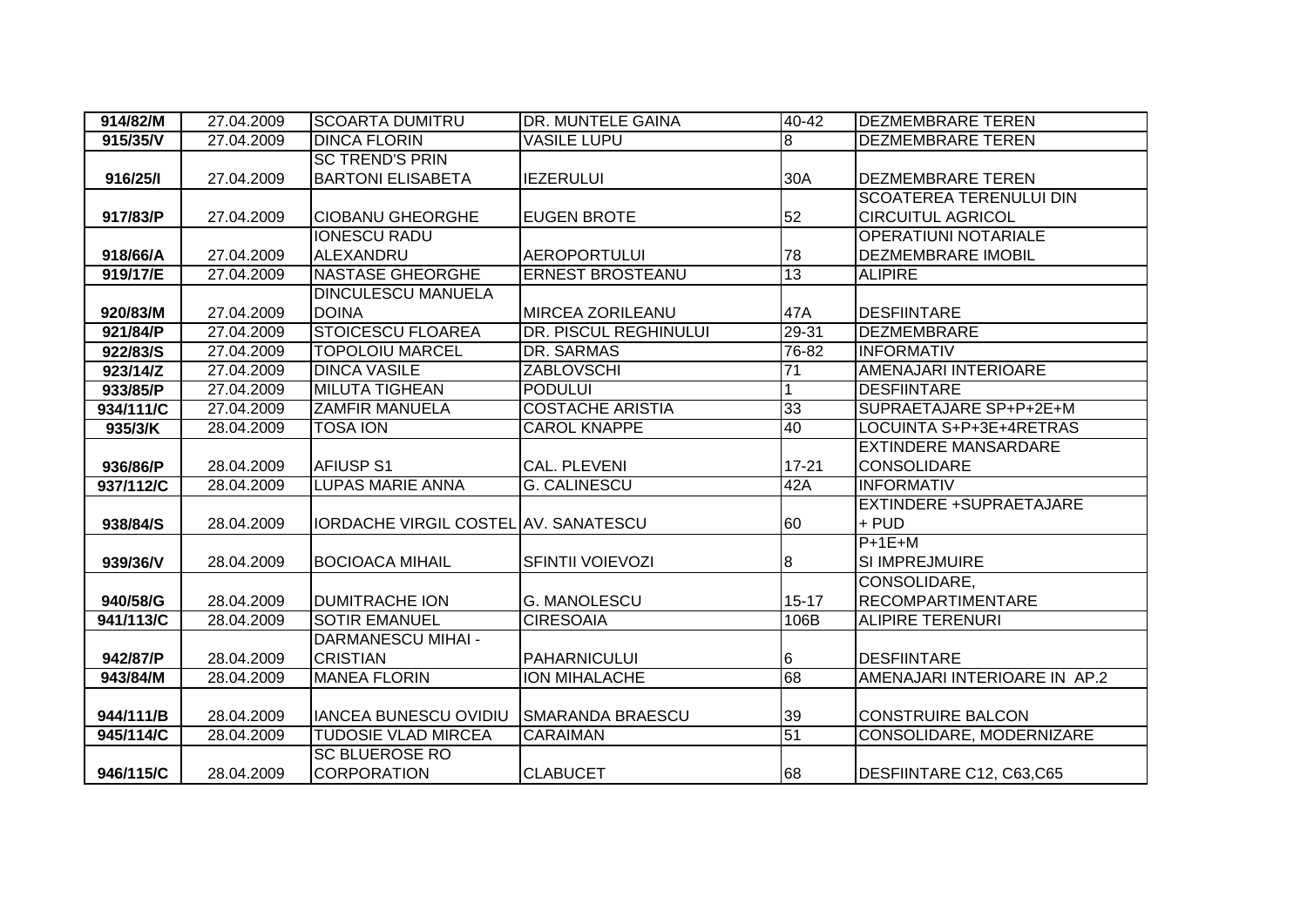| 914/82/M | 27.04.2009 | SCOARTA DUMITRU | DR. MUNTELE GAINA | 40-42 | DEZMEMBRARE TEREN |
|---|---|---|---|---|---|
| 915/35/V | 27.04.2009 | DINCA FLORIN | VASILE LUPU | 8 | DEZMEMBRARE TEREN |
| 916/25/I | 27.04.2009 | SC TREND'S PRIN BARTONI ELISABETA | IEZERULUI | 30A | DEZMEMBRARE TEREN |
| 917/83/P | 27.04.2009 | CIOBANU GHEORGHE | EUGEN BROTE | 52 | SCOATEREA TERENULUI DIN CIRCUITUL AGRICOL |
| 918/66/A | 27.04.2009 | IONESCU RADU ALEXANDRU | AEROPORTULUI | 78 | OPERATIUNI NOTARIALE DEZMEMBRARE IMOBIL |
| 919/17/E | 27.04.2009 | NASTASE GHEORGHE | ERNEST BROSTEANU | 13 | ALIPIRE |
| 920/83/M | 27.04.2009 | DINCULESCU MANUELA DOINA | MIRCEA ZORILEANU | 47A | DESFIINTARE |
| 921/84/P | 27.04.2009 | STOICESCU FLOAREA | DR. PISCUL REGHINULUI | 29-31 | DEZMEMBRARE |
| 922/83/S | 27.04.2009 | TOPOLOIU MARCEL | DR. SARMAS | 76-82 | INFORMATIV |
| 923/14/Z | 27.04.2009 | DINCA VASILE | ZABLOVSCHI | 71 | AMENAJARI INTERIOARE |
| 933/85/P | 27.04.2009 | MILUTA TIGHEAN | PODULUI | 1 | DESFIINTARE |
| 934/111/C | 27.04.2009 | ZAMFIR MANUELA | COSTACHE ARISTIA | 33 | SUPRAETAJARE SP+P+2E+M |
| 935/3/K | 28.04.2009 | TOSA ION | CAROL KNAPPE | 40 | LOCUINTA S+P+3E+4RETRAS |
| 936/86/P | 28.04.2009 | AFIUSP S1 | CAL. PLEVENI | 17-21 | EXTINDERE MANSARDARE CONSOLIDARE |
| 937/112/C | 28.04.2009 | LUPAS MARIE ANNA | G. CALINESCU | 42A | INFORMATIV |
| 938/84/S | 28.04.2009 | IORDACHE VIRGIL COSTEL | AV. SANATESCU | 60 | EXTINDERE +SUPRAETAJARE + PUD |
| 939/36/V | 28.04.2009 | BOCIOACA MIHAIL | SFINTII VOIEVOZI | 8 | P+1E+M SI IMPREJMUIRE |
| 940/58/G | 28.04.2009 | DUMITRACHE ION | G. MANOLESCU | 15-17 | CONSOLIDARE, RECOMPARTIMENTARE |
| 941/113/C | 28.04.2009 | SOTIR EMANUEL | CIRESOAIA | 106B | ALIPIRE TERENURI |
| 942/87/P | 28.04.2009 | DARMANESCU MIHAI - CRISTIAN | PAHARNICULUI | 6 | DESFIINTARE |
| 943/84/M | 28.04.2009 | MANEA FLORIN | ION MIHALACHE | 68 | AMENAJARI INTERIOARE IN AP.2 |
| 944/111/B | 28.04.2009 | IANCEA BUNESCU OVIDIU | SMARANDA BRAESCU | 39 | CONSTRUIRE BALCON |
| 945/114/C | 28.04.2009 | TUDOSIE VLAD MIRCEA | CARAIMAN | 51 | CONSOLIDARE, MODERNIZARE |
| 946/115/C | 28.04.2009 | SC BLUEROSE RO CORPORATION | CLABUCET | 68 | DESFIINTARE C12, C63,C65 |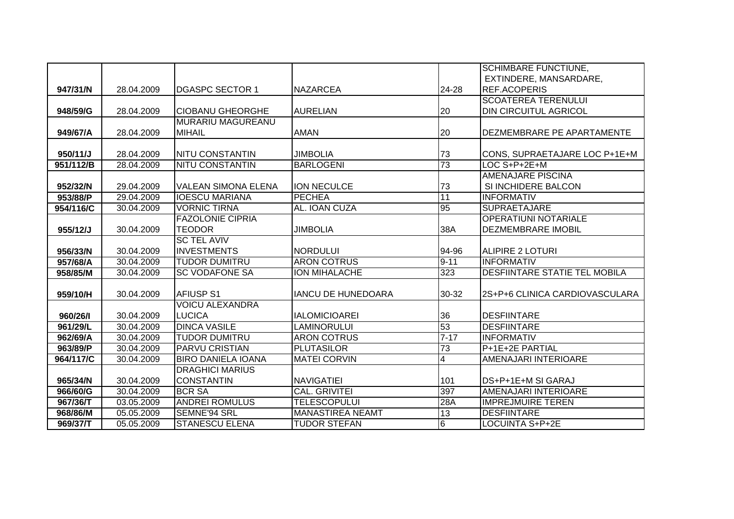| | | | | | |
|---|---|---|---|---|---|
| **947/31/N** | 28.04.2009 | DGASPC SECTOR 1 | NAZARCEA | 24-28 | SCHIMBARE FUNCTIUNE, EXTINDERE, MANSARDARE, REF.ACOPERIS |
| **948/59/G** | 28.04.2009 | CIOBANU GHEORGHE | AURELIAN | 20 | SCOATEREA TERENULUI DIN CIRCUITUL AGRICOL |
| **949/67/A** | 28.04.2009 | MURARIU MAGUREANU MIHAIL | AMAN | 20 | DEZMEMBRARE PE APARTAMENTE |
| **950/11/J** | 28.04.2009 | NITU CONSTANTIN | JIMBOLIA | 73 | CONS, SUPRAETAJARE LOC P+1E+M |
| **951/112/B** | 28.04.2009 | NITU CONSTANTIN | BARLOGENI | 73 | LOC S+P+2E+M |
| **952/32/N** | 29.04.2009 | VALEAN SIMONA ELENA | ION NECULCE | 73 | AMENAJARE PISCINA SI INCHIDERE BALCON |
| **953/88/P** | 29.04.2009 | IOESCU MARIANA | PECHEA | 11 | INFORMATIV |
| **954/116/C** | 30.04.2009 | VORNIC TIRNA | AL. IOAN CUZA | 95 | SUPRAETAJARE |
| **955/12/J** | 30.04.2009 | FAZOLONIE CIPRIA TEODOR | JIMBOLIA | 38A | OPERATIUNI NOTARIALE DEZMEMBRARE IMOBIL |
| **956/33/N** | 30.04.2009 | SC TEL AVIV INVESTMENTS | NORDULUI | 94-96 | ALIPIRE 2 LOTURI |
| **957/68/A** | 30.04.2009 | TUDOR DUMITRU | ARON COTRUS | 9-11 | INFORMATIV |
| **958/85/M** | 30.04.2009 | SC VODAFONE SA | ION MIHALACHE | 323 | DESFIINTARE STATIE TEL MOBILA |
| **959/10/H** | 30.04.2009 | AFIUSP S1 | IANCU DE HUNEDOARA | 30-32 | 2S+P+6 CLINICA CARDIOVASCULARA |
| **960/26/I** | 30.04.2009 | VOICU ALEXANDRA LUCICA | IALOMICIOAREI | 36 | DESFIINTARE |
| **961/29/L** | 30.04.2009 | DINCA VASILE | LAMINORULUI | 53 | DESFIINTARE |
| **962/69/A** | 30.04.2009 | TUDOR DUMITRU | ARON COTRUS | 7-17 | INFORMATIV |
| **963/89/P** | 30.04.2009 | PARVU CRISTIAN | PLUTASILOR | 73 | P+1E+2E PARTIAL |
| **964/117/C** | 30.04.2009 | BIRO DANIELA IOANA | MATEI CORVIN | 4 | AMENAJARI INTERIOARE |
| **965/34/N** | 30.04.2009 | DRAGHICI MARIUS CONSTANTIN | NAVIGATIEI | 101 | DS+P+1E+M SI GARAJ |
| **966/60/G** | 30.04.2009 | BCR SA | CAL. GRIVITEI | 397 | AMENAJARI INTERIOARE |
| **967/36/T** | 03.05.2009 | ANDREI ROMULUS | TELESCOPULUI | 28A | IMPREJMUIRE TEREN |
| **968/86/M** | 05.05.2009 | SEMNE'94 SRL | MANASTIREA NEAMT | 13 | DESFIINTARE |
| **969/37/T** | 05.05.2009 | STANESCU ELENA | TUDOR STEFAN | 6 | LOCUINTA S+P+2E |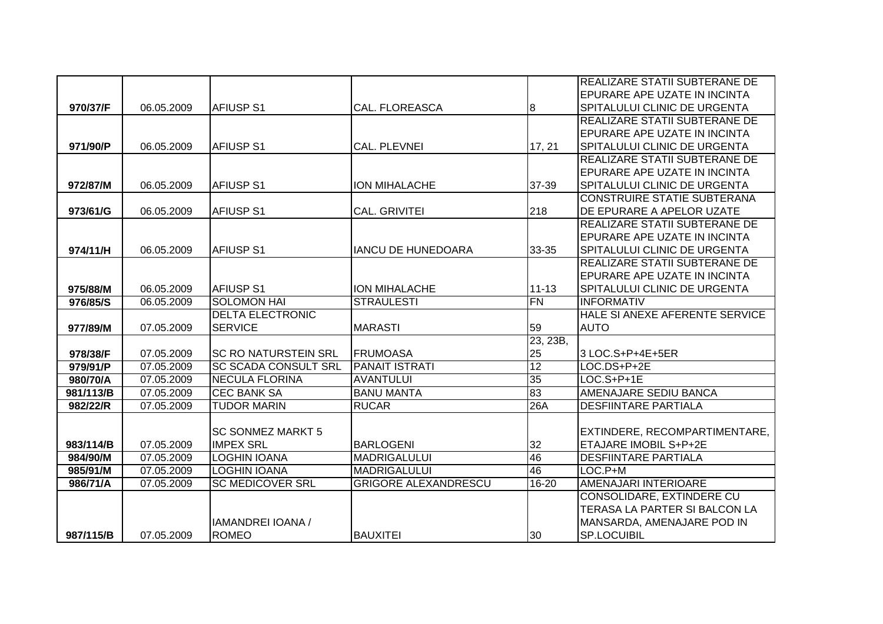| | | | | | |
|---|---|---|---|---|---|
| 970/37/F | 06.05.2009 | AFIUSP S1 | CAL. FLOREASCA | 8 | REALIZARE STATII SUBTERANE DE EPURARE APE UZATE IN INCINTA SPITALULUI CLINIC DE URGENTA |
| 971/90/P | 06.05.2009 | AFIUSP S1 | CAL. PLEVNEI | 17, 21 | REALIZARE STATII SUBTERANE DE EPURARE APE UZATE IN INCINTA SPITALULUI CLINIC DE URGENTA |
| 972/87/M | 06.05.2009 | AFIUSP S1 | ION MIHALACHE | 37-39 | REALIZARE STATII SUBTERANE DE EPURARE APE UZATE IN INCINTA SPITALULUI CLINIC DE URGENTA |
| 973/61/G | 06.05.2009 | AFIUSP S1 | CAL. GRIVITEI | 218 | CONSTRUIRE STATIE SUBTERANA DE EPURARE A APELOR UZATE |
| 974/11/H | 06.05.2009 | AFIUSP S1 | IANCU DE HUNEDOARA | 33-35 | REALIZARE STATII SUBTERANE DE EPURARE APE UZATE IN INCINTA SPITALULUI CLINIC DE URGENTA |
| 975/88/M | 06.05.2009 | AFIUSP S1 | ION MIHALACHE | 11-13 | REALIZARE STATII SUBTERANE DE EPURARE APE UZATE IN INCINTA SPITALULUI CLINIC DE URGENTA |
| 976/85/S | 06.05.2009 | SOLOMON HAI | STRAULESTI | FN | INFORMATIV |
| 977/89/M | 07.05.2009 | DELTA ELECTRONIC SERVICE | MARASTI | 59 | HALE SI ANEXE AFERENTE SERVICE AUTO |
| 978/38/F | 07.05.2009 | SC RO NATURSTEIN SRL | FRUMOASA | 23, 23B, 25 | 3 LOC.S+P+4E+5ER |
| 979/91/P | 07.05.2009 | SC SCADA CONSULT SRL | PANAIT ISTRATI | 12 | LOC.DS+P+2E |
| 980/70/A | 07.05.2009 | NECULA FLORINA | AVANTULUI | 35 | LOC.S+P+1E |
| 981/113/B | 07.05.2009 | CEC BANK SA | BANU MANTA | 83 | AMENAJARE SEDIU BANCA |
| 982/22/R | 07.05.2009 | TUDOR MARIN | RUCAR | 26A | DESFIINTARE PARTIALA |
| 983/114/B | 07.05.2009 | SC SONMEZ MARKT 5 IMPEX SRL | BARLOGENI | 32 | EXTINDERE, RECOMPARTIMENTARE, ETAJARE IMOBIL S+P+2E |
| 984/90/M | 07.05.2009 | LOGHIN IOANA | MADRIGALULUI | 46 | DESFIINTARE PARTIALA |
| 985/91/M | 07.05.2009 | LOGHIN IOANA | MADRIGALULUI | 46 | LOC.P+M |
| 986/71/A | 07.05.2009 | SC MEDICOVER SRL | GRIGORE ALEXANDRESCU | 16-20 | AMENAJARI INTERIOARE |
| 987/115/B | 07.05.2009 | IAMANDREI IOANA / ROMEO | BAUXITEI | 30 | CONSOLIDARE, EXTINDERE CU TERASA LA PARTER SI BALCON LA MANSARDA, AMENAJARE POD IN SP.LOCUIBIL |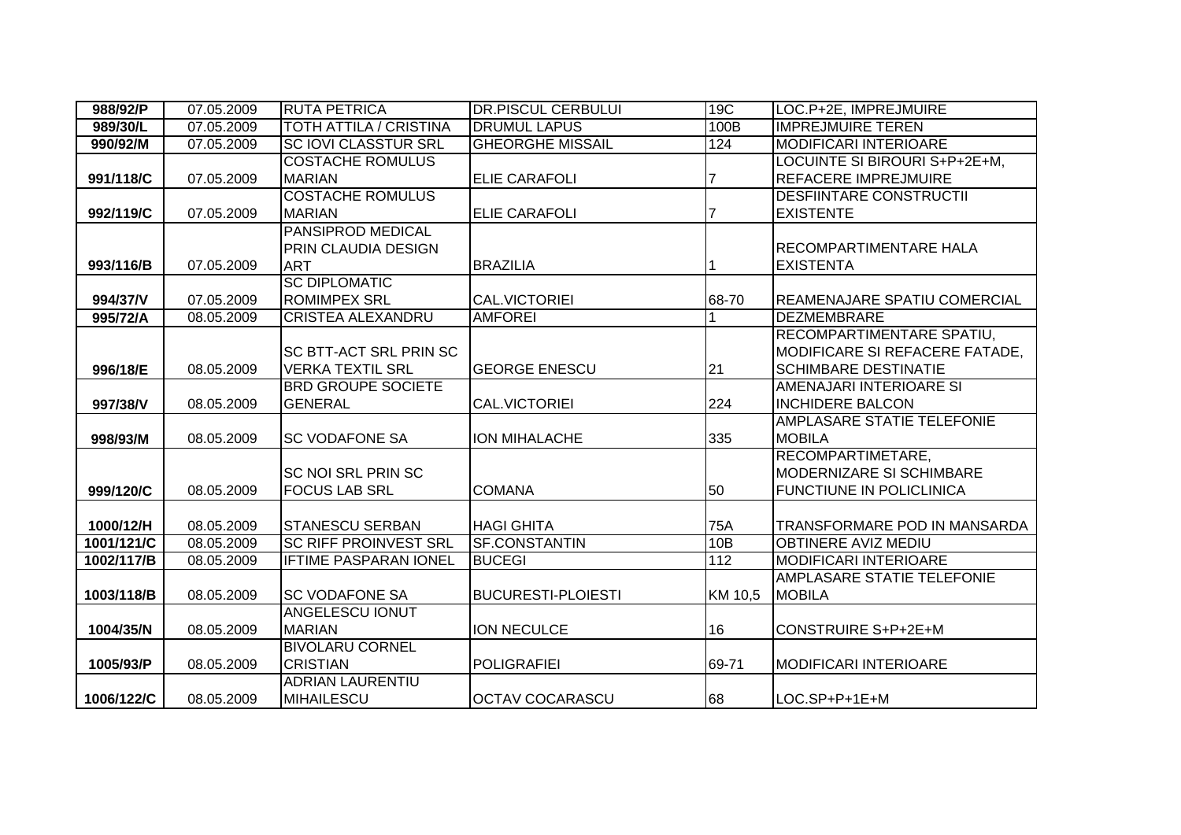| 988/92/P | 07.05.2009 | RUTA PETRICA | DR.PISCUL CERBULUI | 19C | LOC.P+2E, IMPREJMUIRE |
|---|---|---|---|---|---|
| 989/30/L | 07.05.2009 | TOTH ATTILA / CRISTINA | DRUMUL LAPUS | 100B | IMPREJMUIRE TEREN |
| 990/92/M | 07.05.2009 | SC IOVI CLASSTUR SRL | GHEORGHE MISSAIL | 124 | MODIFICARI INTERIOARE |
| 991/118/C | 07.05.2009 | COSTACHE ROMULUS MARIAN | ELIE CARAFOLI | 7 | LOCUINTE SI BIROURI S+P+2E+M, REFACERE IMPREJMUIRE |
| 992/119/C | 07.05.2009 | COSTACHE ROMULUS MARIAN | ELIE CARAFOLI | 7 | DESFIINTARE CONSTRUCTII EXISTENTE |
| 993/116/B | 07.05.2009 | PANSIPROD MEDICAL PRIN CLAUDIA DESIGN ART | BRAZILIA | 1 | RECOMPARTIMENTARE HALA EXISTENTA |
| 994/37/V | 07.05.2009 | SC DIPLOMATIC ROMIMPEX SRL | CAL.VICTORIEI | 68-70 | REAMENAJARE SPATIU COMERCIAL |
| 995/72/A | 08.05.2009 | CRISTEA ALEXANDRU | AMFOREI | 1 | DEZMEMBRARE |
| 996/18/E | 08.05.2009 | SC BTT-ACT SRL PRIN SC VERKA TEXTIL SRL | GEORGE ENESCU | 21 | RECOMPARTIMENTARE SPATIU, MODIFICARE SI REFACERE FATADE, SCHIMBARE DESTINATIE |
| 997/38/V | 08.05.2009 | BRD GROUPE SOCIETE GENERAL | CAL.VICTORIEI | 224 | AMENAJARI INTERIOARE SI INCHIDERE BALCON |
| 998/93/M | 08.05.2009 | SC VODAFONE SA | ION MIHALACHE | 335 | AMPLASARE STATIE TELEFONIE MOBILA |
| 999/120/C | 08.05.2009 | SC NOI SRL PRIN SC FOCUS LAB SRL | COMANA | 50 | RECOMPARTIMETARE, MODERNIZARE SI SCHIMBARE FUNCTIUNE IN POLICLINICA |
| 1000/12/H | 08.05.2009 | STANESCU SERBAN | HAGI GHITA | 75A | TRANSFORMARE POD IN MANSARDA |
| 1001/121/C | 08.05.2009 | SC RIFF PROINVEST SRL | SF.CONSTANTIN | 10B | OBTINERE AVIZ MEDIU |
| 1002/117/B | 08.05.2009 | IFTIME PASPARAN IONEL | BUCEGI | 112 | MODIFICARI INTERIOARE |
| 1003/118/B | 08.05.2009 | SC VODAFONE SA | BUCURESTI-PLOIESTI | KM 10,5 | AMPLASARE STATIE TELEFONIE MOBILA |
| 1004/35/N | 08.05.2009 | ANGELESCU IONUT MARIAN | ION NECULCE | 16 | CONSTRUIRE S+P+2E+M |
| 1005/93/P | 08.05.2009 | BIVOLARU CORNEL CRISTIAN | POLIGRAFIEI | 69-71 | MODIFICARI INTERIOARE |
| 1006/122/C | 08.05.2009 | ADRIAN LAURENTIU MIHAILESCU | OCTAV COCARASCU | 68 | LOC.SP+P+1E+M |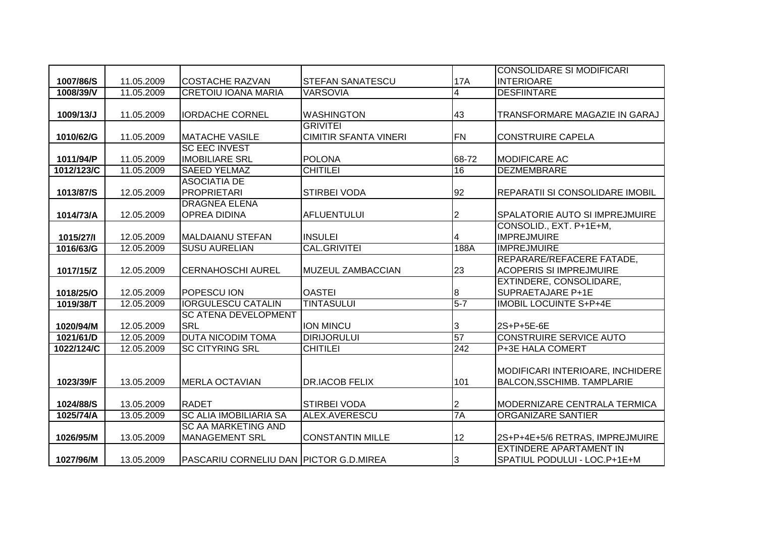| | | | | | |
|---|---|---|---|---|---|
| 1007/86/S | 11.05.2009 | COSTACHE RAZVAN | STEFAN SANATESCU | 17A | CONSOLIDARE SI MODIFICARI INTERIOARE |
| 1008/39/V | 11.05.2009 | CRETOIU IOANA MARIA | VARSOVIA | 4 | DESFIINTARE |
| 1009/13/J | 11.05.2009 | IORDACHE CORNEL | WASHINGTON | 43 | TRANSFORMARE MAGAZIE IN GARAJ |
| 1010/62/G | 11.05.2009 | MATACHE VASILE | GRIVITEI CIMITIR SFANTA VINERI | FN | CONSTRUIRE CAPELA |
| 1011/94/P | 11.05.2009 | SC EEC INVEST IMOBILIARE SRL | POLONA | 68-72 | MODIFICARE AC |
| 1012/123/C | 11.05.2009 | SAEED YELMAZ | CHITILEI | 16 | DEZMEMBRARE |
| 1013/87/S | 12.05.2009 | ASOCIATIA DE PROPRIETARI | STIRBEI VODA | 92 | REPARATII SI CONSOLIDARE IMOBIL |
| 1014/73/A | 12.05.2009 | DRAGNEA ELENA OPREA DIDINA | AFLUENTULUI | 2 | SPALATORIE AUTO SI IMPREJMUIRE |
| 1015/27/I | 12.05.2009 | MALDAIANU STEFAN | INSULEI | 4 | CONSOLID., EXT. P+1E+M, IMPREJMUIRE |
| 1016/63/G | 12.05.2009 | SUSU AURELIAN | CAL.GRIVITEI | 188A | IMPREJMUIRE |
| 1017/15/Z | 12.05.2009 | CERNAHOSCHI AUREL | MUZEUL ZAMBACCIAN | 23 | REPARARE/REFACERE FATADE, ACOPERIS SI IMPREJMUIRE |
| 1018/25/O | 12.05.2009 | POPESCU ION | OASTEI | 8 | EXTINDERE, CONSOLIDARE, SUPRAETAJARE P+1E |
| 1019/38/T | 12.05.2009 | IORGULESCU CATALIN | TINTASULUI | 5-7 | IMOBIL LOCUINTE S+P+4E |
| 1020/94/M | 12.05.2009 | SC ATENA DEVELOPMENT SRL | ION MINCU | 3 | 2S+P+5E-6E |
| 1021/61/D | 12.05.2009 | DUTA NICODIM TOMA | DIRIJORULUI | 57 | CONSTRUIRE SERVICE AUTO |
| 1022/124/C | 12.05.2009 | SC CITYRING SRL | CHITILEI | 242 | P+3E HALA COMERT |
| 1023/39/F | 13.05.2009 | MERLA OCTAVIAN | DR.IACOB FELIX | 101 | MODIFICARI INTERIOARE, INCHIDERE BALCON,SSCHIMB. TAMPLARIE |
| 1024/88/S | 13.05.2009 | RADET | STIRBEI VODA | 2 | MODERNIZARE CENTRALA TERMICA |
| 1025/74/A | 13.05.2009 | SC ALIA IMOBILIARIA SA | ALEX.AVERESCU | 7A | ORGANIZARE SANTIER |
| 1026/95/M | 13.05.2009 | SC AA MARKETING AND MANAGEMENT SRL | CONSTANTIN MILLE | 12 | 2S+P+4E+5/6 RETRAS, IMPREJMUIRE |
| 1027/96/M | 13.05.2009 | PASCARIU CORNELIU DAN | PICTOR G.D.MIREA | 3 | EXTINDERE APARTAMENT IN SPATIUL PODULUI - LOC.P+1E+M |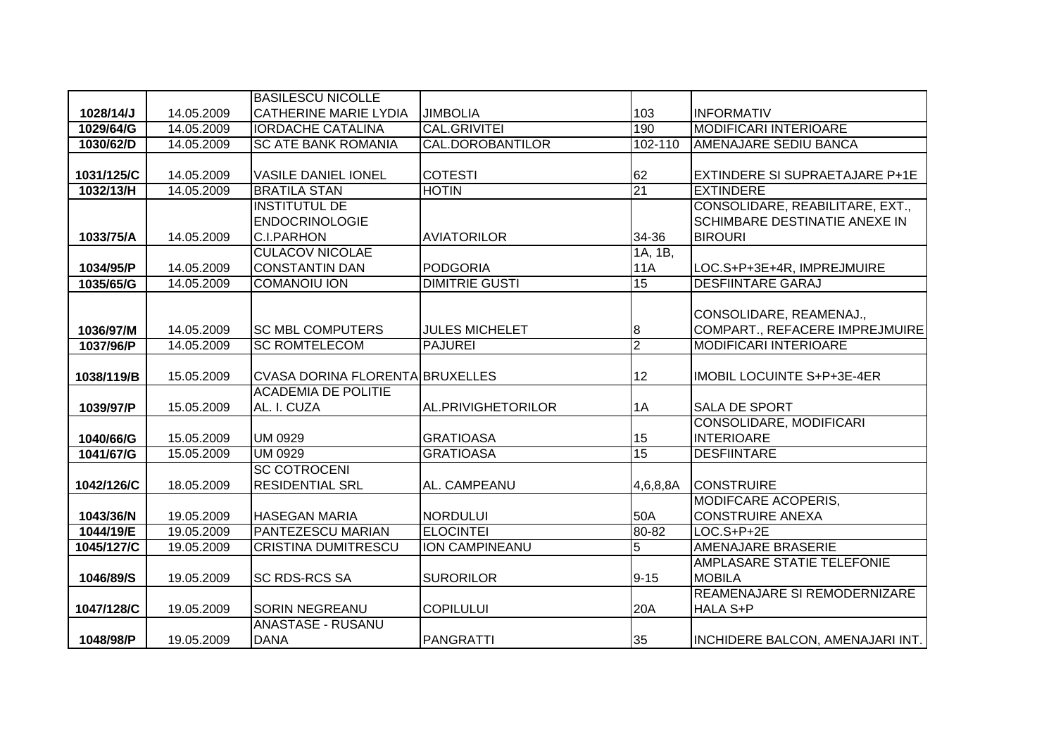| | | | | | |
|---|---|---|---|---|---|
| 1028/14/J | 14.05.2009 | BASILESCU NICOLLE CATHERINE MARIE LYDIA | JIMBOLIA | 103 | INFORMATIV |
| 1029/64/G | 14.05.2009 | IORDACHE CATALINA | CAL.GRIVITEI | 190 | MODIFICARI INTERIOARE |
| 1030/62/D | 14.05.2009 | SC ATE BANK ROMANIA | CAL.DOROBANTILOR | 102-110 | AMENAJARE SEDIU BANCA |
| 1031/125/C | 14.05.2009 | VASILE DANIEL IONEL | COTESTI | 62 | EXTINDERE SI SUPRAETAJARE P+1E |
| 1032/13/H | 14.05.2009 | BRATILA STAN | HOTIN | 21 | EXTINDERE |
| 1033/75/A | 14.05.2009 | INSTITUTUL DE ENDOCRINOLOGIE C.I.PARHON | AVIATORILOR | 34-36 | CONSOLIDARE, REABILITARE, EXT., SCHIMBARE DESTINATIE ANEXE IN BIROURI |
| 1034/95/P | 14.05.2009 | CULACOV NICOLAE CONSTANTIN DAN | PODGORIA | 1A, 1B, 11A | LOC.S+P+3E+4R, IMPREJMUIRE |
| 1035/65/G | 14.05.2009 | COMANOIU ION | DIMITRIE GUSTI | 15 | DESFIINTARE GARAJ |
| 1036/97/M | 14.05.2009 | SC MBL COMPUTERS | JULES MICHELET | 8 | CONSOLIDARE, REAMENAJ., COMPART., REFACERE IMPREJMUIRE |
| 1037/96/P | 14.05.2009 | SC ROMTELECOM | PAJUREI | 2 | MODIFICARI INTERIOARE |
| 1038/119/B | 15.05.2009 | CVASA DORINA FLORENTA | BRUXELLES | 12 | IMOBIL LOCUINTE S+P+3E-4ER |
| 1039/97/P | 15.05.2009 | ACADEMIA DE POLITIE AL. I. CUZA | AL.PRIVIGHETORILOR | 1A | SALA DE SPORT |
| 1040/66/G | 15.05.2009 | UM 0929 | GRATIOASA | 15 | CONSOLIDARE, MODIFICARI INTERIOARE |
| 1041/67/G | 15.05.2009 | UM 0929 | GRATIOASA | 15 | DESFIINTARE |
| 1042/126/C | 18.05.2009 | SC COTROCENI RESIDENTIAL SRL | AL. CAMPEANU | 4,6,8,8A | CONSTRUIRE |
| 1043/36/N | 19.05.2009 | HASEGAN MARIA | NORDULUI | 50A | MODIFCARE ACOPERIS, CONSTRUIRE ANEXA |
| 1044/19/E | 19.05.2009 | PANTEZESCU MARIAN | ELOCINTEI | 80-82 | LOC.S+P+2E |
| 1045/127/C | 19.05.2009 | CRISTINA DUMITRESCU | ION CAMPINEANU | 5 | AMENAJARE BRASERIE |
| 1046/89/S | 19.05.2009 | SC RDS-RCS SA | SURORILOR | 9-15 | AMPLASARE STATIE TELEFONIE MOBILA |
| 1047/128/C | 19.05.2009 | SORIN NEGREANU | COPILULUI | 20A | REAMENAJARE SI REMODERNIZARE HALA S+P |
| 1048/98/P | 19.05.2009 | ANASTASE - RUSANU DANA | PANGRATTI | 35 | INCHIDERE BALCON, AMENAJARI INT. |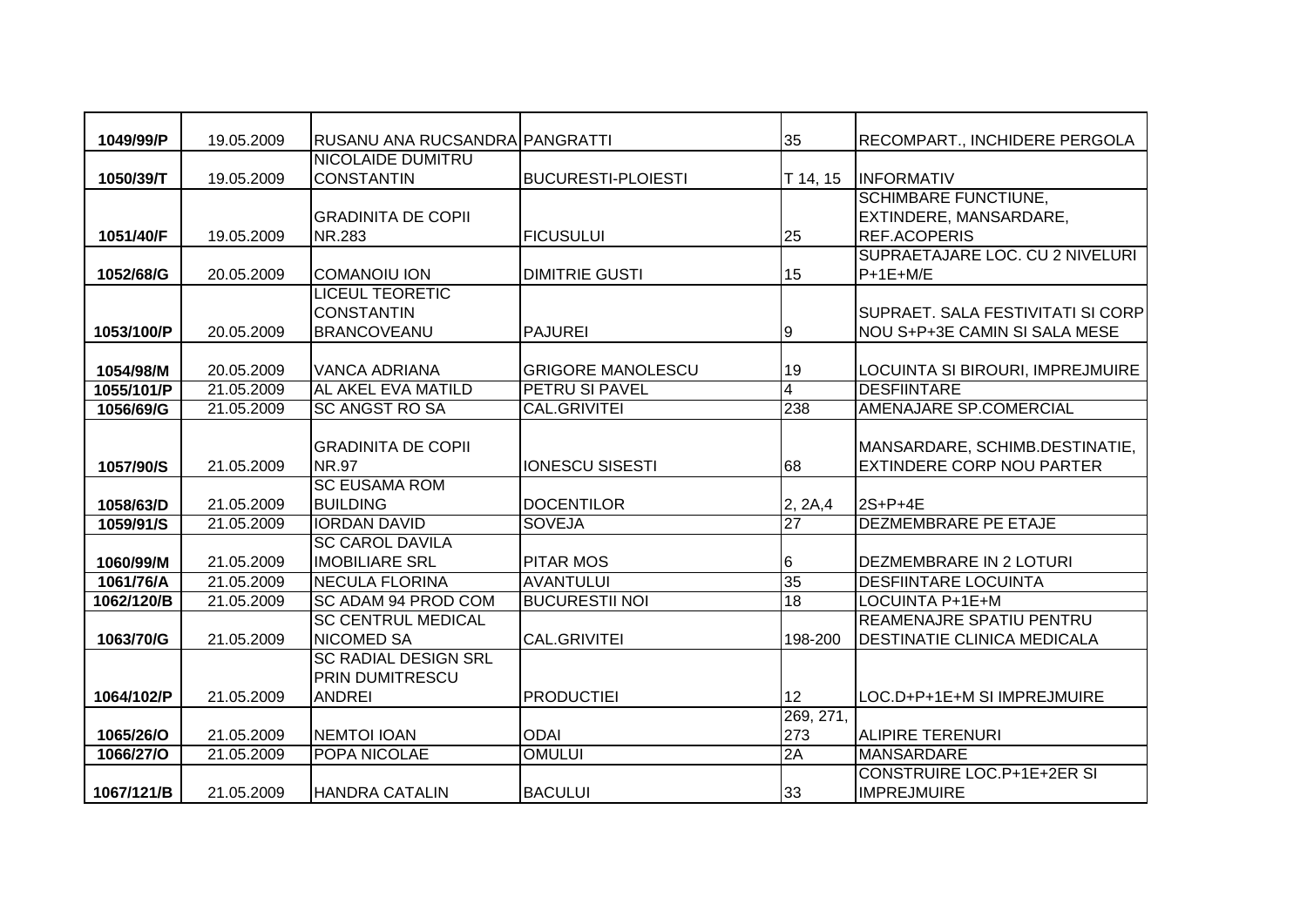| 1049/99/P | 19.05.2009 | RUSANU ANA RUCSANDRA | PANGRATTI | 35 | RECOMPART., INCHIDERE PERGOLA |
|---|---|---|---|---|---|
| 1050/39/T | 19.05.2009 | NICOLAIDE DUMITRU CONSTANTIN | BUCURESTI-PLOIESTI | T 14, 15 | INFORMATIV |
| 1051/40/F | 19.05.2009 | GRADINITA DE COPII NR.283 | FICUSULUI | 25 | SCHIMBARE FUNCTIUNE, EXTINDERE, MANSARDARE, REF.ACOPERIS |
| 1052/68/G | 20.05.2009 | COMANOIU ION | DIMITRIE GUSTI | 15 | SUPRAETAJARE LOC. CU 2 NIVELURI P+1E+M/E |
| 1053/100/P | 20.05.2009 | LICEUL TEORETIC CONSTANTIN BRANCOVEANU | PAJUREI | 9 | SUPRAET. SALA FESTIVITATI SI CORP NOU S+P+3E CAMIN SI SALA MESE |
| 1054/98/M | 20.05.2009 | VANCA ADRIANA | GRIGORE MANOLESCU | 19 | LOCUINTA SI BIROURI, IMPREJMUIRE |
| 1055/101/P | 21.05.2009 | AL AKEL EVA MATILD | PETRU SI PAVEL | 4 | DESFIINTARE |
| 1056/69/G | 21.05.2009 | SC ANGST RO SA | CAL.GRIVITEI | 238 | AMENAJARE SP.COMERCIAL |
| 1057/90/S | 21.05.2009 | GRADINITA DE COPII NR.97 | IONESCU SISESTI | 68 | MANSARDARE, SCHIMB.DESTINATIE, EXTINDERE CORP NOU PARTER |
| 1058/63/D | 21.05.2009 | SC EUSAMA ROM BUILDING | DOCENTILOR | 2, 2A,4 | 2S+P+4E |
| 1059/91/S | 21.05.2009 | IORDAN DAVID | SOVEJA | 27 | DEZMEMBRARE PE ETAJE |
| 1060/99/M | 21.05.2009 | SC CAROL DAVILA IMOBILIARE SRL | PITAR MOS | 6 | DEZMEMBRARE IN 2 LOTURI |
| 1061/76/A | 21.05.2009 | NECULA FLORINA | AVANTULUI | 35 | DESFIINTARE LOCUINTA |
| 1062/120/B | 21.05.2009 | SC ADAM 94 PROD COM | BUCURESTII NOI | 18 | LOCUINTA P+1E+M |
| 1063/70/G | 21.05.2009 | SC CENTRUL MEDICAL NICOMED SA | CAL.GRIVITEI | 198-200 | REAMENAJRE SPATIU PENTRU DESTINATIE CLINICA MEDICALA |
| 1064/102/P | 21.05.2009 | SC RADIAL DESIGN SRL PRIN DUMITRESCU ANDREI | PRODUCTIEI | 12 | LOC.D+P+1E+M SI IMPREJMUIRE |
| 1065/26/O | 21.05.2009 | NEMTOI IOAN | ODAI | 269, 271, 273 | ALIPIRE TERENURI |
| 1066/27/O | 21.05.2009 | POPA NICOLAE | OMULUI | 2A | MANSARDARE |
| 1067/121/B | 21.05.2009 | HANDRA CATALIN | BACULUI | 33 | CONSTRUIRE LOC.P+1E+2ER SI IMPREJMUIRE |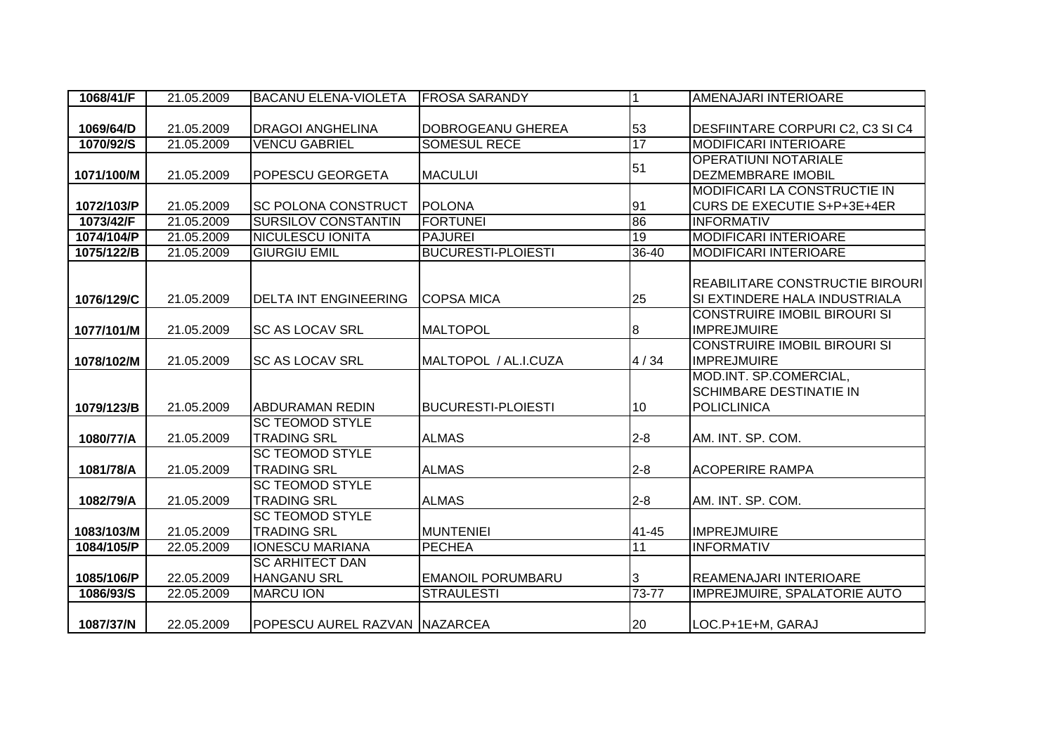| 1068/41/F | 21.05.2009 | BACANU ELENA-VIOLETA | FROSA SARANDY | 1 | AMENAJARI INTERIOARE |
|---|---|---|---|---|---|
| 1069/64/D | 21.05.2009 | DRAGOI ANGHELINA | DOBROGEANU GHEREA | 53 | DESFIINTARE CORPURI C2, C3 SI C4 |
| 1070/92/S | 21.05.2009 | VENCU GABRIEL | SOMESUL RECE | 17 | MODIFICARI INTERIOARE |
| 1071/100/M | 21.05.2009 | POPESCU GEORGETA | MACULUI | 51 | OPERATIUNI NOTARIALE DEZMEMBRARE IMOBIL |
| 1072/103/P | 21.05.2009 | SC POLONA CONSTRUCT | POLONA | 91 | MODIFICARI LA CONSTRUCTIE IN CURS DE EXECUTIE S+P+3E+4ER |
| 1073/42/F | 21.05.2009 | SURSILOV CONSTANTIN | FORTUNEI | 86 | INFORMATIV |
| 1074/104/P | 21.05.2009 | NICULESCU IONITA | PAJUREI | 19 | MODIFICARI INTERIOARE |
| 1075/122/B | 21.05.2009 | GIURGIU EMIL | BUCURESTI-PLOIESTI | 36-40 | MODIFICARI INTERIOARE |
| 1076/129/C | 21.05.2009 | DELTA INT ENGINEERING | COPSA MICA | 25 | REABILITARE CONSTRUCTIE BIROURI SI EXTINDERE HALA INDUSTRIALA |
| 1077/101/M | 21.05.2009 | SC AS LOCAV SRL | MALTOPOL | 8 | CONSTRUIRE IMOBIL BIROURI SI IMPREJMUIRE |
| 1078/102/M | 21.05.2009 | SC AS LOCAV SRL | MALTOPOL / AL.I.CUZA | 4 / 34 | CONSTRUIRE IMOBIL BIROURI SI IMPREJMUIRE |
| 1079/123/B | 21.05.2009 | ABDURAMAN REDIN | BUCURESTI-PLOIESTI | 10 | MOD.INT. SP.COMERCIAL, SCHIMBARE DESTINATIE IN POLICLINICA |
| 1080/77/A | 21.05.2009 | SC TEOMOD STYLE TRADING SRL | ALMAS | 2-8 | AM. INT. SP. COM. |
| 1081/78/A | 21.05.2009 | SC TEOMOD STYLE TRADING SRL | ALMAS | 2-8 | ACOPERIRE RAMPA |
| 1082/79/A | 21.05.2009 | SC TEOMOD STYLE TRADING SRL | ALMAS | 2-8 | AM. INT. SP. COM. |
| 1083/103/M | 21.05.2009 | SC TEOMOD STYLE TRADING SRL | MUNTENIEI | 41-45 | IMPREJMUIRE |
| 1084/105/P | 22.05.2009 | IONESCU MARIANA | PECHEA | 11 | INFORMATIV |
| 1085/106/P | 22.05.2009 | SC ARHITECT DAN HANGANU SRL | EMANOIL PORUMBARU | 3 | REAMENAJARI INTERIOARE |
| 1086/93/S | 22.05.2009 | MARCU ION | STRAULESTI | 73-77 | IMPREJMUIRE, SPALATORIE AUTO |
| 1087/37/N | 22.05.2009 | POPESCU AUREL RAZVAN | NAZARCEA | 20 | LOC.P+1E+M, GARAJ |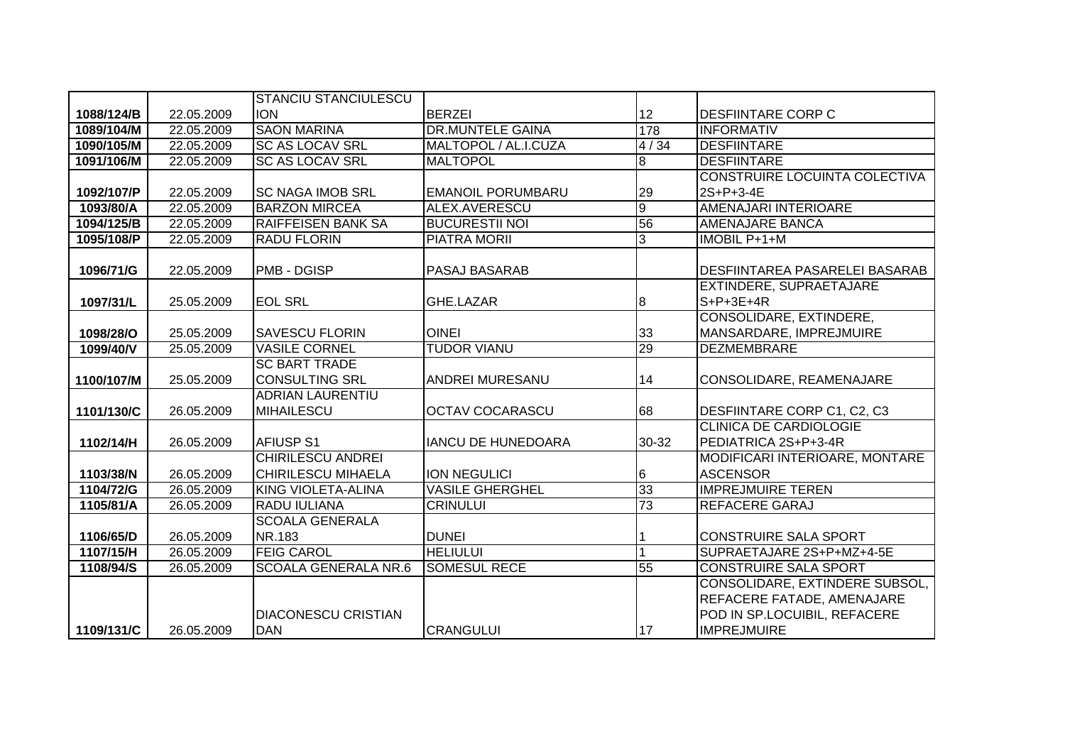| | | | | | |
|---|---|---|---|---|---|
| 1088/124/B | 22.05.2009 | STANCIU STANCIULESCU ION | BERZEI | 12 | DESFIINTARE CORP C |
| 1089/104/M | 22.05.2009 | SAON MARINA | DR.MUNTELE GAINA | 178 | INFORMATIV |
| 1090/105/M | 22.05.2009 | SC AS LOCAV SRL | MALTOPOL / AL.I.CUZA | 4 / 34 | DESFIINTARE |
| 1091/106/M | 22.05.2009 | SC AS LOCAV SRL | MALTOPOL | 8 | DESFIINTARE |
| 1092/107/P | 22.05.2009 | SC NAGA IMOB SRL | EMANOIL PORUMBARU | 29 | CONSTRUIRE LOCUINTA COLECTIVA 2S+P+3-4E |
| 1093/80/A | 22.05.2009 | BARZON MIRCEA | ALEX.AVERESCU | 9 | AMENAJARI INTERIOARE |
| 1094/125/B | 22.05.2009 | RAIFFEISEN BANK SA | BUCURESTII NOI | 56 | AMENAJARE BANCA |
| 1095/108/P | 22.05.2009 | RADU FLORIN | PIATRA MORII | 3 | IMOBIL P+1+M |
| 1096/71/G | 22.05.2009 | PMB - DGISP | PASAJ BASARAB | | DESFIINTAREA PASARELEI BASARAB |
| 1097/31/L | 25.05.2009 | EOL SRL | GHE.LAZAR | 8 | EXTINDERE, SUPRAETAJARE S+P+3E+4R |
| 1098/28/O | 25.05.2009 | SAVESCU FLORIN | OINEI | 33 | CONSOLIDARE, EXTINDERE, MANSARDARE, IMPREJMUIRE |
| 1099/40/V | 25.05.2009 | VASILE CORNEL | TUDOR VIANU | 29 | DEZMEMBRARE |
| 1100/107/M | 25.05.2009 | SC BART TRADE CONSULTING SRL | ANDREI MURESANU | 14 | CONSOLIDARE, REAMENAJARE |
| 1101/130/C | 26.05.2009 | ADRIAN LAURENTIU MIHAILESCU | OCTAV COCARASCU | 68 | DESFIINTARE CORP C1, C2, C3 |
| 1102/14/H | 26.05.2009 | AFIUSP S1 | IANCU DE HUNEDOARA | 30-32 | CLINICA DE CARDIOLOGIE PEDIATRICA 2S+P+3-4R |
| 1103/38/N | 26.05.2009 | CHIRILESCU ANDREI CHIRILESCU MIHAELA | ION NEGULICI | 6 | MODIFICARI INTERIOARE, MONTARE ASCENSOR |
| 1104/72/G | 26.05.2009 | KING VIOLETA-ALINA | VASILE GHERGHEL | 33 | IMPREJMUIRE TEREN |
| 1105/81/A | 26.05.2009 | RADU IULIANA | CRINULUI | 73 | REFACERE GARAJ |
| 1106/65/D | 26.05.2009 | SCOALA GENERALA NR.183 | DUNEI | 1 | CONSTRUIRE SALA SPORT |
| 1107/15/H | 26.05.2009 | FEIG CAROL | HELIULUI | 1 | SUPRAETAJARE 2S+P+MZ+4-5E |
| 1108/94/S | 26.05.2009 | SCOALA GENERALA NR.6 | SOMESUL RECE | 55 | CONSTRUIRE SALA SPORT |
| 1109/131/C | 26.05.2009 | DIACONESCU CRISTIAN DAN | CRANGULUI | 17 | CONSOLIDARE, EXTINDERE SUBSOL, REFACERE FATADE, AMENAJARE POD IN SP.LOCUIBIL, REFACERE IMPREJMUIRE |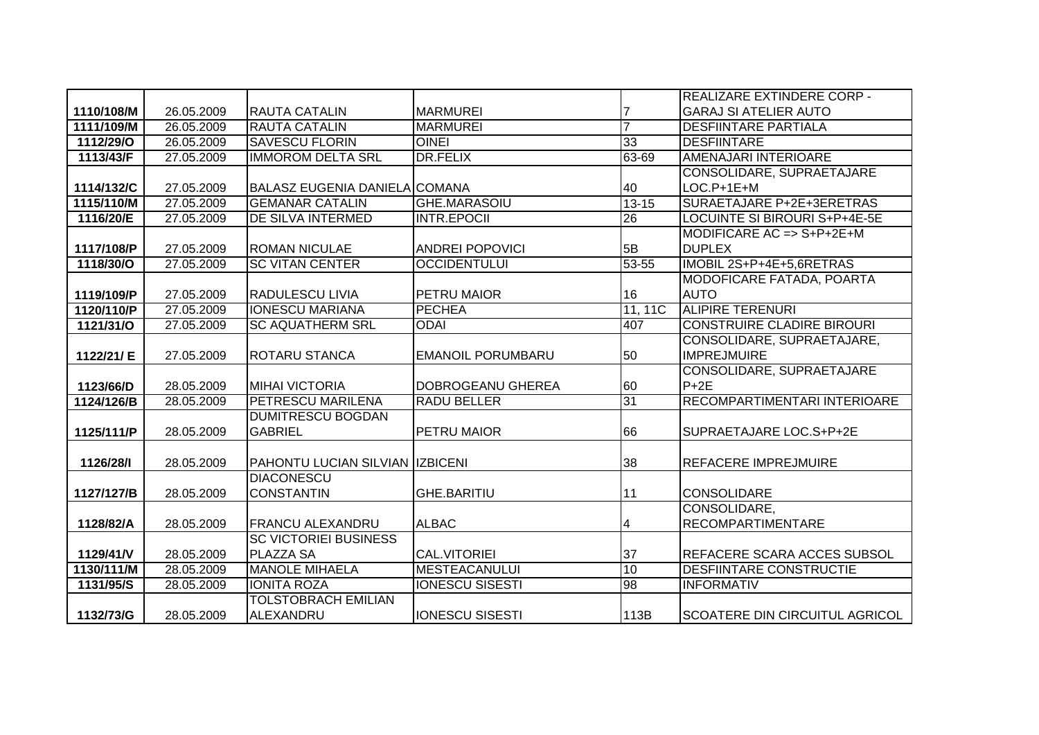| 1110/108/M | 26.05.2009 | RAUTA CATALIN | MARMUREI | 7 | REALIZARE EXTINDERE CORP - GARAJ SI ATELIER AUTO |
|---|---|---|---|---|---|
| 1111/109/M | 26.05.2009 | RAUTA CATALIN | MARMUREI | 7 | DESFIINTARE PARTIALA |
| 1112/29/O | 26.05.2009 | SAVESCU FLORIN | OINEI | 33 | DESFIINTARE |
| 1113/43/F | 27.05.2009 | IMMOROM DELTA SRL | DR.FELIX | 63-69 | AMENAJARI INTERIOARE |
| 1114/132/C | 27.05.2009 | BALASZ EUGENIA DANIELA | COMANA | 40 | CONSOLIDARE, SUPRAETAJARE LOC.P+1E+M |
| 1115/110/M | 27.05.2009 | GEMANAR CATALIN | GHE.MARASOIU | 13-15 | SURAETAJARE P+2E+3ERETRAS |
| 1116/20/E | 27.05.2009 | DE SILVA INTERMED | INTR.EPOCII | 26 | LOCUINTE SI BIROURI S+P+4E-5E |
| 1117/108/P | 27.05.2009 | ROMAN NICULAE | ANDREI POPOVICI | 5B | MODIFICARE AC => S+P+2E+M DUPLEX |
| 1118/30/O | 27.05.2009 | SC VITAN CENTER | OCCIDENTULUI | 53-55 | IMOBIL 2S+P+4E+5,6RETRAS |
| 1119/109/P | 27.05.2009 | RADULESCU LIVIA | PETRU MAIOR | 16 | MODOFICARE FATADA, POARTA AUTO |
| 1120/110/P | 27.05.2009 | IONESCU MARIANA | PECHEA | 11, 11C | ALIPIRE TERENURI |
| 1121/31/O | 27.05.2009 | SC AQUATHERM SRL | ODAI | 407 | CONSTRUIRE CLADIRE BIROURI |
| 1122/21/ E | 27.05.2009 | ROTARU STANCA | EMANOIL PORUMBARU | 50 | CONSOLIDARE, SUPRAETAJARE, IMPREJMUIRE |
| 1123/66/D | 28.05.2009 | MIHAI VICTORIA | DOBROGEANU GHEREA | 60 | CONSOLIDARE, SUPRAETAJARE P+2E |
| 1124/126/B | 28.05.2009 | PETRESCU MARILENA | RADU BELLER | 31 | RECOMPARTIMENTARI INTERIOARE |
| 1125/111/P | 28.05.2009 | DUMITRESCU BOGDAN GABRIEL | PETRU MAIOR | 66 | SUPRAETAJARE LOC.S+P+2E |
| 1126/28/I | 28.05.2009 | PAHONTU LUCIAN SILVIAN | IZBICENI | 38 | REFACERE IMPREJMUIRE |
| 1127/127/B | 28.05.2009 | DIACONESCU CONSTANTIN | GHE.BARITIU | 11 | CONSOLIDARE |
| 1128/82/A | 28.05.2009 | FRANCU ALEXANDRU | ALBAC | 4 | CONSOLIDARE, RECOMPARTIMENTARE |
| 1129/41/V | 28.05.2009 | SC VICTORIEI BUSINESS PLAZZA SA | CAL.VITORIEI | 37 | REFACERE SCARA ACCES SUBSOL |
| 1130/111/M | 28.05.2009 | MANOLE MIHAELA | MESTEACANULUI | 10 | DESFIINTARE CONSTRUCTIE |
| 1131/95/S | 28.05.2009 | IONITA ROZA | IONESCU SISESTI | 98 | INFORMATIV |
| 1132/73/G | 28.05.2009 | TOLSTOBRACH EMILIAN ALEXANDRU | IONESCU SISESTI | 113B | SCOATERE DIN CIRCUITUL AGRICOL |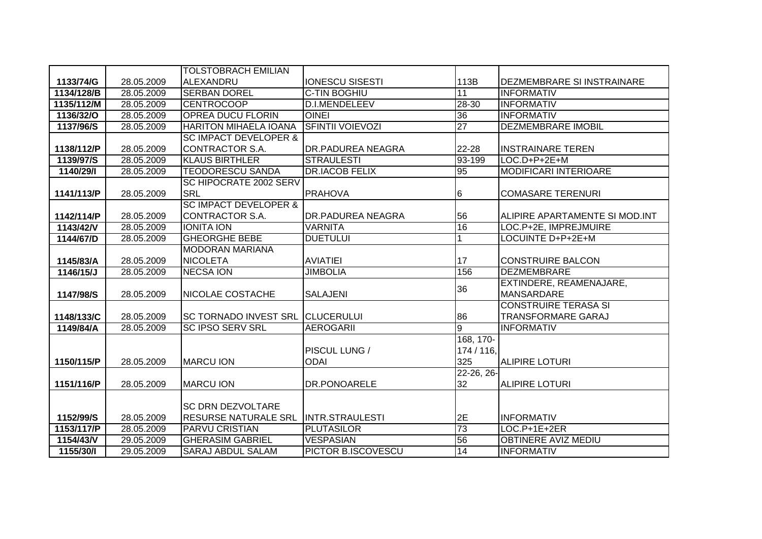| | | | | | |
|---|---|---|---|---|---|
| 1133/74/G | 28.05.2009 | TOLSTOBRACH EMILIAN ALEXANDRU | IONESCU SISESTI | 113B | DEZMEMBRARE SI INSTRAINARE |
| 1134/128/B | 28.05.2009 | SERBAN DOREL | C-TIN BOGHIU | 11 | INFORMATIV |
| 1135/112/M | 28.05.2009 | CENTROCOOP | D.I.MENDELEEV | 28-30 | INFORMATIV |
| 1136/32/O | 28.05.2009 | OPREA DUCU FLORIN | OINEI | 36 | INFORMATIV |
| 1137/96/S | 28.05.2009 | HARITON MIHAELA IOANA | SFINTII VOIEVOZI | 27 | DEZMEMBRARE IMOBIL |
| 1138/112/P | 28.05.2009 | SC IMPACT DEVELOPER & CONTRACTOR S.A. | DR.PADUREA NEAGRA | 22-28 | INSTRAINARE TEREN |
| 1139/97/S | 28.05.2009 | KLAUS BIRTHLER | STRAULESTI | 93-199 | LOC.D+P+2E+M |
| 1140/29/I | 28.05.2009 | TEODORESCU SANDA | DR.IACOB FELIX | 95 | MODIFICARI INTERIOARE |
| 1141/113/P | 28.05.2009 | SC HIPOCRATE 2002 SERV SRL | PRAHOVA | 6 | COMASARE TERENURI |
| 1142/114/P | 28.05.2009 | SC IMPACT DEVELOPER & CONTRACTOR S.A. | DR.PADUREA NEAGRA | 56 | ALIPIRE APARTAMENTE SI MOD.INT |
| 1143/42/V | 28.05.2009 | IONITA ION | VARNITA | 16 | LOC.P+2E, IMPREJMUIRE |
| 1144/67/D | 28.05.2009 | GHEORGHE BEBE | DUETULUI | 1 | LOCUINTE D+P+2E+M |
| 1145/83/A | 28.05.2009 | MODORAN MARIANA NICOLETA | AVIATIEI | 17 | CONSTRUIRE BALCON |
| 1146/15/J | 28.05.2009 | NECSA ION | JIMBOLIA | 156 | DEZMEMBRARE |
| 1147/98/S | 28.05.2009 | NICOLAE COSTACHE | SALAJENI | 36 | EXTINDERE, REAMENAJARE, MANSARDARE |
| 1148/133/C | 28.05.2009 | SC TORNADO INVEST SRL | CLUCERULUI | 86 | CONSTRUIRE TERASA SI TRANSFORMARE GARAJ |
| 1149/84/A | 28.05.2009 | SC IPSO SERV SRL | AEROGARII | 9 | INFORMATIV |
| 1150/115/P | 28.05.2009 | MARCU ION | PISCUL LUNG / ODAI | 168, 170-174 / 116, 325 | ALIPIRE LOTURI |
| 1151/116/P | 28.05.2009 | MARCU ION | DR.PONOARELE | 22-26, 26-32 | ALIPIRE LOTURI |
| 1152/99/S | 28.05.2009 | SC DRN DEZVOLTARE RESURSE NATURALE SRL | INTR.STRAULESTI | 2E | INFORMATIV |
| 1153/117/P | 28.05.2009 | PARVU CRISTIAN | PLUTASILOR | 73 | LOC.P+1E+2ER |
| 1154/43/V | 29.05.2009 | GHERASIM GABRIEL | VESPASIAN | 56 | OBTINERE AVIZ MEDIU |
| 1155/30/I | 29.05.2009 | SARAJ ABDUL SALAM | PICTOR B.ISCOVESCU | 14 | INFORMATIV |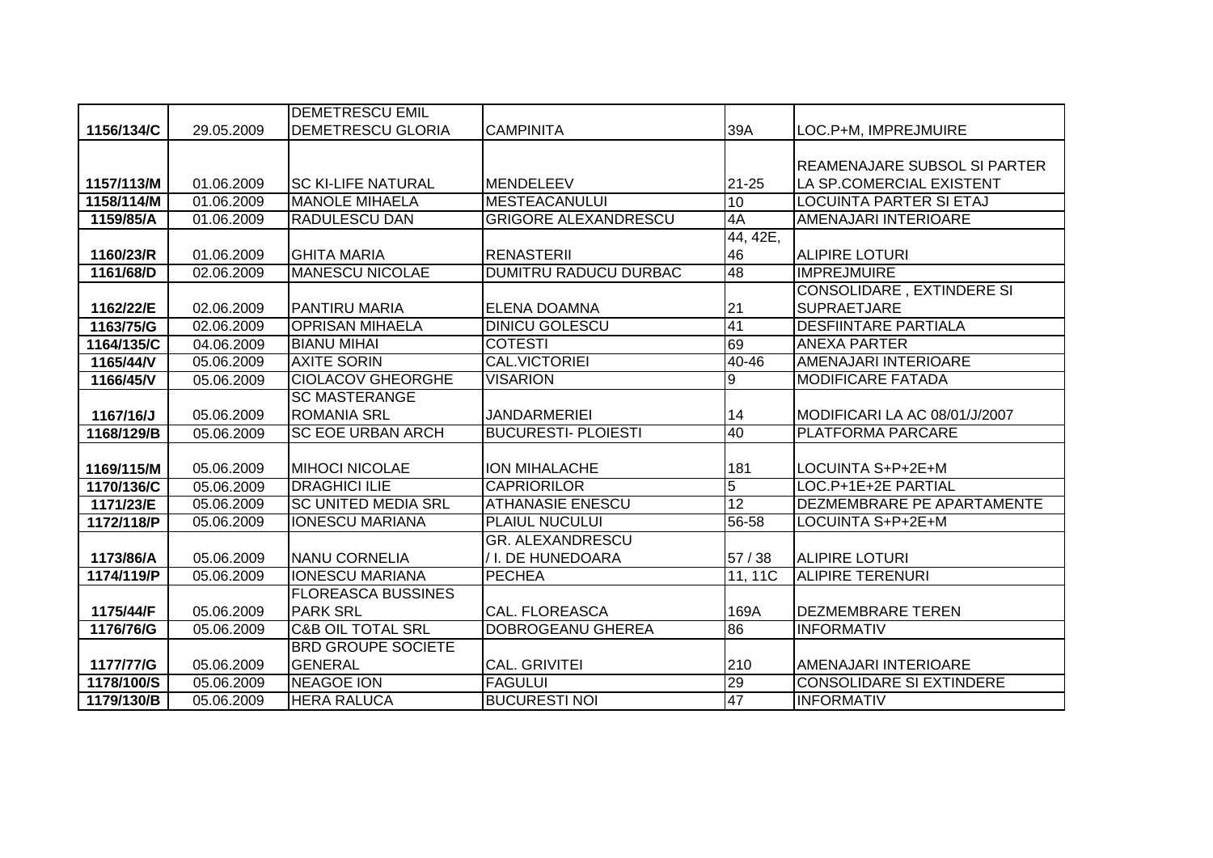| | | | | | |
|---|---|---|---|---|---|
| 1156/134/C | 29.05.2009 | DEMETRESCU EMIL DEMETRESCU GLORIA | CAMPINITA | 39A | LOC.P+M, IMPREJMUIRE |
| 1157/113/M | 01.06.2009 | SC KI-LIFE NATURAL | MENDELEEV | 21-25 | REAMENAJARE SUBSOL SI PARTER LA SP.COMERCIAL EXISTENT |
| 1158/114/M | 01.06.2009 | MANOLE MIHAELA | MESTEACANULUI | 10 | LOCUINTA PARTER SI ETAJ |
| 1159/85/A | 01.06.2009 | RADULESCU DAN | GRIGORE ALEXANDRESCU | 4A | AMENAJARI INTERIOARE |
| 1160/23/R | 01.06.2009 | GHITA MARIA | RENASTERII | 44, 42E, 46 | ALIPIRE LOTURI |
| 1161/68/D | 02.06.2009 | MANESCU NICOLAE | DUMITRU RADUCU DURBAC | 48 | IMPREJMUIRE |
| 1162/22/E | 02.06.2009 | PANTIRU MARIA | ELENA DOAMNA | 21 | CONSOLIDARE , EXTINDERE SI SUPRAETJARE |
| 1163/75/G | 02.06.2009 | OPRISAN MIHAELA | DINICU GOLESCU | 41 | DESFIINTARE PARTIALA |
| 1164/135/C | 04.06.2009 | BIANU MIHAI | COTESTI | 69 | ANEXA PARTER |
| 1165/44/V | 05.06.2009 | AXITE SORIN | CAL.VICTORIEI | 40-46 | AMENAJARI INTERIOARE |
| 1166/45/V | 05.06.2009 | CIOLACOV GHEORGHE | VISARION | 9 | MODIFICARE FATADA |
| 1167/16/J | 05.06.2009 | SC MASTERANGE ROMANIA SRL | JANDARMERIEI | 14 | MODIFICARI LA AC 08/01/J/2007 |
| 1168/129/B | 05.06.2009 | SC EOE URBAN ARCH | BUCURESTI- PLOIESTI | 40 | PLATFORMA PARCARE |
| 1169/115/M | 05.06.2009 | MIHOCI NICOLAE | ION MIHALACHE | 181 | LOCUINTA S+P+2E+M |
| 1170/136/C | 05.06.2009 | DRAGHICI ILIE | CAPRIORILOR | 5 | LOC.P+1E+2E PARTIAL |
| 1171/23/E | 05.06.2009 | SC UNITED MEDIA SRL | ATHANASIE ENESCU | 12 | DEZMEMBRARE PE APARTAMENTE |
| 1172/118/P | 05.06.2009 | IONESCU MARIANA | PLAIUL NUCULUI | 56-58 | LOCUINTA S+P+2E+M |
| 1173/86/A | 05.06.2009 | NANU CORNELIA | GR. ALEXANDRESCU / I. DE HUNEDOARA | 57 / 38 | ALIPIRE LOTURI |
| 1174/119/P | 05.06.2009 | IONESCU MARIANA | PECHEA | 11, 11C | ALIPIRE TERENURI |
| 1175/44/F | 05.06.2009 | FLOREASCA BUSSINES PARK SRL | CAL. FLOREASCA | 169A | DEZMEMBRARE TEREN |
| 1176/76/G | 05.06.2009 | C&B OIL TOTAL SRL | DOBROGEANU GHEREA | 86 | INFORMATIV |
| 1177/77/G | 05.06.2009 | BRD GROUPE SOCIETE GENERAL | CAL. GRIVITEI | 210 | AMENAJARI INTERIOARE |
| 1178/100/S | 05.06.2009 | NEAGOE ION | FAGULUI | 29 | CONSOLIDARE SI EXTINDERE |
| 1179/130/B | 05.06.2009 | HERA RALUCA | BUCURESTI NOI | 47 | INFORMATIV |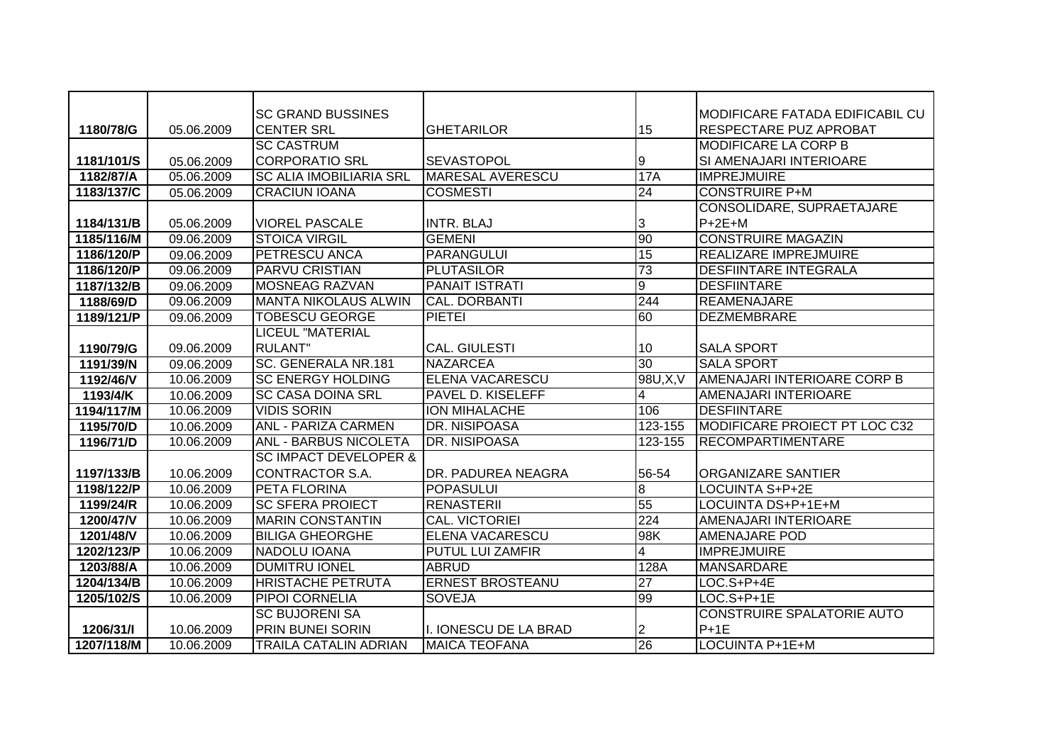| | | | | | |
|---|---|---|---|---|---|
| 1180/78/G | 05.06.2009 | SC GRAND BUSSINES CENTER SRL | GHETARILOR | 15 | MODIFICARE FATADA EDIFICABIL CU RESPECTARE PUZ APROBAT |
| 1181/101/S | 05.06.2009 | SC CASTRUM CORPORATIO SRL | SEVASTOPOL | 9 | MODIFICARE LA CORP B SI AMENAJARI INTERIOARE |
| 1182/87/A | 05.06.2009 | SC ALIA IMOBILIARIA SRL | MARESAL AVERESCU | 17A | IMPREJMUIRE |
| 1183/137/C | 05.06.2009 | CRACIUN IOANA | COSMESTI | 24 | CONSTRUIRE P+M |
| 1184/131/B | 05.06.2009 | VIOREL PASCALE | INTR. BLAJ | 3 | CONSOLIDARE, SUPRAETAJARE P+2E+M |
| 1185/116/M | 09.06.2009 | STOICA VIRGIL | GEMENI | 90 | CONSTRUIRE MAGAZIN |
| 1186/120/P | 09.06.2009 | PETRESCU ANCA | PARANGULUI | 15 | REALIZARE IMPREJMUIRE |
| 1186/120/P | 09.06.2009 | PARVU CRISTIAN | PLUTASILOR | 73 | DESFIINTARE INTEGRALA |
| 1187/132/B | 09.06.2009 | MOSNEAG RAZVAN | PANAIT ISTRATI | 9 | DESFIINTARE |
| 1188/69/D | 09.06.2009 | MANTA NIKOLAUS ALWIN | CAL. DORBANTI | 244 | REAMENAJARE |
| 1189/121/P | 09.06.2009 | TOBESCU GEORGE | PIETEI | 60 | DEZMEMBRARE |
| 1190/79/G | 09.06.2009 | LICEUL "MATERIAL RULANT" | CAL. GIULESTI | 10 | SALA SPORT |
| 1191/39/N | 09.06.2009 | SC. GENERALA NR.181 | NAZARCEA | 30 | SALA SPORT |
| 1192/46/V | 10.06.2009 | SC ENERGY HOLDING | ELENA VACARESCU | 98U,X,V | AMENAJARI INTERIOARE CORP B |
| 1193/4/K | 10.06.2009 | SC CASA DOINA SRL | PAVEL D. KISELEFF | 4 | AMENAJARI INTERIOARE |
| 1194/117/M | 10.06.2009 | VIDIS SORIN | ION MIHALACHE | 106 | DESFIINTARE |
| 1195/70/D | 10.06.2009 | ANL - PARIZA CARMEN | DR. NISIPOASA | 123-155 | MODIFICARE PROIECT PT LOC C32 |
| 1196/71/D | 10.06.2009 | ANL - BARBUS NICOLETA | DR. NISIPOASA | 123-155 | RECOMPARTIMENTARE |
| 1197/133/B | 10.06.2009 | SC IMPACT DEVELOPER & CONTRACTOR S.A. | DR. PADUREA NEAGRA | 56-54 | ORGANIZARE SANTIER |
| 1198/122/P | 10.06.2009 | PETA FLORINA | POPASULUI | 8 | LOCUINTA S+P+2E |
| 1199/24/R | 10.06.2009 | SC SFERA PROIECT | RENASTERII | 55 | LOCUINTA DS+P+1E+M |
| 1200/47/V | 10.06.2009 | MARIN CONSTANTIN | CAL. VICTORIEI | 224 | AMENAJARI INTERIOARE |
| 1201/48/V | 10.06.2009 | BILIGA GHEORGHE | ELENA VACARESCU | 98K | AMENAJARE POD |
| 1202/123/P | 10.06.2009 | NADOLU IOANA | PUTUL LUI ZAMFIR | 4 | IMPREJMUIRE |
| 1203/88/A | 10.06.2009 | DUMITRU IONEL | ABRUD | 128A | MANSARDARE |
| 1204/134/B | 10.06.2009 | HRISTACHE PETRUTA | ERNEST BROSTEANU | 27 | LOC.S+P+4E |
| 1205/102/S | 10.06.2009 | PIPOI CORNELIA | SOVEJA | 99 | LOC.S+P+1E |
| 1206/31/I | 10.06.2009 | SC BUJORENI SA PRIN BUNEI SORIN | I. IONESCU DE LA BRAD | 2 | CONSTRUIRE SPALATORIE AUTO P+1E |
| 1207/118/M | 10.06.2009 | TRAILA CATALIN ADRIAN | MAICA TEOFANA | 26 | LOCUINTA P+1E+M |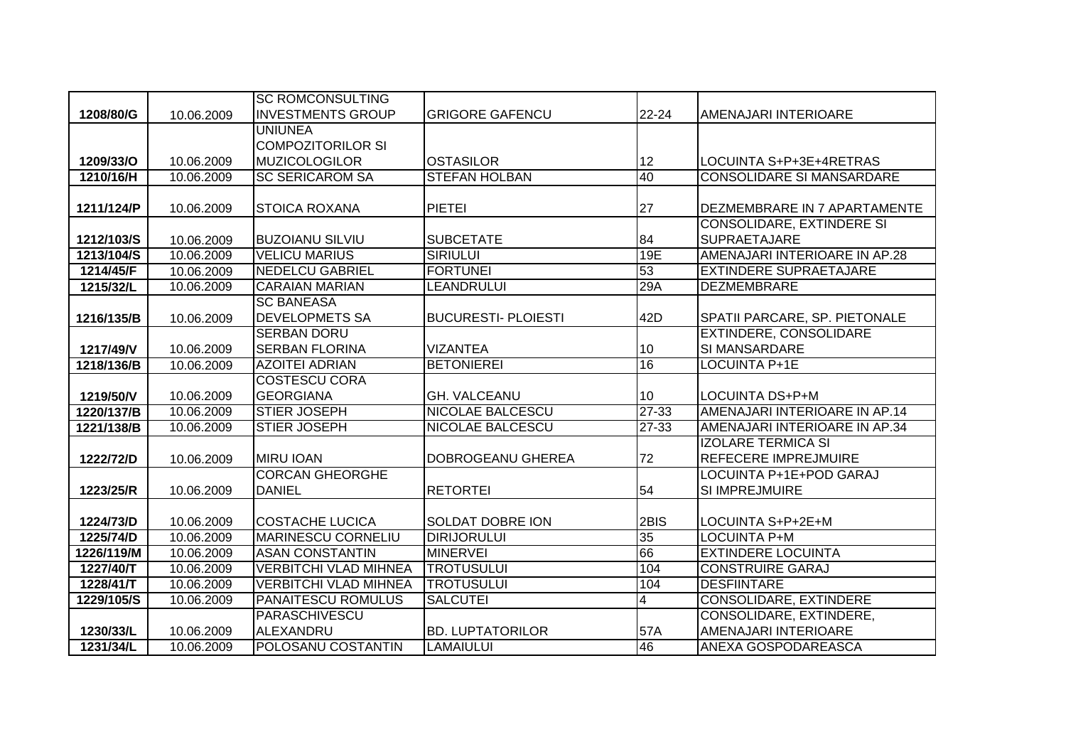| | | | | | |
|---|---|---|---|---|---|
| 1208/80/G | 10.06.2009 | SC ROMCONSULTING INVESTMENTS GROUP | GRIGORE GAFENCU | 22-24 | AMENAJARI INTERIOARE |
| 1209/33/O | 10.06.2009 | UNIUNEA COMPOZITORILOR SI MUZICOLOGILOR | OSTASILOR | 12 | LOCUINTA S+P+3E+4RETRAS |
| 1210/16/H | 10.06.2009 | SC SERICAROM SA | STEFAN HOLBAN | 40 | CONSOLIDARE SI MANSARDARE |
| 1211/124/P | 10.06.2009 | STOICA ROXANA | PIETEI | 27 | DEZMEMBRARE IN 7 APARTAMENTE |
| 1212/103/S | 10.06.2009 | BUZOIANU SILVIU | SUBCETATE | 84 | CONSOLIDARE, EXTINDERE SI SUPRAETAJARE |
| 1213/104/S | 10.06.2009 | VELICU MARIUS | SIRIULUI | 19E | AMENAJARI INTERIOARE IN AP.28 |
| 1214/45/F | 10.06.2009 | NEDELCU GABRIEL | FORTUNEI | 53 | EXTINDERE SUPRAETAJARE |
| 1215/32/L | 10.06.2009 | CARAIAN MARIAN | LEANDRULUI | 29A | DEZMEMBRARE |
| 1216/135/B | 10.06.2009 | SC BANEASA DEVELOPMETS SA | BUCURESTI- PLOIESTI | 42D | SPATII PARCARE, SP. PIETONALE |
| 1217/49/V | 10.06.2009 | SERBAN DORU SERBAN FLORINA | VIZANTEA | 10 | EXTINDERE, CONSOLIDARE SI MANSARDARE |
| 1218/136/B | 10.06.2009 | AZOITEI ADRIAN | BETONIEREI | 16 | LOCUINTA P+1E |
| 1219/50/V | 10.06.2009 | COSTESCU CORA GEORGIANA | GH. VALCEANU | 10 | LOCUINTA DS+P+M |
| 1220/137/B | 10.06.2009 | STIER JOSEPH | NICOLAE BALCESCU | 27-33 | AMENAJARI INTERIOARE IN AP.14 |
| 1221/138/B | 10.06.2009 | STIER JOSEPH | NICOLAE BALCESCU | 27-33 | AMENAJARI INTERIOARE IN AP.34 |
| 1222/72/D | 10.06.2009 | MIRU IOAN | DOBROGEANU GHEREA | 72 | IZOLARE TERMICA SI REFECERE IMPREJMUIRE |
| 1223/25/R | 10.06.2009 | CORCAN GHEORGHE DANIEL | RETORTEI | 54 | LOCUINTA P+1E+POD GARAJ SI IMPREJMUIRE |
| 1224/73/D | 10.06.2009 | COSTACHE LUCICA | SOLDAT DOBRE ION | 2BIS | LOCUINTA S+P+2E+M |
| 1225/74/D | 10.06.2009 | MARINESCU CORNELIU | DIRIJORULUI | 35 | LOCUINTA P+M |
| 1226/119/M | 10.06.2009 | ASAN CONSTANTIN | MINERVEI | 66 | EXTINDERE LOCUINTA |
| 1227/40/T | 10.06.2009 | VERBITCHI VLAD MIHNEA | TROTUSULUI | 104 | CONSTRUIRE GARAJ |
| 1228/41/T | 10.06.2009 | VERBITCHI VLAD MIHNEA | TROTUSULUI | 104 | DESFIINTARE |
| 1229/105/S | 10.06.2009 | PANAITESCU ROMULUS | SALCUTEI | 4 | CONSOLIDARE, EXTINDERE |
| 1230/33/L | 10.06.2009 | PARASCHIVESCU ALEXANDRU | BD. LUPTATORILOR | 57A | CONSOLIDARE, EXTINDERE, AMENAJARI INTERIOARE |
| 1231/34/L | 10.06.2009 | POLOSANU COSTANTIN | LAMAIULUI | 46 | ANEXA GOSPODAREASCA |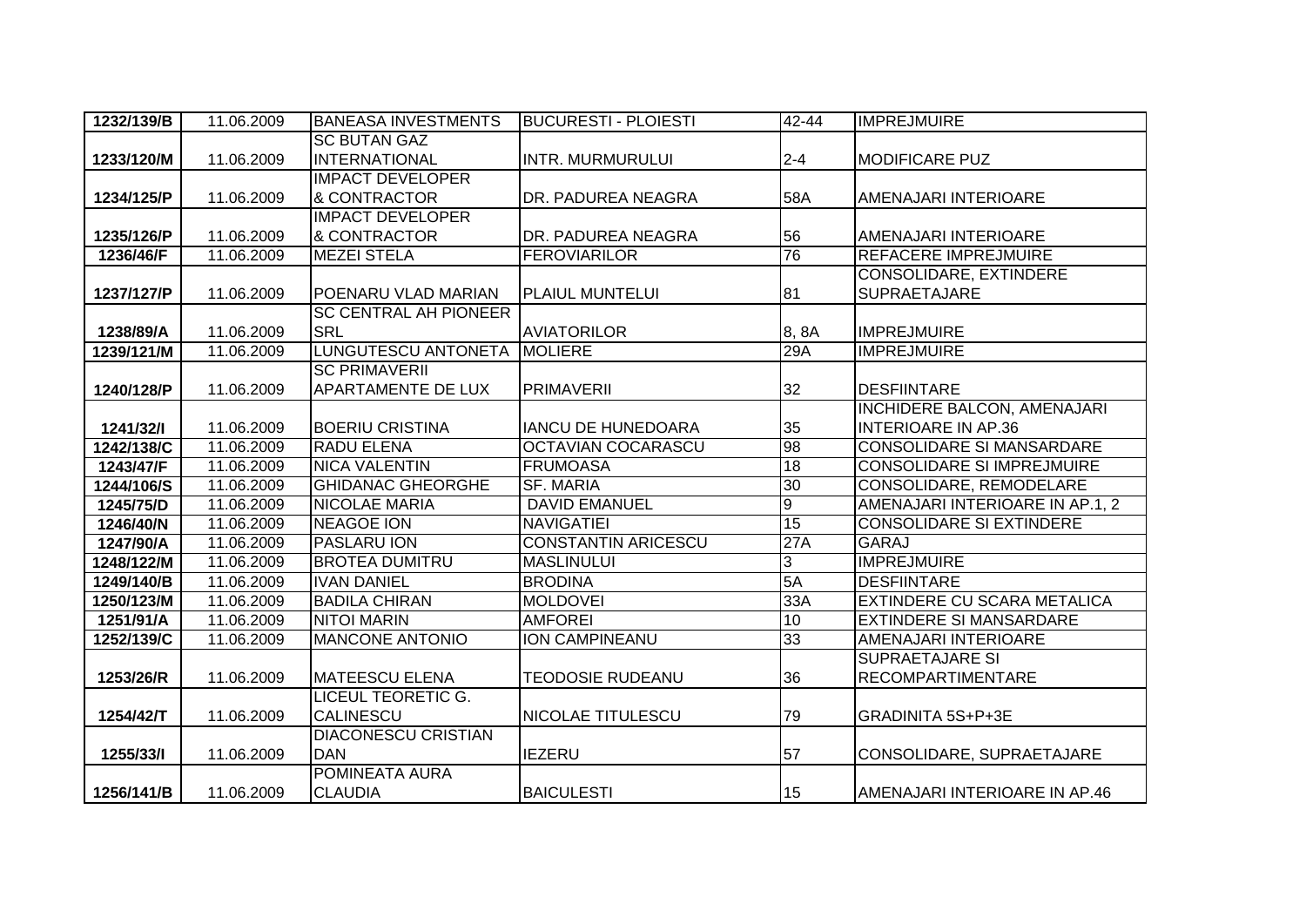| 1232/139/B | 11.06.2009 | BANEASA INVESTMENTS | BUCURESTI - PLOIESTI | 42-44 | IMPREJMUIRE |
|---|---|---|---|---|---|
| 1233/120/M | 11.06.2009 | SC BUTAN GAZ INTERNATIONAL | INTR. MURMURULUI | 2-4 | MODIFICARE PUZ |
| 1234/125/P | 11.06.2009 | IMPACT DEVELOPER & CONTRACTOR | DR. PADUREA NEAGRA | 58A | AMENAJARI INTERIOARE |
| 1235/126/P | 11.06.2009 | IMPACT DEVELOPER & CONTRACTOR | DR. PADUREA NEAGRA | 56 | AMENAJARI INTERIOARE |
| 1236/46/F | 11.06.2009 | MEZEI STELA | FEROVIARILOR | 76 | REFACERE IMPREJMUIRE |
| 1237/127/P | 11.06.2009 | POENARU VLAD MARIAN | PLAIUL MUNTELUI | 81 | CONSOLIDARE, EXTINDERE SUPRAETAJARE |
| 1238/89/A | 11.06.2009 | SC CENTRAL AH PIONEER SRL | AVIATORILOR | 8, 8A | IMPREJMUIRE |
| 1239/121/M | 11.06.2009 | LUNGUTESCU ANTONETA | MOLIERE | 29A | IMPREJMUIRE |
| 1240/128/P | 11.06.2009 | SC PRIMAVERII APARTAMENTE DE LUX | PRIMAVERII | 32 | DESFIINTARE |
| 1241/32/I | 11.06.2009 | BOERIU CRISTINA | IANCU DE HUNEDOARA | 35 | INCHIDERE BALCON, AMENAJARI INTERIOARE IN AP.36 |
| 1242/138/C | 11.06.2009 | RADU ELENA | OCTAVIAN COCARASCU | 98 | CONSOLIDARE SI MANSARDARE |
| 1243/47/F | 11.06.2009 | NICA VALENTIN | FRUMOASA | 18 | CONSOLIDARE SI IMPREJMUIRE |
| 1244/106/S | 11.06.2009 | GHIDANAC GHEORGHE | SF. MARIA | 30 | CONSOLIDARE, REMODELARE |
| 1245/75/D | 11.06.2009 | NICOLAE MARIA | DAVID EMANUEL | 9 | AMENAJARI INTERIOARE IN AP.1, 2 |
| 1246/40/N | 11.06.2009 | NEAGOE ION | NAVIGATIEI | 15 | CONSOLIDARE SI EXTINDERE |
| 1247/90/A | 11.06.2009 | PASLARU ION | CONSTANTIN ARICESCU | 27A | GARAJ |
| 1248/122/M | 11.06.2009 | BROTEA DUMITRU | MASLINULUI | 3 | IMPREJMUIRE |
| 1249/140/B | 11.06.2009 | IVAN DANIEL | BRODINA | 5A | DESFIINTARE |
| 1250/123/M | 11.06.2009 | BADILA CHIRAN | MOLDOVEI | 33A | EXTINDERE CU SCARA METALICA |
| 1251/91/A | 11.06.2009 | NITOI MARIN | AMFOREI | 10 | EXTINDERE SI MANSARDARE |
| 1252/139/C | 11.06.2009 | MANCONE ANTONIO | ION CAMPINEANU | 33 | AMENAJARI INTERIOARE |
| 1253/26/R | 11.06.2009 | MATEESCU ELENA | TEODOSIE RUDEANU | 36 | SUPRAETAJARE SI RECOMPARTIMENTARE |
| 1254/42/T | 11.06.2009 | LICEUL TEORETIC G. CALINESCU | NICOLAE TITULESCU | 79 | GRADINITA 5S+P+3E |
| 1255/33/I | 11.06.2009 | DIACONESCU CRISTIAN DAN | IEZERU | 57 | CONSOLIDARE, SUPRAETAJARE |
| 1256/141/B | 11.06.2009 | POMINEATA AURA CLAUDIA | BAICULESTI | 15 | AMENAJARI INTERIOARE IN AP.46 |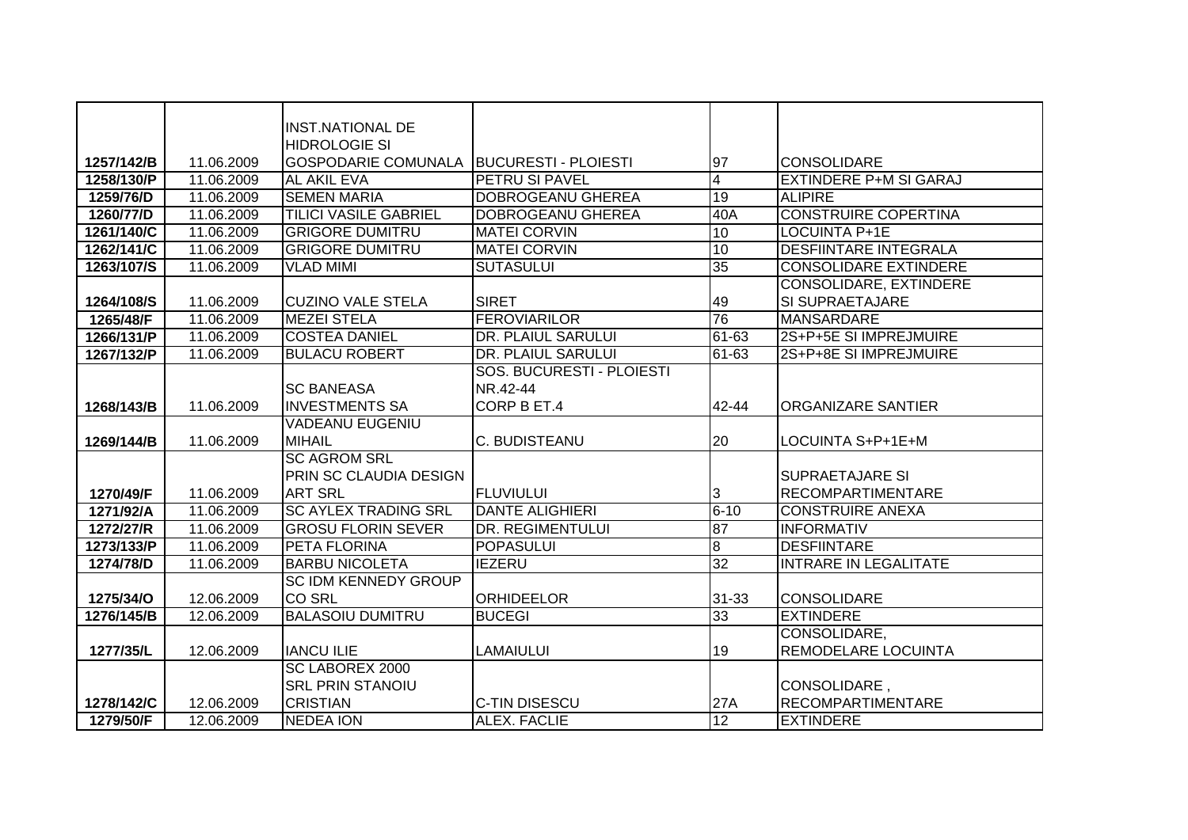| 1257/142/B | 11.06.2009 | INST.NATIONAL DE HIDROLOGIE SI GOSPODARIE COMUNALA | BUCURESTI - PLOIESTI | 97 | CONSOLIDARE |
|---|---|---|---|---|---|
| 1258/130/P | 11.06.2009 | AL AKIL EVA | PETRU SI PAVEL | 4 | EXTINDERE P+M SI GARAJ |
| 1259/76/D | 11.06.2009 | SEMEN MARIA | DOBROGEANU GHEREA | 19 | ALIPIRE |
| 1260/77/D | 11.06.2009 | TILICI VASILE GABRIEL | DOBROGEANU GHEREA | 40A | CONSTRUIRE COPERTINA |
| 1261/140/C | 11.06.2009 | GRIGORE DUMITRU | MATEI CORVIN | 10 | LOCUINTA P+1E |
| 1262/141/C | 11.06.2009 | GRIGORE DUMITRU | MATEI CORVIN | 10 | DESFIINTARE INTEGRALA |
| 1263/107/S | 11.06.2009 | VLAD MIMI | SUTASULUI | 35 | CONSOLIDARE EXTINDERE |
| 1264/108/S | 11.06.2009 | CUZINO VALE STELA | SIRET | 49 | CONSOLIDARE, EXTINDERE SI SUPRAETAJARE |
| 1265/48/F | 11.06.2009 | MEZEI STELA | FEROVIARILOR | 76 | MANSARDARE |
| 1266/131/P | 11.06.2009 | COSTEA DANIEL | DR. PLAIUL SARULUI | 61-63 | 2S+P+5E SI IMPREJMUIRE |
| 1267/132/P | 11.06.2009 | BULACU ROBERT | DR. PLAIUL SARULUI | 61-63 | 2S+P+8E SI IMPREJMUIRE |
| 1268/143/B | 11.06.2009 | SC BANEASA INVESTMENTS SA | SOS. BUCURESTI - PLOIESTI NR.42-44 CORP B ET.4 | 42-44 | ORGANIZARE SANTIER |
| 1269/144/B | 11.06.2009 | VADEANU EUGENIU MIHAIL | C. BUDISTEANU | 20 | LOCUINTA S+P+1E+M |
| 1270/49/F | 11.06.2009 | SC AGROM SRL PRIN SC CLAUDIA DESIGN ART SRL | FLUVIULUI | 3 | SUPRAETAJARE SI RECOMPARTIMENTARE |
| 1271/92/A | 11.06.2009 | SC AYLEX TRADING SRL | DANTE ALIGHIERI | 6-10 | CONSTRUIRE ANEXA |
| 1272/27/R | 11.06.2009 | GROSU FLORIN SEVER | DR. REGIMENTULUI | 87 | INFORMATIV |
| 1273/133/P | 11.06.2009 | PETA FLORINA | POPASULUI | 8 | DESFIINTARE |
| 1274/78/D | 11.06.2009 | BARBU NICOLETA | IEZERU | 32 | INTRARE IN LEGALITATE |
| 1275/34/O | 12.06.2009 | SC IDM KENNEDY GROUP CO SRL | ORHIDEELOR | 31-33 | CONSOLIDARE |
| 1276/145/B | 12.06.2009 | BALASOIU DUMITRU | BUCEGI | 33 | EXTINDERE |
| 1277/35/L | 12.06.2009 | IANCU ILIE | LAMAIULUI | 19 | CONSOLIDARE, REMODELARE LOCUINTA |
| 1278/142/C | 12.06.2009 | SC LABOREX 2000 SRL PRIN STANOIU CRISTIAN | C-TIN DISESCU | 27A | CONSOLIDARE , RECOMPARTIMENTARE |
| 1279/50/F | 12.06.2009 | NEDEA ION | ALEX. FACLIE | 12 | EXTINDERE |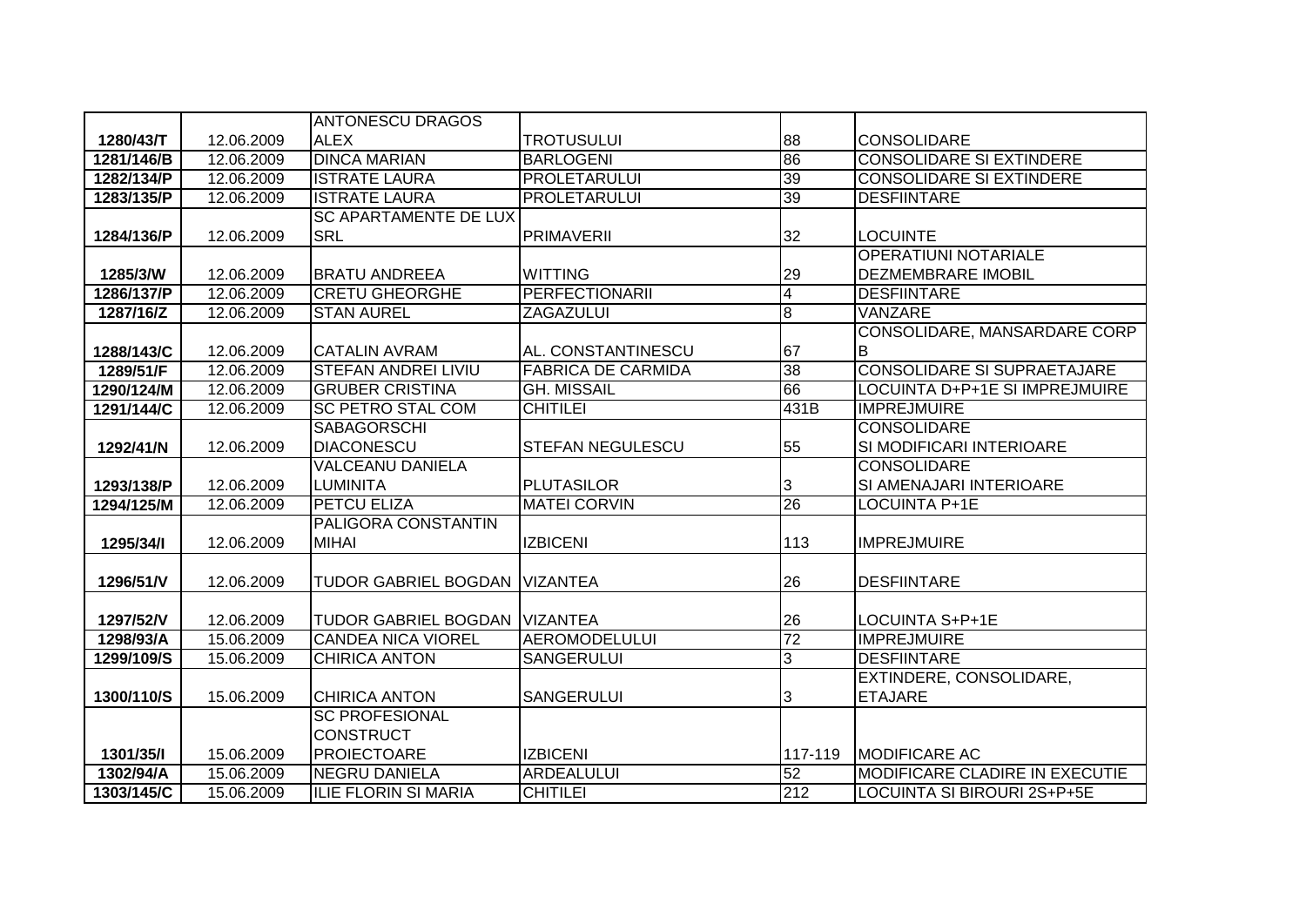| | | | | | |
|---|---|---|---|---|---|
| 1280/43/T | 12.06.2009 | ANTONESCU DRAGOS ALEX | TROTUSULUI | 88 | CONSOLIDARE |
| 1281/146/B | 12.06.2009 | DINCA MARIAN | BARLOGENI | 86 | CONSOLIDARE SI EXTINDERE |
| 1282/134/P | 12.06.2009 | ISTRATE LAURA | PROLETARULUI | 39 | CONSOLIDARE SI EXTINDERE |
| 1283/135/P | 12.06.2009 | ISTRATE LAURA | PROLETARULUI | 39 | DESFIINTARE |
| 1284/136/P | 12.06.2009 | SC APARTAMENTE DE LUX SRL | PRIMAVERII | 32 | LOCUINTE |
| 1285/3/W | 12.06.2009 | BRATU ANDREEA | WITTING | 29 | OPERATIUNI NOTARIALE DEZMEMBRARE IMOBIL |
| 1286/137/P | 12.06.2009 | CRETU GHEORGHE | PERFECTIONARII | 4 | DESFIINTARE |
| 1287/16/Z | 12.06.2009 | STAN AUREL | ZAGAZULUI | 8 | VANZARE |
| 1288/143/C | 12.06.2009 | CATALIN AVRAM | AL. CONSTANTINESCU | 67 | CONSOLIDARE, MANSARDARE CORP B |
| 1289/51/F | 12.06.2009 | STEFAN ANDREI LIVIU | FABRICA DE CARMIDA | 38 | CONSOLIDARE SI SUPRAETAJARE |
| 1290/124/M | 12.06.2009 | GRUBER CRISTINA | GH. MISSAIL | 66 | LOCUINTA D+P+1E SI IMPREJMUIRE |
| 1291/144/C | 12.06.2009 | SC PETRO STAL COM | CHITILEI | 431B | IMPREJMUIRE |
| 1292/41/N | 12.06.2009 | SABAGORSCHI DIACONESCU | STEFAN NEGULESCU | 55 | CONSOLIDARE SI MODIFICARI INTERIOARE |
| 1293/138/P | 12.06.2009 | VALCEANU DANIELA LUMINITA | PLUTASILOR | 3 | CONSOLIDARE SI AMENAJARI INTERIOARE |
| 1294/125/M | 12.06.2009 | PETCU ELIZA | MATEI CORVIN | 26 | LOCUINTA P+1E |
| 1295/34/I | 12.06.2009 | PALIGORA CONSTANTIN MIHAI | IZBICENI | 113 | IMPREJMUIRE |
| 1296/51/V | 12.06.2009 | TUDOR GABRIEL BOGDAN | VIZANTEA | 26 | DESFIINTARE |
| 1297/52/V | 12.06.2009 | TUDOR GABRIEL BOGDAN | VIZANTEA | 26 | LOCUINTA S+P+1E |
| 1298/93/A | 15.06.2009 | CANDEA NICA VIOREL | AEROMODELULUI | 72 | IMPREJMUIRE |
| 1299/109/S | 15.06.2009 | CHIRICA ANTON | SANGERULUI | 3 | DESFIINTARE |
| 1300/110/S | 15.06.2009 | CHIRICA ANTON | SANGERULUI | 3 | EXTINDERE, CONSOLIDARE, ETAJARE |
| 1301/35/I | 15.06.2009 | SC PROFESIONAL CONSTRUCT PROIECTOARE | IZBICENI | 117-119 | MODIFICARE AC |
| 1302/94/A | 15.06.2009 | NEGRU DANIELA | ARDEALULUI | 52 | MODIFICARE CLADIRE IN EXECUTIE |
| 1303/145/C | 15.06.2009 | ILIE FLORIN SI MARIA | CHITILEI | 212 | LOCUINTA SI BIROURI 2S+P+5E |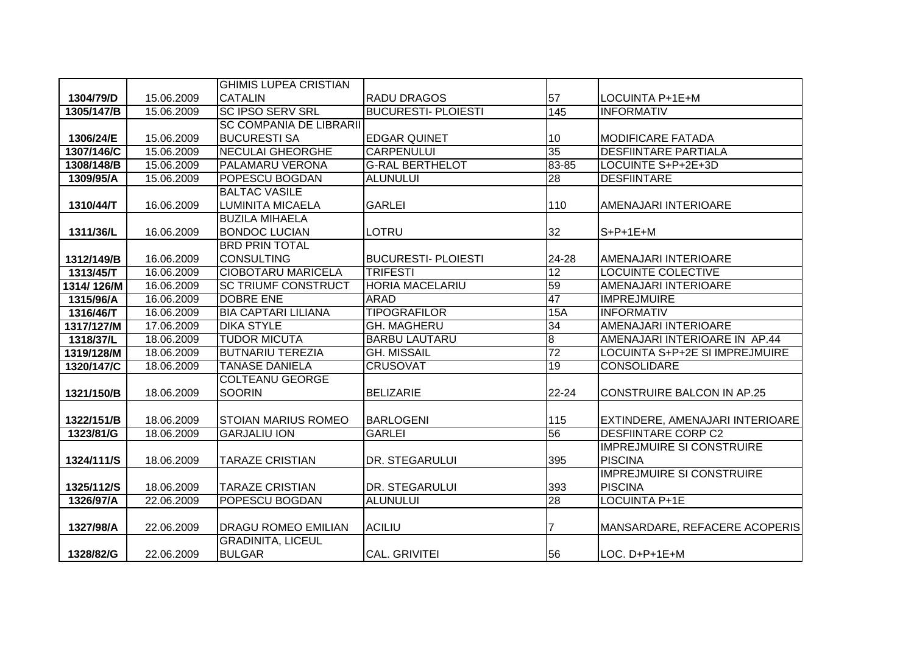| | | | | | |
|---|---|---|---|---|---|
| 1304/79/D | 15.06.2009 | GHIMIS LUPEA CRISTIAN CATALIN | RADU DRAGOS | 57 | LOCUINTA P+1E+M |
| 1305/147/B | 15.06.2009 | SC IPSO SERV SRL | BUCURESTI- PLOIESTI | 145 | INFORMATIV |
| 1306/24/E | 15.06.2009 | SC COMPANIA DE LIBRARII BUCURESTI SA | EDGAR QUINET | 10 | MODIFICARE FATADA |
| 1307/146/C | 15.06.2009 | NECULAI GHEORGHE | CARPENULUI | 35 | DESFIINTARE PARTIALA |
| 1308/148/B | 15.06.2009 | PALAMARU VERONA | G-RAL BERTHELOT | 83-85 | LOCUINTE S+P+2E+3D |
| 1309/95/A | 15.06.2009 | POPESCU BOGDAN | ALUNULUI | 28 | DESFIINTARE |
| 1310/44/T | 16.06.2009 | BALTAC VASILE LUMINITA MICAELA | GARLEI | 110 | AMENAJARI INTERIOARE |
| 1311/36/L | 16.06.2009 | BUZILA MIHAELA BONDOC LUCIAN | LOTRU | 32 | S+P+1E+M |
| 1312/149/B | 16.06.2009 | BRD PRIN TOTAL CONSULTING | BUCURESTI- PLOIESTI | 24-28 | AMENAJARI INTERIOARE |
| 1313/45/T | 16.06.2009 | CIOBOTARU MARICELA | TRIFESTI | 12 | LOCUINTE COLECTIVE |
| 1314/ 126/M | 16.06.2009 | SC TRIUMF CONSTRUCT | HORIA MACELARIU | 59 | AMENAJARI INTERIOARE |
| 1315/96/A | 16.06.2009 | DOBRE ENE | ARAD | 47 | IMPREJMUIRE |
| 1316/46/T | 16.06.2009 | BIA CAPTARI LILIANA | TIPOGRAFILOR | 15A | INFORMATIV |
| 1317/127/M | 17.06.2009 | DIKA STYLE | GH. MAGHERU | 34 | AMENAJARI INTERIOARE |
| 1318/37/L | 18.06.2009 | TUDOR MICUTA | BARBU LAUTARU | 8 | AMENAJARI INTERIOARE IN AP.44 |
| 1319/128/M | 18.06.2009 | BUTNARIU TEREZIA | GH. MISSAIL | 72 | LOCUINTA S+P+2E SI IMPREJMUIRE |
| 1320/147/C | 18.06.2009 | TANASE DANIELA | CRUSOVAT | 19 | CONSOLIDARE |
| 1321/150/B | 18.06.2009 | COLTEANU GEORGE SOORIN | BELIZARIE | 22-24 | CONSTRUIRE BALCON IN AP.25 |
| 1322/151/B | 18.06.2009 | STOIAN MARIUS ROMEO | BARLOGENI | 115 | EXTINDERE, AMENAJARI INTERIOARE |
| 1323/81/G | 18.06.2009 | GARJALIU ION | GARLEI | 56 | DESFIINTARE CORP C2 |
| 1324/111/S | 18.06.2009 | TARAZE CRISTIAN | DR. STEGARULUI | 395 | IMPREJMUIRE SI CONSTRUIRE PISCINA |
| 1325/112/S | 18.06.2009 | TARAZE CRISTIAN | DR. STEGARULUI | 393 | IMPREJMUIRE SI CONSTRUIRE PISCINA |
| 1326/97/A | 22.06.2009 | POPESCU BOGDAN | ALUNULUI | 28 | LOCUINTA P+1E |
| 1327/98/A | 22.06.2009 | DRAGU ROMEO EMILIAN | ACILIU | 7 | MANSARDARE, REFACERE ACOPERIS |
| 1328/82/G | 22.06.2009 | GRADINITA, LICEUL BULGAR | CAL. GRIVITEI | 56 | LOC. D+P+1E+M |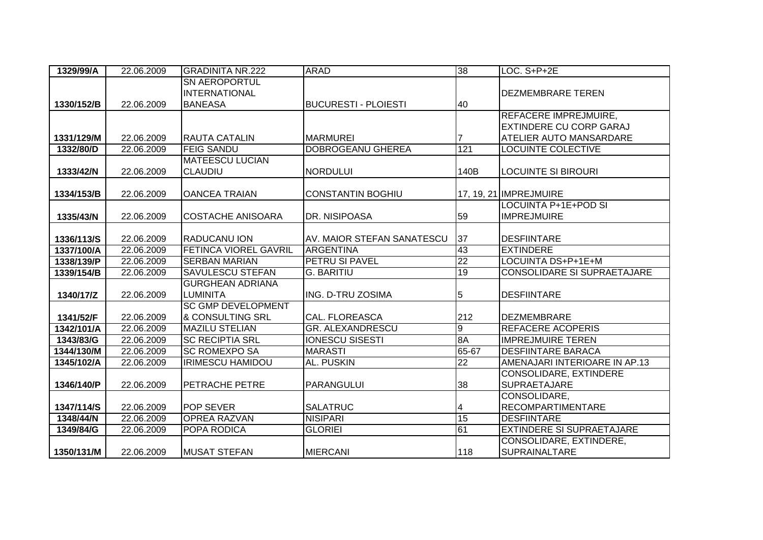| 1329/99/A | 22.06.2009 | GRADINITA NR.222 | ARAD | 38 | LOC. S+P+2E |
|---|---|---|---|---|---|
| 1330/152/B | 22.06.2009 | SN AEROPORTUL INTERNATIONAL BANEASA | BUCURESTI - PLOIESTI | 40 | DEZMEMBRARE TEREN |
| 1331/129/M | 22.06.2009 | RAUTA CATALIN | MARMUREI | 7 | REFACERE IMPREJMUIRE, EXTINDERE CU CORP GARAJ ATELIER AUTO MANSARDARE |
| 1332/80/D | 22.06.2009 | FEIG SANDU | DOBROGEANU GHEREA | 121 | LOCUINTE COLECTIVE |
| 1333/42/N | 22.06.2009 | MATEESCU LUCIAN CLAUDIU | NORDULUI | 140B | LOCUINTE SI BIROURI |
| 1334/153/B | 22.06.2009 | OANCEA TRAIAN | CONSTANTIN BOGHIU | 17, 19, 21 | IMPREJMUIRE |
| 1335/43/N | 22.06.2009 | COSTACHE ANISOARA | DR. NISIPOASA | 59 | LOCUINTA P+1E+POD SI IMPREJMUIRE |
| 1336/113/S | 22.06.2009 | RADUCANU ION | AV. MAIOR STEFAN SANATESCU | 37 | DESFIINTARE |
| 1337/100/A | 22.06.2009 | FETINCA VIOREL GAVRIL | ARGENTINA | 43 | EXTINDERE |
| 1338/139/P | 22.06.2009 | SERBAN MARIAN | PETRU SI PAVEL | 22 | LOCUINTA DS+P+1E+M |
| 1339/154/B | 22.06.2009 | SAVULESCU STEFAN | G. BARITIU | 19 | CONSOLIDARE SI SUPRAETAJARE |
| 1340/17/Z | 22.06.2009 | GURGHEAN ADRIANA LUMINITA | ING. D-TRU ZOSIMA | 5 | DESFIINTARE |
| 1341/52/F | 22.06.2009 | SC GMP DEVELOPMENT & CONSULTING SRL | CAL. FLOREASCA | 212 | DEZMEMBRARE |
| 1342/101/A | 22.06.2009 | MAZILU STELIAN | GR. ALEXANDRESCU | 9 | REFACERE ACOPERIS |
| 1343/83/G | 22.06.2009 | SC RECIPTIA SRL | IONESCU SISESTI | 8A | IMPREJMUIRE TEREN |
| 1344/130/M | 22.06.2009 | SC ROMEXPO SA | MARASTI | 65-67 | DESFIINTARE BARACA |
| 1345/102/A | 22.06.2009 | IRIMESCU HAMIDOU | AL. PUSKIN | 22 | AMENAJARI INTERIOARE IN AP.13 |
| 1346/140/P | 22.06.2009 | PETRACHE PETRE | PARANGULUI | 38 | CONSOLIDARE, EXTINDERE SUPRAETAJARE |
| 1347/114/S | 22.06.2009 | POP SEVER | SALATRUC | 4 | CONSOLIDARE, RECOMPARTIMENTARE |
| 1348/44/N | 22.06.2009 | OPREA RAZVAN | NISIPARI | 15 | DESFIINTARE |
| 1349/84/G | 22.06.2009 | POPA RODICA | GLORIEI | 61 | EXTINDERE SI SUPRAETAJARE |
| 1350/131/M | 22.06.2009 | MUSAT STEFAN | MIERCANI | 118 | CONSOLIDARE, EXTINDERE, SUPRAINALTARE |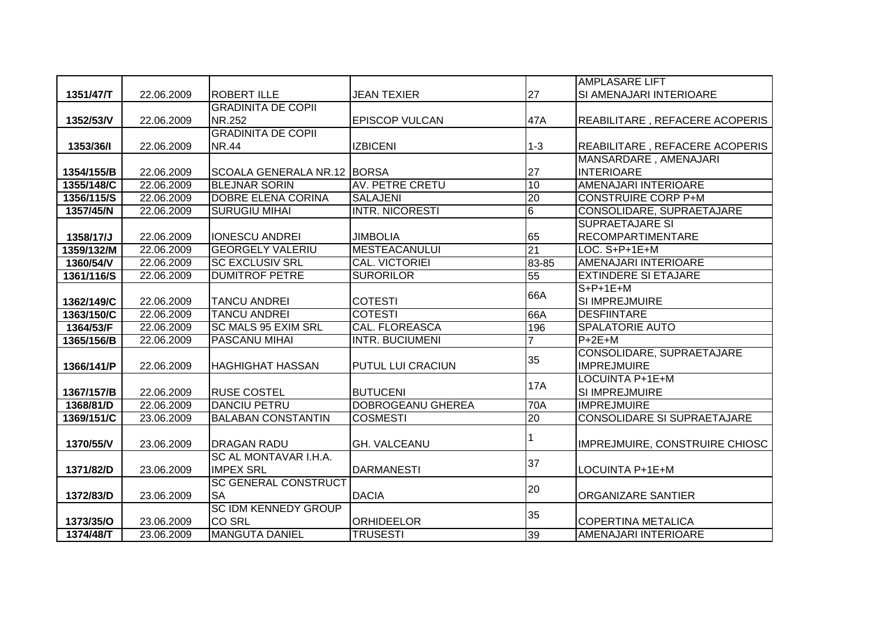| 1351/47/T | 22.06.2009 | ROBERT ILLE | JEAN TEXIER | 27 | AMPLASARE LIFT SI AMENAJARI INTERIOARE |
|---|---|---|---|---|---|
| 1352/53/V | 22.06.2009 | GRADINITA DE COPII NR.252 | EPISCOP VULCAN | 47A | REABILITARE , REFACERE ACOPERIS |
| 1353/36/I | 22.06.2009 | GRADINITA DE COPII NR.44 | IZBICENI | 1-3 | REABILITARE , REFACERE ACOPERIS |
| 1354/155/B | 22.06.2009 | SCOALA GENERALA NR.12 | BORSA | 27 | MANSARDARE , AMENAJARI INTERIOARE |
| 1355/148/C | 22.06.2009 | BLEJNAR SORIN | AV. PETRE CRETU | 10 | AMENAJARI INTERIOARE |
| 1356/115/S | 22.06.2009 | DOBRE ELENA CORINA | SALAJENI | 20 | CONSTRUIRE CORP P+M |
| 1357/45/N | 22.06.2009 | SURUGIU MIHAI | INTR. NICORESTI | 6 | CONSOLIDARE, SUPRAETAJARE |
| 1358/17/J | 22.06.2009 | IONESCU ANDREI | JIMBOLIA | 65 | SUPRAETAJARE SI RECOMPARTIMENTARE |
| 1359/132/M | 22.06.2009 | GEORGELY VALERIU | MESTEACANULUI | 21 | LOC. S+P+1E+M |
| 1360/54/V | 22.06.2009 | SC EXCLUSIV SRL | CAL. VICTORIEI | 83-85 | AMENAJARI INTERIOARE |
| 1361/116/S | 22.06.2009 | DUMITROF PETRE | SURORILOR | 55 | EXTINDERE SI ETAJARE |
| 1362/149/C | 22.06.2009 | TANCU ANDREI | COTESTI | 66A | S+P+1E+M SI IMPREJMUIRE |
| 1363/150/C | 22.06.2009 | TANCU ANDREI | COTESTI | 66A | DESFIINTARE |
| 1364/53/F | 22.06.2009 | SC MALS 95 EXIM SRL | CAL. FLOREASCA | 196 | SPALATORIE AUTO |
| 1365/156/B | 22.06.2009 | PASCANU MIHAI | INTR. BUCIUMENI | 7 | P+2E+M |
| 1366/141/P | 22.06.2009 | HAGHIGHAT HASSAN | PUTUL LUI CRACIUN | 35 | CONSOLIDARE, SUPRAETAJARE IMPREJMUIRE |
| 1367/157/B | 22.06.2009 | RUSE COSTEL | BUTUCENI | 17A | LOCUINTA P+1E+M SI IMPREJMUIRE |
| 1368/81/D | 22.06.2009 | DANCIU PETRU | DOBROGEANU GHEREA | 70A | IMPREJMUIRE |
| 1369/151/C | 23.06.2009 | BALABAN CONSTANTIN | COSMESTI | 20 | CONSOLIDARE SI SUPRAETAJARE |
| 1370/55/V | 23.06.2009 | DRAGAN RADU | GH. VALCEANU | 1 | IMPREJMUIRE, CONSTRUIRE CHIOSC |
| 1371/82/D | 23.06.2009 | SC AL MONTAVAR I.H.A. IMPEX SRL | DARMANESTI | 37 | LOCUINTA P+1E+M |
| 1372/83/D | 23.06.2009 | SC GENERAL CONSTRUCT SA | DACIA | 20 | ORGANIZARE SANTIER |
| 1373/35/O | 23.06.2009 | SC IDM KENNEDY GROUP CO SRL | ORHIDEELOR | 35 | COPERTINA METALICA |
| 1374/48/T | 23.06.2009 | MANGUTA DANIEL | TRUSESTI | 39 | AMENAJARI INTERIOARE |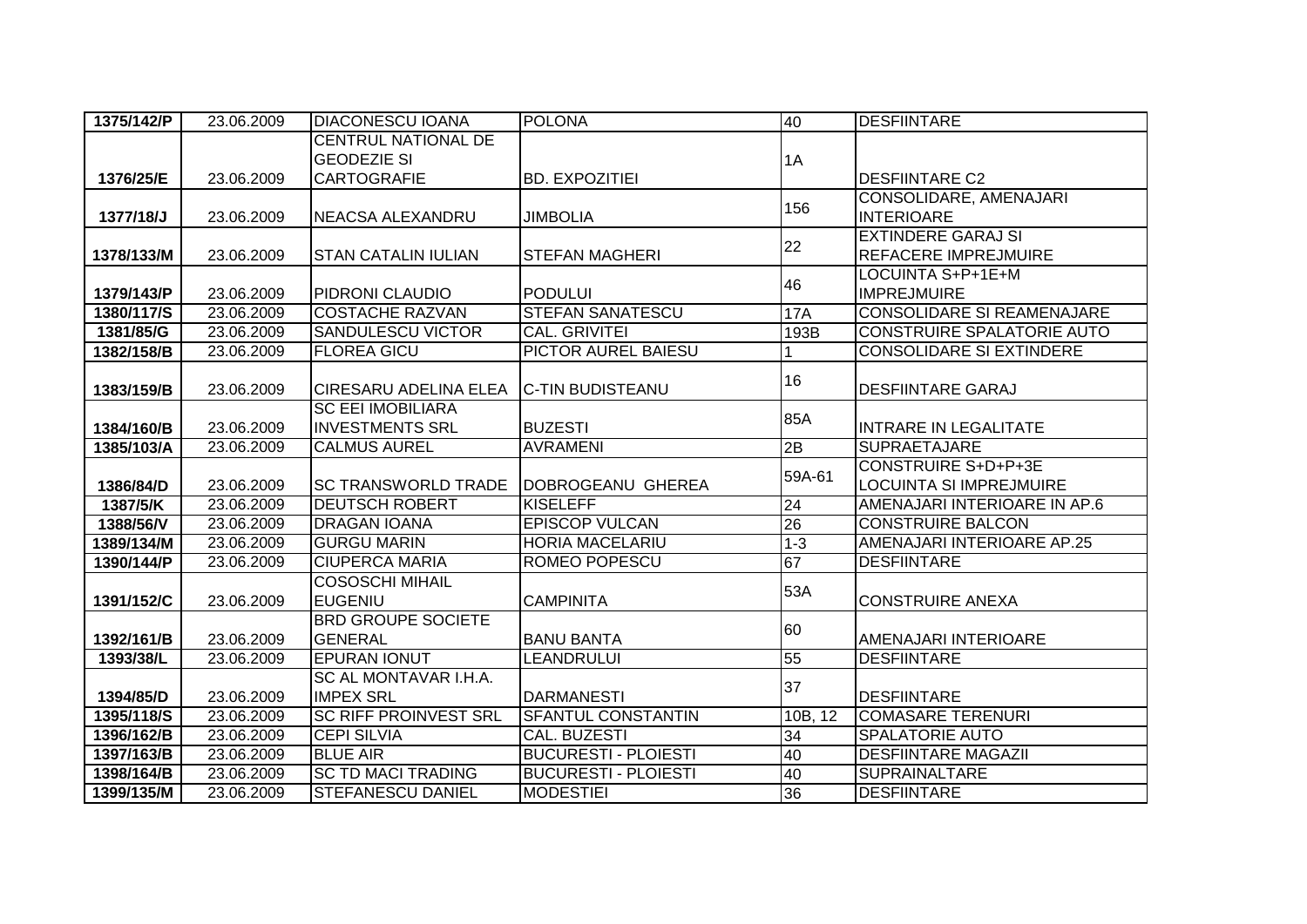| 1375/142/P | 23.06.2009 | DIACONESCU IOANA | POLONA | 40 | DESFIINTARE |
|---|---|---|---|---|---|
| 1376/25/E | 23.06.2009 | CENTRUL NATIONAL DE GEODEZIE SI CARTOGRAFIE | BD. EXPOZITIEI | 1A | DESFIINTARE C2 |
| 1377/18/J | 23.06.2009 | NEACSA ALEXANDRU | JIMBOLIA | 156 | CONSOLIDARE, AMENAJARI INTERIOARE |
| 1378/133/M | 23.06.2009 | STAN CATALIN IULIAN | STEFAN MAGHERI | 22 | EXTINDERE GARAJ SI REFACERE IMPREJMUIRE |
| 1379/143/P | 23.06.2009 | PIDRONI CLAUDIO | PODULUI | 46 | LOCUINTA S+P+1E+M IMPREJMUIRE |
| 1380/117/S | 23.06.2009 | COSTACHE RAZVAN | STEFAN SANATESCU | 17A | CONSOLIDARE SI REAMENAJARE |
| 1381/85/G | 23.06.2009 | SANDULESCU VICTOR | CAL. GRIVITEI | 193B | CONSTRUIRE SPALATORIE AUTO |
| 1382/158/B | 23.06.2009 | FLOREA GICU | PICTOR AUREL BAIESU | 1 | CONSOLIDARE SI EXTINDERE |
| 1383/159/B | 23.06.2009 | CIRESARU ADELINA ELEA | C-TIN BUDISTEANU | 16 | DESFIINTARE GARAJ |
| 1384/160/B | 23.06.2009 | SC EEI IMOBILIARA INVESTMENTS SRL | BUZESTI | 85A | INTRARE IN LEGALITATE |
| 1385/103/A | 23.06.2009 | CALMUS AUREL | AVRAMENI | 2B | SUPRAETAJARE |
| 1386/84/D | 23.06.2009 | SC TRANSWORLD TRADE | DOBROGEANU GHEREA | 59A-61 | CONSTRUIRE S+D+P+3E LOCUINTA SI IMPREJMUIRE |
| 1387/5/K | 23.06.2009 | DEUTSCH ROBERT | KISELEFF | 24 | AMENAJARI INTERIOARE IN AP.6 |
| 1388/56/V | 23.06.2009 | DRAGAN IOANA | EPISCOP VULCAN | 26 | CONSTRUIRE BALCON |
| 1389/134/M | 23.06.2009 | GURGU MARIN | HORIA MACELARIU | 1-3 | AMENAJARI INTERIOARE AP.25 |
| 1390/144/P | 23.06.2009 | CIUPERCA MARIA | ROMEO POPESCU | 67 | DESFIINTARE |
| 1391/152/C | 23.06.2009 | COSOSCHI MIHAIL EUGENIU | CAMPINITA | 53A | CONSTRUIRE ANEXA |
| 1392/161/B | 23.06.2009 | BRD GROUPE SOCIETE GENERAL | BANU BANTA | 60 | AMENAJARI INTERIOARE |
| 1393/38/L | 23.06.2009 | EPURAN IONUT | LEANDRULUI | 55 | DESFIINTARE |
| 1394/85/D | 23.06.2009 | SC AL MONTAVAR I.H.A. IMPEX SRL | DARMANESTI | 37 | DESFIINTARE |
| 1395/118/S | 23.06.2009 | SC RIFF PROINVEST SRL | SFANTUL CONSTANTIN | 10B, 12 | COMASARE TERENURI |
| 1396/162/B | 23.06.2009 | CEPI SILVIA | CAL. BUZESTI | 34 | SPALATORIE AUTO |
| 1397/163/B | 23.06.2009 | BLUE AIR | BUCURESTI - PLOIESTI | 40 | DESFIINTARE MAGAZII |
| 1398/164/B | 23.06.2009 | SC TD MACI TRADING | BUCURESTI - PLOIESTI | 40 | SUPRAINALTARE |
| 1399/135/M | 23.06.2009 | STEFANESCU DANIEL | MODESTIEI | 36 | DESFIINTARE |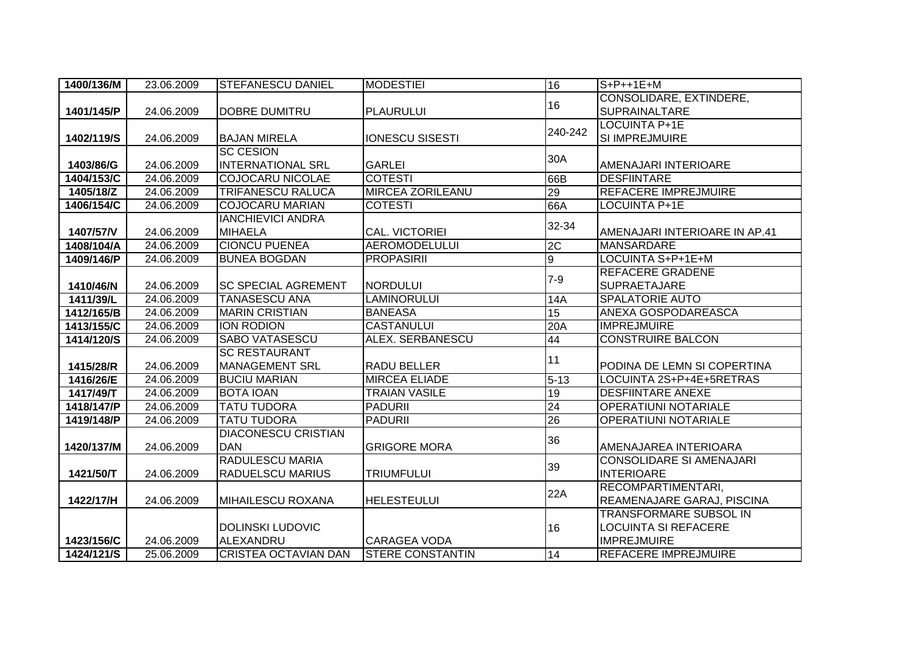| 1400/136/M | 23.06.2009 | STEFANESCU DANIEL | MODESTIEI | 16 | S+P++1E+M |
|---|---|---|---|---|---|
| 1401/145/P | 24.06.2009 | DOBRE DUMITRU | PLAURULUI | 16 | CONSOLIDARE, EXTINDERE, SUPRAINALTARE |
| 1402/119/S | 24.06.2009 | BAJAN MIRELA | IONESCU SISESTI | 240-242 | LOCUINTA P+1E SI IMPREJMUIRE |
| 1403/86/G | 24.06.2009 | SC CESION INTERNATIONAL SRL | GARLEI | 30A | AMENAJARI INTERIOARE |
| 1404/153/C | 24.06.2009 | COJOCARU NICOLAE | COTESTI | 66B | DESFIINTARE |
| 1405/18/Z | 24.06.2009 | TRIFANESCU RALUCA | MIRCEA ZORILEANU | 29 | REFACERE IMPREJMUIRE |
| 1406/154/C | 24.06.2009 | COJOCARU MARIAN | COTESTI | 66A | LOCUINTA P+1E |
| 1407/57/V | 24.06.2009 | IANCHIEVICI ANDRA MIHAELA | CAL. VICTORIEI | 32-34 | AMENAJARI INTERIOARE IN AP.41 |
| 1408/104/A | 24.06.2009 | CIONCU PUENEA | AEROMODELULUI | 2C | MANSARDARE |
| 1409/146/P | 24.06.2009 | BUNEA BOGDAN | PROPASIRII | 9 | LOCUINTA S+P+1E+M |
| 1410/46/N | 24.06.2009 | SC SPECIAL AGREMENT | NORDULUI | 7-9 | REFACERE GRADENE SUPRAETAJARE |
| 1411/39/L | 24.06.2009 | TANASESCU ANA | LAMINORULUI | 14A | SPALATORIE AUTO |
| 1412/165/B | 24.06.2009 | MARIN CRISTIAN | BANEASA | 15 | ANEXA GOSPODAREASCA |
| 1413/155/C | 24.06.2009 | ION RODION | CASTANULUI | 20A | IMPREJMUIRE |
| 1414/120/S | 24.06.2009 | SABO VATASESCU | ALEX. SERBANESCU | 44 | CONSTRUIRE BALCON |
| 1415/28/R | 24.06.2009 | SC RESTAURANT MANAGEMENT SRL | RADU BELLER | 11 | PODINA DE LEMN SI COPERTINA |
| 1416/26/E | 24.06.2009 | BUCIU MARIAN | MIRCEA ELIADE | 5-13 | LOCUINTA 2S+P+4E+5RETRAS |
| 1417/49/T | 24.06.2009 | BOTA IOAN | TRAIAN VASILE | 19 | DESFIINTARE ANEXE |
| 1418/147/P | 24.06.2009 | TATU TUDORA | PADURII | 24 | OPERATIUNI NOTARIALE |
| 1419/148/P | 24.06.2009 | TATU TUDORA | PADURII | 26 | OPERATIUNI NOTARIALE |
| 1420/137/M | 24.06.2009 | DIACONESCU CRISTIAN DAN | GRIGORE MORA | 36 | AMENAJAREA INTERIOARA |
| 1421/50/T | 24.06.2009 | RADULESCU MARIA RADUELSCU MARIUS | TRIUMFULUI | 39 | CONSOLIDARE SI AMENAJARI INTERIOARE |
| 1422/17/H | 24.06.2009 | MIHAILESCU ROXANA | HELESTEULUI | 22A | RECOMPARTIMENTARI, REAMENAJARE GARAJ, PISCINA |
| 1423/156/C | 24.06.2009 | DOLINSKI LUDOVIC ALEXANDRU | CARAGEA VODA | 16 | TRANSFORMARE SUBSOL IN LOCUINTA SI REFACERE IMPREJMUIRE |
| 1424/121/S | 25.06.2009 | CRISTEA OCTAVIAN DAN | STERE CONSTANTIN | 14 | REFACERE IMPREJMUIRE |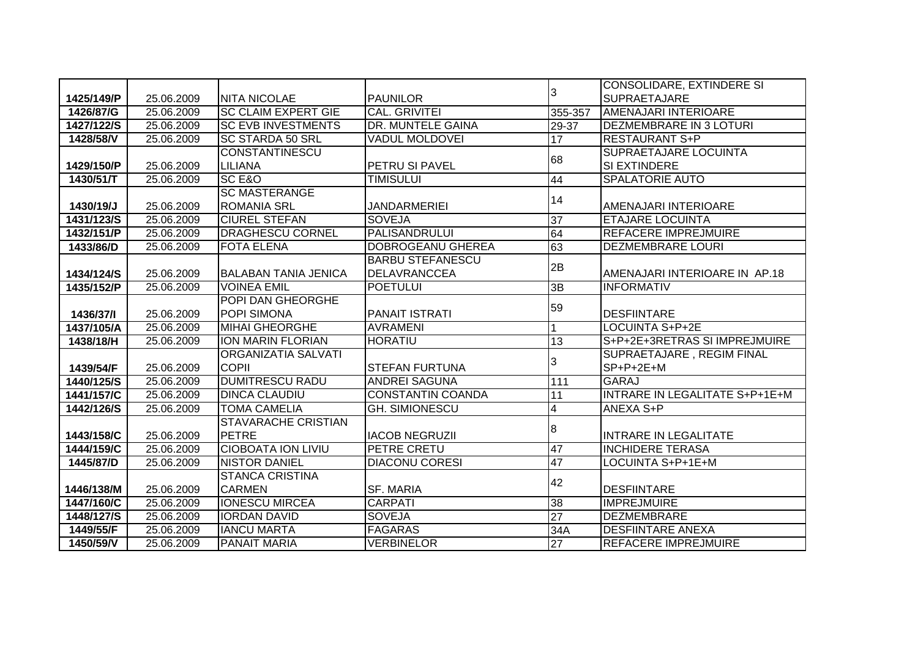| | | | | | |
|---|---|---|---|---|---|
| 1425/149/P | 25.06.2009 | NITA NICOLAE | PAUNILOR | 3 | CONSOLIDARE, EXTINDERE SI SUPRAETAJARE |
| 1426/87/G | 25.06.2009 | SC CLAIM EXPERT GIE | CAL. GRIVITEI | 355-357 | AMENAJARI INTERIOARE |
| 1427/122/S | 25.06.2009 | SC EVB INVESTMENTS | DR. MUNTELE GAINA | 29-37 | DEZMEMBRARE IN 3 LOTURI |
| 1428/58/V | 25.06.2009 | SC STARDA 50 SRL | VADUL MOLDOVEI | 17 | RESTAURANT S+P |
| 1429/150/P | 25.06.2009 | CONSTANTINESCU LILIANA | PETRU SI PAVEL | 68 | SUPRAETAJARE LOCUINTA SI EXTINDERE |
| 1430/51/T | 25.06.2009 | SC E&O | TIMISULUI | 44 | SPALATORIE AUTO |
| 1430/19/J | 25.06.2009 | SC MASTERANGE ROMANIA SRL | JANDARMERIEI | 14 | AMENAJARI INTERIOARE |
| 1431/123/S | 25.06.2009 | CIUREL STEFAN | SOVEJA | 37 | ETAJARE LOCUINTA |
| 1432/151/P | 25.06.2009 | DRAGHESCU CORNEL | PALISANDRULUI | 64 | REFACERE IMPREJMUIRE |
| 1433/86/D | 25.06.2009 | FOTA ELENA | DOBROGEANU GHEREA | 63 | DEZMEMBRARE LOURI |
| 1434/124/S | 25.06.2009 | BALABAN TANIA JENICA | BARBU STEFANESCU DELAVRANCCEA | 2B | AMENAJARI INTERIOARE IN AP.18 |
| 1435/152/P | 25.06.2009 | VOINEA EMIL | POETULUI | 3B | INFORMATIV |
| 1436/37/I | 25.06.2009 | POPI DAN GHEORGHE POPI SIMONA | PANAIT ISTRATI | 59 | DESFIINTARE |
| 1437/105/A | 25.06.2009 | MIHAI GHEORGHE | AVRAMENI | 1 | LOCUINTA S+P+2E |
| 1438/18/H | 25.06.2009 | ION MARIN FLORIAN | HORATIU | 13 | S+P+2E+3RETRAS SI IMPREJMUIRE |
| 1439/54/F | 25.06.2009 | ORGANIZATIA SALVATI COPII | STEFAN FURTUNA | 3 | SUPRAETAJARE , REGIM FINAL SP+P+2E+M |
| 1440/125/S | 25.06.2009 | DUMITRESCU RADU | ANDREI SAGUNA | 111 | GARAJ |
| 1441/157/C | 25.06.2009 | DINCA CLAUDIU | CONSTANTIN COANDA | 11 | INTRARE IN LEGALITATE S+P+1E+M |
| 1442/126/S | 25.06.2009 | TOMA CAMELIA | GH. SIMIONESCU | 4 | ANEXA S+P |
| 1443/158/C | 25.06.2009 | STAVARACHE CRISTIAN PETRE | IACOB NEGRUZII | 8 | INTRARE IN LEGALITATE |
| 1444/159/C | 25.06.2009 | CIOBOATA ION LIVIU | PETRE CRETU | 47 | INCHIDERE TERASA |
| 1445/87/D | 25.06.2009 | NISTOR DANIEL | DIACONU CORESI | 47 | LOCUINTA S+P+1E+M |
| 1446/138/M | 25.06.2009 | STANCA CRISTINA CARMEN | SF. MARIA | 42 | DESFIINTARE |
| 1447/160/C | 25.06.2009 | IONESCU MIRCEA | CARPATI | 38 | IMPREJMUIRE |
| 1448/127/S | 25.06.2009 | IORDAN DAVID | SOVEJA | 27 | DEZMEMBRARE |
| 1449/55/F | 25.06.2009 | IANCU MARTA | FAGARAS | 34A | DESFIINTARE ANEXA |
| 1450/59/V | 25.06.2009 | PANAIT MARIA | VERBINELOR | 27 | REFACERE IMPREJMUIRE |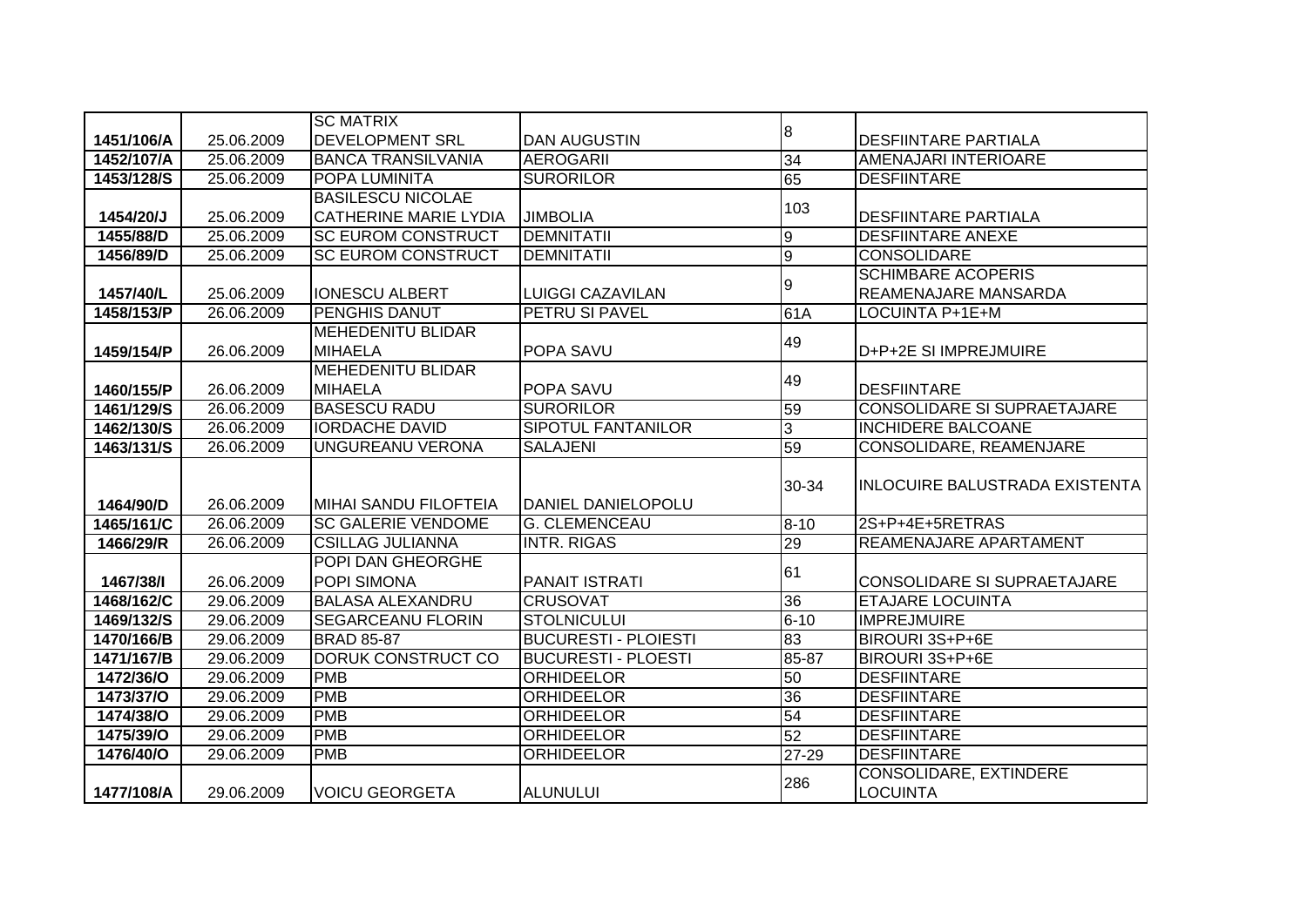| 1451/106/A | 25.06.2009 | SC MATRIX DEVELOPMENT SRL | DAN AUGUSTIN | 8 | DESFIINTARE PARTIALA |
|---|---|---|---|---|---|
| 1452/107/A | 25.06.2009 | BANCA TRANSILVANIA | AEROGARII | 34 | AMENAJARI INTERIOARE |
| 1453/128/S | 25.06.2009 | POPA LUMINITA | SURORILOR | 65 | DESFIINTARE |
| 1454/20/J | 25.06.2009 | BASILESCU NICOLAE CATHERINE MARIE LYDIA | JIMBOLIA | 103 | DESFIINTARE PARTIALA |
| 1455/88/D | 25.06.2009 | SC EUROM CONSTRUCT | DEMNITATII | 9 | DESFIINTARE ANEXE |
| 1456/89/D | 25.06.2009 | SC EUROM CONSTRUCT | DEMNITATII | 9 | CONSOLIDARE |
| 1457/40/L | 25.06.2009 | IONESCU ALBERT | LUIGGI CAZAVILAN | 9 | SCHIMBARE ACOPERIS REAMENAJARE MANSARDA |
| 1458/153/P | 26.06.2009 | PENGHIS DANUT | PETRU SI PAVEL | 61A | LOCUINTA P+1E+M |
| 1459/154/P | 26.06.2009 | MEHEDENITU BLIDAR MIHAELA | POPA SAVU | 49 | D+P+2E SI IMPREJMUIRE |
| 1460/155/P | 26.06.2009 | MEHEDENITU BLIDAR MIHAELA | POPA SAVU | 49 | DESFIINTARE |
| 1461/129/S | 26.06.2009 | BASESCU RADU | SURORILOR | 59 | CONSOLIDARE SI SUPRAETAJARE |
| 1462/130/S | 26.06.2009 | IORDACHE DAVID | SIPOTUL FANTANILOR | 3 | INCHIDERE BALCOANE |
| 1463/131/S | 26.06.2009 | UNGUREANU VERONA | SALAJENI | 59 | CONSOLIDARE, REAMENJARE |
| 1464/90/D | 26.06.2009 | MIHAI SANDU FILOFTEIA | DANIEL DANIELOPOLU | 30-34 | INLOCUIRE BALUSTRADA EXISTENTA |
| 1465/161/C | 26.06.2009 | SC GALERIE VENDOME | G. CLEMENCEAU | 8-10 | 2S+P+4E+5RETRAS |
| 1466/29/R | 26.06.2009 | CSILLAG JULIANNA | INTR. RIGAS | 29 | REAMENAJARE APARTAMENT |
| 1467/38/I | 26.06.2009 | POPI DAN GHEORGHE POPI SIMONA | PANAIT ISTRATI | 61 | CONSOLIDARE SI SUPRAETAJARE |
| 1468/162/C | 29.06.2009 | BALASA ALEXANDRU | CRUSOVAT | 36 | ETAJARE LOCUINTA |
| 1469/132/S | 29.06.2009 | SEGARCEANU FLORIN | STOLNICULUI | 6-10 | IMPREJMUIRE |
| 1470/166/B | 29.06.2009 | BRAD 85-87 | BUCURESTI - PLOIESTI | 83 | BIROURI 3S+P+6E |
| 1471/167/B | 29.06.2009 | DORUK CONSTRUCT CO | BUCURESTI - PLOESTI | 85-87 | BIROURI 3S+P+6E |
| 1472/36/O | 29.06.2009 | PMB | ORHIDEELOR | 50 | DESFIINTARE |
| 1473/37/O | 29.06.2009 | PMB | ORHIDEELOR | 36 | DESFIINTARE |
| 1474/38/O | 29.06.2009 | PMB | ORHIDEELOR | 54 | DESFIINTARE |
| 1475/39/O | 29.06.2009 | PMB | ORHIDEELOR | 52 | DESFIINTARE |
| 1476/40/O | 29.06.2009 | PMB | ORHIDEELOR | 27-29 | DESFIINTARE |
| 1477/108/A | 29.06.2009 | VOICU GEORGETA | ALUNULUI | 286 | CONSOLIDARE, EXTINDERE LOCUINTA |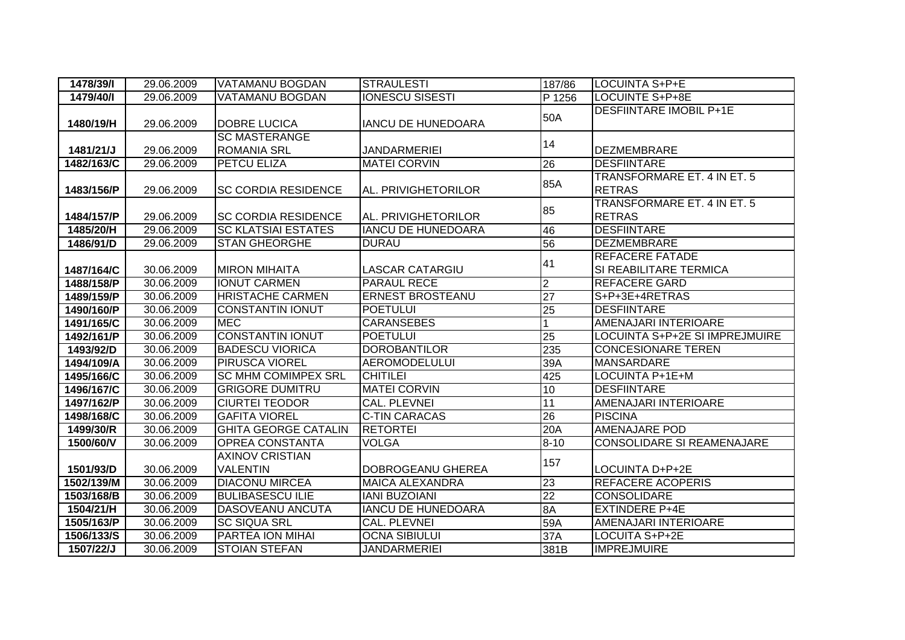| 1478/39/I | 29.06.2009 | VATAMANU BOGDAN | STRAULESTI | 187/86 | LOCUINTA S+P+E |
|---|---|---|---|---|---|
| 1479/40/I | 29.06.2009 | VATAMANU BOGDAN | IONESCU SISESTI | P 1256 | LOCUINTE S+P+8E |
| 1480/19/H | 29.06.2009 | DOBRE LUCICA | IANCU DE HUNEDOARA | 50A | DESFIINTARE IMOBIL P+1E |
| 1481/21/J | 29.06.2009 | SC MASTERANGE ROMANIA SRL | JANDARMERIEI | 14 | DEZMEMBRARE |
| 1482/163/C | 29.06.2009 | PETCU ELIZA | MATEI CORVIN | 26 | DESFIINTARE |
| 1483/156/P | 29.06.2009 | SC CORDIA RESIDENCE | AL. PRIVIGHETORILOR | 85A | TRANSFORMARE ET. 4 IN ET. 5 RETRAS |
| 1484/157/P | 29.06.2009 | SC CORDIA RESIDENCE | AL. PRIVIGHETORILOR | 85 | TRANSFORMARE ET. 4 IN ET. 5 RETRAS |
| 1485/20/H | 29.06.2009 | SC KLATSIAI ESTATES | IANCU DE HUNEDOARA | 46 | DESFIINTARE |
| 1486/91/D | 29.06.2009 | STAN GHEORGHE | DURAU | 56 | DEZMEMBRARE |
| 1487/164/C | 30.06.2009 | MIRON MIHAITA | LASCAR CATARGIU | 41 | REFACERE FATADE SI REABILITARE TERMICA |
| 1488/158/P | 30.06.2009 | IONUT CARMEN | PARAUL RECE | 2 | REFACERE GARD |
| 1489/159/P | 30.06.2009 | HRISTACHE CARMEN | ERNEST BROSTEANU | 27 | S+P+3E+4RETRAS |
| 1490/160/P | 30.06.2009 | CONSTANTIN IONUT | POETULUI | 25 | DESFIINTARE |
| 1491/165/C | 30.06.2009 | MEC | CARANSEBES | 1 | AMENAJARI INTERIOARE |
| 1492/161/P | 30.06.2009 | CONSTANTIN IONUT | POETULUI | 25 | LOCUINTA S+P+2E SI IMPREJMUIRE |
| 1493/92/D | 30.06.2009 | BADESCU VIORICA | DOROBANTILOR | 235 | CONCESIONARE TEREN |
| 1494/109/A | 30.06.2009 | PIRUSCA VIOREL | AEROMODELULUI | 39A | MANSARDARE |
| 1495/166/C | 30.06.2009 | SC MHM COMIMPEX SRL | CHITILEI | 425 | LOCUINTA P+1E+M |
| 1496/167/C | 30.06.2009 | GRIGORE DUMITRU | MATEI CORVIN | 10 | DESFIINTARE |
| 1497/162/P | 30.06.2009 | CIURTEI TEODOR | CAL. PLEVNEI | 11 | AMENAJARI INTERIOARE |
| 1498/168/C | 30.06.2009 | GAFITA VIOREL | C-TIN CARACAS | 26 | PISCINA |
| 1499/30/R | 30.06.2009 | GHITA GEORGE CATALIN | RETORTEI | 20A | AMENAJARE POD |
| 1500/60/V | 30.06.2009 | OPREA CONSTANTA | VOLGA | 8-10 | CONSOLIDARE SI REAMENAJARE |
| 1501/93/D | 30.06.2009 | AXINOV CRISTIAN VALENTIN | DOBROGEANU GHEREA | 157 | LOCUINTA D+P+2E |
| 1502/139/M | 30.06.2009 | DIACONU MIRCEA | MAICA ALEXANDRA | 23 | REFACERE ACOPERIS |
| 1503/168/B | 30.06.2009 | BULIBASESCU ILIE | IANI BUZOIANI | 22 | CONSOLIDARE |
| 1504/21/H | 30.06.2009 | DASOVEANU ANCUTA | IANCU DE HUNEDOARA | 8A | EXTINDERE P+4E |
| 1505/163/P | 30.06.2009 | SC SIQUA SRL | CAL. PLEVNEI | 59A | AMENAJARI INTERIOARE |
| 1506/133/S | 30.06.2009 | PARTEA ION MIHAI | OCNA SIBIULUI | 37A | LOCUITA S+P+2E |
| 1507/22/J | 30.06.2009 | STOIAN STEFAN | JANDARMERIEI | 381B | IMPREJMUIRE |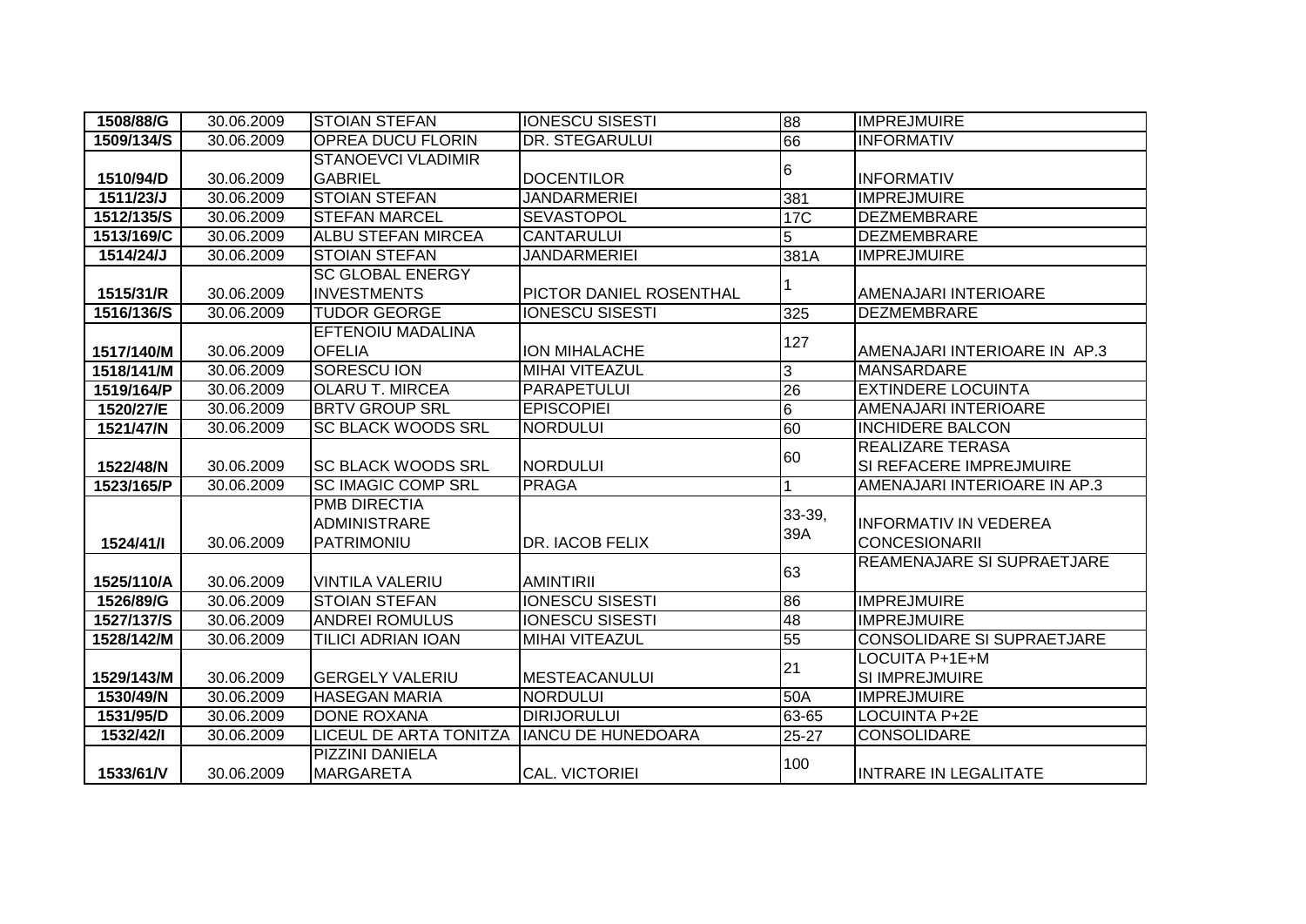| 1508/88/G | 30.06.2009 | STOIAN STEFAN | IONESCU SISESTI | 88 | IMPREJMUIRE |
|---|---|---|---|---|---|
| 1509/134/S | 30.06.2009 | OPREA DUCU FLORIN | DR. STEGARULUI | 66 | INFORMATIV |
| 1510/94/D | 30.06.2009 | STANOEVCI VLADIMIR GABRIEL | DOCENTILOR | 6 | INFORMATIV |
| 1511/23/J | 30.06.2009 | STOIAN STEFAN | JANDARMERIEI | 381 | IMPREJMUIRE |
| 1512/135/S | 30.06.2009 | STEFAN MARCEL | SEVASTOPOL | 17C | DEZMEMBRARE |
| 1513/169/C | 30.06.2009 | ALBU STEFAN MIRCEA | CANTARULUI | 5 | DEZMEMBRARE |
| 1514/24/J | 30.06.2009 | STOIAN STEFAN | JANDARMERIEI | 381A | IMPREJMUIRE |
| 1515/31/R | 30.06.2009 | SC GLOBAL ENERGY INVESTMENTS | PICTOR DANIEL ROSENTHAL | 1 | AMENAJARI INTERIOARE |
| 1516/136/S | 30.06.2009 | TUDOR GEORGE | IONESCU SISESTI | 325 | DEZMEMBRARE |
| 1517/140/M | 30.06.2009 | EFTENOIU MADALINA OFELIA | ION MIHALACHE | 127 | AMENAJARI INTERIOARE IN AP.3 |
| 1518/141/M | 30.06.2009 | SORESCU ION | MIHAI VITEAZUL | 3 | MANSARDARE |
| 1519/164/P | 30.06.2009 | OLARU T. MIRCEA | PARAPETULUI | 26 | EXTINDERE LOCUINTA |
| 1520/27/E | 30.06.2009 | BRTV GROUP SRL | EPISCOPIEI | 6 | AMENAJARI INTERIOARE |
| 1521/47/N | 30.06.2009 | SC BLACK WOODS SRL | NORDULUI | 60 | INCHIDERE BALCON |
| 1522/48/N | 30.06.2009 | SC BLACK WOODS SRL | NORDULUI | 60 | REALIZARE TERASA SI REFACERE IMPREJMUIRE |
| 1523/165/P | 30.06.2009 | SC IMAGIC COMP SRL | PRAGA | 1 | AMENAJARI INTERIOARE IN AP.3 |
| 1524/41/I | 30.06.2009 | PMB DIRECTIA ADMINISTRARE PATRIMONIU | DR. IACOB FELIX | 33-39, 39A | INFORMATIV IN VEDEREA CONCESIONARII |
| 1525/110/A | 30.06.2009 | VINTILA VALERIU | AMINTIRII | 63 | REAMENAJARE SI SUPRAETJARE |
| 1526/89/G | 30.06.2009 | STOIAN STEFAN | IONESCU SISESTI | 86 | IMPREJMUIRE |
| 1527/137/S | 30.06.2009 | ANDREI ROMULUS | IONESCU SISESTI | 48 | IMPREJMUIRE |
| 1528/142/M | 30.06.2009 | TILICI ADRIAN IOAN | MIHAI VITEAZUL | 55 | CONSOLIDARE SI SUPRAETJARE |
| 1529/143/M | 30.06.2009 | GERGELY VALERIU | MESTEACANULUI | 21 | LOCUITA P+1E+M SI IMPREJMUIRE |
| 1530/49/N | 30.06.2009 | HASEGAN MARIA | NORDULUI | 50A | IMPREJMUIRE |
| 1531/95/D | 30.06.2009 | DONE ROXANA | DIRIJORULUI | 63-65 | LOCUINTA P+2E |
| 1532/42/I | 30.06.2009 | LICEUL DE ARTA TONITZA | IANCU DE HUNEDOARA | 25-27 | CONSOLIDARE |
| 1533/61/V | 30.06.2009 | PIZZINI DANIELA MARGARETA | CAL. VICTORIEI | 100 | INTRARE IN LEGALITATE |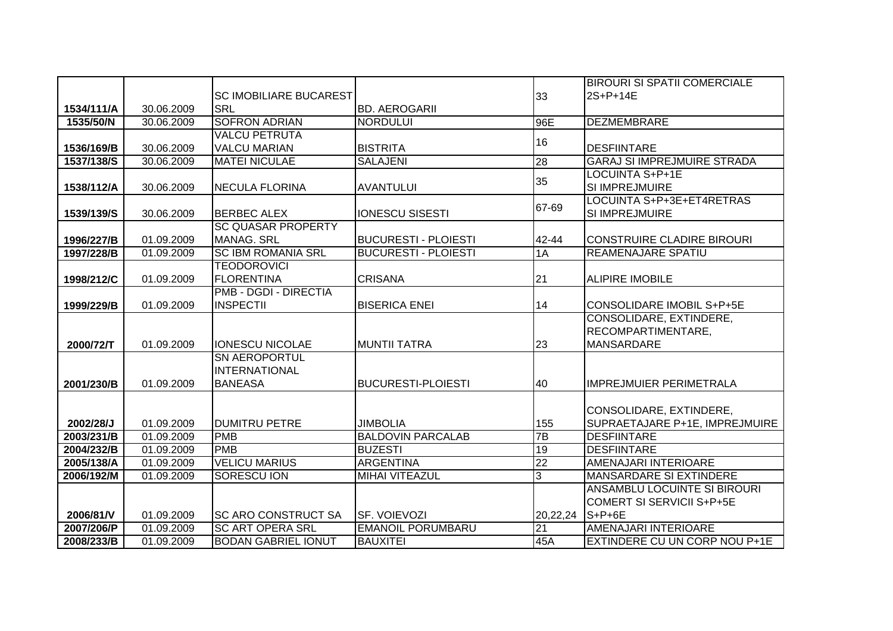| | | | | | |
|---|---|---|---|---|---|
| 1534/111/A | 30.06.2009 | SC IMOBILIARE BUCAREST SRL | BD. AEROGARII | 33 | BIROURI SI SPATII COMERCIALE 2S+P+14E |
| 1535/50/N | 30.06.2009 | SOFRON ADRIAN | NORDULUI | 96E | DEZMEMBRARE |
| 1536/169/B | 30.06.2009 | VALCU PETRUTA VALCU MARIAN | BISTRITA | 16 | DESFIINTARE |
| 1537/138/S | 30.06.2009 | MATEI NICULAE | SALAJENI | 28 | GARAJ SI IMPREJMUIRE STRADA |
| 1538/112/A | 30.06.2009 | NECULA FLORINA | AVANTULUI | 35 | LOCUINTA S+P+1E SI IMPREJMUIRE |
| 1539/139/S | 30.06.2009 | BERBEC ALEX | IONESCU SISESTI | 67-69 | LOCUINTA S+P+3E+ET4RETRAS SI IMPREJMUIRE |
| 1996/227/B | 01.09.2009 | SC QUASAR PROPERTY MANAG. SRL | BUCURESTI - PLOIESTI | 42-44 | CONSTRUIRE CLADIRE BIROURI |
| 1997/228/B | 01.09.2009 | SC IBM ROMANIA SRL | BUCURESTI - PLOIESTI | 1A | REAMENAJARE SPATIU |
| 1998/212/C | 01.09.2009 | TEODOROVICI FLORENTINA | CRISANA | 21 | ALIPIRE IMOBILE |
| 1999/229/B | 01.09.2009 | PMB - DGDI - DIRECTIA INSPECTII | BISERICA ENEI | 14 | CONSOLIDARE IMOBIL S+P+5E |
| 2000/72/T | 01.09.2009 | IONESCU NICOLAE | MUNTII TATRA | 23 | CONSOLIDARE, EXTINDERE, RECOMPARTIMENTARE, MANSARDARE |
| 2001/230/B | 01.09.2009 | SN AEROPORTUL INTERNATIONAL BANEASA | BUCURESTI-PLOIESTI | 40 | IMPREJMUIER PERIMETRALA |
| 2002/28/J | 01.09.2009 | DUMITRU PETRE | JIMBOLIA | 155 | CONSOLIDARE, EXTINDERE, SUPRAETAJARE P+1E, IMPREJMUIRE |
| 2003/231/B | 01.09.2009 | PMB | BALDOVIN PARCALAB | 7B | DESFIINTARE |
| 2004/232/B | 01.09.2009 | PMB | BUZESTI | 19 | DESFIINTARE |
| 2005/138/A | 01.09.2009 | VELICU MARIUS | ARGENTINA | 22 | AMENAJARI INTERIOARE |
| 2006/192/M | 01.09.2009 | SORESCU ION | MIHAI VITEAZUL | 3 | MANSARDARE SI EXTINDERE |
| 2006/81/V | 01.09.2009 | SC ARO CONSTRUCT SA | SF. VOIEVOZI | 20,22,24 | ANSAMBLU LOCUINTE SI BIROURI COMERT SI SERVICII S+P+5E S+P+6E |
| 2007/206/P | 01.09.2009 | SC ART OPERA SRL | EMANOIL PORUMBARU | 21 | AMENAJARI INTERIOARE |
| 2008/233/B | 01.09.2009 | BODAN GABRIEL IONUT | BAUXITEI | 45A | EXTINDERE CU UN CORP NOU P+1E |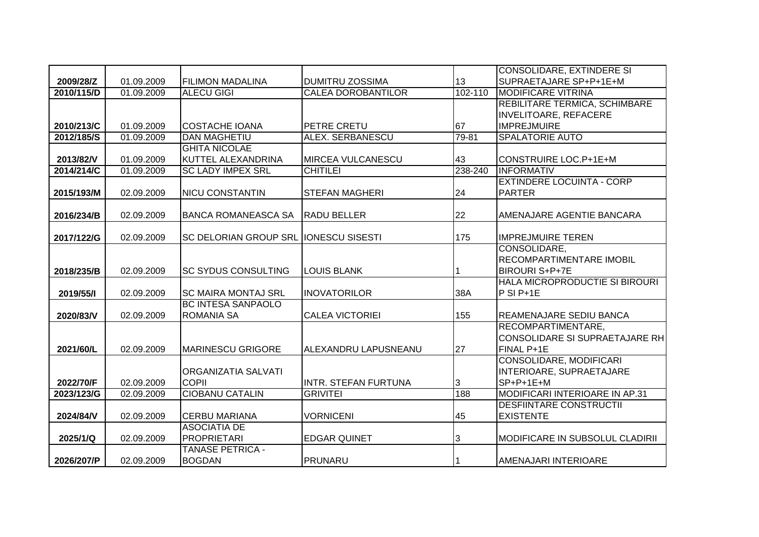| | | | | | |
|---|---|---|---|---|---|
| 2009/28/Z | 01.09.2009 | FILIMON MADALINA | DUMITRU ZOSSIMA | 13 | CONSOLIDARE, EXTINDERE SI SUPRAETAJARE SP+P+1E+M |
| 2010/115/D | 01.09.2009 | ALECU GIGI | CALEA DOROBANTILOR | 102-110 | MODIFICARE VITRINA |
| 2010/213/C | 01.09.2009 | COSTACHE IOANA | PETRE CRETU | 67 | REBILITARE TERMICA, SCHIMBARE INVELITOARE, REFACERE IMPREJMUIRE |
| 2012/185/S | 01.09.2009 | DAN MAGHETIU | ALEX. SERBANESCU | 79-81 | SPALATORIE AUTO |
| 2013/82/V | 01.09.2009 | GHITA NICOLAE KUTTEL ALEXANDRINA | MIRCEA VULCANESCU | 43 | CONSTRUIRE LOC.P+1E+M |
| 2014/214/C | 01.09.2009 | SC LADY IMPEX SRL | CHITILEI | 238-240 | INFORMATIV |
| 2015/193/M | 02.09.2009 | NICU CONSTANTIN | STEFAN MAGHERI | 24 | EXTINDERE LOCUINTA - CORP PARTER |
| 2016/234/B | 02.09.2009 | BANCA ROMANEASCA SA | RADU BELLER | 22 | AMENAJARE AGENTIE BANCARA |
| 2017/122/G | 02.09.2009 | SC DELORIAN GROUP SRL | IONESCU SISESTI | 175 | IMPREJMUIRE TEREN |
| 2018/235/B | 02.09.2009 | SC SYDUS CONSULTING | LOUIS BLANK | 1 | CONSOLIDARE, RECOMPARTIMENTARE IMOBIL BIROURI S+P+7E |
| 2019/55/I | 02.09.2009 | SC MAIRA MONTAJ SRL | INOVATORILOR | 38A | HALA MICROPRODUCTIE SI BIROURI P SI P+1E |
| 2020/83/V | 02.09.2009 | BC INTESA SANPAOLO ROMANIA SA | CALEA VICTORIEI | 155 | REAMENAJARE SEDIU BANCA |
| 2021/60/L | 02.09.2009 | MARINESCU GRIGORE | ALEXANDRU LAPUSNEANU | 27 | RECOMPARTIMENTARE, CONSOLIDARE SI SUPRAETAJARE RH FINAL P+1E |
| 2022/70/F | 02.09.2009 | ORGANIZATIA SALVATI COPII | INTR. STEFAN FURTUNA | 3 | CONSOLIDARE, MODIFICARI INTERIOARE, SUPRAETAJARE SP+P+1E+M |
| 2023/123/G | 02.09.2009 | CIOBANU CATALIN | GRIVITEI | 188 | MODIFICARI INTERIOARE IN AP.31 |
| 2024/84/V | 02.09.2009 | CERBU MARIANA | VORNICENI | 45 | DESFIINTARE CONSTRUCTII EXISTENTE |
| 2025/1/Q | 02.09.2009 | ASOCIATIA DE PROPRIETARI | EDGAR QUINET | 3 | MODIFICARE IN SUBSOLUL CLADIRII |
| 2026/207/P | 02.09.2009 | TANASE PETRICA - BOGDAN | PRUNARU | 1 | AMENAJARI INTERIOARE |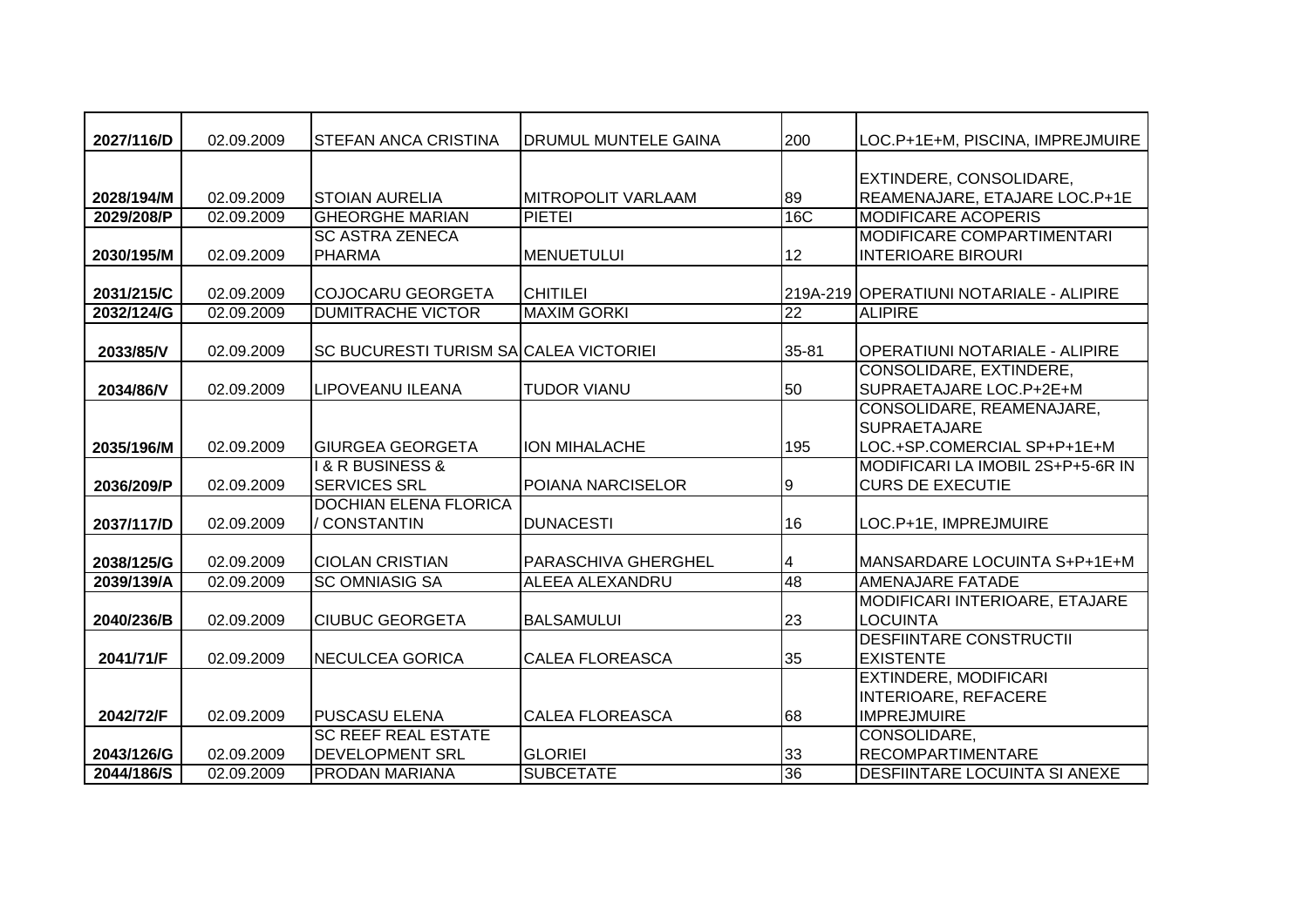| | | | | | |
|---|---|---|---|---|---|
| **2027/116/D** | 02.09.2009 | STEFAN ANCA CRISTINA | DRUMUL MUNTELE GAINA | 200 | LOC.P+1E+M, PISCINA, IMPREJMUIRE |
| **2028/194/M** | 02.09.2009 | STOIAN AURELIA | MITROPOLIT VARLAAM | 89 | EXTINDERE, CONSOLIDARE, REAMENAJARE, ETAJARE LOC.P+1E |
| **2029/208/P** | 02.09.2009 | GHEORGHE MARIAN | PIETEI | 16C | MODIFICARE ACOPERIS |
| **2030/195/M** | 02.09.2009 | SC ASTRA ZENECA PHARMA | MENUETULUI | 12 | MODIFICARE COMPARTIMENTARI INTERIOARE BIROURI |
| **2031/215/C** | 02.09.2009 | COJOCARU GEORGETA | CHITILEI | 219A-219 | OPERATIUNI NOTARIALE - ALIPIRE |
| **2032/124/G** | 02.09.2009 | DUMITRACHE VICTOR | MAXIM GORKI | 22 | ALIPIRE |
| **2033/85/V** | 02.09.2009 | SC BUCURESTI TURISM SA | CALEA VICTORIEI | 35-81 | OPERATIUNI NOTARIALE - ALIPIRE |
| **2034/86/V** | 02.09.2009 | LIPOVEANU ILEANA | TUDOR VIANU | 50 | CONSOLIDARE, EXTINDERE, SUPRAETAJARE LOC.P+2E+M |
| **2035/196/M** | 02.09.2009 | GIURGEA GEORGETA | ION MIHALACHE | 195 | CONSOLIDARE, REAMENAJARE, SUPRAETAJARE LOC.+SP.COMERCIAL SP+P+1E+M |
| **2036/209/P** | 02.09.2009 | I & R BUSINESS & SERVICES SRL | POIANA NARCISELOR | 9 | MODIFICARI LA IMOBIL 2S+P+5-6R IN CURS DE EXECUTIE |
| **2037/117/D** | 02.09.2009 | DOCHIAN ELENA FLORICA / CONSTANTIN | DUNACESTI | 16 | LOC.P+1E, IMPREJMUIRE |
| **2038/125/G** | 02.09.2009 | CIOLAN CRISTIAN | PARASCHIVA GHERGHEL | 4 | MANSARDARE LOCUINTA S+P+1E+M |
| **2039/139/A** | 02.09.2009 | SC OMNIASIG SA | ALEEA ALEXANDRU | 48 | AMENAJARE FATADE |
| **2040/236/B** | 02.09.2009 | CIUBUC GEORGETA | BALSAMULUI | 23 | MODIFICARI INTERIOARE, ETAJARE LOCUINTA |
| **2041/71/F** | 02.09.2009 | NECULCEA GORICA | CALEA FLOREASCA | 35 | DESFIINTARE CONSTRUCTII EXISTENTE |
| **2042/72/F** | 02.09.2009 | PUSCASU ELENA | CALEA FLOREASCA | 68 | EXTINDERE, MODIFICARI INTERIOARE, REFACERE IMPREJMUIRE |
| **2043/126/G** | 02.09.2009 | SC REEF REAL ESTATE DEVELOPMENT SRL | GLORIEI | 33 | CONSOLIDARE, RECOMPARTIMENTARE |
| **2044/186/S** | 02.09.2009 | PRODAN MARIANA | SUBCETATE | 36 | DESFIINTARE LOCUINTA SI ANEXE |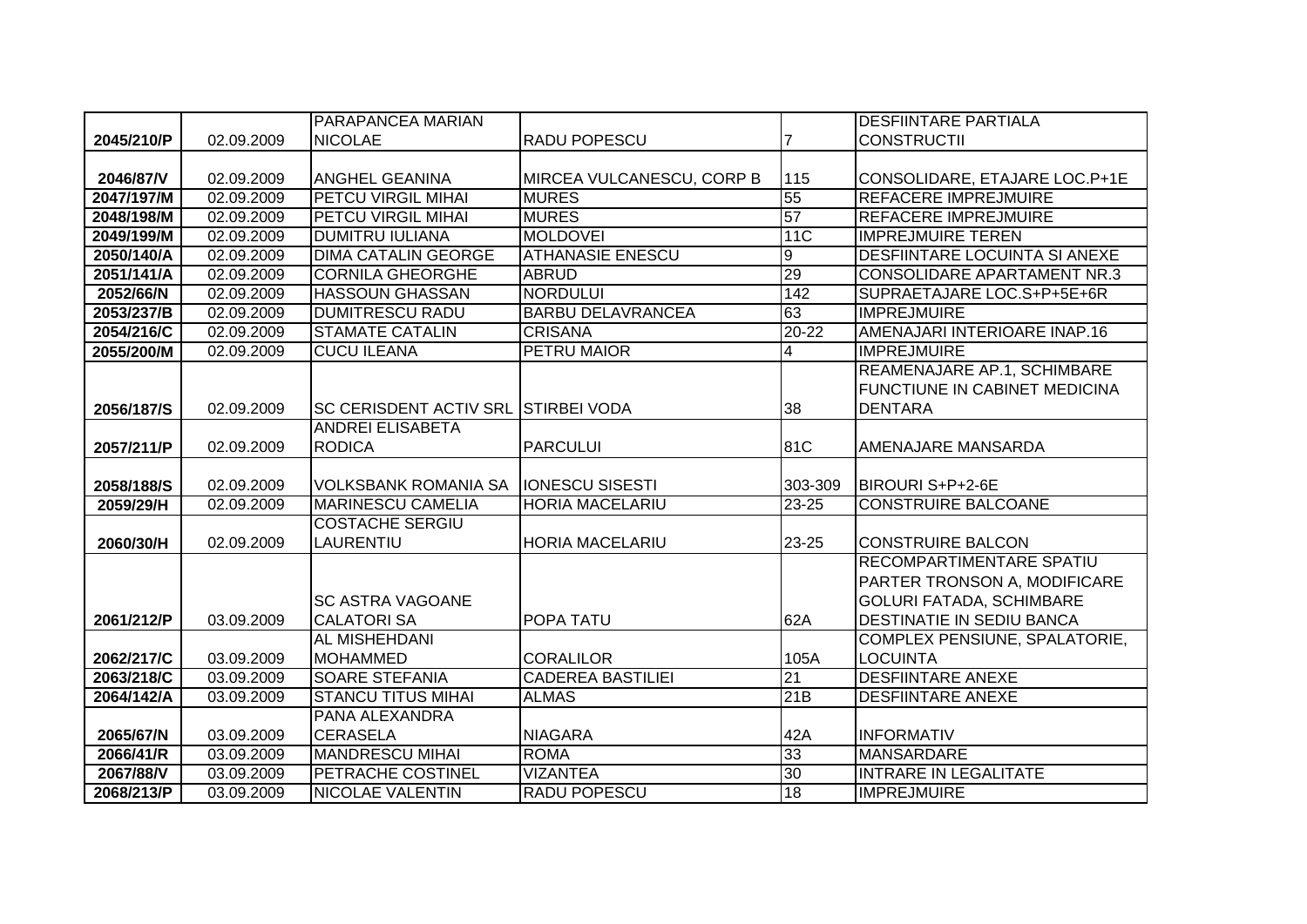| | | | | | |
|---|---|---|---|---|---|
| 2045/210/P | 02.09.2009 | PARAPANCEA MARIAN NICOLAE | RADU POPESCU | 7 | DESFIINTARE PARTIALA CONSTRUCTII |
| 2046/87/V | 02.09.2009 | ANGHEL GEANINA | MIRCEA VULCANESCU, CORP B | 115 | CONSOLIDARE, ETAJARE LOC.P+1E |
| 2047/197/M | 02.09.2009 | PETCU VIRGIL MIHAI | MURES | 55 | REFACERE IMPREJMUIRE |
| 2048/198/M | 02.09.2009 | PETCU VIRGIL MIHAI | MURES | 57 | REFACERE IMPREJMUIRE |
| 2049/199/M | 02.09.2009 | DUMITRU IULIANA | MOLDOVEI | 11C | IMPREJMUIRE TEREN |
| 2050/140/A | 02.09.2009 | DIMA CATALIN GEORGE | ATHANASIE ENESCU | 9 | DESFIINTARE LOCUINTA SI ANEXE |
| 2051/141/A | 02.09.2009 | CORNILA GHEORGHE | ABRUD | 29 | CONSOLIDARE APARTAMENT NR.3 |
| 2052/66/N | 02.09.2009 | HASSOUN GHASSAN | NORDULUI | 142 | SUPRAETAJARE LOC.S+P+5E+6R |
| 2053/237/B | 02.09.2009 | DUMITRESCU RADU | BARBU DELAVRANCEA | 63 | IMPREJMUIRE |
| 2054/216/C | 02.09.2009 | STAMATE CATALIN | CRISANA | 20-22 | AMENAJARI INTERIOARE INAP.16 |
| 2055/200/M | 02.09.2009 | CUCU ILEANA | PETRU MAIOR | 4 | IMPREJMUIRE |
| 2056/187/S | 02.09.2009 | SC CERISDENT ACTIV SRL | STIRBEI VODA | 38 | REAMENAJARE AP.1, SCHIMBARE FUNCTIUNE IN CABINET MEDICINA DENTARA |
| 2057/211/P | 02.09.2009 | ANDREI ELISABETA RODICA | PARCULUI | 81C | AMENAJARE MANSARDA |
| 2058/188/S | 02.09.2009 | VOLKSBANK ROMANIA SA | IONESCU SISESTI | 303-309 | BIROURI S+P+2-6E |
| 2059/29/H | 02.09.2009 | MARINESCU CAMELIA | HORIA MACELARIU | 23-25 | CONSTRUIRE BALCOANE |
| 2060/30/H | 02.09.2009 | COSTACHE SERGIU LAURENTIU | HORIA MACELARIU | 23-25 | CONSTRUIRE BALCON |
| 2061/212/P | 03.09.2009 | SC ASTRA VAGOANE CALATORI SA | POPA TATU | 62A | RECOMPARTIMENTARE SPATIU PARTER TRONSON A, MODIFICARE GOLURI FATADA, SCHIMBARE DESTINATIE IN SEDIU BANCA |
| 2062/217/C | 03.09.2009 | AL MISHEHDANI MOHAMMED | CORALILOR | 105A | COMPLEX PENSIUNE, SPALATORIE, LOCUINTA |
| 2063/218/C | 03.09.2009 | SOARE STEFANIA | CADEREA BASTILIEI | 21 | DESFIINTARE ANEXE |
| 2064/142/A | 03.09.2009 | STANCU TITUS MIHAI | ALMAS | 21B | DESFIINTARE ANEXE |
| 2065/67/N | 03.09.2009 | PANA ALEXANDRA CERASELA | NIAGARA | 42A | INFORMATIV |
| 2066/41/R | 03.09.2009 | MANDRESCU MIHAI | ROMA | 33 | MANSARDARE |
| 2067/88/V | 03.09.2009 | PETRACHE COSTINEL | VIZANTEA | 30 | INTRARE IN LEGALITATE |
| 2068/213/P | 03.09.2009 | NICOLAE VALENTIN | RADU POPESCU | 18 | IMPREJMUIRE |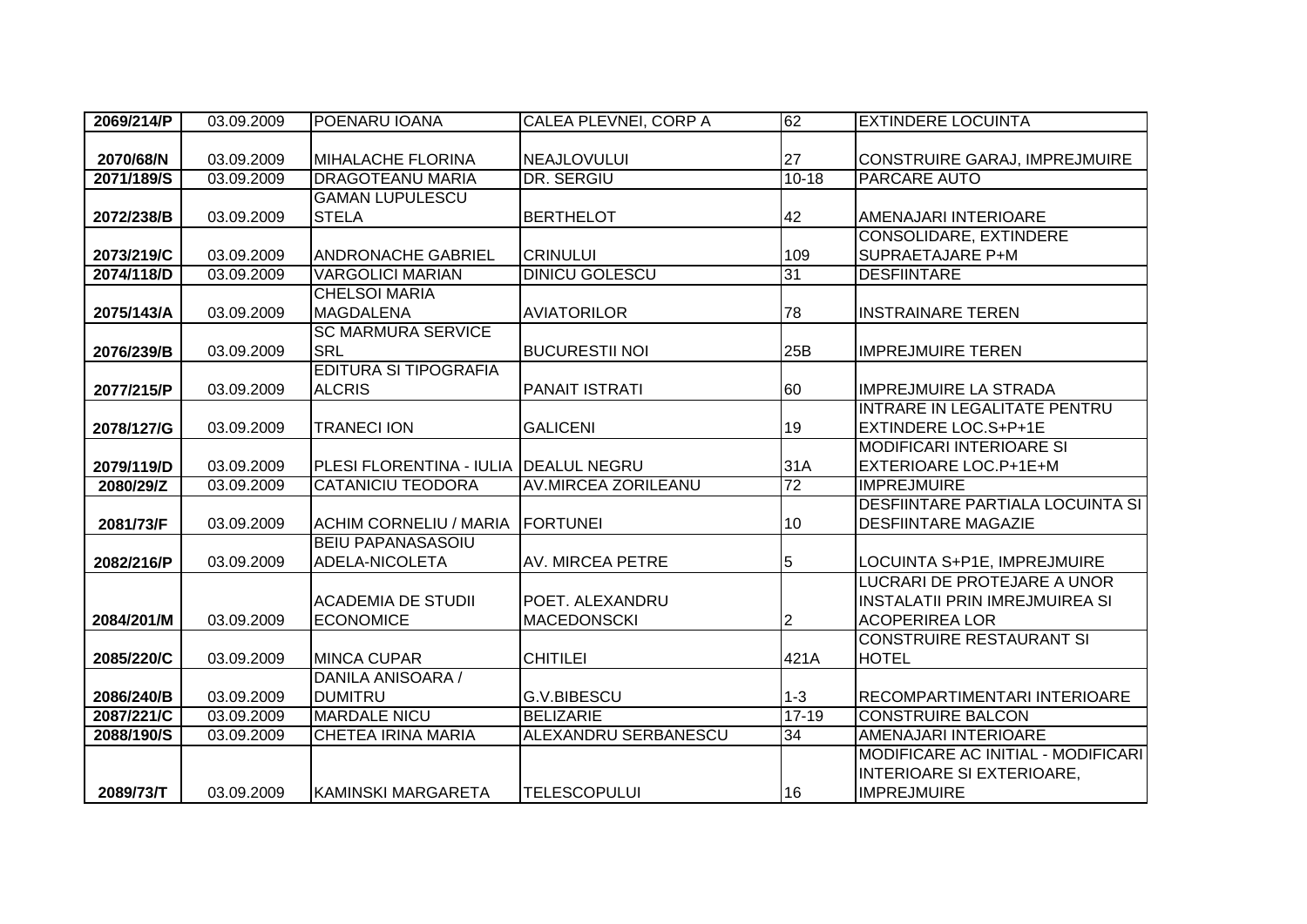| | | | | | |
|---|---|---|---|---|---|
| 2069/214/P | 03.09.2009 | POENARU IOANA | CALEA PLEVNEI, CORP A | 62 | EXTINDERE LOCUINTA |
| 2070/68/N | 03.09.2009 | MIHALACHE FLORINA | NEAJLOVULUI | 27 | CONSTRUIRE GARAJ, IMPREJMUIRE |
| 2071/189/S | 03.09.2009 | DRAGOTEANU MARIA | DR. SERGIU | 10-18 | PARCARE AUTO |
| 2072/238/B | 03.09.2009 | GAMAN LUPULESCU STELA | BERTHELOT | 42 | AMENAJARI INTERIOARE |
| 2073/219/C | 03.09.2009 | ANDRONACHE GABRIEL | CRINULUI | 109 | CONSOLIDARE, EXTINDERE SUPRAETAJARE P+M |
| 2074/118/D | 03.09.2009 | VARGOLICI MARIAN | DINICU GOLESCU | 31 | DESFIINTARE |
| 2075/143/A | 03.09.2009 | CHELSOI MARIA MAGDALENA | AVIATORILOR | 78 | INSTRAINARE TEREN |
| 2076/239/B | 03.09.2009 | SC MARMURA SERVICE SRL | BUCURESTII NOI | 25B | IMPREJMUIRE TEREN |
| 2077/215/P | 03.09.2009 | EDITURA SI TIPOGRAFIA ALCRIS | PANAIT ISTRATI | 60 | IMPREJMUIRE LA STRADA |
| 2078/127/G | 03.09.2009 | TRANECI ION | GALICENI | 19 | INTRARE IN LEGALITATE PENTRU EXTINDERE LOC.S+P+1E |
| 2079/119/D | 03.09.2009 | PLESI FLORENTINA - IULIA | DEALUL NEGRU | 31A | MODIFICARI INTERIOARE SI EXTERIOARE LOC.P+1E+M |
| 2080/29/Z | 03.09.2009 | CATANICIU TEODORA | AV.MIRCEA ZORILEANU | 72 | IMPREJMUIRE |
| 2081/73/F | 03.09.2009 | ACHIM CORNELIU / MARIA | FORTUNEI | 10 | DESFIINTARE PARTIALA LOCUINTA SI DESFIINTARE MAGAZIE |
| 2082/216/P | 03.09.2009 | BEIU PAPANASASOIU ADELA-NICOLETA | AV. MIRCEA PETRE | 5 | LOCUINTA S+P1E, IMPREJMUIRE |
| 2084/201/M | 03.09.2009 | ACADEMIA DE STUDII ECONOMICE | POET. ALEXANDRU MACEDONSCKI | 2 | LUCRARI DE PROTEJARE A UNOR INSTALATII PRIN IMREJMUIREA SI ACOPERIREA LOR |
| 2085/220/C | 03.09.2009 | MINCA CUPAR | CHITILEI | 421A | CONSTRUIRE RESTAURANT SI HOTEL |
| 2086/240/B | 03.09.2009 | DANILA ANISOARA / DUMITRU | G.V.BIBESCU | 1-3 | RECOMPARTIMENTARI INTERIOARE |
| 2087/221/C | 03.09.2009 | MARDALE NICU | BELIZARIE | 17-19 | CONSTRUIRE BALCON |
| 2088/190/S | 03.09.2009 | CHETEA IRINA MARIA | ALEXANDRU SERBANESCU | 34 | AMENAJARI INTERIOARE |
| 2089/73/T | 03.09.2009 | KAMINSKI MARGARETA | TELESCOPULUI | 16 | MODIFICARE AC INITIAL - MODIFICARI INTERIOARE SI EXTERIOARE, IMPREJMUIRE |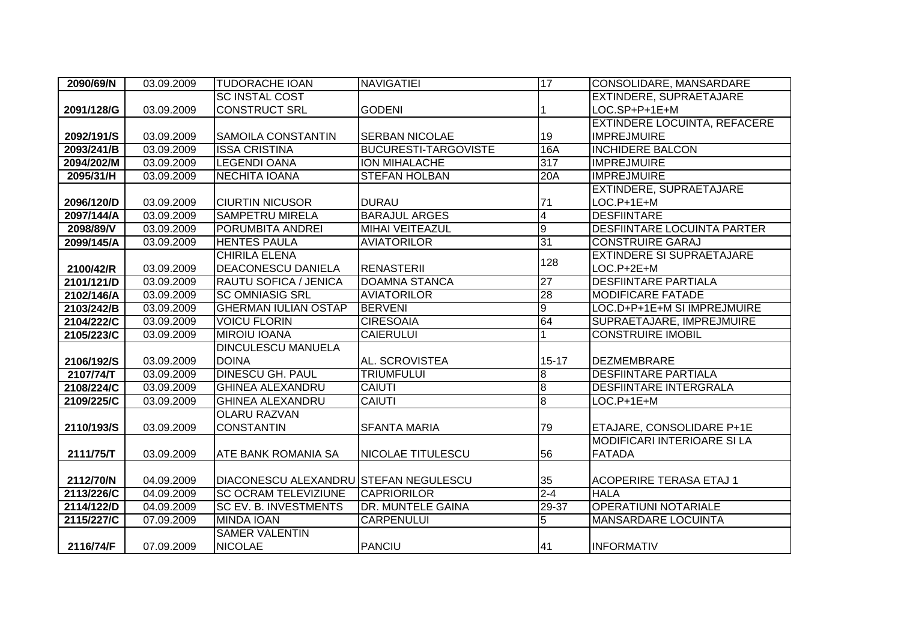| 2090/69/N | 03.09.2009 | TUDORACHE IOAN | NAVIGATIEI | 17 | CONSOLIDARE, MANSARDARE |
|---|---|---|---|---|---|
| 2091/128/G | 03.09.2009 | SC INSTAL COST CONSTRUCT SRL | GODENI | 1 | EXTINDERE, SUPRAETAJARE LOC.SP+P+1E+M |
| 2092/191/S | 03.09.2009 | SAMOILA CONSTANTIN | SERBAN NICOLAE | 19 | EXTINDERE LOCUINTA, REFACERE IMPREJMUIRE |
| 2093/241/B | 03.09.2009 | ISSA CRISTINA | BUCURESTI-TARGOVISTE | 16A | INCHIDERE BALCON |
| 2094/202/M | 03.09.2009 | LEGENDI OANA | ION MIHALACHE | 317 | IMPREJMUIRE |
| 2095/31/H | 03.09.2009 | NECHITA IOANA | STEFAN HOLBAN | 20A | IMPREJMUIRE |
| 2096/120/D | 03.09.2009 | CIURTIN NICUSOR | DURAU | 71 | EXTINDERE, SUPRAETAJARE LOC.P+1E+M |
| 2097/144/A | 03.09.2009 | SAMPETRU MIRELA | BARAJUL ARGES | 4 | DESFIINTARE |
| 2098/89/V | 03.09.2009 | PORUMBITA ANDREI | MIHAI VEITEAZUL | 9 | DESFIINTARE LOCUINTA PARTER |
| 2099/145/A | 03.09.2009 | HENTES PAULA | AVIATORILOR | 31 | CONSTRUIRE GARAJ |
| 2100/42/R | 03.09.2009 | CHIRILA ELENA DEACONESCU DANIELA | RENASTERII | 128 | EXTINDERE SI SUPRAETAJARE LOC.P+2E+M |
| 2101/121/D | 03.09.2009 | RAUTU SOFICA / JENICA | DOAMNA STANCA | 27 | DESFIINTARE PARTIALA |
| 2102/146/A | 03.09.2009 | SC OMNIASIG SRL | AVIATORILOR | 28 | MODIFICARE FATADE |
| 2103/242/B | 03.09.2009 | GHERMAN IULIAN OSTAP | BERVENI | 9 | LOC.D+P+1E+M SI IMPREJMUIRE |
| 2104/222/C | 03.09.2009 | VOICU FLORIN | CIRESOAIA | 64 | SUPRAETAJARE, IMPREJMUIRE |
| 2105/223/C | 03.09.2009 | MIROIU IOANA | CAIERULUI | 1 | CONSTRUIRE IMOBIL |
| 2106/192/S | 03.09.2009 | DINCULESCU MANUELA DOINA | AL. SCROVISTEA | 15-17 | DEZMEMBRARE |
| 2107/74/T | 03.09.2009 | DINESCU GH. PAUL | TRIUMFULUI | 8 | DESFIINTARE PARTIALA |
| 2108/224/C | 03.09.2009 | GHINEA ALEXANDRU | CAIUTI | 8 | DESFIINTARE INTERGRALA |
| 2109/225/C | 03.09.2009 | GHINEA ALEXANDRU | CAIUTI | 8 | LOC.P+1E+M |
| 2110/193/S | 03.09.2009 | OLARU RAZVAN CONSTANTIN | SFANTA MARIA | 79 | ETAJARE, CONSOLIDARE P+1E |
| 2111/75/T | 03.09.2009 | ATE BANK ROMANIA SA | NICOLAE TITULESCU | 56 | MODIFICARI INTERIOARE SI LA FATADA |
| 2112/70/N | 04.09.2009 | DIACONESCU ALEXANDRU | STEFAN NEGULESCU | 35 | ACOPERIRE TERASA ETAJ 1 |
| 2113/226/C | 04.09.2009 | SC OCRAM TELEVIZIUNE | CAPRIORILOR | 2-4 | HALA |
| 2114/122/D | 04.09.2009 | SC EV. B. INVESTMENTS | DR. MUNTELE GAINA | 29-37 | OPERATIUNI NOTARIALE |
| 2115/227/C | 07.09.2009 | MINDA IOAN | CARPENULUI | 5 | MANSARDARE LOCUINTA |
| 2116/74/F | 07.09.2009 | SAMER VALENTIN NICOLAE | PANCIU | 41 | INFORMATIV |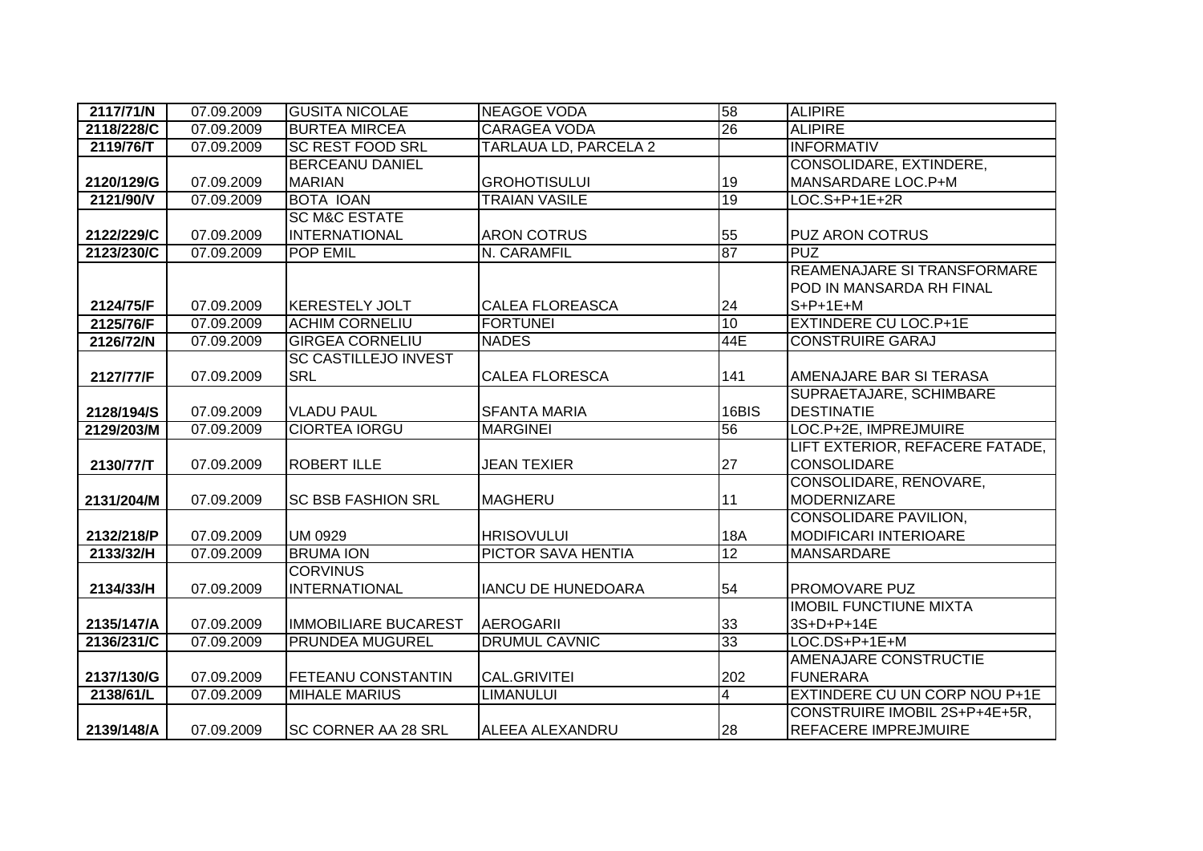| | | | | | |
|---|---|---|---|---|---|
| **2117/71/N** | 07.09.2009 | GUSITA NICOLAE | NEAGOE VODA | 58 | ALIPIRE |
| **2118/228/C** | 07.09.2009 | BURTEA MIRCEA | CARAGEA VODA | 26 | ALIPIRE |
| **2119/76/T** | 07.09.2009 | SC REST FOOD SRL | TARLAUA LD, PARCELA 2 | | INFORMATIV |
| **2120/129/G** | 07.09.2009 | BERCEANU DANIEL MARIAN | GROHOTISULUI | 19 | CONSOLIDARE, EXTINDERE, MANSARDARE LOC.P+M |
| **2121/90/V** | 07.09.2009 | BOTA IOAN | TRAIAN VASILE | 19 | LOC.S+P+1E+2R |
| **2122/229/C** | 07.09.2009 | SC M&C ESTATE INTERNATIONAL | ARON COTRUS | 55 | PUZ ARON COTRUS |
| **2123/230/C** | 07.09.2009 | POP EMIL | N. CARAMFIL | 87 | PUZ |
| **2124/75/F** | 07.09.2009 | KERESTELY JOLT | CALEA FLOREASCA | 24 | REAMENAJARE SI TRANSFORMARE POD IN MANSARDA RH FINAL S+P+1E+M |
| **2125/76/F** | 07.09.2009 | ACHIM CORNELIU | FORTUNEI | 10 | EXTINDERE CU LOC.P+1E |
| **2126/72/N** | 07.09.2009 | GIRGEA CORNELIU | NADES | 44E | CONSTRUIRE GARAJ |
| **2127/77/F** | 07.09.2009 | SC CASTILLEJO INVEST SRL | CALEA FLORESCA | 141 | AMENAJARE BAR SI TERASA |
| **2128/194/S** | 07.09.2009 | VLADU PAUL | SFANTA MARIA | 16BIS | SUPRAETAJARE, SCHIMBARE DESTINATIE |
| **2129/203/M** | 07.09.2009 | CIORTEA IORGU | MARGINEI | 56 | LOC.P+2E, IMPREJMUIRE |
| **2130/77/T** | 07.09.2009 | ROBERT ILLE | JEAN TEXIER | 27 | LIFT EXTERIOR, REFACERE FATADE, CONSOLIDARE |
| **2131/204/M** | 07.09.2009 | SC BSB FASHION SRL | MAGHERU | 11 | CONSOLIDARE, RENOVARE, MODERNIZARE |
| **2132/218/P** | 07.09.2009 | UM 0929 | HRISOVULUI | 18A | CONSOLIDARE PAVILION, MODIFICARI INTERIOARE |
| **2133/32/H** | 07.09.2009 | BRUMA ION | PICTOR SAVA HENTIA | 12 | MANSARDARE |
| **2134/33/H** | 07.09.2009 | CORVINUS INTERNATIONAL | IANCU DE HUNEDOARA | 54 | PROMOVARE PUZ |
| **2135/147/A** | 07.09.2009 | IMMOBILIARE BUCAREST | AEROGARII | 33 | IMOBIL FUNCTIUNE MIXTA 3S+D+P+14E |
| **2136/231/C** | 07.09.2009 | PRUNDEA MUGUREL | DRUMUL CAVNIC | 33 | LOC.DS+P+1E+M |
| **2137/130/G** | 07.09.2009 | FETEANU CONSTANTIN | CAL.GRIVITEI | 202 | AMENAJARE CONSTRUCTIE FUNERARA |
| **2138/61/L** | 07.09.2009 | MIHALE MARIUS | LIMANULUI | 4 | EXTINDERE CU UN CORP NOU P+1E |
| **2139/148/A** | 07.09.2009 | SC CORNER AA 28 SRL | ALEEA ALEXANDRU | 28 | CONSTRUIRE IMOBIL 2S+P+4E+5R, REFACERE IMPREJMUIRE |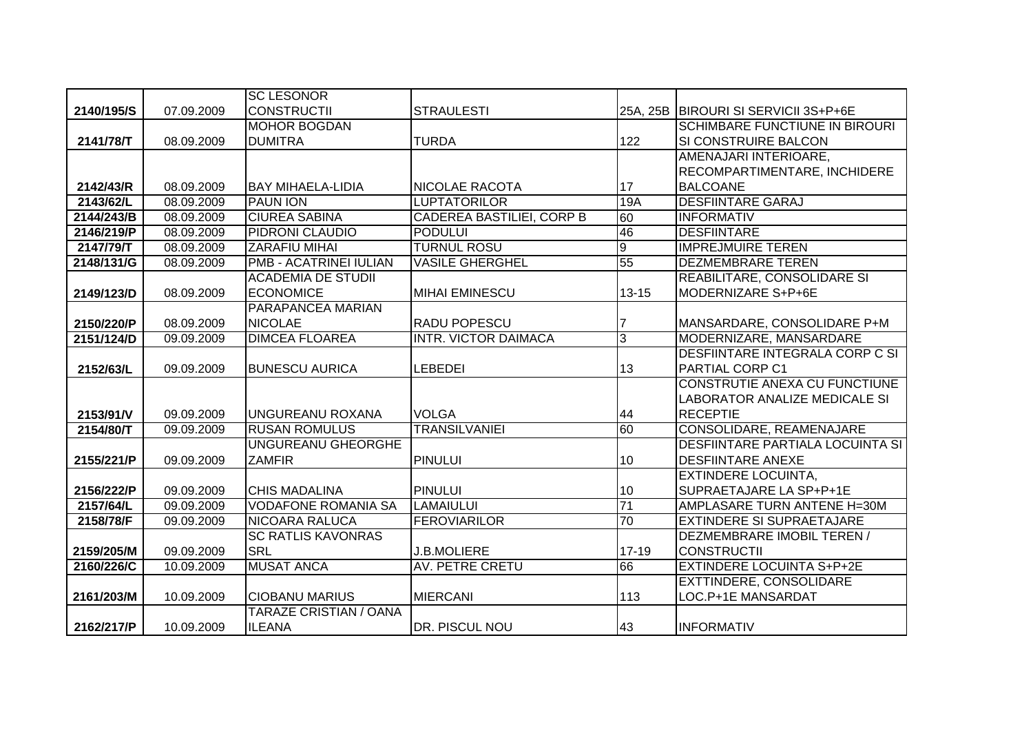| 2140/195/S | 07.09.2009 | SC LESONOR CONSTRUCTII | STRAULESTI | 25A, 25B | BIROURI SI SERVICII 3S+P+6E |
|---|---|---|---|---|---|
| 2141/78/T | 08.09.2009 | MOHOR BOGDAN DUMITRA | TURDA | 122 | SCHIMBARE FUNCTIUNE IN BIROURI SI CONSTRUIRE BALCON |
| 2142/43/R | 08.09.2009 | BAY MIHAELA-LIDIA | NICOLAE RACOTA | 17 | AMENAJARI INTERIOARE, RECOMPARTIMENTARE, INCHIDERE BALCOANE |
| 2143/62/L | 08.09.2009 | PAUN ION | LUPTATORILOR | 19A | DESFIINTARE GARAJ |
| 2144/243/B | 08.09.2009 | CIUREA SABINA | CADEREA BASTILIEI, CORP B | 60 | INFORMATIV |
| 2146/219/P | 08.09.2009 | PIDRONI CLAUDIO | PODULUI | 46 | DESFIINTARE |
| 2147/79/T | 08.09.2009 | ZARAFIU MIHAI | TURNUL ROSU | 9 | IMPREJMUIRE TEREN |
| 2148/131/G | 08.09.2009 | PMB - ACATRINEI IULIAN | VASILE GHERGHEL | 55 | DEZMEMBRARE TEREN |
| 2149/123/D | 08.09.2009 | ACADEMIA DE STUDII ECONOMICE | MIHAI EMINESCU | 13-15 | REABILITARE, CONSOLIDARE SI MODERNIZARE S+P+6E |
| 2150/220/P | 08.09.2009 | PARAPANCEA MARIAN NICOLAE | RADU POPESCU | 7 | MANSARDARE, CONSOLIDARE P+M |
| 2151/124/D | 09.09.2009 | DIMCEA FLOAREA | INTR. VICTOR DAIMACA | 3 | MODERNIZARE, MANSARDARE |
| 2152/63/L | 09.09.2009 | BUNESCU AURICA | LEBEDEI | 13 | DESFIINTARE INTEGRALA CORP C SI PARTIAL CORP C1 |
| 2153/91/V | 09.09.2009 | UNGUREANU ROXANA | VOLGA | 44 | CONSTRUTIE ANEXA CU FUNCTIUNE LABORATOR ANALIZE MEDICALE SI RECEPTIE |
| 2154/80/T | 09.09.2009 | RUSAN ROMULUS | TRANSILVANIEI | 60 | CONSOLIDARE, REAMENAJARE |
| 2155/221/P | 09.09.2009 | UNGUREANU GHEORGHE ZAMFIR | PINULUI | 10 | DESFIINTARE PARTIALA LOCUINTA SI DESFIINTARE ANEXE |
| 2156/222/P | 09.09.2009 | CHIS MADALINA | PINULUI | 10 | EXTINDERE LOCUINTA, SUPRAETAJARE LA SP+P+1E |
| 2157/64/L | 09.09.2009 | VODAFONE ROMANIA SA | LAMAIULUI | 71 | AMPLASARE TURN ANTENE H=30M |
| 2158/78/F | 09.09.2009 | NICOARA RALUCA | FEROVIARILOR | 70 | EXTINDERE SI SUPRAETAJARE |
| 2159/205/M | 09.09.2009 | SC RATLIS KAVONRAS SRL | J.B.MOLIERE | 17-19 | DEZMEMBRARE IMOBIL TEREN / CONSTRUCTII |
| 2160/226/C | 10.09.2009 | MUSAT ANCA | AV. PETRE CRETU | 66 | EXTINDERE LOCUINTA S+P+2E |
| 2161/203/M | 10.09.2009 | CIOBANU MARIUS | MIERCANI | 113 | EXTTINDERE, CONSOLIDARE LOC.P+1E MANSARDAT |
| 2162/217/P | 10.09.2009 | TARAZE CRISTIAN / OANA ILEANA | DR. PISCUL NOU | 43 | INFORMATIV |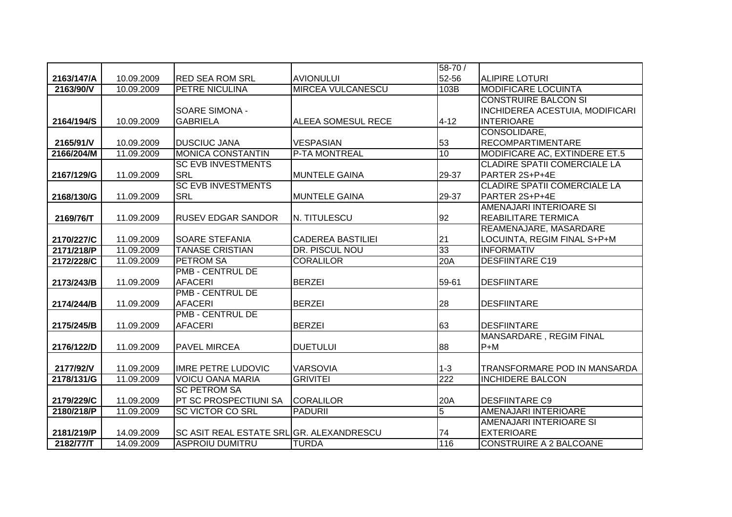| | | | | | |
|---|---|---|---|---|---|
| 2163/147/A | 10.09.2009 | RED SEA ROM SRL | AVIONULUI | 58-70 / 52-56 | ALIPIRE LOTURI |
| 2163/90/V | 10.09.2009 | PETRE NICULINA | MIRCEA VULCANESCU | 103B | MODIFICARE LOCUINTA |
| 2164/194/S | 10.09.2009 | SOARE SIMONA - GABRIELA | ALEEA SOMESUL RECE | 4-12 | CONSTRUIRE BALCON SI INCHIDEREA ACESTUIA, MODIFICARI INTERIOARE |
| 2165/91/V | 10.09.2009 | DUSCIUC JANA | VESPASIAN | 53 | CONSOLIDARE, RECOMPARTIMENTARE |
| 2166/204/M | 11.09.2009 | MONICA CONSTANTIN | P-TA MONTREAL | 10 | MODIFICARE AC, EXTINDERE ET.5 |
| 2167/129/G | 11.09.2009 | SC EVB INVESTMENTS SRL | MUNTELE GAINA | 29-37 | CLADIRE SPATII COMERCIALE LA PARTER 2S+P+4E |
| 2168/130/G | 11.09.2009 | SC EVB INVESTMENTS SRL | MUNTELE GAINA | 29-37 | CLADIRE SPATII COMERCIALE LA PARTER 2S+P+4E |
| 2169/76/T | 11.09.2009 | RUSEV EDGAR SANDOR | N. TITULESCU | 92 | AMENAJARI INTERIOARE SI REABILITARE TERMICA |
| 2170/227/C | 11.09.2009 | SOARE STEFANIA | CADEREA BASTILIEI | 21 | REAMENAJARE, MASARDARE LOCUINTA, REGIM FINAL S+P+M |
| 2171/218/P | 11.09.2009 | TANASE CRISTIAN | DR. PISCUL NOU | 33 | INFORMATIV |
| 2172/228/C | 11.09.2009 | PETROM SA | CORALILOR | 20A | DESFIINTARE C19 |
| 2173/243/B | 11.09.2009 | PMB - CENTRUL DE AFACERI | BERZEI | 59-61 | DESFIINTARE |
| 2174/244/B | 11.09.2009 | PMB - CENTRUL DE AFACERI | BERZEI | 28 | DESFIINTARE |
| 2175/245/B | 11.09.2009 | PMB - CENTRUL DE AFACERI | BERZEI | 63 | DESFIINTARE |
| 2176/122/D | 11.09.2009 | PAVEL MIRCEA | DUETULUI | 88 | MANSARDARE , REGIM FINAL P+M |
| 2177/92/V | 11.09.2009 | IMRE PETRE LUDOVIC | VARSOVIA | 1-3 | TRANSFORMARE POD IN MANSARDA |
| 2178/131/G | 11.09.2009 | VOICU OANA MARIA | GRIVITEI | 222 | INCHIDERE BALCON |
| 2179/229/C | 11.09.2009 | SC PETROM SA PT SC PROSPECTIUNI SA | CORALILOR | 20A | DESFIINTARE C9 |
| 2180/218/P | 11.09.2009 | SC VICTOR CO SRL | PADURII | 5 | AMENAJARI INTERIOARE |
| 2181/219/P | 14.09.2009 | SC ASIT REAL ESTATE SRL | GR. ALEXANDRESCU | 74 | AMENAJARI INTERIOARE SI EXTERIOARE |
| 2182/77/T | 14.09.2009 | ASPROIU DUMITRU | TURDA | 116 | CONSTRUIRE A 2 BALCOANE |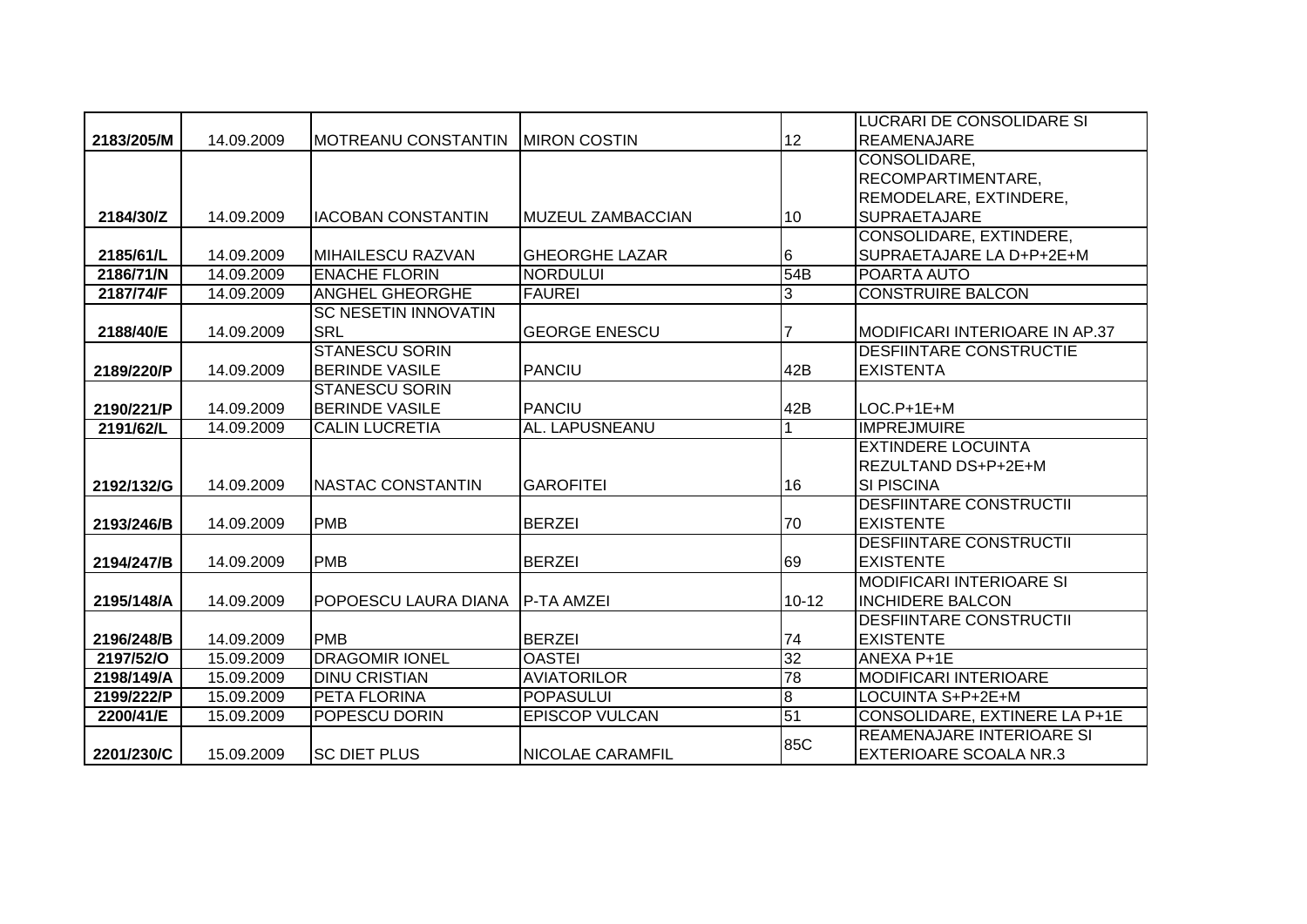| | | | | | |
|---|---|---|---|---|---|
| 2183/205/M | 14.09.2009 | MOTREANU CONSTANTIN | MIRON COSTIN | 12 | LUCRARI DE CONSOLIDARE SI REAMENAJARE |
| 2184/30/Z | 14.09.2009 | IACOBAN CONSTANTIN | MUZEUL ZAMBACCIAN | 10 | CONSOLIDARE, RECOMPARTIMENTARE, REMODELARE, EXTINDERE, SUPRAETAJARE |
| 2185/61/L | 14.09.2009 | MIHAILESCU RAZVAN | GHEORGHE LAZAR | 6 | CONSOLIDARE, EXTINDERE, SUPRAETAJARE LA D+P+2E+M |
| 2186/71/N | 14.09.2009 | ENACHE FLORIN | NORDULUI | 54B | POARTA AUTO |
| 2187/74/F | 14.09.2009 | ANGHEL GHEORGHE | FAUREI | 3 | CONSTRUIRE BALCON |
| 2188/40/E | 14.09.2009 | SC NESETIN INNOVATIN SRL | GEORGE ENESCU | 7 | MODIFICARI INTERIOARE IN AP.37 |
| 2189/220/P | 14.09.2009 | STANESCU SORIN BERINDE VASILE | PANCIU | 42B | DESFIINTARE CONSTRUCTIE EXISTENTA |
| 2190/221/P | 14.09.2009 | STANESCU SORIN BERINDE VASILE | PANCIU | 42B | LOC.P+1E+M |
| 2191/62/L | 14.09.2009 | CALIN LUCRETIA | AL. LAPUSNEANU | 1 | IMPREJMUIRE |
| 2192/132/G | 14.09.2009 | NASTAC CONSTANTIN | GAROFITEI | 16 | EXTINDERE LOCUINTA REZULTAND DS+P+2E+M SI PISCINA |
| 2193/246/B | 14.09.2009 | PMB | BERZEI | 70 | DESFIINTARE CONSTRUCTII EXISTENTE |
| 2194/247/B | 14.09.2009 | PMB | BERZEI | 69 | DESFIINTARE CONSTRUCTII EXISTENTE |
| 2195/148/A | 14.09.2009 | POPOESCU LAURA DIANA | P-TA AMZEI | 10-12 | MODIFICARI INTERIOARE SI INCHIDERE BALCON |
| 2196/248/B | 14.09.2009 | PMB | BERZEI | 74 | DESFIINTARE CONSTRUCTII EXISTENTE |
| 2197/52/O | 15.09.2009 | DRAGOMIR IONEL | OASTEI | 32 | ANEXA P+1E |
| 2198/149/A | 15.09.2009 | DINU CRISTIAN | AVIATORILOR | 78 | MODIFICARI INTERIOARE |
| 2199/222/P | 15.09.2009 | PETA FLORINA | POPASULUI | 8 | LOCUINTA S+P+2E+M |
| 2200/41/E | 15.09.2009 | POPESCU DORIN | EPISCOP VULCAN | 51 | CONSOLIDARE, EXTINERE LA P+1E |
| 2201/230/C | 15.09.2009 | SC DIET PLUS | NICOLAE CARAMFIL | 85C | REAMENAJARE INTERIOARE SI EXTERIOARE SCOALA NR.3 |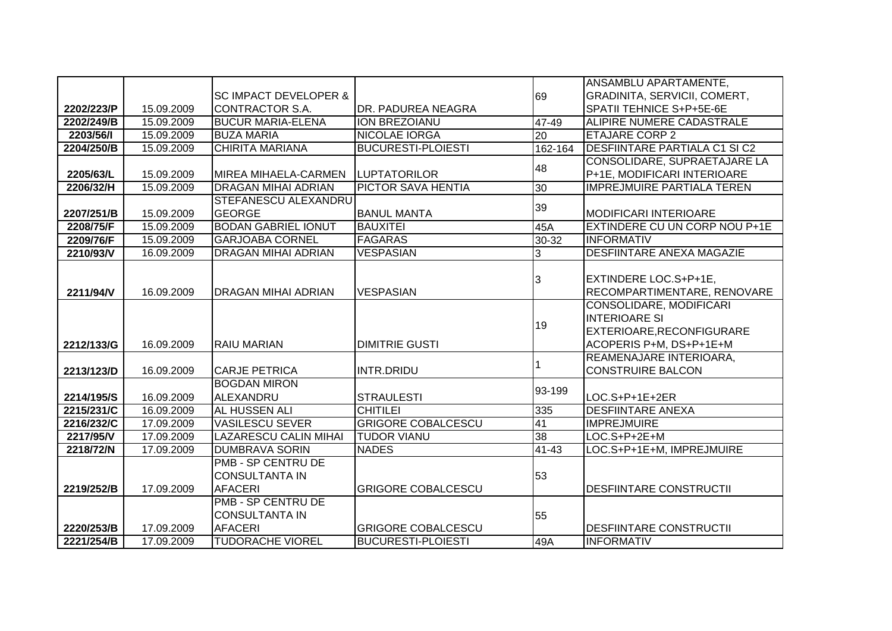| | | | | | |
|---|---|---|---|---|---|
| 2202/223/P | 15.09.2009 | SC IMPACT DEVELOPER & CONTRACTOR S.A. | DR. PADUREA NEAGRA | 69 | ANSAMBLU APARTAMENTE, GRADINITA, SERVICII, COMERT, SPATII TEHNICE S+P+5E-6E |
| 2202/249/B | 15.09.2009 | BUCUR MARIA-ELENA | ION BREZOIANU | 47-49 | ALIPIRE NUMERE CADASTRALE |
| 2203/56/I | 15.09.2009 | BUZA MARIA | NICOLAE IORGA | 20 | ETAJARE CORP 2 |
| 2204/250/B | 15.09.2009 | CHIRITA MARIANA | BUCURESTI-PLOIESTI | 162-164 | DESFIINTARE PARTIALA C1 SI C2 |
| 2205/63/L | 15.09.2009 | MIREA MIHAELA-CARMEN | LUPTATORILOR | 48 | CONSOLIDARE, SUPRAETAJARE LA P+1E, MODIFICARI INTERIOARE |
| 2206/32/H | 15.09.2009 | DRAGAN MIHAI ADRIAN | PICTOR SAVA HENTIA | 30 | IMPREJMUIRE PARTIALA TEREN |
| 2207/251/B | 15.09.2009 | STEFANESCU ALEXANDRU GEORGE | BANUL MANTA | 39 | MODIFICARI INTERIOARE |
| 2208/75/F | 15.09.2009 | BODAN GABRIEL IONUT | BAUXITEI | 45A | EXTINDERE CU UN CORP NOU P+1E |
| 2209/76/F | 15.09.2009 | GARJOABA CORNEL | FAGARAS | 30-32 | INFORMATIV |
| 2210/93/V | 16.09.2009 | DRAGAN MIHAI ADRIAN | VESPASIAN | 3 | DESFIINTARE ANEXA MAGAZIE |
| 2211/94/V | 16.09.2009 | DRAGAN MIHAI ADRIAN | VESPASIAN | 3 | EXTINDERE LOC.S+P+1E, RECOMPARTIMENTARE, RENOVARE |
| 2212/133/G | 16.09.2009 | RAIU MARIAN | DIMITRIE GUSTI | 19 | CONSOLIDARE, MODIFICARI INTERIOARE SI EXTERIOARE,RECONFIGURARE ACOPERIS P+M, DS+P+1E+M |
| 2213/123/D | 16.09.2009 | CARJE PETRICA | INTR.DRIDU | 1 | REAMENAJARE INTERIOARA, CONSTRUIRE BALCON |
| 2214/195/S | 16.09.2009 | BOGDAN MIRON ALEXANDRU | STRAULESTI | 93-199 | LOC.S+P+1E+2ER |
| 2215/231/C | 16.09.2009 | AL HUSSEN ALI | CHITILEI | 335 | DESFIINTARE ANEXA |
| 2216/232/C | 17.09.2009 | VASILESCU SEVER | GRIGORE COBALCESCU | 41 | IMPREJMUIRE |
| 2217/95/V | 17.09.2009 | LAZARESCU CALIN MIHAI | TUDOR VIANU | 38 | LOC.S+P+2E+M |
| 2218/72/N | 17.09.2009 | DUMBRAVA SORIN | NADES | 41-43 | LOC.S+P+1E+M, IMPREJMUIRE |
| 2219/252/B | 17.09.2009 | PMB - SP CENTRU DE CONSULTANTA IN AFACERI | GRIGORE COBALCESCU | 53 | DESFIINTARE CONSTRUCTII |
| 2220/253/B | 17.09.2009 | PMB - SP CENTRU DE CONSULTANTA IN AFACERI | GRIGORE COBALCESCU | 55 | DESFIINTARE CONSTRUCTII |
| 2221/254/B | 17.09.2009 | TUDORACHE VIOREL | BUCURESTI-PLOIESTI | 49A | INFORMATIV |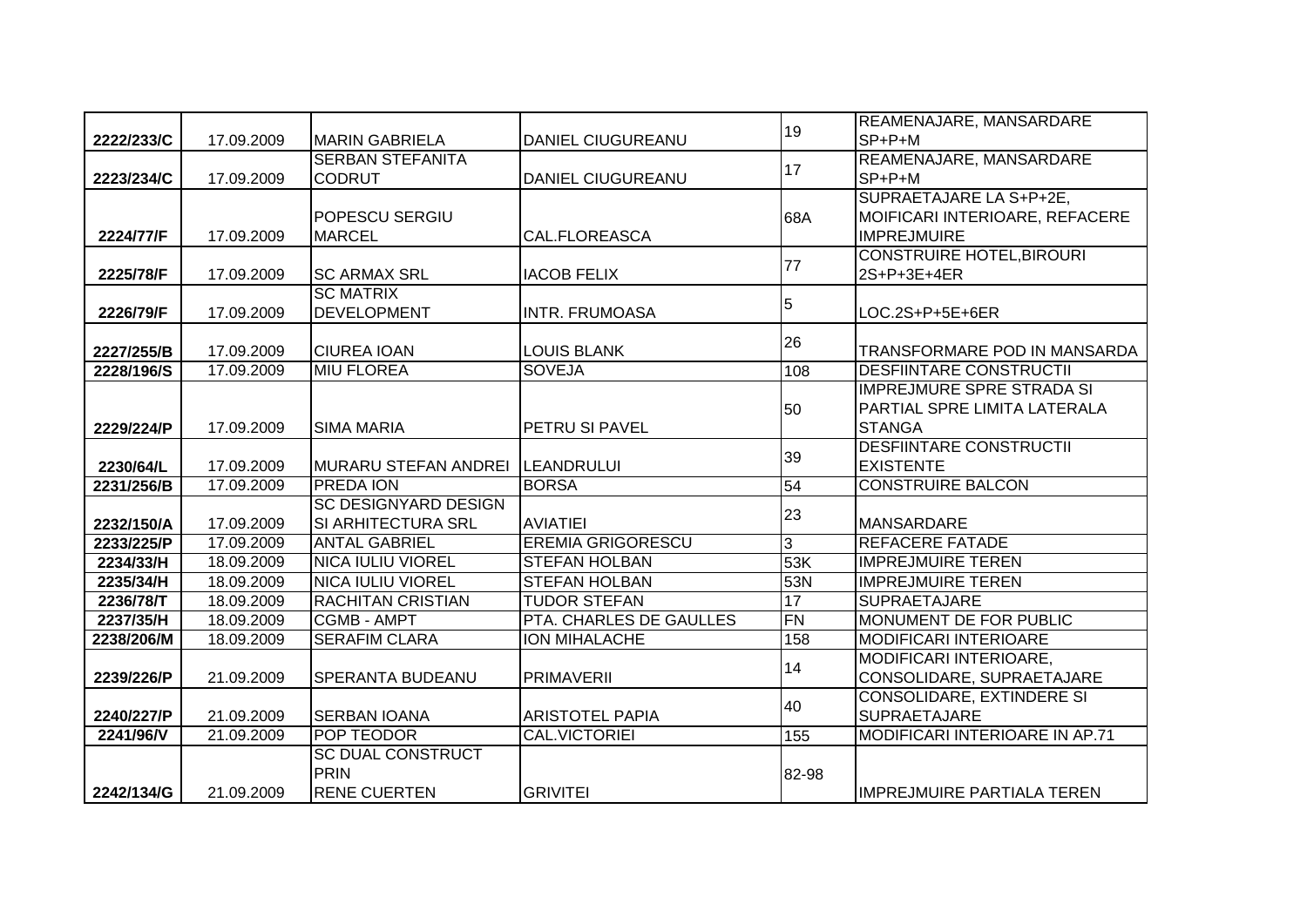| | | | | | |
|---|---|---|---|---|---|
| 2222/233/C | 17.09.2009 | MARIN GABRIELA | DANIEL CIUGUREANU | 19 | REAMENAJARE, MANSARDARE SP+P+M |
| 2223/234/C | 17.09.2009 | SERBAN STEFANITA CODRUT | DANIEL CIUGUREANU | 17 | REAMENAJARE, MANSARDARE SP+P+M |
| 2224/77/F | 17.09.2009 | POPESCU SERGIU MARCEL | CAL.FLOREASCA | 68A | SUPRAETAJARE LA S+P+2E, MOIFICARI INTERIOARE, REFACERE IMPREJMUIRE |
| 2225/78/F | 17.09.2009 | SC ARMAX SRL | IACOB FELIX | 77 | CONSTRUIRE HOTEL,BIROURI 2S+P+3E+4ER |
| 2226/79/F | 17.09.2009 | SC MATRIX DEVELOPMENT | INTR. FRUMOASA | 5 | LOC.2S+P+5E+6ER |
| 2227/255/B | 17.09.2009 | CIUREA IOAN | LOUIS BLANK | 26 | TRANSFORMARE POD IN MANSARDA |
| 2228/196/S | 17.09.2009 | MIU FLOREA | SOVEJA | 108 | DESFIINTARE CONSTRUCTII |
| 2229/224/P | 17.09.2009 | SIMA MARIA | PETRU SI PAVEL | 50 | IMPREJMURE SPRE STRADA SI PARTIAL SPRE LIMITA LATERALA STANGA |
| 2230/64/L | 17.09.2009 | MURARU STEFAN ANDREI | LEANDRULUI | 39 | DESFIINTARE CONSTRUCTII EXISTENTE |
| 2231/256/B | 17.09.2009 | PREDA ION | BORSA | 54 | CONSTRUIRE BALCON |
| 2232/150/A | 17.09.2009 | SC DESIGNYARD DESIGN SI ARHITECTURA SRL | AVIATIEI | 23 | MANSARDARE |
| 2233/225/P | 17.09.2009 | ANTAL GABRIEL | EREMIA GRIGORESCU | 3 | REFACERE FATADE |
| 2234/33/H | 18.09.2009 | NICA IULIU VIOREL | STEFAN HOLBAN | 53K | IMPREJMUIRE TEREN |
| 2235/34/H | 18.09.2009 | NICA IULIU VIOREL | STEFAN HOLBAN | 53N | IMPREJMUIRE TEREN |
| 2236/78/T | 18.09.2009 | RACHITAN CRISTIAN | TUDOR STEFAN | 17 | SUPRAETAJARE |
| 2237/35/H | 18.09.2009 | CGMB - AMPT | PTA. CHARLES DE GAULLES | FN | MONUMENT DE FOR PUBLIC |
| 2238/206/M | 18.09.2009 | SERAFIM CLARA | ION MIHALACHE | 158 | MODIFICARI INTERIOARE |
| 2239/226/P | 21.09.2009 | SPERANTA BUDEANU | PRIMAVERII | 14 | MODIFICARI INTERIOARE, CONSOLIDARE, SUPRAETAJARE |
| 2240/227/P | 21.09.2009 | SERBAN IOANA | ARISTOTEL PAPIA | 40 | CONSOLIDARE, EXTINDERE SI SUPRAETAJARE |
| 2241/96/V | 21.09.2009 | POP TEODOR | CAL.VICTORIEI | 155 | MODIFICARI INTERIOARE IN AP.71 |
| 2242/134/G | 21.09.2009 | SC DUAL CONSTRUCT PRIN RENE CUERTEN | GRIVITEI | 82-98 | IMPREJMUIRE PARTIALA TEREN |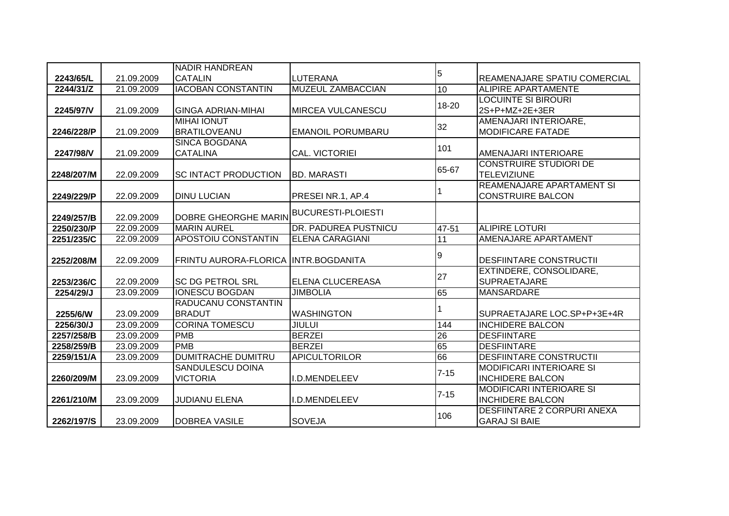| 2243/65/L | 21.09.2009 | NADIR HANDREAN CATALIN | LUTERANA | 5 | REAMENAJARE SPATIU COMERCIAL |
|---|---|---|---|---|---|
| 2244/31/Z | 21.09.2009 | IACOBAN CONSTANTIN | MUZEUL ZAMBACCIAN | 10 | ALIPIRE APARTAMENTE |
| 2245/97/V | 21.09.2009 | GINGA ADRIAN-MIHAI | MIRCEA VULCANESCU | 18-20 | LOCUINTE SI BIROURI 2S+P+MZ+2E+3ER |
| 2246/228/P | 21.09.2009 | MIHAI IONUT BRATILOVEANU | EMANOIL PORUMBARU | 32 | AMENAJARI INTERIOARE, MODIFICARE FATADE |
| 2247/98/V | 21.09.2009 | SINCA BOGDANA CATALINA | CAL. VICTORIEI | 101 | AMENAJARI INTERIOARE |
| 2248/207/M | 22.09.2009 | SC INTACT PRODUCTION | BD. MARASTI | 65-67 | CONSTRUIRE STUDIORI DE TELEVIZIUNE |
| 2249/229/P | 22.09.2009 | DINU LUCIAN | PRESEI NR.1, AP.4 | 1 | REAMENAJARE APARTAMENT SI CONSTRUIRE BALCON |
| 2249/257/B | 22.09.2009 | DOBRE GHEORGHE MARIN | BUCURESTI-PLOIESTI | | |
| 2250/230/P | 22.09.2009 | MARIN AUREL | DR. PADUREA PUSTNICU | 47-51 | ALIPIRE LOTURI |
| 2251/235/C | 22.09.2009 | APOSTOIU CONSTANTIN | ELENA CARAGIANI | 11 | AMENAJARE APARTAMENT |
| 2252/208/M | 22.09.2009 | FRINTU AURORA-FLORICA | INTR.BOGDANITA | 9 | DESFIINTARE CONSTRUCTII |
| 2253/236/C | 22.09.2009 | SC DG PETROL SRL | ELENA CLUCEREASA | 27 | EXTINDERE, CONSOLIDARE, SUPRAETAJARE |
| 2254/29/J | 23.09.2009 | IONESCU BOGDAN | JIMBOLIA | 65 | MANSARDARE |
| 2255/6/W | 23.09.2009 | RADUCANU CONSTANTIN BRADUT | WASHINGTON | 1 | SUPRAETAJARE LOC.SP+P+3E+4R |
| 2256/30/J | 23.09.2009 | CORINA TOMESCU | JIULUI | 144 | INCHIDERE BALCON |
| 2257/258/B | 23.09.2009 | PMB | BERZEI | 26 | DESFIINTARE |
| 2258/259/B | 23.09.2009 | PMB | BERZEI | 65 | DESFIINTARE |
| 2259/151/A | 23.09.2009 | DUMITRACHE DUMITRU | APICULTORILOR | 66 | DESFIINTARE CONSTRUCTII |
| 2260/209/M | 23.09.2009 | SANDULESCU DOINA VICTORIA | I.D.MENDELEEV | 7-15 | MODIFICARI INTERIOARE SI INCHIDERE BALCON |
| 2261/210/M | 23.09.2009 | JUDIANU ELENA | I.D.MENDELEEV | 7-15 | MODIFICARI INTERIOARE SI INCHIDERE BALCON |
| 2262/197/S | 23.09.2009 | DOBREA VASILE | SOVEJA | 106 | DESFIINTARE 2 CORPURI ANEXA GARAJ SI BAIE |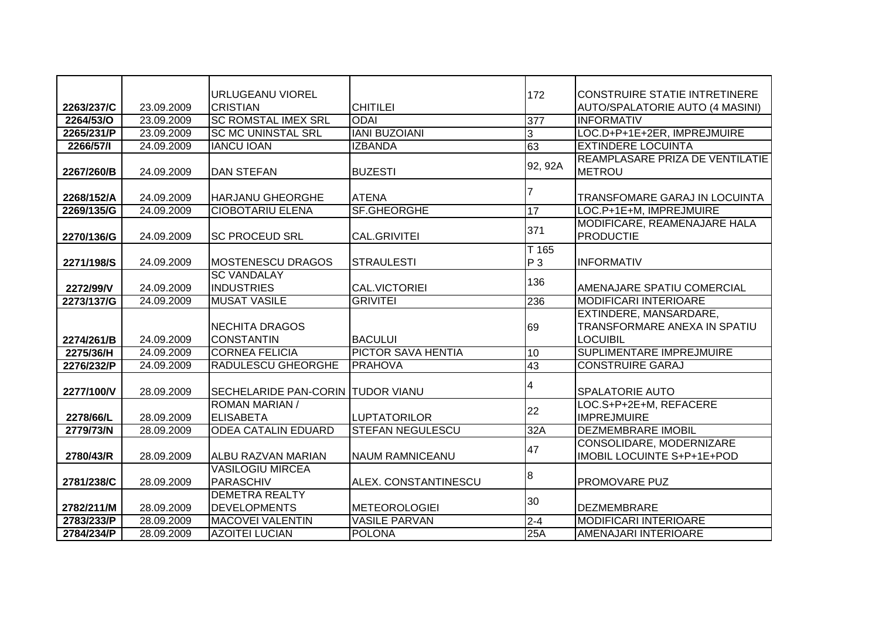| | | | | | |
|---|---|---|---|---|---|
| 2263/237/C | 23.09.2009 | URLUGEANU VIOREL CRISTIAN | CHITILEI | 172 | CONSTRUIRE STATIE INTRETINERE AUTO/SPALATORIE AUTO (4 MASINI) |
| 2264/53/O | 23.09.2009 | SC ROMSTAL IMEX SRL | ODAI | 377 | INFORMATIV |
| 2265/231/P | 23.09.2009 | SC MC UNINSTAL SRL | IANI BUZOIANI | 3 | LOC.D+P+1E+2ER, IMPREJMUIRE |
| 2266/57/I | 24.09.2009 | IANCU IOAN | IZBANDA | 63 | EXTINDERE LOCUINTA |
| 2267/260/B | 24.09.2009 | DAN STEFAN | BUZESTI | 92, 92A | REAMPLASARE PRIZA DE VENTILATIE METROU |
| 2268/152/A | 24.09.2009 | HARJANU GHEORGHE | ATENA | 7 | TRANSFOMARE GARAJ IN LOCUINTA |
| 2269/135/G | 24.09.2009 | CIOBOTARIU ELENA | SF.GHEORGHE | 17 | LOC.P+1E+M, IMPREJMUIRE |
| 2270/136/G | 24.09.2009 | SC PROCEUD SRL | CAL.GRIVITEI | 371 | MODIFICARE, REAMENAJARE HALA PRODUCTIE |
| 2271/198/S | 24.09.2009 | MOSTENESCU DRAGOS | STRAULESTI | T 165 P 3 | INFORMATIV |
| 2272/99/V | 24.09.2009 | SC VANDALAY INDUSTRIES | CAL.VICTORIEI | 136 | AMENAJARE SPATIU COMERCIAL |
| 2273/137/G | 24.09.2009 | MUSAT VASILE | GRIVITEI | 236 | MODIFICARI INTERIOARE |
| 2274/261/B | 24.09.2009 | NECHITA DRAGOS CONSTANTIN | BACULUI | 69 | EXTINDERE, MANSARDARE, TRANSFORMARE ANEXA IN SPATIU LOCUIBIL |
| 2275/36/H | 24.09.2009 | CORNEA FELICIA | PICTOR SAVA HENTIA | 10 | SUPLIMENTARE IMPREJMUIRE |
| 2276/232/P | 24.09.2009 | RADULESCU GHEORGHE | PRAHOVA | 43 | CONSTRUIRE GARAJ |
| 2277/100/V | 28.09.2009 | SECHELARIDE PAN-CORIN | TUDOR VIANU | 4 | SPALATORIE AUTO |
| 2278/66/L | 28.09.2009 | ROMAN MARIAN / ELISABETA | LUPTATORILOR | 22 | LOC.S+P+2E+M, REFACERE IMPREJMUIRE |
| 2779/73/N | 28.09.2009 | ODEA CATALIN EDUARD | STEFAN NEGULESCU | 32A | DEZMEMBRARE IMOBIL |
| 2780/43/R | 28.09.2009 | ALBU RAZVAN MARIAN | NAUM RAMNICEANU | 47 | CONSOLIDARE, MODERNIZARE IMOBIL LOCUINTE S+P+1E+POD |
| 2781/238/C | 28.09.2009 | VASILOGIU MIRCEA PARASCHIV | ALEX. CONSTANTINESCU | 8 | PROMOVARE PUZ |
| 2782/211/M | 28.09.2009 | DEMETRA REALTY DEVELOPMENTS | METEOROLOGIEI | 30 | DEZMEMBRARE |
| 2783/233/P | 28.09.2009 | MACOVEI VALENTIN | VASILE PARVAN | 2-4 | MODIFICARI INTERIOARE |
| 2784/234/P | 28.09.2009 | AZOITEI LUCIAN | POLONA | 25A | AMENAJARI INTERIOARE |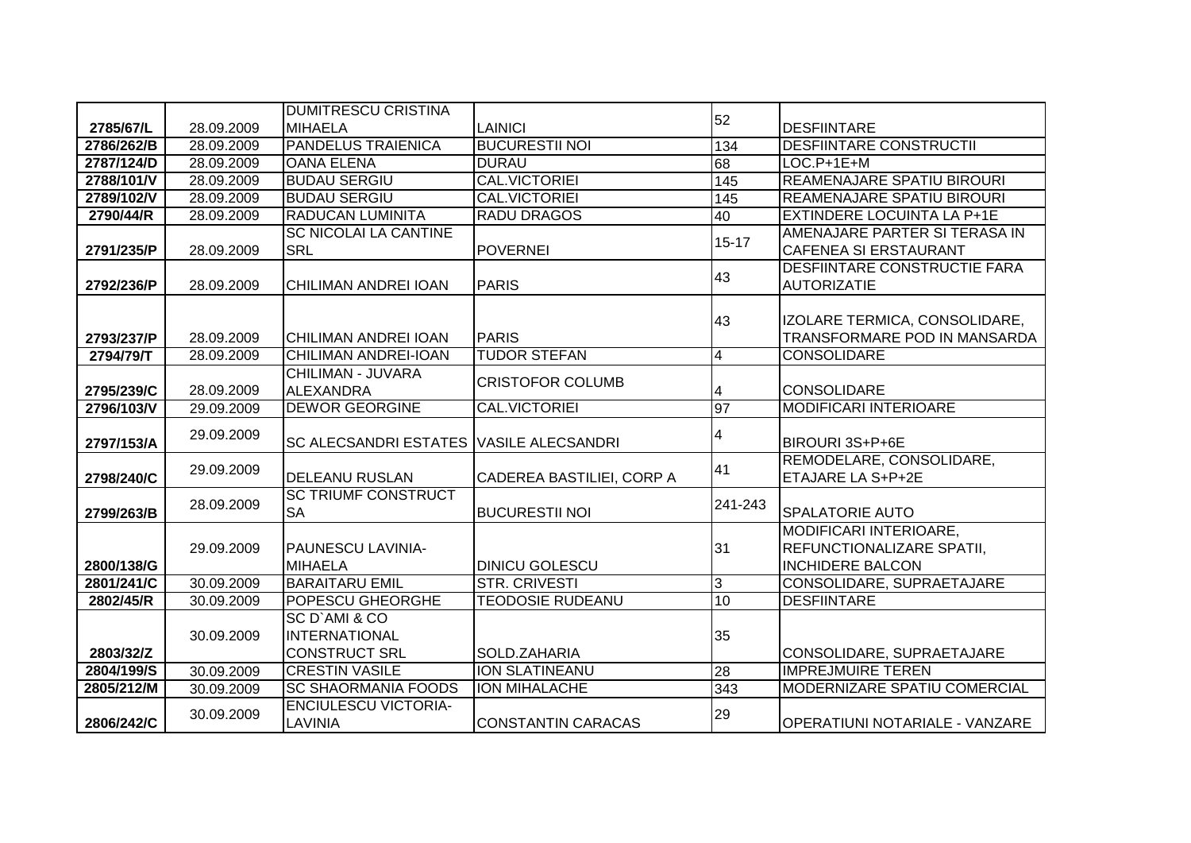| | | | | | |
|---|---|---|---|---|---|
| 2785/67/L | 28.09.2009 | DUMITRESCU CRISTINA MIHAELA | LAINICI | 52 | DESFIINTARE |
| 2786/262/B | 28.09.2009 | PANDELUS TRAIENICA | BUCURESTII NOI | 134 | DESFIINTARE CONSTRUCTII |
| 2787/124/D | 28.09.2009 | OANA ELENA | DURAU | 68 | LOC.P+1E+M |
| 2788/101/V | 28.09.2009 | BUDAU SERGIU | CAL.VICTORIEI | 145 | REAMENAJARE SPATIU BIROURI |
| 2789/102/V | 28.09.2009 | BUDAU SERGIU | CAL.VICTORIEI | 145 | REAMENAJARE SPATIU BIROURI |
| 2790/44/R | 28.09.2009 | RADUCAN LUMINITA | RADU DRAGOS | 40 | EXTINDERE LOCUINTA LA P+1E |
| 2791/235/P | 28.09.2009 | SC NICOLAI LA CANTINE SRL | POVERNEI | 15-17 | AMENAJARE PARTER SI TERASA IN CAFENEA SI ERSTAURANT |
| 2792/236/P | 28.09.2009 | CHILIMAN ANDREI IOAN | PARIS | 43 | DESFIINTARE CONSTRUCTIE FARA AUTORIZATIE |
| 2793/237/P | 28.09.2009 | CHILIMAN ANDREI IOAN | PARIS | 43 | IZOLARE TERMICA, CONSOLIDARE, TRANSFORMARE POD IN MANSARDA |
| 2794/79/T | 28.09.2009 | CHILIMAN ANDREI-IOAN | TUDOR STEFAN | 4 | CONSOLIDARE |
| 2795/239/C | 28.09.2009 | CHILIMAN - JUVARA ALEXANDRA | CRISTOFOR COLUMB | 4 | CONSOLIDARE |
| 2796/103/V | 29.09.2009 | DEWOR GEORGINE | CAL.VICTORIEI | 97 | MODIFICARI INTERIOARE |
| 2797/153/A | 29.09.2009 | SC ALECSANDRI ESTATES | VASILE ALECSANDRI | 4 | BIROURI 3S+P+6E |
| 2798/240/C | 29.09.2009 | DELEANU RUSLAN | CADEREA BASTILIEI, CORP A | 41 | REMODELARE, CONSOLIDARE, ETAJARE LA S+P+2E |
| 2799/263/B | 28.09.2009 | SC TRIUMF CONSTRUCT SA | BUCURESTII NOI | 241-243 | SPALATORIE AUTO |
| 2800/138/G | 29.09.2009 | PAUNESCU LAVINIA-MIHAELA | DINICU GOLESCU | 31 | MODIFICARI INTERIOARE, REFUNCTIONALIZARE SPATII, INCHIDERE BALCON |
| 2801/241/C | 30.09.2009 | BARAITARU EMIL | STR. CRIVESTI | 3 | CONSOLIDARE, SUPRAETAJARE |
| 2802/45/R | 30.09.2009 | POPESCU GHEORGHE | TEODOSIE RUDEANU | 10 | DESFIINTARE |
| 2803/32/Z | 30.09.2009 | SC D`AMI & CO INTERNATIONAL CONSTRUCT SRL | SOLD.ZAHARIA | 35 | CONSOLIDARE, SUPRAETAJARE |
| 2804/199/S | 30.09.2009 | CRESTIN VASILE | ION SLATINEANU | 28 | IMPREJMUIRE TEREN |
| 2805/212/M | 30.09.2009 | SC SHAORMANIA FOODS | ION MIHALACHE | 343 | MODERNIZARE SPATIU COMERCIAL |
| 2806/242/C | 30.09.2009 | ENCIULESCU VICTORIA-LAVINIA | CONSTANTIN CARACAS | 29 | OPERATIUNI NOTARIALE - VANZARE |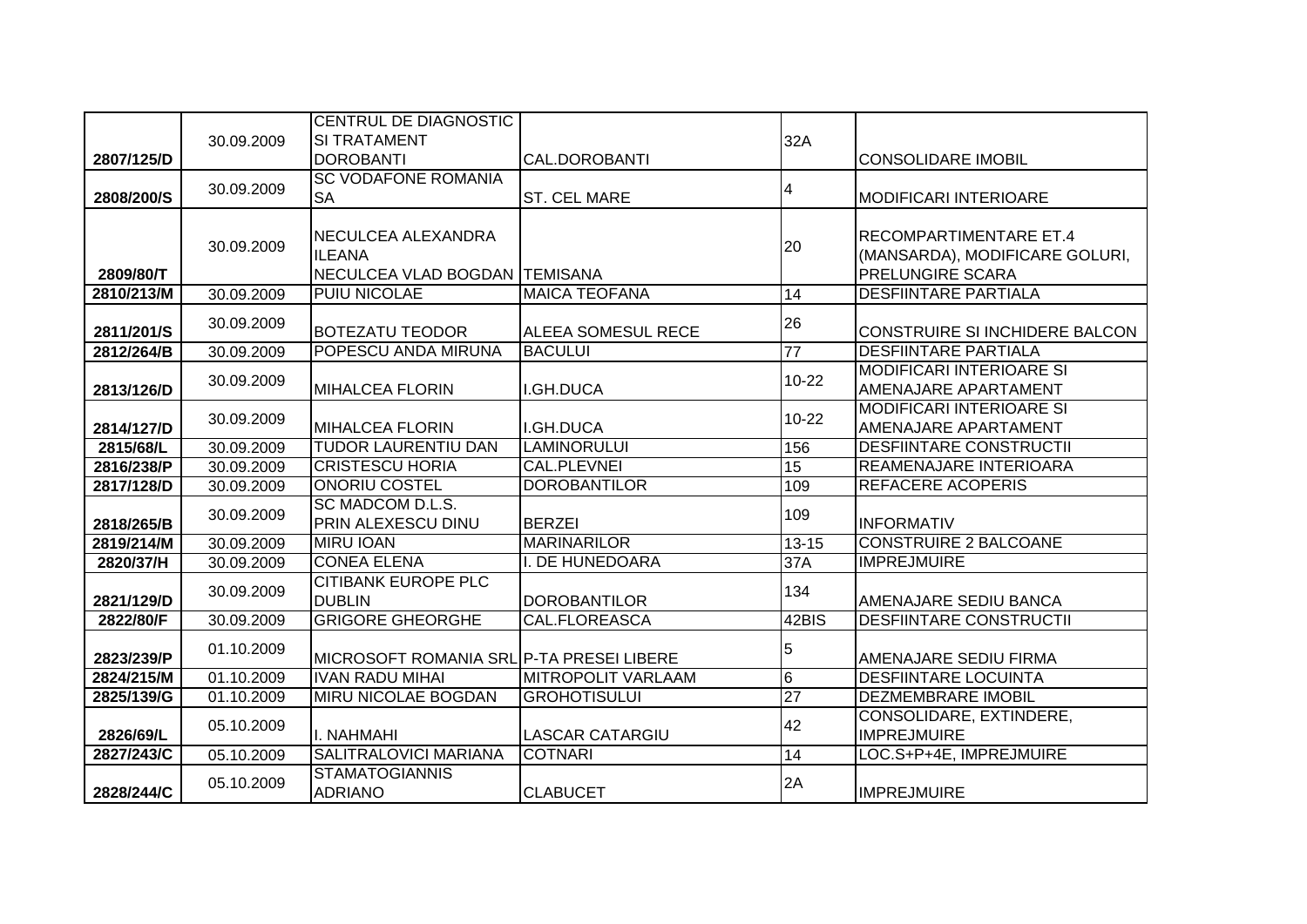| | | | | | |
|---|---|---|---|---|---|
| 2807/125/D | 30.09.2009 | CENTRUL DE DIAGNOSTIC SI TRATAMENT DOROBANTI | CAL.DOROBANTI | 32A | CONSOLIDARE IMOBIL |
| 2808/200/S | 30.09.2009 | SC VODAFONE ROMANIA SA | ST. CEL MARE | 4 | MODIFICARI INTERIOARE |
| 2809/80/T | 30.09.2009 | NECULCEA ALEXANDRA ILEANA NECULCEA VLAD BOGDAN | TEMISANA | 20 | RECOMPARTIMENTARE ET.4 (MANSARDA), MODIFICARE GOLURI, PRELUNGIRE SCARA |
| 2810/213/M | 30.09.2009 | PUIU NICOLAE | MAICA TEOFANA | 14 | DESFIINTARE PARTIALA |
| 2811/201/S | 30.09.2009 | BOTEZATU TEODOR | ALEEA SOMESUL RECE | 26 | CONSTRUIRE SI INCHIDERE BALCON |
| 2812/264/B | 30.09.2009 | POPESCU ANDA MIRUNA | BACULUI | 77 | DESFIINTARE PARTIALA |
| 2813/126/D | 30.09.2009 | MIHALCEA FLORIN | I.GH.DUCA | 10-22 | MODIFICARI INTERIOARE SI AMENAJARE APARTAMENT |
| 2814/127/D | 30.09.2009 | MIHALCEA FLORIN | I.GH.DUCA | 10-22 | MODIFICARI INTERIOARE SI AMENAJARE APARTAMENT |
| 2815/68/L | 30.09.2009 | TUDOR LAURENTIU DAN | LAMINORULUI | 156 | DESFIINTARE CONSTRUCTII |
| 2816/238/P | 30.09.2009 | CRISTESCU HORIA | CAL.PLEVNEI | 15 | REAMENAJARE INTERIOARA |
| 2817/128/D | 30.09.2009 | ONORIU COSTEL | DOROBANTILOR | 109 | REFACERE ACOPERIS |
| 2818/265/B | 30.09.2009 | SC MADCOM D.L.S. PRIN ALEXESCU DINU | BERZEI | 109 | INFORMATIV |
| 2819/214/M | 30.09.2009 | MIRU IOAN | MARINARILOR | 13-15 | CONSTRUIRE 2 BALCOANE |
| 2820/37/H | 30.09.2009 | CONEA ELENA | I. DE HUNEDOARA | 37A | IMPREJMUIRE |
| 2821/129/D | 30.09.2009 | CITIBANK EUROPE PLC DUBLIN | DOROBANTILOR | 134 | AMENAJARE SEDIU BANCA |
| 2822/80/F | 30.09.2009 | GRIGORE GHEORGHE | CAL.FLOREASCA | 42BIS | DESFIINTARE CONSTRUCTII |
| 2823/239/P | 01.10.2009 | MICROSOFT ROMANIA SRL | P-TA PRESEI LIBERE | 5 | AMENAJARE SEDIU FIRMA |
| 2824/215/M | 01.10.2009 | IVAN RADU MIHAI | MITROPOLIT VARLAAM | 6 | DESFIINTARE LOCUINTA |
| 2825/139/G | 01.10.2009 | MIRU NICOLAE BOGDAN | GROHOTISULUI | 27 | DEZMEMBRARE IMOBIL |
| 2826/69/L | 05.10.2009 | I. NAHMAHI | LASCAR CATARGIU | 42 | CONSOLIDARE, EXTINDERE, IMPREJMUIRE |
| 2827/243/C | 05.10.2009 | SALITRALOVICI MARIANA | COTNARI | 14 | LOC.S+P+4E, IMPREJMUIRE |
| 2828/244/C | 05.10.2009 | STAMATOGIANNIS ADRIANO | CLABUCET | 2A | IMPREJMUIRE |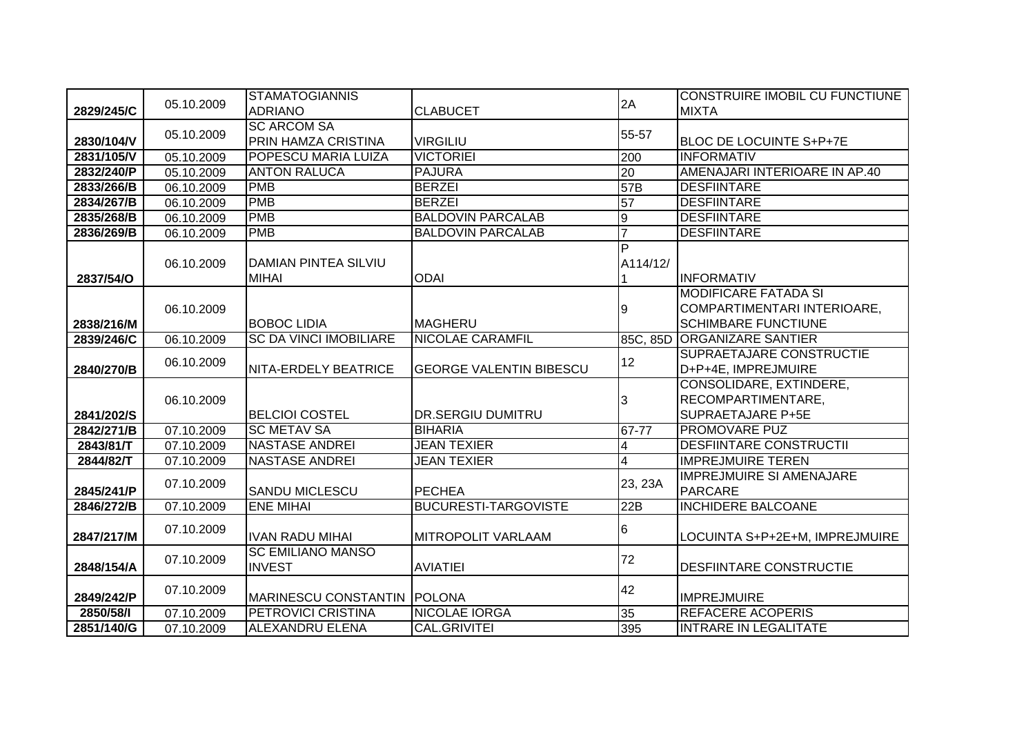| | | | | | |
|---|---|---|---|---|---|
| 2829/245/C | 05.10.2009 | STAMATOGIANNIS ADRIANO | CLABUCET | 2A | CONSTRUIRE IMOBIL CU FUNCTIUNE MIXTA |
| 2830/104/V | 05.10.2009 | SC ARCOM SA PRIN HAMZA CRISTINA | VIRGILIU | 55-57 | BLOC DE LOCUINTE S+P+7E |
| 2831/105/V | 05.10.2009 | POPESCU MARIA LUIZA | VICTORIEI | 200 | INFORMATIV |
| 2832/240/P | 05.10.2009 | ANTON RALUCA | PAJURA | 20 | AMENAJARI INTERIOARE IN AP.40 |
| 2833/266/B | 06.10.2009 | PMB | BERZEI | 57B | DESFIINTARE |
| 2834/267/B | 06.10.2009 | PMB | BERZEI | 57 | DESFIINTARE |
| 2835/268/B | 06.10.2009 | PMB | BALDOVIN PARCALAB | 9 | DESFIINTARE |
| 2836/269/B | 06.10.2009 | PMB | BALDOVIN PARCALAB | 7 | DESFIINTARE |
| 2837/54/O | 06.10.2009 | DAMIAN PINTEA SILVIU MIHAI | ODAI | P A114/12/ 1 | INFORMATIV |
| 2838/216/M | 06.10.2009 | BOBOC LIDIA | MAGHERU | 9 | MODIFICARE FATADA SI COMPARTIMENTARI INTERIOARE, SCHIMBARE FUNCTIUNE |
| 2839/246/C | 06.10.2009 | SC DA VINCI IMOBILIARE | NICOLAE CARAMFIL | 85C, 85D | ORGANIZARE SANTIER |
| 2840/270/B | 06.10.2009 | NITA-ERDELY BEATRICE | GEORGE VALENTIN BIBESCU | 12 | SUPRAETAJARE CONSTRUCTIE D+P+4E, IMPREJMUIRE |
| 2841/202/S | 06.10.2009 | BELCIOI COSTEL | DR.SERGIU DUMITRU | 3 | CONSOLIDARE, EXTINDERE, RECOMPARTIMENTARE, SUPRAETAJARE P+5E |
| 2842/271/B | 07.10.2009 | SC METAV SA | BIHARIA | 67-77 | PROMOVARE PUZ |
| 2843/81/T | 07.10.2009 | NASTASE ANDREI | JEAN TEXIER | 4 | DESFIINTARE CONSTRUCTII |
| 2844/82/T | 07.10.2009 | NASTASE ANDREI | JEAN TEXIER | 4 | IMPREJMUIRE TEREN |
| 2845/241/P | 07.10.2009 | SANDU MICLESCU | PECHEA | 23, 23A | IMPREJMUIRE SI AMENAJARE PARCARE |
| 2846/272/B | 07.10.2009 | ENE MIHAI | BUCURESTI-TARGOVISTE | 22B | INCHIDERE BALCOANE |
| 2847/217/M | 07.10.2009 | IVAN RADU MIHAI | MITROPOLIT VARLAAM | 6 | LOCUINTA S+P+2E+M, IMPREJMUIRE |
| 2848/154/A | 07.10.2009 | SC EMILIANO MANSO INVEST | AVIATIEI | 72 | DESFIINTARE CONSTRUCTIE |
| 2849/242/P | 07.10.2009 | MARINESCU CONSTANTIN | POLONA | 42 | IMPREJMUIRE |
| 2850/58/I | 07.10.2009 | PETROVICI CRISTINA | NICOLAE IORGA | 35 | REFACERE ACOPERIS |
| 2851/140/G | 07.10.2009 | ALEXANDRU ELENA | CAL.GRIVITEI | 395 | INTRARE IN LEGALITATE |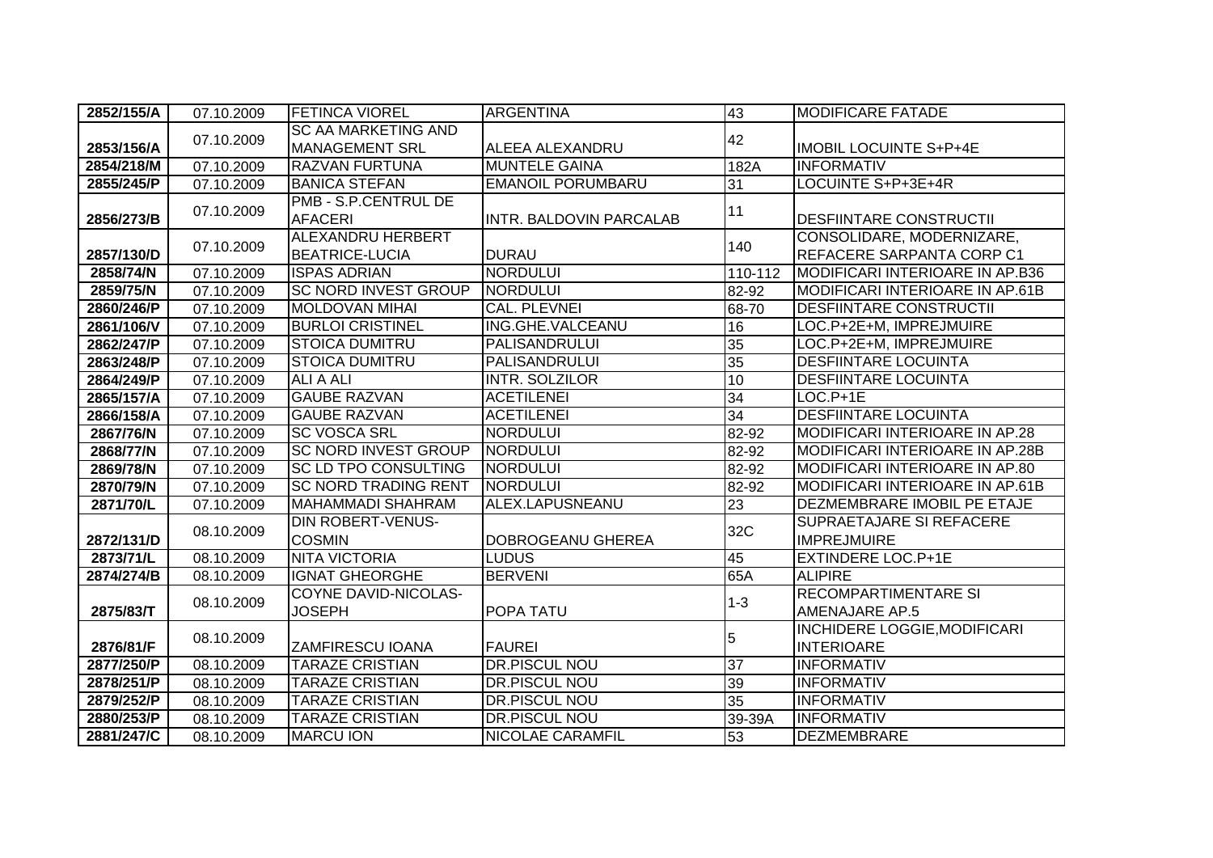| 2852/155/A | 07.10.2009 | FETINCA VIOREL | ARGENTINA | 43 | MODIFICARE FATADE |
|---|---|---|---|---|---|
| 2853/156/A | 07.10.2009 | SC AA MARKETING AND MANAGEMENT SRL | ALEEA ALEXANDRU | 42 | IMOBIL LOCUINTE S+P+4E |
| 2854/218/M | 07.10.2009 | RAZVAN FURTUNA | MUNTELE GAINA | 182A | INFORMATIV |
| 2855/245/P | 07.10.2009 | BANICA STEFAN | EMANOIL PORUMBARU | 31 | LOCUINTE S+P+3E+4R |
| 2856/273/B | 07.10.2009 | PMB - S.P.CENTRUL DE AFACERI | INTR. BALDOVIN PARCALAB | 11 | DESFIINTARE CONSTRUCTII |
| 2857/130/D | 07.10.2009 | ALEXANDRU HERBERT BEATRICE-LUCIA | DURAU | 140 | CONSOLIDARE, MODERNIZARE, REFACERE SARPANTA CORP C1 |
| 2858/74/N | 07.10.2009 | ISPAS ADRIAN | NORDULUI | 110-112 | MODIFICARI INTERIOARE IN AP.B36 |
| 2859/75/N | 07.10.2009 | SC NORD INVEST GROUP | NORDULUI | 82-92 | MODIFICARI INTERIOARE IN AP.61B |
| 2860/246/P | 07.10.2009 | MOLDOVAN MIHAI | CAL. PLEVNEI | 68-70 | DESFIINTARE CONSTRUCTII |
| 2861/106/V | 07.10.2009 | BURLOI CRISTINEL | ING.GHE.VALCEANU | 16 | LOC.P+2E+M, IMPREJMUIRE |
| 2862/247/P | 07.10.2009 | STOICA DUMITRU | PALISANDRULUI | 35 | LOC.P+2E+M, IMPREJMUIRE |
| 2863/248/P | 07.10.2009 | STOICA DUMITRU | PALISANDRULUI | 35 | DESFIINTARE LOCUINTA |
| 2864/249/P | 07.10.2009 | ALI A ALI | INTR. SOLZILOR | 10 | DESFIINTARE LOCUINTA |
| 2865/157/A | 07.10.2009 | GAUBE RAZVAN | ACETILENEI | 34 | LOC.P+1E |
| 2866/158/A | 07.10.2009 | GAUBE RAZVAN | ACETILENEI | 34 | DESFIINTARE LOCUINTA |
| 2867/76/N | 07.10.2009 | SC VOSCA SRL | NORDULUI | 82-92 | MODIFICARI INTERIOARE IN AP.28 |
| 2868/77/N | 07.10.2009 | SC NORD INVEST GROUP | NORDULUI | 82-92 | MODIFICARI INTERIOARE IN AP.28B |
| 2869/78/N | 07.10.2009 | SC LD TPO CONSULTING | NORDULUI | 82-92 | MODIFICARI INTERIOARE IN AP.80 |
| 2870/79/N | 07.10.2009 | SC NORD TRADING RENT | NORDULUI | 82-92 | MODIFICARI INTERIOARE IN AP.61B |
| 2871/70/L | 07.10.2009 | MAHAMMADI SHAHRAM | ALEX.LAPUSNEANU | 23 | DEZMEMBRARE IMOBIL PE ETAJE |
| 2872/131/D | 08.10.2009 | DIN ROBERT-VENUS-COSMIN | DOBROGEANU GHEREA | 32C | SUPRAETAJARE SI REFACERE IMPREJMUIRE |
| 2873/71/L | 08.10.2009 | NITA VICTORIA | LUDUS | 45 | EXTINDERE LOC.P+1E |
| 2874/274/B | 08.10.2009 | IGNAT GHEORGHE | BERVENI | 65A | ALIPIRE |
| 2875/83/T | 08.10.2009 | COYNE DAVID-NICOLAS-JOSEPH | POPA TATU | 1-3 | RECOMPARTIMENTARE SI AMENAJARE AP.5 |
| 2876/81/F | 08.10.2009 | ZAMFIRESCU IOANA | FAUREI | 5 | INCHIDERE LOGGIE,MODIFICARI INTERIOARE |
| 2877/250/P | 08.10.2009 | TARAZE CRISTIAN | DR.PISCUL NOU | 37 | INFORMATIV |
| 2878/251/P | 08.10.2009 | TARAZE CRISTIAN | DR.PISCUL NOU | 39 | INFORMATIV |
| 2879/252/P | 08.10.2009 | TARAZE CRISTIAN | DR.PISCUL NOU | 35 | INFORMATIV |
| 2880/253/P | 08.10.2009 | TARAZE CRISTIAN | DR.PISCUL NOU | 39-39A | INFORMATIV |
| 2881/247/C | 08.10.2009 | MARCU ION | NICOLAE CARAMFIL | 53 | DEZMEMBRARE |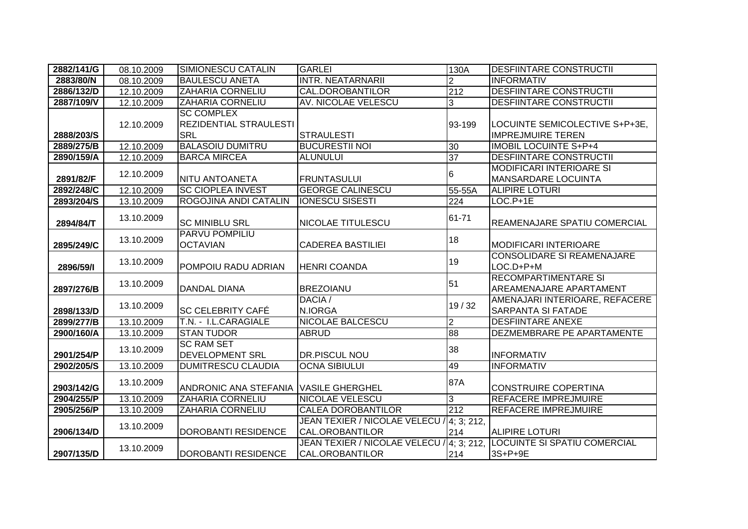| 2882/141/G | 08.10.2009 | SIMIONESCU CATALIN | GARLEI | 130A | DESFIINTARE CONSTRUCTII |
|---|---|---|---|---|---|
| 2883/80/N | 08.10.2009 | BAULESCU ANETA | INTR. NEATARNARII | 2 | INFORMATIV |
| 2886/132/D | 12.10.2009 | ZAHARIA CORNELIU | CAL.DOROBANTILOR | 212 | DESFIINTARE CONSTRUCTII |
| 2887/109/V | 12.10.2009 | ZAHARIA CORNELIU | AV. NICOLAE VELESCU | 3 | DESFIINTARE CONSTRUCTII |
| 2888/203/S | 12.10.2009 | SC COMPLEX REZIDENTIAL STRAULESTI SRL | STRAULESTI | 93-199 | LOCUINTE SEMICOLECTIVE S+P+3E, IMPREJMUIRE TEREN |
| 2889/275/B | 12.10.2009 | BALASOIU DUMITRU | BUCURESTII NOI | 30 | IMOBIL LOCUINTE S+P+4 |
| 2890/159/A | 12.10.2009 | BARCA MIRCEA | ALUNULUI | 37 | DESFIINTARE CONSTRUCTII |
| 2891/82/F | 12.10.2009 | NITU ANTOANETA | FRUNTASULUI | 6 | MODIFICARI INTERIOARE SI MANSARDARE LOCUINTA |
| 2892/248/C | 12.10.2009 | SC CIOPLEA INVEST | GEORGE CALINESCU | 55-55A | ALIPIRE LOTURI |
| 2893/204/S | 13.10.2009 | ROGOJINA ANDI CATALIN | IONESCU SISESTI | 224 | LOC.P+1E |
| 2894/84/T | 13.10.2009 | SC MINIBLU SRL | NICOLAE TITULESCU | 61-71 | REAMENAJARE SPATIU COMERCIAL |
| 2895/249/C | 13.10.2009 | PARVU POMPILIU OCTAVIAN | CADEREA BASTILIEI | 18 | MODIFICARI INTERIOARE |
| 2896/59/I | 13.10.2009 | POMPOIU RADU ADRIAN | HENRI COANDA | 19 | CONSOLIDARE SI REAMENAJARE LOC.D+P+M |
| 2897/276/B | 13.10.2009 | DANDAL DIANA | BREZOIANU | 51 | RECOMPARTIMENTARE SI AREAMENAJARE APARTAMENT |
| 2898/133/D | 13.10.2009 | SC CELEBRITY CAFÉ | DACIA / N.IORGA | 19 / 32 | AMENAJARI INTERIOARE, REFACERE SARPANTA SI FATADE |
| 2899/277/B | 13.10.2009 | T.N. - I.L.CARAGIALE | NICOLAE BALCESCU | 2 | DESFIINTARE ANEXE |
| 2900/160/A | 13.10.2009 | STAN TUDOR | ABRUD | 88 | DEZMEMBRARE PE APARTAMENTE |
| 2901/254/P | 13.10.2009 | SC RAM SET DEVELOPMENT SRL | DR.PISCUL NOU | 38 | INFORMATIV |
| 2902/205/S | 13.10.2009 | DUMITRESCU CLAUDIA | OCNA SIBIULUI | 49 | INFORMATIV |
| 2903/142/G | 13.10.2009 | ANDRONIC ANA STEFANIA | VASILE GHERGHEL | 87A | CONSTRUIRE COPERTINA |
| 2904/255/P | 13.10.2009 | ZAHARIA CORNELIU | NICOLAE VELESCU | 3 | REFACERE IMPREJMUIRE |
| 2905/256/P | 13.10.2009 | ZAHARIA CORNELIU | CALEA DOROBANTILOR | 212 | REFACERE IMPREJMUIRE |
| 2906/134/D | 13.10.2009 | DOROBANTI RESIDENCE | JEAN TEXIER / NICOLAE VELECU / CAL.OROBANTILOR | 4; 3; 212, 214 | ALIPIRE LOTURI |
| 2907/135/D | 13.10.2009 | DOROBANTI RESIDENCE | JEAN TEXIER / NICOLAE VELECU / CAL.OROBANTILOR | 4; 3; 212, 214 | LOCUINTE SI SPATIU COMERCIAL 3S+P+9E |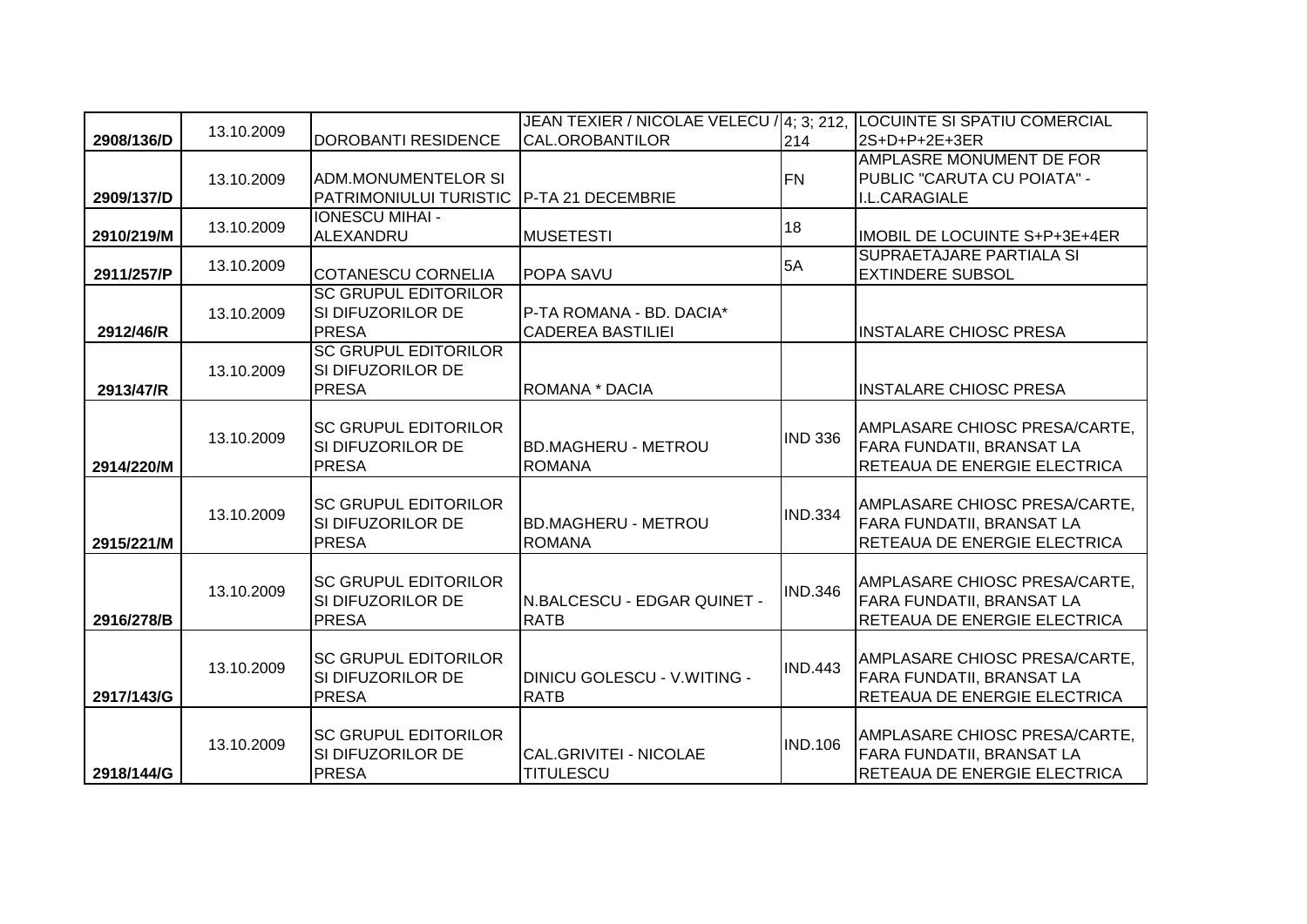| | | | | | |
|---|---|---|---|---|---|
| 2908/136/D | 13.10.2009 | DOROBANTI RESIDENCE | JEAN TEXIER / NICOLAE VELECU / CAL.OROBANTILOR | 4; 3; 212, 214 | LOCUINTE SI SPATIU COMERCIAL 2S+D+P+2E+3ER |
| 2909/137/D | 13.10.2009 | ADM.MONUMENTELOR SI PATRIMONIULUI TURISTIC | P-TA 21 DECEMBRIE | FN | AMPLASRE MONUMENT DE FOR PUBLIC "CARUTA CU POIATA" - I.L.CARAGIALE |
| 2910/219/M | 13.10.2009 | IONESCU MIHAI - ALEXANDRU | MUSETESTI | 18 | IMOBIL DE LOCUINTE S+P+3E+4ER |
| 2911/257/P | 13.10.2009 | COTANESCU CORNELIA | POPA SAVU | 5A | SUPRAETAJARE PARTIALA SI EXTINDERE SUBSOL |
| 2912/46/R | 13.10.2009 | SC GRUPUL EDITORILOR SI DIFUZORILOR DE PRESA | P-TA ROMANA - BD. DACIA* CADEREA BASTILIEI | | INSTALARE CHIOSC PRESA |
| 2913/47/R | 13.10.2009 | SC GRUPUL EDITORILOR SI DIFUZORILOR DE PRESA | ROMANA * DACIA | | INSTALARE CHIOSC PRESA |
| 2914/220/M | 13.10.2009 | SC GRUPUL EDITORILOR SI DIFUZORILOR DE PRESA | BD.MAGHERU - METROU ROMANA | IND 336 | AMPLASARE CHIOSC PRESA/CARTE, FARA FUNDATII, BRANSAT LA RETEAUA DE ENERGIE ELECTRICA |
| 2915/221/M | 13.10.2009 | SC GRUPUL EDITORILOR SI DIFUZORILOR DE PRESA | BD.MAGHERU - METROU ROMANA | IND.334 | AMPLASARE CHIOSC PRESA/CARTE, FARA FUNDATII, BRANSAT LA RETEAUA DE ENERGIE ELECTRICA |
| 2916/278/B | 13.10.2009 | SC GRUPUL EDITORILOR SI DIFUZORILOR DE PRESA | N.BALCESCU - EDGAR QUINET - RATB | IND.346 | AMPLASARE CHIOSC PRESA/CARTE, FARA FUNDATII, BRANSAT LA RETEAUA DE ENERGIE ELECTRICA |
| 2917/143/G | 13.10.2009 | SC GRUPUL EDITORILOR SI DIFUZORILOR DE PRESA | DINICU GOLESCU - V.WITING - RATB | IND.443 | AMPLASARE CHIOSC PRESA/CARTE, FARA FUNDATII, BRANSAT LA RETEAUA DE ENERGIE ELECTRICA |
| 2918/144/G | 13.10.2009 | SC GRUPUL EDITORILOR SI DIFUZORILOR DE PRESA | CAL.GRIVITEI - NICOLAE TITULESCU | IND.106 | AMPLASARE CHIOSC PRESA/CARTE, FARA FUNDATII, BRANSAT LA RETEAUA DE ENERGIE ELECTRICA |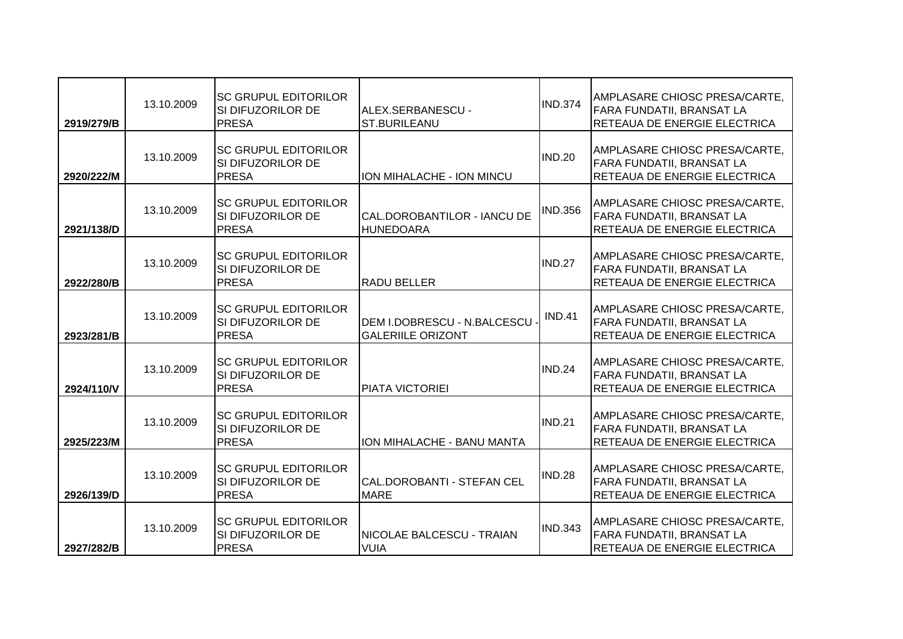| | | | | | |
|---|---|---|---|---|---|
| 2919/279/B | 13.10.2009 | SC GRUPUL EDITORILOR SI DIFUZORILOR DE PRESA | ALEX.SERBANESCU - ST.BURILEANU | IND.374 | AMPLASARE CHIOSC PRESA/CARTE, FARA FUNDATII, BRANSAT LA RETEAUA DE ENERGIE ELECTRICA |
| 2920/222/M | 13.10.2009 | SC GRUPUL EDITORILOR SI DIFUZORILOR DE PRESA | ION MIHALACHE - ION MINCU | IND.20 | AMPLASARE CHIOSC PRESA/CARTE, FARA FUNDATII, BRANSAT LA RETEAUA DE ENERGIE ELECTRICA |
| 2921/138/D | 13.10.2009 | SC GRUPUL EDITORILOR SI DIFUZORILOR DE PRESA | CAL.DOROBANTILOR - IANCU DE HUNEDOARA | IND.356 | AMPLASARE CHIOSC PRESA/CARTE, FARA FUNDATII, BRANSAT LA RETEAUA DE ENERGIE ELECTRICA |
| 2922/280/B | 13.10.2009 | SC GRUPUL EDITORILOR SI DIFUZORILOR DE PRESA | RADU BELLER | IND.27 | AMPLASARE CHIOSC PRESA/CARTE, FARA FUNDATII, BRANSAT LA RETEAUA DE ENERGIE ELECTRICA |
| 2923/281/B | 13.10.2009 | SC GRUPUL EDITORILOR SI DIFUZORILOR DE PRESA | DEM I.DOBRESCU - N.BALCESCU - GALERIILE ORIZONT | IND.41 | AMPLASARE CHIOSC PRESA/CARTE, FARA FUNDATII, BRANSAT LA RETEAUA DE ENERGIE ELECTRICA |
| 2924/110/V | 13.10.2009 | SC GRUPUL EDITORILOR SI DIFUZORILOR DE PRESA | PIATA VICTORIEI | IND.24 | AMPLASARE CHIOSC PRESA/CARTE, FARA FUNDATII, BRANSAT LA RETEAUA DE ENERGIE ELECTRICA |
| 2925/223/M | 13.10.2009 | SC GRUPUL EDITORILOR SI DIFUZORILOR DE PRESA | ION MIHALACHE - BANU MANTA | IND.21 | AMPLASARE CHIOSC PRESA/CARTE, FARA FUNDATII, BRANSAT LA RETEAUA DE ENERGIE ELECTRICA |
| 2926/139/D | 13.10.2009 | SC GRUPUL EDITORILOR SI DIFUZORILOR DE PRESA | CAL.DOROBANTI - STEFAN CEL MARE | IND.28 | AMPLASARE CHIOSC PRESA/CARTE, FARA FUNDATII, BRANSAT LA RETEAUA DE ENERGIE ELECTRICA |
| 2927/282/B | 13.10.2009 | SC GRUPUL EDITORILOR SI DIFUZORILOR DE PRESA | NICOLAE BALCESCU - TRAIAN VUIA | IND.343 | AMPLASARE CHIOSC PRESA/CARTE, FARA FUNDATII, BRANSAT LA RETEAUA DE ENERGIE ELECTRICA |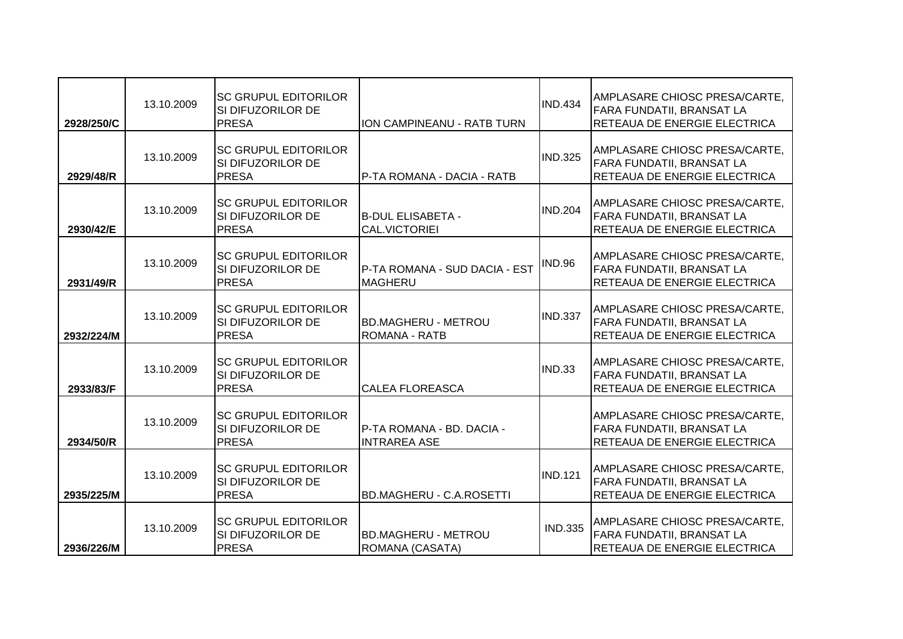| | | | | | |
|---|---|---|---|---|---|
| 2928/250/C | 13.10.2009 | SC GRUPUL EDITORILOR SI DIFUZORILOR DE PRESA | ION CAMPINEANU - RATB TURN | IND.434 | AMPLASARE CHIOSC PRESA/CARTE, FARA FUNDATII, BRANSAT LA RETEAUA DE ENERGIE ELECTRICA |
| 2929/48/R | 13.10.2009 | SC GRUPUL EDITORILOR SI DIFUZORILOR DE PRESA | P-TA ROMANA - DACIA - RATB | IND.325 | AMPLASARE CHIOSC PRESA/CARTE, FARA FUNDATII, BRANSAT LA RETEAUA DE ENERGIE ELECTRICA |
| 2930/42/E | 13.10.2009 | SC GRUPUL EDITORILOR SI DIFUZORILOR DE PRESA | B-DUL ELISABETA - CAL.VICTORIEI | IND.204 | AMPLASARE CHIOSC PRESA/CARTE, FARA FUNDATII, BRANSAT LA RETEAUA DE ENERGIE ELECTRICA |
| 2931/49/R | 13.10.2009 | SC GRUPUL EDITORILOR SI DIFUZORILOR DE PRESA | P-TA ROMANA - SUD DACIA - EST MAGHERU | IND.96 | AMPLASARE CHIOSC PRESA/CARTE, FARA FUNDATII, BRANSAT LA RETEAUA DE ENERGIE ELECTRICA |
| 2932/224/M | 13.10.2009 | SC GRUPUL EDITORILOR SI DIFUZORILOR DE PRESA | BD.MAGHERU - METROU ROMANA - RATB | IND.337 | AMPLASARE CHIOSC PRESA/CARTE, FARA FUNDATII, BRANSAT LA RETEAUA DE ENERGIE ELECTRICA |
| 2933/83/F | 13.10.2009 | SC GRUPUL EDITORILOR SI DIFUZORILOR DE PRESA | CALEA FLOREASCA | IND.33 | AMPLASARE CHIOSC PRESA/CARTE, FARA FUNDATII, BRANSAT LA RETEAUA DE ENERGIE ELECTRICA |
| 2934/50/R | 13.10.2009 | SC GRUPUL EDITORILOR SI DIFUZORILOR DE PRESA | P-TA ROMANA - BD. DACIA - INTRAREA ASE | | AMPLASARE CHIOSC PRESA/CARTE, FARA FUNDATII, BRANSAT LA RETEAUA DE ENERGIE ELECTRICA |
| 2935/225/M | 13.10.2009 | SC GRUPUL EDITORILOR SI DIFUZORILOR DE PRESA | BD.MAGHERU - C.A.ROSETTI | IND.121 | AMPLASARE CHIOSC PRESA/CARTE, FARA FUNDATII, BRANSAT LA RETEAUA DE ENERGIE ELECTRICA |
| 2936/226/M | 13.10.2009 | SC GRUPUL EDITORILOR SI DIFUZORILOR DE PRESA | BD.MAGHERU - METROU ROMANA (CASATA) | IND.335 | AMPLASARE CHIOSC PRESA/CARTE, FARA FUNDATII, BRANSAT LA RETEAUA DE ENERGIE ELECTRICA |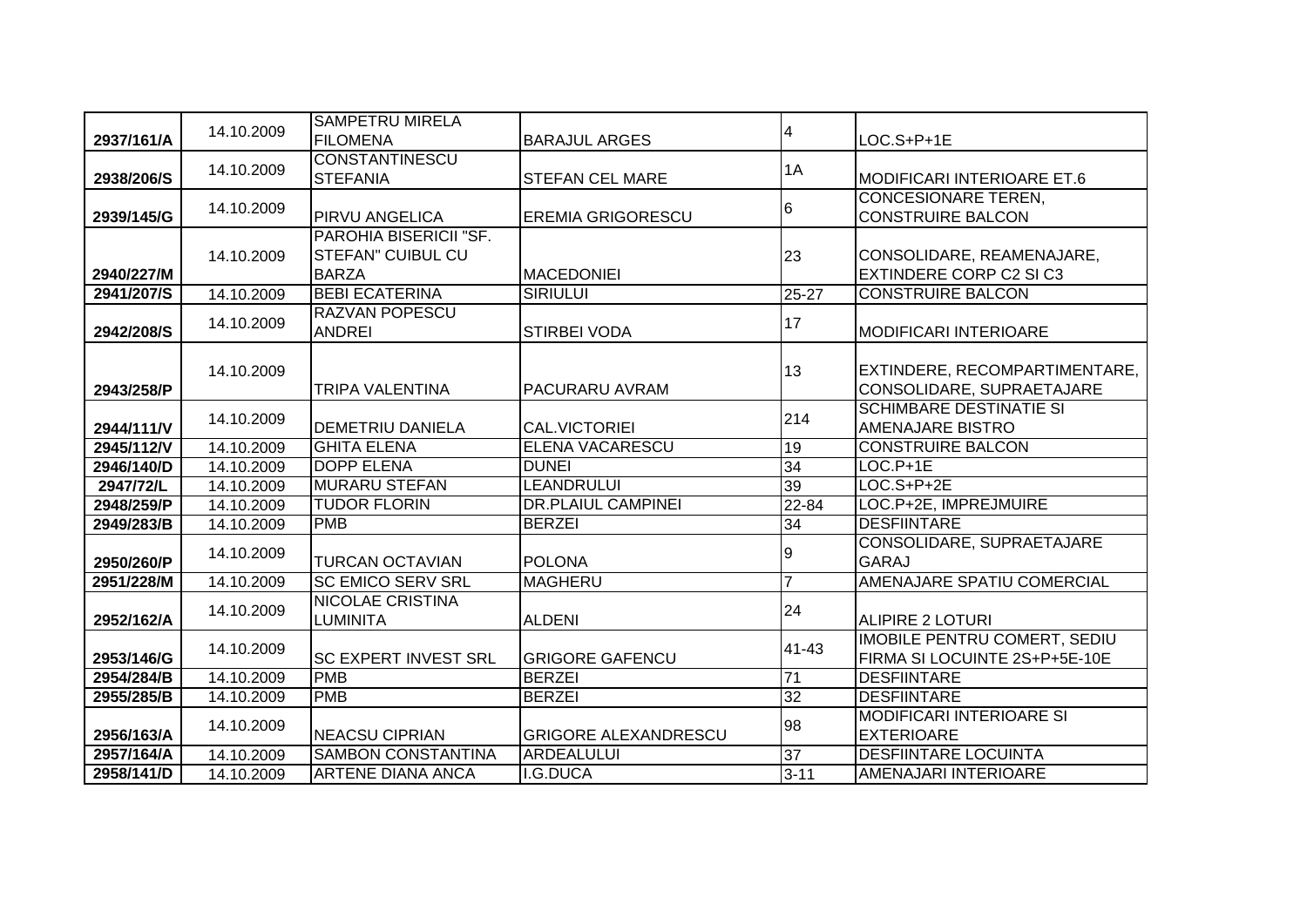| | | | | | |
|---|---|---|---|---|---|
| 2937/161/A | 14.10.2009 | SAMPETRU MIRELA FILOMENA | BARAJUL ARGES | 4 | LOC.S+P+1E |
| 2938/206/S | 14.10.2009 | CONSTANTINESCU STEFANIA | STEFAN CEL MARE | 1A | MODIFICARI INTERIOARE ET.6 |
| 2939/145/G | 14.10.2009 | PIRVU ANGELICA | EREMIA GRIGORESCU | 6 | CONCESIONARE TEREN, CONSTRUIRE BALCON |
| 2940/227/M | 14.10.2009 | PAROHIA BISERICII "SF. STEFAN" CUIBUL CU BARZA | MACEDONIEI | 23 | CONSOLIDARE, REAMENAJARE, EXTINDERE CORP C2 SI C3 |
| 2941/207/S | 14.10.2009 | BEBI ECATERINA | SIRIULUI | 25-27 | CONSTRUIRE BALCON |
| 2942/208/S | 14.10.2009 | RAZVAN POPESCU ANDREI | STIRBEI VODA | 17 | MODIFICARI INTERIOARE |
| 2943/258/P | 14.10.2009 | TRIPA VALENTINA | PACURARU AVRAM | 13 | EXTINDERE, RECOMPARTIMENTARE, CONSOLIDARE, SUPRAETAJARE |
| 2944/111/V | 14.10.2009 | DEMETRIU DANIELA | CAL.VICTORIEI | 214 | SCHIMBARE DESTINATIE SI AMENAJARE BISTRO |
| 2945/112/V | 14.10.2009 | GHITA ELENA | ELENA VACARESCU | 19 | CONSTRUIRE BALCON |
| 2946/140/D | 14.10.2009 | DOPP ELENA | DUNEI | 34 | LOC.P+1E |
| 2947/72/L | 14.10.2009 | MURARU STEFAN | LEANDRULUI | 39 | LOC.S+P+2E |
| 2948/259/P | 14.10.2009 | TUDOR FLORIN | DR.PLAIUL CAMPINEI | 22-84 | LOC.P+2E, IMPREJMUIRE |
| 2949/283/B | 14.10.2009 | PMB | BERZEI | 34 | DESFIINTARE |
| 2950/260/P | 14.10.2009 | TURCAN OCTAVIAN | POLONA | 9 | CONSOLIDARE, SUPRAETAJARE GARAJ |
| 2951/228/M | 14.10.2009 | SC EMICO SERV SRL | MAGHERU | 7 | AMENAJARE SPATIU COMERCIAL |
| 2952/162/A | 14.10.2009 | NICOLAE CRISTINA LUMINITA | ALDENI | 24 | ALIPIRE 2 LOTURI |
| 2953/146/G | 14.10.2009 | SC EXPERT INVEST SRL | GRIGORE GAFENCU | 41-43 | IMOBILE PENTRU COMERT, SEDIU FIRMA SI LOCUINTE 2S+P+5E-10E |
| 2954/284/B | 14.10.2009 | PMB | BERZEI | 71 | DESFIINTARE |
| 2955/285/B | 14.10.2009 | PMB | BERZEI | 32 | DESFIINTARE |
| 2956/163/A | 14.10.2009 | NEACSU CIPRIAN | GRIGORE ALEXANDRESCU | 98 | MODIFICARI INTERIOARE SI EXTERIOARE |
| 2957/164/A | 14.10.2009 | SAMBON CONSTANTINA | ARDEALULUI | 37 | DESFIINTARE LOCUINTA |
| 2958/141/D | 14.10.2009 | ARTENE DIANA ANCA | I.G.DUCA | 3-11 | AMENAJARI INTERIOARE |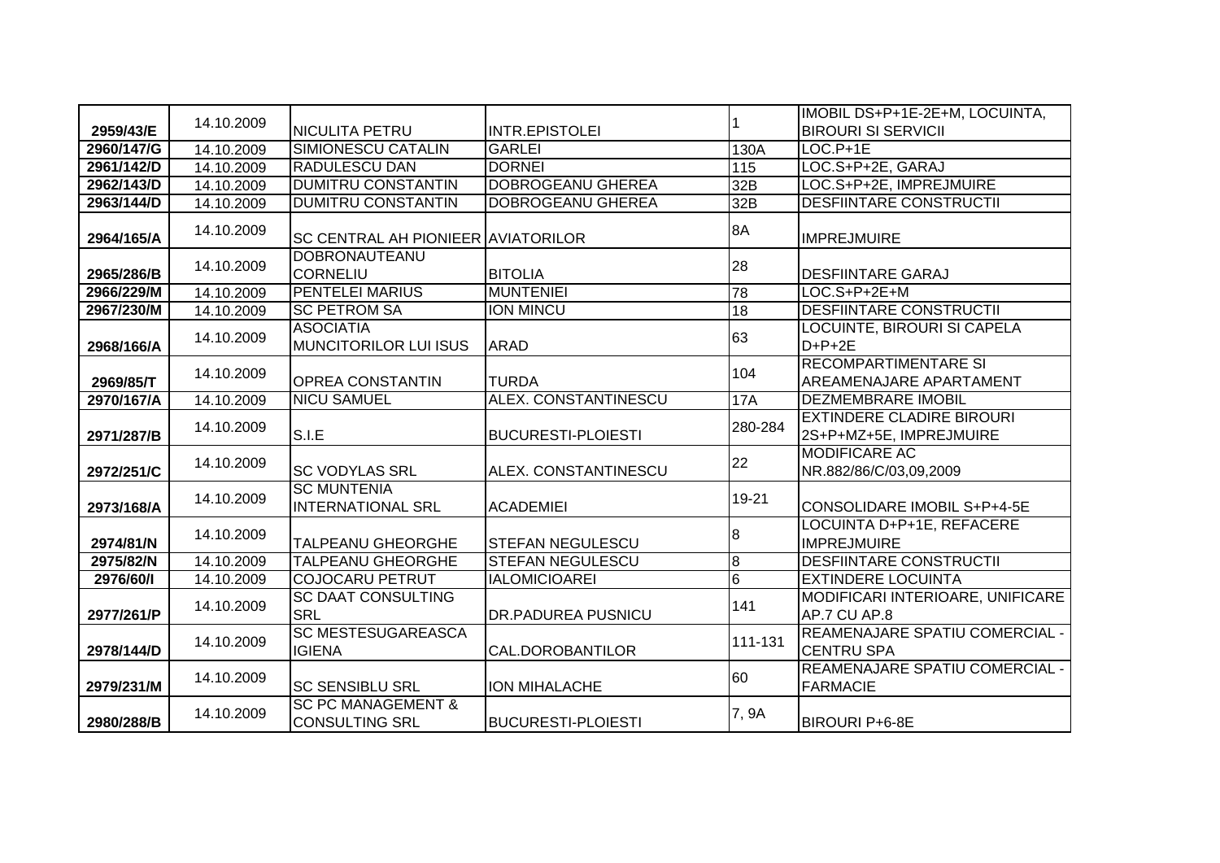| | | | | | |
|---|---|---|---|---|---|
| 2959/43/E | 14.10.2009 | NICULITA PETRU | INTR.EPISTOLEI | 1 | IMOBIL DS+P+1E-2E+M, LOCUINTA, BIROURI SI SERVICII |
| 2960/147/G | 14.10.2009 | SIMIONESCU CATALIN | GARLEI | 130A | LOC.P+1E |
| 2961/142/D | 14.10.2009 | RADULESCU DAN | DORNEI | 115 | LOC.S+P+2E, GARAJ |
| 2962/143/D | 14.10.2009 | DUMITRU CONSTANTIN | DOBROGEANU GHEREA | 32B | LOC.S+P+2E, IMPREJMUIRE |
| 2963/144/D | 14.10.2009 | DUMITRU CONSTANTIN | DOBROGEANU GHEREA | 32B | DESFIINTARE CONSTRUCTII |
| 2964/165/A | 14.10.2009 | SC CENTRAL AH PIONIEER | AVIATORILOR | 8A | IMPREJMUIRE |
| 2965/286/B | 14.10.2009 | DOBRONAUTEANU CORNELIU | BITOLIA | 28 | DESFIINTARE GARAJ |
| 2966/229/M | 14.10.2009 | PENTELEI MARIUS | MUNTENIEI | 78 | LOC.S+P+2E+M |
| 2967/230/M | 14.10.2009 | SC PETROM SA | ION MINCU | 18 | DESFIINTARE CONSTRUCTII |
| 2968/166/A | 14.10.2009 | ASOCIATIA MUNCITORILOR LUI ISUS | ARAD | 63 | LOCUINTE, BIROURI SI CAPELA D+P+2E |
| 2969/85/T | 14.10.2009 | OPREA CONSTANTIN | TURDA | 104 | RECOMPARTIMENTARE SI AREAMENAJARE APARTAMENT |
| 2970/167/A | 14.10.2009 | NICU SAMUEL | ALEX. CONSTANTINESCU | 17A | DEZMEMBRARE IMOBIL |
| 2971/287/B | 14.10.2009 | S.I.E | BUCURESTI-PLOIESTI | 280-284 | EXTINDERE CLADIRE BIROURI 2S+P+MZ+5E, IMPREJMUIRE |
| 2972/251/C | 14.10.2009 | SC VODYLAS SRL | ALEX. CONSTANTINESCU | 22 | MODIFICARE AC NR.882/86/C/03,09,2009 |
| 2973/168/A | 14.10.2009 | SC MUNTENIA INTERNATIONAL SRL | ACADEMIEI | 19-21 | CONSOLIDARE IMOBIL S+P+4-5E |
| 2974/81/N | 14.10.2009 | TALPEANU GHEORGHE | STEFAN NEGULESCU | 8 | LOCUINTA D+P+1E, REFACERE IMPREJMUIRE |
| 2975/82/N | 14.10.2009 | TALPEANU GHEORGHE | STEFAN NEGULESCU | 8 | DESFIINTARE CONSTRUCTII |
| 2976/60/I | 14.10.2009 | COJOCARU PETRUT | IALOMICIOAREI | 6 | EXTINDERE LOCUINTA |
| 2977/261/P | 14.10.2009 | SC DAAT CONSULTING SRL | DR.PADUREA PUSNICU | 141 | MODIFICARI INTERIOARE, UNIFICARE AP.7 CU AP.8 |
| 2978/144/D | 14.10.2009 | SC MESTESUGAREASCA IGIENA | CAL.DOROBANTILOR | 111-131 | REAMENAJARE SPATIU COMERCIAL - CENTRU SPA |
| 2979/231/M | 14.10.2009 | SC SENSIBLU SRL | ION MIHALACHE | 60 | REAMENAJARE SPATIU COMERCIAL - FARMACIE |
| 2980/288/B | 14.10.2009 | SC PC MANAGEMENT & CONSULTING SRL | BUCURESTI-PLOIESTI | 7, 9A | BIROURI P+6-8E |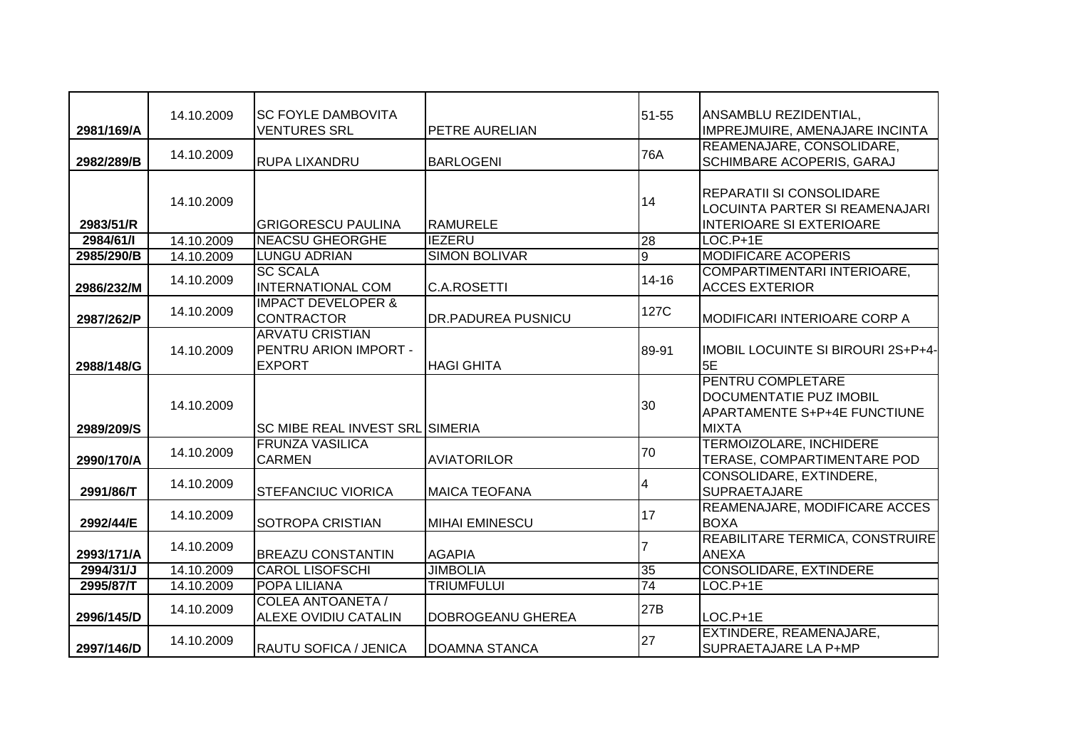| | | | | | |
|---|---|---|---|---|---|
| 2981/169/A | 14.10.2009 | SC FOYLE DAMBOVITA VENTURES SRL | PETRE AURELIAN | 51-55 | ANSAMBLU REZIDENTIAL, IMPREJMUIRE, AMENAJARE INCINTA |
| 2982/289/B | 14.10.2009 | RUPA LIXANDRU | BARLOGENI | 76A | REAMENAJARE, CONSOLIDARE, SCHIMBARE ACOPERIS, GARAJ |
| 2983/51/R | 14.10.2009 | GRIGORESCU PAULINA | RAMURELE | 14 | REPARATII SI CONSOLIDARE LOCUINTA PARTER SI REAMENAJARI INTERIOARE SI EXTERIOARE |
| 2984/61/I | 14.10.2009 | NEACSU GHEORGHE | IEZERU | 28 | LOC.P+1E |
| 2985/290/B | 14.10.2009 | LUNGU ADRIAN | SIMON BOLIVAR | 9 | MODIFICARE ACOPERIS |
| 2986/232/M | 14.10.2009 | SC SCALA INTERNATIONAL COM | C.A.ROSETTI | 14-16 | COMPARTIMENTARI INTERIOARE, ACCES EXTERIOR |
| 2987/262/P | 14.10.2009 | IMPACT DEVELOPER & CONTRACTOR | DR.PADUREA PUSNICU | 127C | MODIFICARI INTERIOARE CORP A |
| 2988/148/G | 14.10.2009 | ARVATU CRISTIAN PENTRU ARION IMPORT - EXPORT | HAGI GHITA | 89-91 | IMOBIL LOCUINTE SI BIROURI 2S+P+4-5E |
| 2989/209/S | 14.10.2009 | SC MIBE REAL INVEST SRL | SIMERIA | 30 | PENTRU COMPLETARE DOCUMENTATIE PUZ IMOBIL APARTAMENTE S+P+4E FUNCTIUNE MIXTA |
| 2990/170/A | 14.10.2009 | FRUNZA VASILICA CARMEN | AVIATORILOR | 70 | TERMOIZOLARE, INCHIDERE TERASE, COMPARTIMENTARE POD |
| 2991/86/T | 14.10.2009 | STEFANCIUC VIORICA | MAICA TEOFANA | 4 | CONSOLIDARE, EXTINDERE, SUPRAETAJARE |
| 2992/44/E | 14.10.2009 | SOTROPA CRISTIAN | MIHAI EMINESCU | 17 | REAMENAJARE, MODIFICARE ACCES BOXA |
| 2993/171/A | 14.10.2009 | BREAZU CONSTANTIN | AGAPIA | 7 | REABILITARE TERMICA, CONSTRUIRE ANEXA |
| 2994/31/J | 14.10.2009 | CAROL LISOFSCHI | JIMBOLIA | 35 | CONSOLIDARE, EXTINDERE |
| 2995/87/T | 14.10.2009 | POPA LILIANA | TRIUMFULUI | 74 | LOC.P+1E |
| 2996/145/D | 14.10.2009 | COLEA ANTOANETA / ALEXE OVIDIU CATALIN | DOBROGEANU GHEREA | 27B | LOC.P+1E |
| 2997/146/D | 14.10.2009 | RAUTU SOFICA / JENICA | DOAMNA STANCA | 27 | EXTINDERE, REAMENAJARE, SUPRAETAJARE LA P+MP |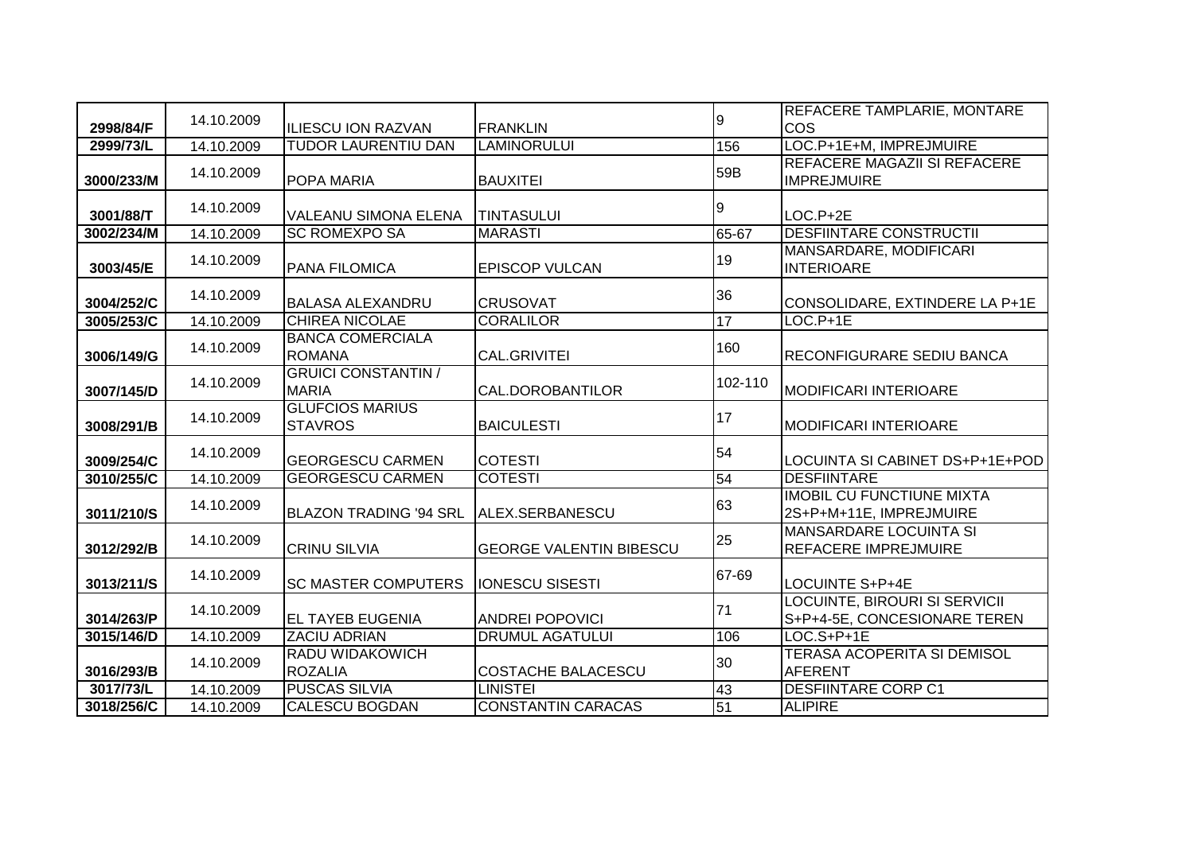| 2998/84/F | 14.10.2009 | ILIESCU ION RAZVAN | FRANKLIN | 9 | REFACERE TAMPLARIE, MONTARE COS |
|---|---|---|---|---|---|
| 2999/73/L | 14.10.2009 | TUDOR LAURENTIU DAN | LAMINORULUI | 156 | LOC.P+1E+M, IMPREJMUIRE |
| 3000/233/M | 14.10.2009 | POPA MARIA | BAUXITEI | 59B | REFACERE MAGAZII SI REFACERE IMPREJMUIRE |
| 3001/88/T | 14.10.2009 | VALEANU SIMONA ELENA | TINTASULUI | 9 | LOC.P+2E |
| 3002/234/M | 14.10.2009 | SC ROMEXPO SA | MARASTI | 65-67 | DESFIINTARE CONSTRUCTII |
| 3003/45/E | 14.10.2009 | PANA FILOMICA | EPISCOP VULCAN | 19 | MANSARDARE, MODIFICARI INTERIOARE |
| 3004/252/C | 14.10.2009 | BALASA ALEXANDRU | CRUSOVAT | 36 | CONSOLIDARE, EXTINDERE LA P+1E |
| 3005/253/C | 14.10.2009 | CHIREA NICOLAE | CORALILOR | 17 | LOC.P+1E |
| 3006/149/G | 14.10.2009 | BANCA COMERCIALA ROMANA | CAL.GRIVITEI | 160 | RECONFIGURARE SEDIU BANCA |
| 3007/145/D | 14.10.2009 | GRUICI CONSTANTIN / MARIA | CAL.DOROBANTILOR | 102-110 | MODIFICARI INTERIOARE |
| 3008/291/B | 14.10.2009 | GLUFCIOS MARIUS STAVROS | BAICULESTI | 17 | MODIFICARI INTERIOARE |
| 3009/254/C | 14.10.2009 | GEORGESCU CARMEN | COTESTI | 54 | LOCUINTA SI CABINET DS+P+1E+POD |
| 3010/255/C | 14.10.2009 | GEORGESCU CARMEN | COTESTI | 54 | DESFIINTARE |
| 3011/210/S | 14.10.2009 | BLAZON TRADING '94 SRL | ALEX.SERBANESCU | 63 | IMOBIL CU FUNCTIUNE MIXTA 2S+P+M+11E, IMPREJMUIRE |
| 3012/292/B | 14.10.2009 | CRINU SILVIA | GEORGE VALENTIN BIBESCU | 25 | MANSARDARE LOCUINTA SI REFACERE IMPREJMUIRE |
| 3013/211/S | 14.10.2009 | SC MASTER COMPUTERS | IONESCU SISESTI | 67-69 | LOCUINTE S+P+4E |
| 3014/263/P | 14.10.2009 | EL TAYEB EUGENIA | ANDREI POPOVICI | 71 | LOCUINTE, BIROURI SI SERVICII S+P+4-5E, CONCESIONARE TEREN |
| 3015/146/D | 14.10.2009 | ZACIU ADRIAN | DRUMUL AGATULUI | 106 | LOC.S+P+1E |
| 3016/293/B | 14.10.2009 | RADU WIDAKOWICH ROZALIA | COSTACHE BALACESCU | 30 | TERASA ACOPERITA SI DEMISOL AFERENT |
| 3017/73/L | 14.10.2009 | PUSCAS SILVIA | LINISTEI | 43 | DESFIINTARE CORP C1 |
| 3018/256/C | 14.10.2009 | CALESCU BOGDAN | CONSTANTIN CARACAS | 51 | ALIPIRE |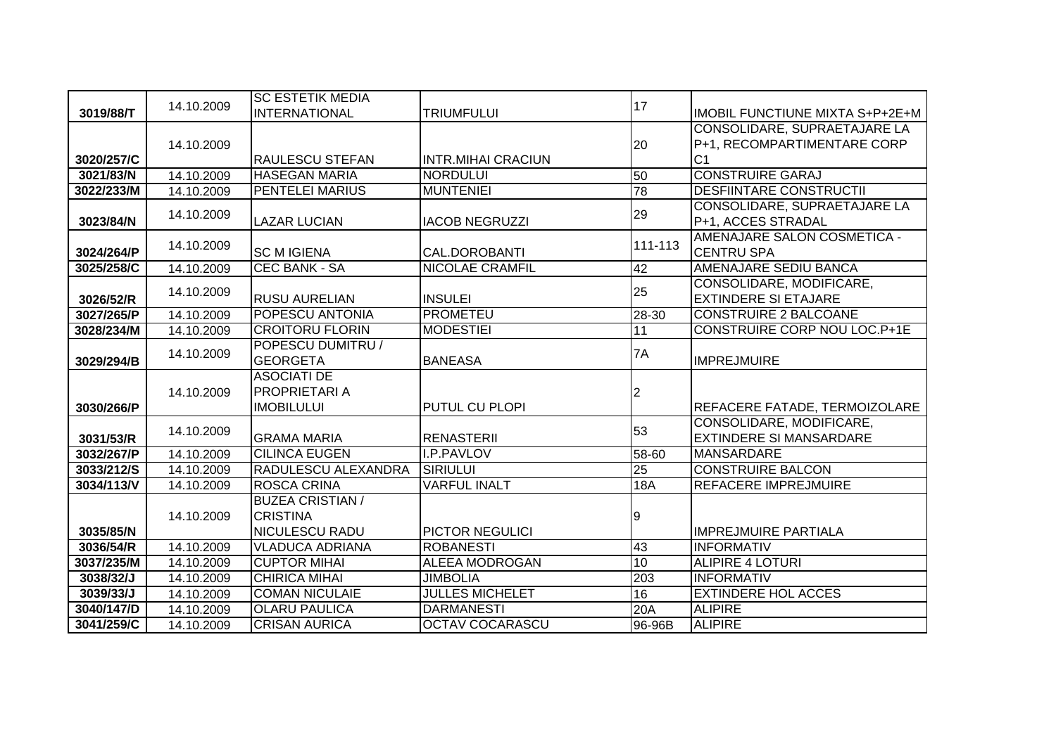| | | | | | |
|---|---|---|---|---|---|
| 3019/88/T | 14.10.2009 | SC ESTETIK MEDIA INTERNATIONAL | TRIUMFULUI | 17 | IMOBIL FUNCTIUNE MIXTA S+P+2E+M |
| 3020/257/C | 14.10.2009 | RAULESCU STEFAN | INTR.MIHAI CRACIUN | 20 | CONSOLIDARE, SUPRAETAJARE LA P+1, RECOMPARTIMENTARE CORP C1 |
| 3021/83/N | 14.10.2009 | HASEGAN MARIA | NORDULUI | 50 | CONSTRUIRE GARAJ |
| 3022/233/M | 14.10.2009 | PENTELEI MARIUS | MUNTENIEI | 78 | DESFIINTARE CONSTRUCTII |
| 3023/84/N | 14.10.2009 | LAZAR LUCIAN | IACOB NEGRUZZI | 29 | CONSOLIDARE, SUPRAETAJARE LA P+1, ACCES STRADAL |
| 3024/264/P | 14.10.2009 | SC M IGIENA | CAL.DOROBANTI | 111-113 | AMENAJARE SALON COSMETICA - CENTRU SPA |
| 3025/258/C | 14.10.2009 | CEC BANK - SA | NICOLAE CRAMFIL | 42 | AMENAJARE SEDIU BANCA |
| 3026/52/R | 14.10.2009 | RUSU AURELIAN | INSULEI | 25 | CONSOLIDARE, MODIFICARE, EXTINDERE SI ETAJARE |
| 3027/265/P | 14.10.2009 | POPESCU ANTONIA | PROMETEU | 28-30 | CONSTRUIRE 2 BALCOANE |
| 3028/234/M | 14.10.2009 | CROITORU FLORIN | MODESTIEI | 11 | CONSTRUIRE CORP NOU LOC.P+1E |
| 3029/294/B | 14.10.2009 | POPESCU DUMITRU / GEORGETA | BANEASA | 7A | IMPREJMUIRE |
| 3030/266/P | 14.10.2009 | ASOCIATI DE PROPRIETARI A IMOBILULUI | PUTUL CU PLOPI | 2 | REFACERE FATADE, TERMOIZOLARE |
| 3031/53/R | 14.10.2009 | GRAMA MARIA | RENASTERII | 53 | CONSOLIDARE, MODIFICARE, EXTINDERE SI MANSARDARE |
| 3032/267/P | 14.10.2009 | CILINCA EUGEN | I.P.PAVLOV | 58-60 | MANSARDARE |
| 3033/212/S | 14.10.2009 | RADULESCU ALEXANDRA | SIRIULUI | 25 | CONSTRUIRE BALCON |
| 3034/113/V | 14.10.2009 | ROSCA CRINA | VARFUL INALT | 18A | REFACERE IMPREJMUIRE |
| 3035/85/N | 14.10.2009 | BUZEA CRISTIAN / CRISTINA NICULESCU RADU | PICTOR NEGULICI | 9 | IMPREJMUIRE PARTIALA |
| 3036/54/R | 14.10.2009 | VLADUCA ADRIANA | ROBANESTI | 43 | INFORMATIV |
| 3037/235/M | 14.10.2009 | CUPTOR MIHAI | ALEEA MODROGAN | 10 | ALIPIRE 4 LOTURI |
| 3038/32/J | 14.10.2009 | CHIRICA MIHAI | JIMBOLIA | 203 | INFORMATIV |
| 3039/33/J | 14.10.2009 | COMAN NICULAIE | JULLES MICHELET | 16 | EXTINDERE HOL ACCES |
| 3040/147/D | 14.10.2009 | OLARU PAULICA | DARMANESTI | 20A | ALIPIRE |
| 3041/259/C | 14.10.2009 | CRISAN AURICA | OCTAV COCARASCU | 96-96B | ALIPIRE |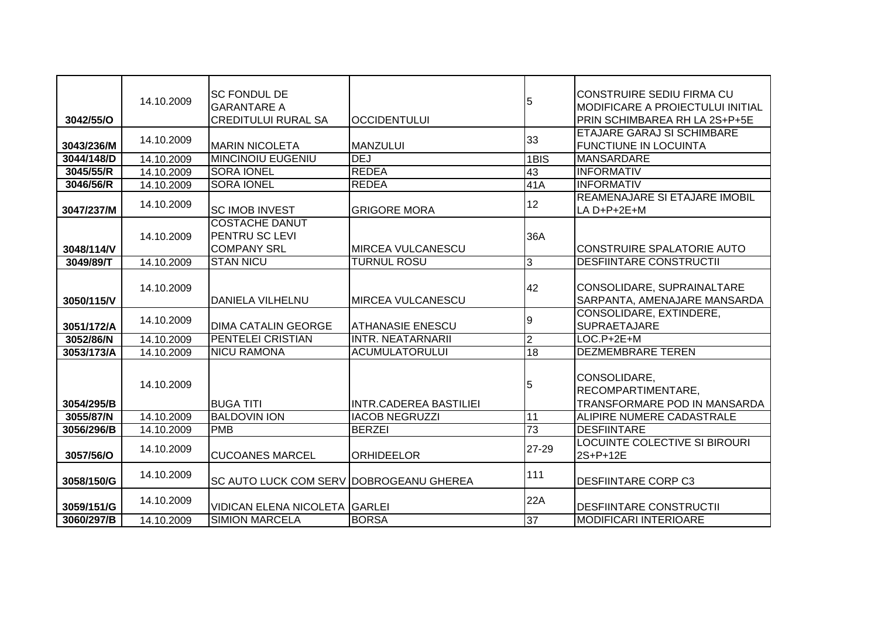| | | | | | |
|---|---|---|---|---|---|
| 3042/55/O | 14.10.2009 | SC FONDUL DE GARANTARE A CREDITULUI RURAL SA | OCCIDENTULUI | 5 | CONSTRUIRE SEDIU FIRMA CU MODIFICARE A PROIECTULUI INITIAL PRIN SCHIMBAREA RH LA 2S+P+5E |
| 3043/236/M | 14.10.2009 | MARIN NICOLETA | MANZULUI | 33 | ETAJARE GARAJ SI SCHIMBARE FUNCTIUNE IN LOCUINTA |
| 3044/148/D | 14.10.2009 | MINCINOIU EUGENIU | DEJ | 1BIS | MANSARDARE |
| 3045/55/R | 14.10.2009 | SORA IONEL | REDEA | 43 | INFORMATIV |
| 3046/56/R | 14.10.2009 | SORA IONEL | REDEA | 41A | INFORMATIV |
| 3047/237/M | 14.10.2009 | SC IMOB INVEST | GRIGORE MORA | 12 | REAMENAJARE SI ETAJARE IMOBIL LA D+P+2E+M |
| 3048/114/V | 14.10.2009 | COSTACHE DANUT PENTRU SC LEVI COMPANY SRL | MIRCEA VULCANESCU | 36A | CONSTRUIRE SPALATORIE AUTO |
| 3049/89/T | 14.10.2009 | STAN NICU | TURNUL ROSU | 3 | DESFIINTARE CONSTRUCTII |
| 3050/115/V | 14.10.2009 | DANIELA VILHELNU | MIRCEA VULCANESCU | 42 | CONSOLIDARE, SUPRAINALTARE SARPANTA, AMENAJARE MANSARDA |
| 3051/172/A | 14.10.2009 | DIMA CATALIN GEORGE | ATHANASIE ENESCU | 9 | CONSOLIDARE, EXTINDERE, SUPRAETAJARE |
| 3052/86/N | 14.10.2009 | PENTELEI CRISTIAN | INTR. NEATARNARII | 2 | LOC.P+2E+M |
| 3053/173/A | 14.10.2009 | NICU RAMONA | ACUMULATORULUI | 18 | DEZMEMBRARE TEREN |
| 3054/295/B | 14.10.2009 | BUGA TITI | INTR.CADEREA BASTILIEI | 5 | CONSOLIDARE, RECOMPARTIMENTARE, TRANSFORMARE POD IN MANSARDA |
| 3055/87/N | 14.10.2009 | BALDOVIN ION | IACOB NEGRUZZI | 11 | ALIPIRE NUMERE CADASTRALE |
| 3056/296/B | 14.10.2009 | PMB | BERZEI | 73 | DESFIINTARE |
| 3057/56/O | 14.10.2009 | CUCOANES MARCEL | ORHIDEELOR | 27-29 | LOCUINTE COLECTIVE SI BIROURI 2S+P+12E |
| 3058/150/G | 14.10.2009 | SC AUTO LUCK COM SERV | DOBROGEANU GHEREA | 111 | DESFIINTARE CORP C3 |
| 3059/151/G | 14.10.2009 | VIDICAN ELENA NICOLETA | GARLEI | 22A | DESFIINTARE CONSTRUCTII |
| 3060/297/B | 14.10.2009 | SIMION MARCELA | BORSA | 37 | MODIFICARI INTERIOARE |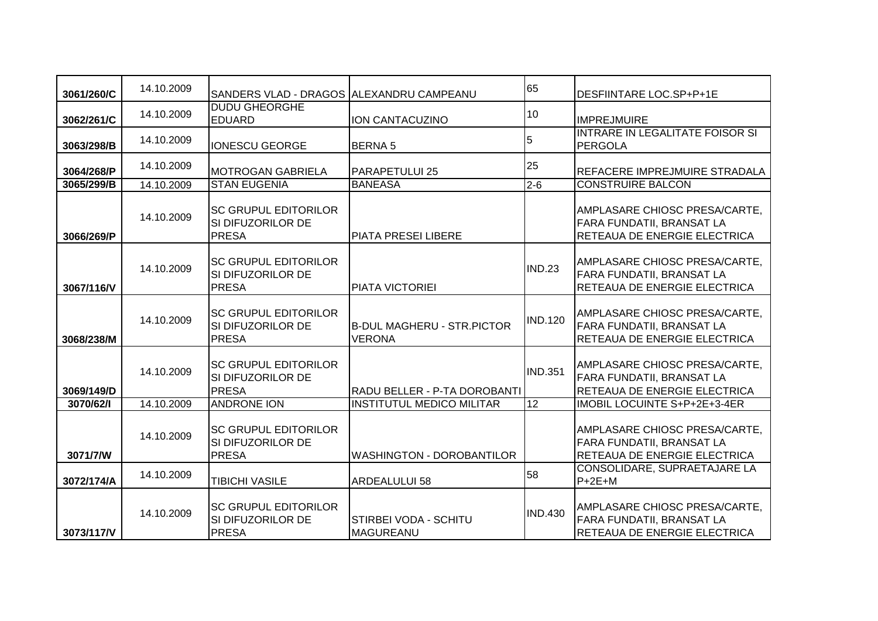| | | | | | |
|---|---|---|---|---|---|
| 3061/260/C | 14.10.2009 | SANDERS VLAD - DRAGOS | ALEXANDRU CAMPEANU | 65 | DESFIINTARE LOC.SP+P+1E |
| 3062/261/C | 14.10.2009 | DUDU GHEORGHE EDUARD | ION CANTACUZINO | 10 | IMPREJMUIRE |
| 3063/298/B | 14.10.2009 | IONESCU GEORGE | BERNA 5 | 5 | INTRARE IN LEGALITATE FOISOR SI PERGOLA |
| 3064/268/P | 14.10.2009 | MOTROGAN GABRIELA | PARAPETULUI 25 | 25 | REFACERE IMPREJMUIRE STRADALA |
| 3065/299/B | 14.10.2009 | STAN EUGENIA | BANEASA | 2-6 | CONSTRUIRE BALCON |
| 3066/269/P | 14.10.2009 | SC GRUPUL EDITORILOR SI DIFUZORILOR DE PRESA | PIATA PRESEI LIBERE | | AMPLASARE CHIOSC PRESA/CARTE, FARA FUNDATII, BRANSAT LA RETEAUA DE ENERGIE ELECTRICA |
| 3067/116/V | 14.10.2009 | SC GRUPUL EDITORILOR SI DIFUZORILOR DE PRESA | PIATA VICTORIEI | IND.23 | AMPLASARE CHIOSC PRESA/CARTE, FARA FUNDATII, BRANSAT LA RETEAUA DE ENERGIE ELECTRICA |
| 3068/238/M | 14.10.2009 | SC GRUPUL EDITORILOR SI DIFUZORILOR DE PRESA | B-DUL MAGHERU - STR.PICTOR VERONA | IND.120 | AMPLASARE CHIOSC PRESA/CARTE, FARA FUNDATII, BRANSAT LA RETEAUA DE ENERGIE ELECTRICA |
| 3069/149/D | 14.10.2009 | SC GRUPUL EDITORILOR SI DIFUZORILOR DE PRESA | RADU BELLER - P-TA DOROBANTI | IND.351 | AMPLASARE CHIOSC PRESA/CARTE, FARA FUNDATII, BRANSAT LA RETEAUA DE ENERGIE ELECTRICA |
| 3070/62/I | 14.10.2009 | ANDRONE ION | INSTITUTUL MEDICO MILITAR | 12 | IMOBIL LOCUINTE S+P+2E+3-4ER |
| 3071/7/W | 14.10.2009 | SC GRUPUL EDITORILOR SI DIFUZORILOR DE PRESA | WASHINGTON - DOROBANTILOR | | AMPLASARE CHIOSC PRESA/CARTE, FARA FUNDATII, BRANSAT LA RETEAUA DE ENERGIE ELECTRICA |
| 3072/174/A | 14.10.2009 | TIBICHI VASILE | ARDEALULUI 58 | 58 | CONSOLIDARE, SUPRAETAJARE LA P+2E+M |
| 3073/117/V | 14.10.2009 | SC GRUPUL EDITORILOR SI DIFUZORILOR DE PRESA | STIRBEI VODA - SCHITU MAGUREANU | IND.430 | AMPLASARE CHIOSC PRESA/CARTE, FARA FUNDATII, BRANSAT LA RETEAUA DE ENERGIE ELECTRICA |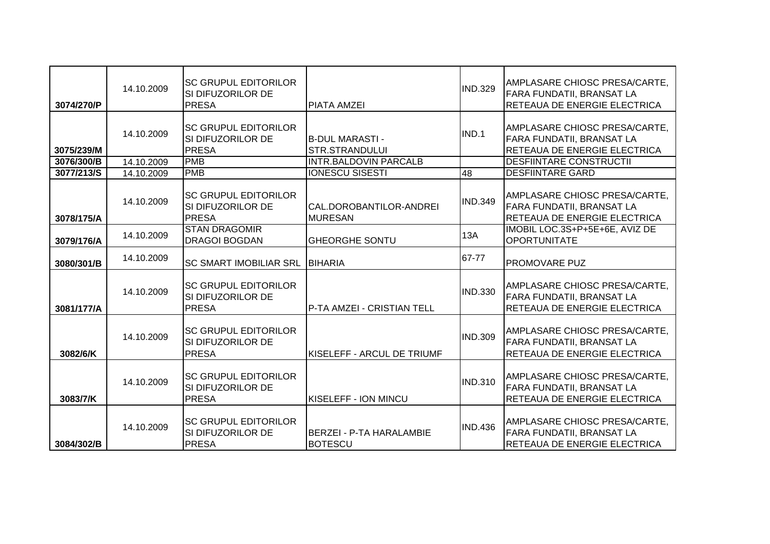| 3074/270/P | 14.10.2009 | SC GRUPUL EDITORILOR SI DIFUZORILOR DE PRESA | PIATA AMZEI | IND.329 | AMPLASARE CHIOSC PRESA/CARTE, FARA FUNDATII, BRANSAT LA RETEAUA DE ENERGIE ELECTRICA |
|---|---|---|---|---|---|
| 3075/239/M | 14.10.2009 | SC GRUPUL EDITORILOR SI DIFUZORILOR DE PRESA | B-DUL MARASTI - STR.STRANDULUI | IND.1 | AMPLASARE CHIOSC PRESA/CARTE, FARA FUNDATII, BRANSAT LA RETEAUA DE ENERGIE ELECTRICA |
| 3076/300/B | 14.10.2009 | PMB | INTR.BALDOVIN PARCALB | | DESFIINTARE CONSTRUCTII |
| 3077/213/S | 14.10.2009 | PMB | IONESCU SISESTI | 48 | DESFIINTARE GARD |
| 3078/175/A | 14.10.2009 | SC GRUPUL EDITORILOR SI DIFUZORILOR DE PRESA | CAL.DOROBANTILOR-ANDREI MURESAN | IND.349 | AMPLASARE CHIOSC PRESA/CARTE, FARA FUNDATII, BRANSAT LA RETEAUA DE ENERGIE ELECTRICA |
| 3079/176/A | 14.10.2009 | STAN DRAGOMIR DRAGOI BOGDAN | GHEORGHE SONTU | 13A | IMOBIL LOC.3S+P+5E+6E, AVIZ DE OPORTUNITATE |
| 3080/301/B | 14.10.2009 | SC SMART IMOBILIAR SRL | BIHARIA | 67-77 | PROMOVARE PUZ |
| 3081/177/A | 14.10.2009 | SC GRUPUL EDITORILOR SI DIFUZORILOR DE PRESA | P-TA AMZEI - CRISTIAN TELL | IND.330 | AMPLASARE CHIOSC PRESA/CARTE, FARA FUNDATII, BRANSAT LA RETEAUA DE ENERGIE ELECTRICA |
| 3082/6/K | 14.10.2009 | SC GRUPUL EDITORILOR SI DIFUZORILOR DE PRESA | KISELEFF - ARCUL DE TRIUMF | IND.309 | AMPLASARE CHIOSC PRESA/CARTE, FARA FUNDATII, BRANSAT LA RETEAUA DE ENERGIE ELECTRICA |
| 3083/7/K | 14.10.2009 | SC GRUPUL EDITORILOR SI DIFUZORILOR DE PRESA | KISELEFF - ION MINCU | IND.310 | AMPLASARE CHIOSC PRESA/CARTE, FARA FUNDATII, BRANSAT LA RETEAUA DE ENERGIE ELECTRICA |
| 3084/302/B | 14.10.2009 | SC GRUPUL EDITORILOR SI DIFUZORILOR DE PRESA | BERZEI - P-TA HARALAMBIE BOTESCU | IND.436 | AMPLASARE CHIOSC PRESA/CARTE, FARA FUNDATII, BRANSAT LA RETEAUA DE ENERGIE ELECTRICA |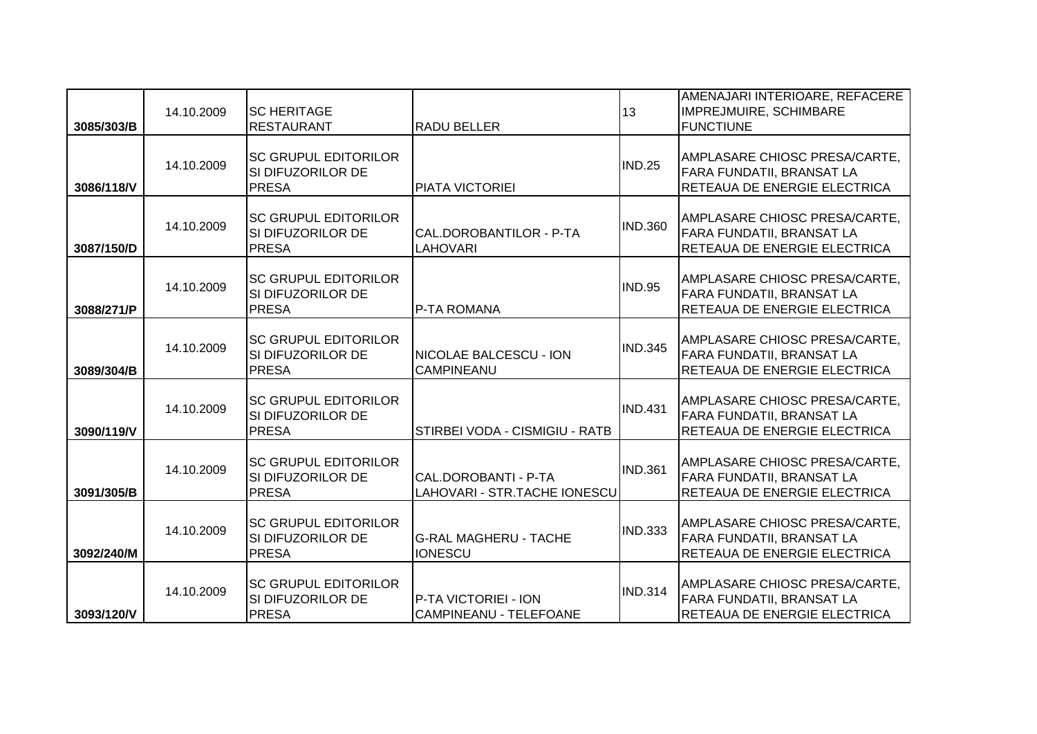| 3085/303/B | 14.10.2009 | SC HERITAGE RESTAURANT | RADU BELLER | 13 | AMENAJARI INTERIOARE, REFACERE IMPREJMUIRE, SCHIMBARE FUNCTIUNE |
|---|---|---|---|---|---|
| 3086/118/V | 14.10.2009 | SC GRUPUL EDITORILOR SI DIFUZORILOR DE PRESA | PIATA VICTORIEI | IND.25 | AMPLASARE CHIOSC PRESA/CARTE, FARA FUNDATII, BRANSAT LA RETEAUA DE ENERGIE ELECTRICA |
| 3087/150/D | 14.10.2009 | SC GRUPUL EDITORILOR SI DIFUZORILOR DE PRESA | CAL.DOROBANTILOR - P-TA LAHOVARI | IND.360 | AMPLASARE CHIOSC PRESA/CARTE, FARA FUNDATII, BRANSAT LA RETEAUA DE ENERGIE ELECTRICA |
| 3088/271/P | 14.10.2009 | SC GRUPUL EDITORILOR SI DIFUZORILOR DE PRESA | P-TA ROMANA | IND.95 | AMPLASARE CHIOSC PRESA/CARTE, FARA FUNDATII, BRANSAT LA RETEAUA DE ENERGIE ELECTRICA |
| 3089/304/B | 14.10.2009 | SC GRUPUL EDITORILOR SI DIFUZORILOR DE PRESA | NICOLAE BALCESCU - ION CAMPINEANU | IND.345 | AMPLASARE CHIOSC PRESA/CARTE, FARA FUNDATII, BRANSAT LA RETEAUA DE ENERGIE ELECTRICA |
| 3090/119/V | 14.10.2009 | SC GRUPUL EDITORILOR SI DIFUZORILOR DE PRESA | STIRBEI VODA - CISMIGIU - RATB | IND.431 | AMPLASARE CHIOSC PRESA/CARTE, FARA FUNDATII, BRANSAT LA RETEAUA DE ENERGIE ELECTRICA |
| 3091/305/B | 14.10.2009 | SC GRUPUL EDITORILOR SI DIFUZORILOR DE PRESA | CAL.DOROBANTI - P-TA LAHOVARI - STR.TACHE IONESCU | IND.361 | AMPLASARE CHIOSC PRESA/CARTE, FARA FUNDATII, BRANSAT LA RETEAUA DE ENERGIE ELECTRICA |
| 3092/240/M | 14.10.2009 | SC GRUPUL EDITORILOR SI DIFUZORILOR DE PRESA | G-RAL MAGHERU - TACHE IONESCU | IND.333 | AMPLASARE CHIOSC PRESA/CARTE, FARA FUNDATII, BRANSAT LA RETEAUA DE ENERGIE ELECTRICA |
| 3093/120/V | 14.10.2009 | SC GRUPUL EDITORILOR SI DIFUZORILOR DE PRESA | P-TA VICTORIEI - ION CAMPINEANU - TELEFOANE | IND.314 | AMPLASARE CHIOSC PRESA/CARTE, FARA FUNDATII, BRANSAT LA RETEAUA DE ENERGIE ELECTRICA |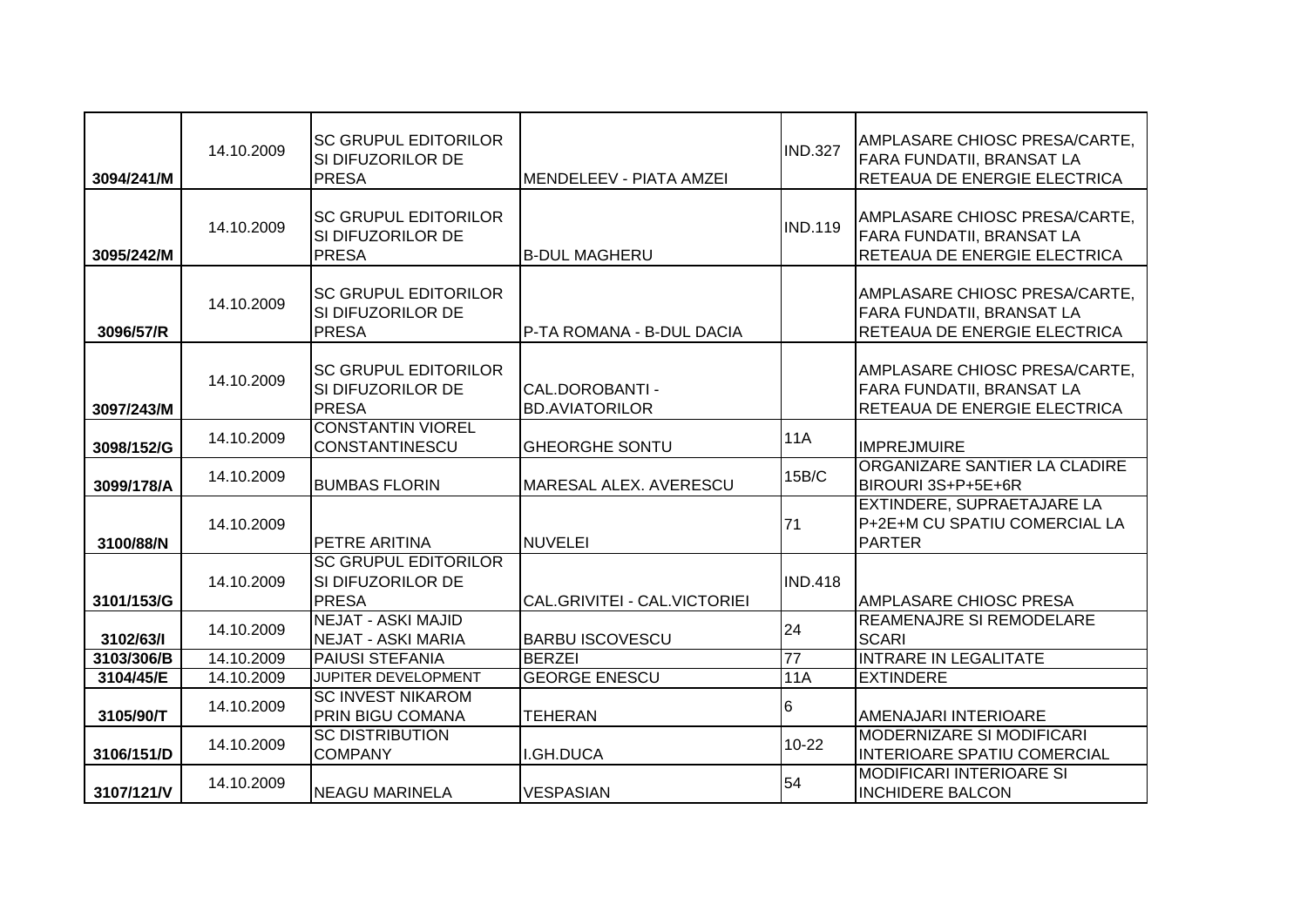| | | | | | |
|---|---|---|---|---|---|
| 3094/241/M | 14.10.2009 | SC GRUPUL EDITORILOR SI DIFUZORILOR DE PRESA | MENDELEEV - PIATA AMZEI | IND.327 | AMPLASARE CHIOSC PRESA/CARTE, FARA FUNDATII, BRANSAT LA RETEAUA DE ENERGIE ELECTRICA |
| 3095/242/M | 14.10.2009 | SC GRUPUL EDITORILOR SI DIFUZORILOR DE PRESA | B-DUL MAGHERU | IND.119 | AMPLASARE CHIOSC PRESA/CARTE, FARA FUNDATII, BRANSAT LA RETEAUA DE ENERGIE ELECTRICA |
| 3096/57/R | 14.10.2009 | SC GRUPUL EDITORILOR SI DIFUZORILOR DE PRESA | P-TA ROMANA - B-DUL DACIA | | AMPLASARE CHIOSC PRESA/CARTE, FARA FUNDATII, BRANSAT LA RETEAUA DE ENERGIE ELECTRICA |
| 3097/243/M | 14.10.2009 | SC GRUPUL EDITORILOR SI DIFUZORILOR DE PRESA | CAL.DOROBANTI - BD.AVIATORILOR | | AMPLASARE CHIOSC PRESA/CARTE, FARA FUNDATII, BRANSAT LA RETEAUA DE ENERGIE ELECTRICA |
| 3098/152/G | 14.10.2009 | CONSTANTIN VIOREL CONSTANTINESCU | GHEORGHE SONTU | 11A | IMPREJMUIRE |
| 3099/178/A | 14.10.2009 | BUMBAS FLORIN | MARESAL ALEX. AVERESCU | 15B/C | ORGANIZARE SANTIER LA CLADIRE BIROURI 3S+P+5E+6R |
| 3100/88/N | 14.10.2009 | PETRE ARITINA | NUVELEI | 71 | EXTINDERE, SUPRAETAJARE LA P+2E+M CU SPATIU COMERCIAL LA PARTER |
| 3101/153/G | 14.10.2009 | SC GRUPUL EDITORILOR SI DIFUZORILOR DE PRESA | CAL.GRIVITEI - CAL.VICTORIEI | IND.418 | AMPLASARE CHIOSC PRESA |
| 3102/63/I | 14.10.2009 | NEJAT - ASKI MAJID NEJAT - ASKI MARIA | BARBU ISCOVESCU | 24 | REAMENAJRE SI REMODELARE SCARI |
| 3103/306/B | 14.10.2009 | PAIUSI STEFANIA | BERZEI | 77 | INTRARE IN LEGALITATE |
| 3104/45/E | 14.10.2009 | JUPITER DEVELOPMENT | GEORGE ENESCU | 11A | EXTINDERE |
| 3105/90/T | 14.10.2009 | SC INVEST NIKAROM PRIN BIGU COMANA | TEHERAN | 6 | AMENAJARI INTERIOARE |
| 3106/151/D | 14.10.2009 | SC DISTRIBUTION COMPANY | I.GH.DUCA | 10-22 | MODERNIZARE SI MODIFICARI INTERIOARE SPATIU COMERCIAL |
| 3107/121/V | 14.10.2009 | NEAGU MARINELA | VESPASIAN | 54 | MODIFICARI INTERIOARE SI INCHIDERE BALCON |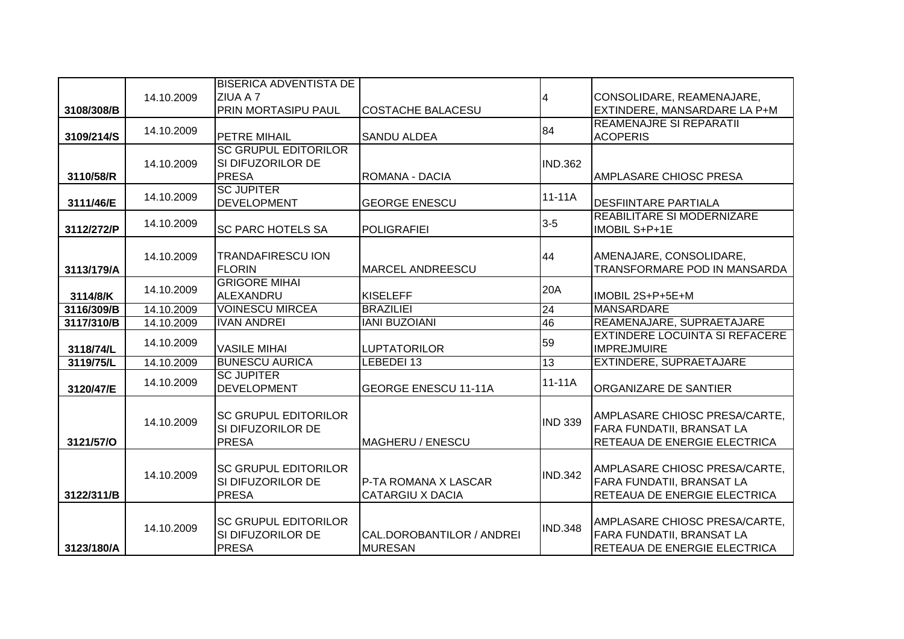| 3108/308/B | 14.10.2009 | BISERICA ADVENTISTA DE ZIUA A 7 PRIN MORTASIPU PAUL | COSTACHE BALACESU | 4 | CONSOLIDARE, REAMENAJARE, EXTINDERE, MANSARDARE LA P+M |
|---|---|---|---|---|---|
| 3109/214/S | 14.10.2009 | PETRE MIHAIL | SANDU ALDEA | 84 | REAMENAJRE SI REPARATII ACOPERIS |
| 3110/58/R | 14.10.2009 | SC GRUPUL EDITORILOR SI DIFUZORILOR DE PRESA | ROMANA - DACIA | IND.362 | AMPLASARE CHIOSC PRESA |
| 3111/46/E | 14.10.2009 | SC JUPITER DEVELOPMENT | GEORGE ENESCU | 11-11A | DESFIINTARE PARTIALA |
| 3112/272/P | 14.10.2009 | SC PARC HOTELS SA | POLIGRAFIEI | 3-5 | REABILITARE SI MODERNIZARE IMOBIL S+P+1E |
| 3113/179/A | 14.10.2009 | TRANDAFIRESCU ION FLORIN | MARCEL ANDREESCU | 44 | AMENAJARE, CONSOLIDARE, TRANSFORMARE POD IN MANSARDA |
| 3114/8/K | 14.10.2009 | GRIGORE MIHAI ALEXANDRU | KISELEFF | 20A | IMOBIL 2S+P+5E+M |
| 3116/309/B | 14.10.2009 | VOINESCU MIRCEA | BRAZILIEI | 24 | MANSARDARE |
| 3117/310/B | 14.10.2009 | IVAN ANDREI | IANI BUZOIANI | 46 | REAMENAJARE, SUPRAETAJARE |
| 3118/74/L | 14.10.2009 | VASILE MIHAI | LUPTATORILOR | 59 | EXTINDERE LOCUINTA SI REFACERE IMPREJMUIRE |
| 3119/75/L | 14.10.2009 | BUNESCU AURICA | LEBEDEI 13 | 13 | EXTINDERE, SUPRAETAJARE |
| 3120/47/E | 14.10.2009 | SC JUPITER DEVELOPMENT | GEORGE ENESCU 11-11A | 11-11A | ORGANIZARE DE SANTIER |
| 3121/57/O | 14.10.2009 | SC GRUPUL EDITORILOR SI DIFUZORILOR DE PRESA | MAGHERU / ENESCU | IND 339 | AMPLASARE CHIOSC PRESA/CARTE, FARA FUNDATII, BRANSAT LA RETEAUA DE ENERGIE ELECTRICA |
| 3122/311/B | 14.10.2009 | SC GRUPUL EDITORILOR SI DIFUZORILOR DE PRESA | P-TA ROMANA X LASCAR CATARGIU X DACIA | IND.342 | AMPLASARE CHIOSC PRESA/CARTE, FARA FUNDATII, BRANSAT LA RETEAUA DE ENERGIE ELECTRICA |
| 3123/180/A | 14.10.2009 | SC GRUPUL EDITORILOR SI DIFUZORILOR DE PRESA | CAL.DOROBANTILOR / ANDREI MURESAN | IND.348 | AMPLASARE CHIOSC PRESA/CARTE, FARA FUNDATII, BRANSAT LA RETEAUA DE ENERGIE ELECTRICA |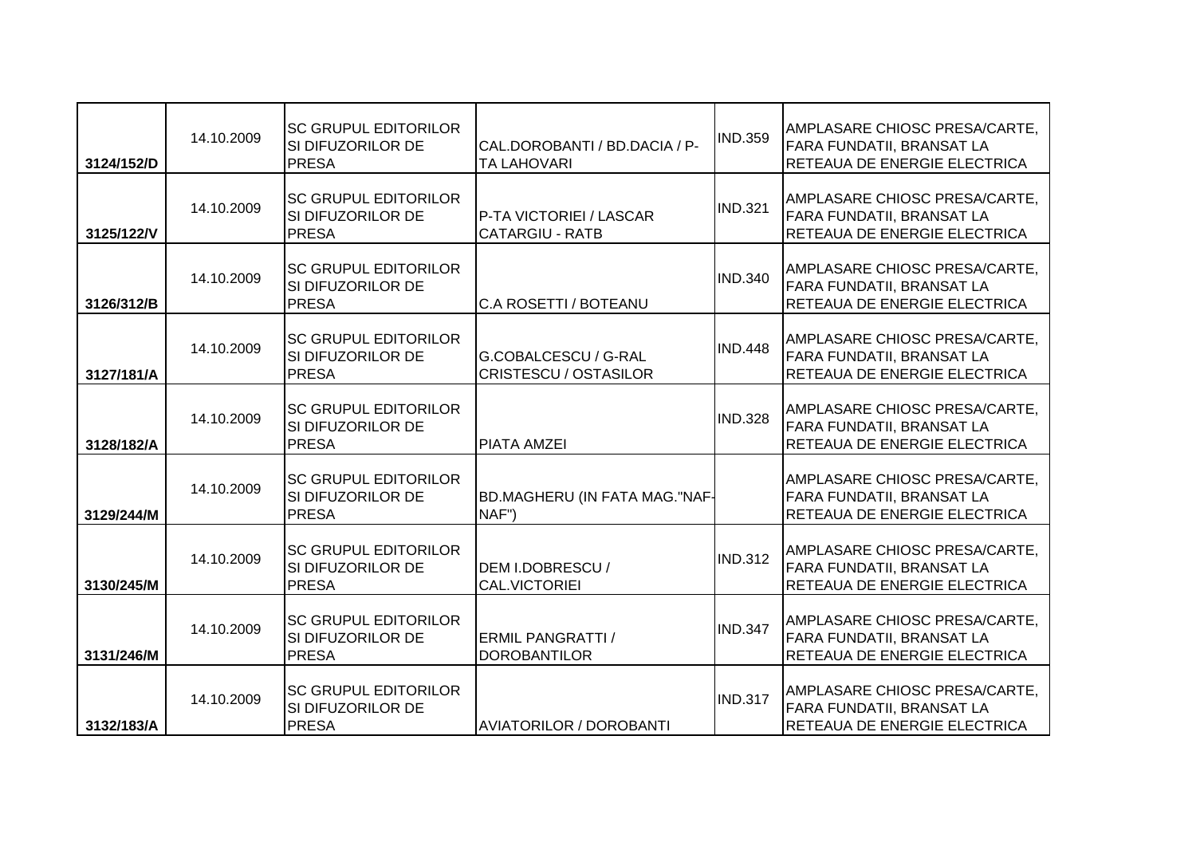| | | | | | |
|---|---|---|---|---|---|
| 3124/152/D | 14.10.2009 | SC GRUPUL EDITORILOR SI DIFUZORILOR DE PRESA | CAL.DOROBANTI / BD.DACIA / P-TA LAHOVARI | IND.359 | AMPLASARE CHIOSC PRESA/CARTE, FARA FUNDATII, BRANSAT LA RETEAUA DE ENERGIE ELECTRICA |
| 3125/122/V | 14.10.2009 | SC GRUPUL EDITORILOR SI DIFUZORILOR DE PRESA | P-TA VICTORIEI / LASCAR CATARGIU - RATB | IND.321 | AMPLASARE CHIOSC PRESA/CARTE, FARA FUNDATII, BRANSAT LA RETEAUA DE ENERGIE ELECTRICA |
| 3126/312/B | 14.10.2009 | SC GRUPUL EDITORILOR SI DIFUZORILOR DE PRESA | C.A ROSETTI / BOTEANU | IND.340 | AMPLASARE CHIOSC PRESA/CARTE, FARA FUNDATII, BRANSAT LA RETEAUA DE ENERGIE ELECTRICA |
| 3127/181/A | 14.10.2009 | SC GRUPUL EDITORILOR SI DIFUZORILOR DE PRESA | G.COBALCESCU / G-RAL CRISTESCU / OSTASILOR | IND.448 | AMPLASARE CHIOSC PRESA/CARTE, FARA FUNDATII, BRANSAT LA RETEAUA DE ENERGIE ELECTRICA |
| 3128/182/A | 14.10.2009 | SC GRUPUL EDITORILOR SI DIFUZORILOR DE PRESA | PIATA AMZEI | IND.328 | AMPLASARE CHIOSC PRESA/CARTE, FARA FUNDATII, BRANSAT LA RETEAUA DE ENERGIE ELECTRICA |
| 3129/244/M | 14.10.2009 | SC GRUPUL EDITORILOR SI DIFUZORILOR DE PRESA | BD.MAGHERU (IN FATA MAG."NAF-NAF") | | AMPLASARE CHIOSC PRESA/CARTE, FARA FUNDATII, BRANSAT LA RETEAUA DE ENERGIE ELECTRICA |
| 3130/245/M | 14.10.2009 | SC GRUPUL EDITORILOR SI DIFUZORILOR DE PRESA | DEM I.DOBRESCU / CAL.VICTORIEI | IND.312 | AMPLASARE CHIOSC PRESA/CARTE, FARA FUNDATII, BRANSAT LA RETEAUA DE ENERGIE ELECTRICA |
| 3131/246/M | 14.10.2009 | SC GRUPUL EDITORILOR SI DIFUZORILOR DE PRESA | ERMIL PANGRATTI / DOROBANTILOR | IND.347 | AMPLASARE CHIOSC PRESA/CARTE, FARA FUNDATII, BRANSAT LA RETEAUA DE ENERGIE ELECTRICA |
| 3132/183/A | 14.10.2009 | SC GRUPUL EDITORILOR SI DIFUZORILOR DE PRESA | AVIATORILOR / DOROBANTI | IND.317 | AMPLASARE CHIOSC PRESA/CARTE, FARA FUNDATII, BRANSAT LA RETEAUA DE ENERGIE ELECTRICA |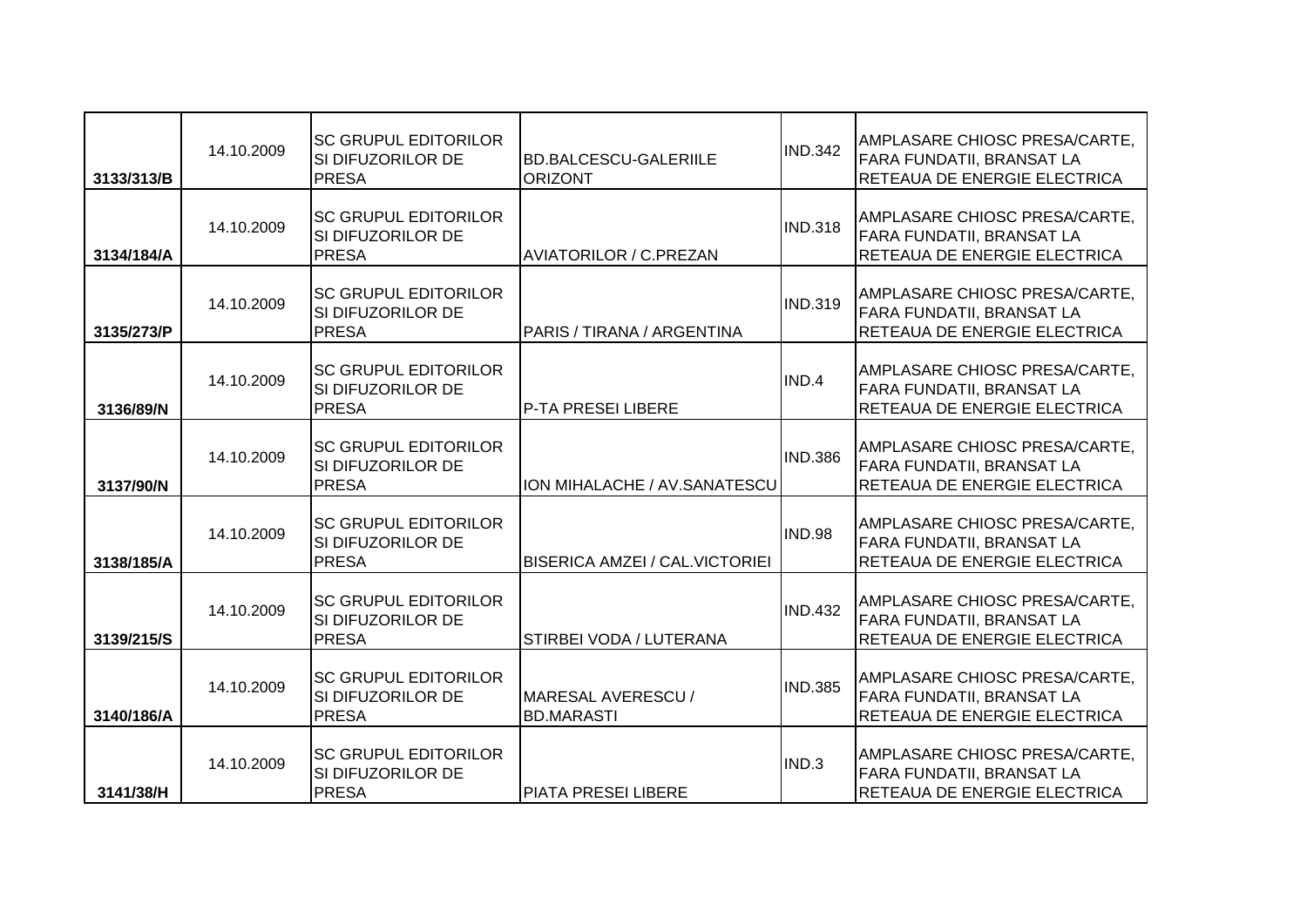| 3133/313/B | 14.10.2009 | SC GRUPUL EDITORILOR SI DIFUZORILOR DE PRESA | BD.BALCESCU-GALERIILE ORIZONT | IND.342 | AMPLASARE CHIOSC PRESA/CARTE, FARA FUNDATII, BRANSAT LA RETEAUA DE ENERGIE ELECTRICA |
|---|---|---|---|---|---|
| 3134/184/A | 14.10.2009 | SC GRUPUL EDITORILOR SI DIFUZORILOR DE PRESA | AVIATORILOR / C.PREZAN | IND.318 | AMPLASARE CHIOSC PRESA/CARTE, FARA FUNDATII, BRANSAT LA RETEAUA DE ENERGIE ELECTRICA |
| 3135/273/P | 14.10.2009 | SC GRUPUL EDITORILOR SI DIFUZORILOR DE PRESA | PARIS / TIRANA / ARGENTINA | IND.319 | AMPLASARE CHIOSC PRESA/CARTE, FARA FUNDATII, BRANSAT LA RETEAUA DE ENERGIE ELECTRICA |
| 3136/89/N | 14.10.2009 | SC GRUPUL EDITORILOR SI DIFUZORILOR DE PRESA | P-TA PRESEI LIBERE | IND.4 | AMPLASARE CHIOSC PRESA/CARTE, FARA FUNDATII, BRANSAT LA RETEAUA DE ENERGIE ELECTRICA |
| 3137/90/N | 14.10.2009 | SC GRUPUL EDITORILOR SI DIFUZORILOR DE PRESA | ION MIHALACHE / AV.SANATESCU | IND.386 | AMPLASARE CHIOSC PRESA/CARTE, FARA FUNDATII, BRANSAT LA RETEAUA DE ENERGIE ELECTRICA |
| 3138/185/A | 14.10.2009 | SC GRUPUL EDITORILOR SI DIFUZORILOR DE PRESA | BISERICA AMZEI / CAL.VICTORIEI | IND.98 | AMPLASARE CHIOSC PRESA/CARTE, FARA FUNDATII, BRANSAT LA RETEAUA DE ENERGIE ELECTRICA |
| 3139/215/S | 14.10.2009 | SC GRUPUL EDITORILOR SI DIFUZORILOR DE PRESA | STIRBEI VODA / LUTERANA | IND.432 | AMPLASARE CHIOSC PRESA/CARTE, FARA FUNDATII, BRANSAT LA RETEAUA DE ENERGIE ELECTRICA |
| 3140/186/A | 14.10.2009 | SC GRUPUL EDITORILOR SI DIFUZORILOR DE PRESA | MARESAL AVERESCU / BD.MARASTI | IND.385 | AMPLASARE CHIOSC PRESA/CARTE, FARA FUNDATII, BRANSAT LA RETEAUA DE ENERGIE ELECTRICA |
| 3141/38/H | 14.10.2009 | SC GRUPUL EDITORILOR SI DIFUZORILOR DE PRESA | PIATA PRESEI LIBERE | IND.3 | AMPLASARE CHIOSC PRESA/CARTE, FARA FUNDATII, BRANSAT LA RETEAUA DE ENERGIE ELECTRICA |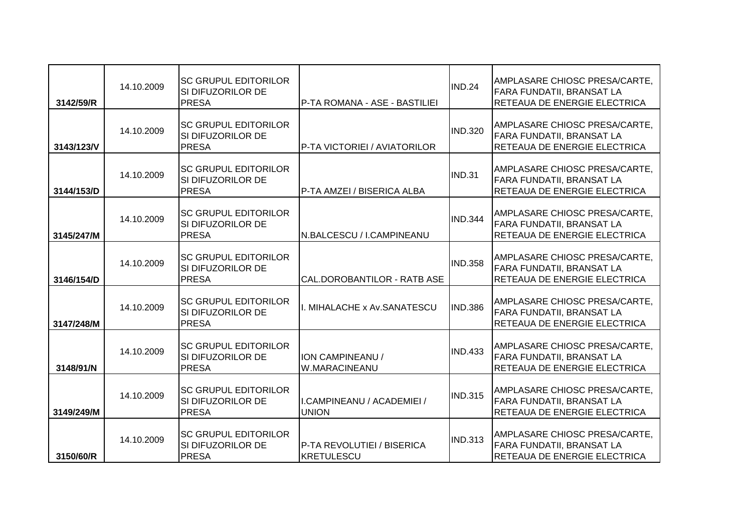| | | | | | |
|---|---|---|---|---|---|
| 3142/59/R | 14.10.2009 | SC GRUPUL EDITORILOR SI DIFUZORILOR DE PRESA | P-TA ROMANA - ASE - BASTILIEI | IND.24 | AMPLASARE CHIOSC PRESA/CARTE, FARA FUNDATII, BRANSAT LA RETEAUA DE ENERGIE ELECTRICA |
| 3143/123/V | 14.10.2009 | SC GRUPUL EDITORILOR SI DIFUZORILOR DE PRESA | P-TA VICTORIEI / AVIATORILOR | IND.320 | AMPLASARE CHIOSC PRESA/CARTE, FARA FUNDATII, BRANSAT LA RETEAUA DE ENERGIE ELECTRICA |
| 3144/153/D | 14.10.2009 | SC GRUPUL EDITORILOR SI DIFUZORILOR DE PRESA | P-TA AMZEI / BISERICA ALBA | IND.31 | AMPLASARE CHIOSC PRESA/CARTE, FARA FUNDATII, BRANSAT LA RETEAUA DE ENERGIE ELECTRICA |
| 3145/247/M | 14.10.2009 | SC GRUPUL EDITORILOR SI DIFUZORILOR DE PRESA | N.BALCESCU / I.CAMPINEANU | IND.344 | AMPLASARE CHIOSC PRESA/CARTE, FARA FUNDATII, BRANSAT LA RETEAUA DE ENERGIE ELECTRICA |
| 3146/154/D | 14.10.2009 | SC GRUPUL EDITORILOR SI DIFUZORILOR DE PRESA | CAL.DOROBANTILOR - RATB ASE | IND.358 | AMPLASARE CHIOSC PRESA/CARTE, FARA FUNDATII, BRANSAT LA RETEAUA DE ENERGIE ELECTRICA |
| 3147/248/M | 14.10.2009 | SC GRUPUL EDITORILOR SI DIFUZORILOR DE PRESA | I. MIHALACHE x Av.SANATESCU | IND.386 | AMPLASARE CHIOSC PRESA/CARTE, FARA FUNDATII, BRANSAT LA RETEAUA DE ENERGIE ELECTRICA |
| 3148/91/N | 14.10.2009 | SC GRUPUL EDITORILOR SI DIFUZORILOR DE PRESA | ION CAMPINEANU / W.MARACINEANU | IND.433 | AMPLASARE CHIOSC PRESA/CARTE, FARA FUNDATII, BRANSAT LA RETEAUA DE ENERGIE ELECTRICA |
| 3149/249/M | 14.10.2009 | SC GRUPUL EDITORILOR SI DIFUZORILOR DE PRESA | I.CAMPINEANU / ACADEMIEI / UNION | IND.315 | AMPLASARE CHIOSC PRESA/CARTE, FARA FUNDATII, BRANSAT LA RETEAUA DE ENERGIE ELECTRICA |
| 3150/60/R | 14.10.2009 | SC GRUPUL EDITORILOR SI DIFUZORILOR DE PRESA | P-TA REVOLUTIEI / BISERICA KRETULESCU | IND.313 | AMPLASARE CHIOSC PRESA/CARTE, FARA FUNDATII, BRANSAT LA RETEAUA DE ENERGIE ELECTRICA |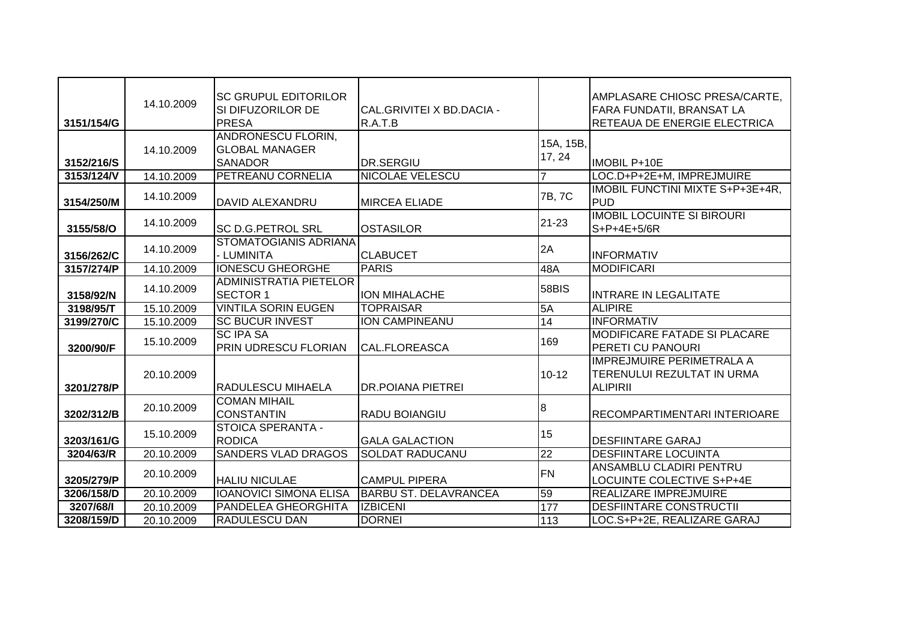| | | | | | |
|---|---|---|---|---|---|
| 3151/154/G | 14.10.2009 | SC GRUPUL EDITORILOR SI DIFUZORILOR DE PRESA | CAL.GRIVITEI X BD.DACIA - R.A.T.B | | AMPLASARE CHIOSC PRESA/CARTE, FARA FUNDATII, BRANSAT LA RETEAUA DE ENERGIE ELECTRICA |
| 3152/216/S | 14.10.2009 | ANDRONESCU FLORIN, GLOBAL MANAGER SANADOR | DR.SERGIU | 15A, 15B, 17, 24 | IMOBIL P+10E |
| 3153/124/V | 14.10.2009 | PETREANU CORNELIA | NICOLAE VELESCU | 7 | LOC.D+P+2E+M, IMPREJMUIRE |
| 3154/250/M | 14.10.2009 | DAVID ALEXANDRU | MIRCEA ELIADE | 7B, 7C | IMOBIL FUNCTINI MIXTE S+P+3E+4R, PUD |
| 3155/58/O | 14.10.2009 | SC D.G.PETROL SRL | OSTASILOR | 21-23 | IMOBIL LOCUINTE SI BIROURI S+P+4E+5/6R |
| 3156/262/C | 14.10.2009 | STOMATOGIANIS ADRIANA - LUMINITA | CLABUCET | 2A | INFORMATIV |
| 3157/274/P | 14.10.2009 | IONESCU GHEORGHE | PARIS | 48A | MODIFICARI |
| 3158/92/N | 14.10.2009 | ADMINISTRATIA PIETELOR SECTOR 1 | ION MIHALACHE | 58BIS | INTRARE IN LEGALITATE |
| 3198/95/T | 15.10.2009 | VINTILA SORIN EUGEN | TOPRAISAR | 5A | ALIPIRE |
| 3199/270/C | 15.10.2009 | SC BUCUR INVEST | ION CAMPINEANU | 14 | INFORMATIV |
| 3200/90/F | 15.10.2009 | SC IPA SA PRIN UDRESCU FLORIAN | CAL.FLOREASCA | 169 | MODIFICARE FATADE SI PLACARE PERETI CU PANOURI |
| 3201/278/P | 20.10.2009 | RADULESCU MIHAELA | DR.POIANA PIETREI | 10-12 | IMPREJMUIRE PERIMETRALA A TERENULUI REZULTAT IN URMA ALIPIRII |
| 3202/312/B | 20.10.2009 | COMAN MIHAIL CONSTANTIN | RADU BOIANGIU | 8 | RECOMPARTIMENTARI INTERIOARE |
| 3203/161/G | 15.10.2009 | STOICA SPERANTA - RODICA | GALA GALACTION | 15 | DESFIINTARE GARAJ |
| 3204/63/R | 20.10.2009 | SANDERS VLAD DRAGOS | SOLDAT RADUCANU | 22 | DESFIINTARE LOCUINTA |
| 3205/279/P | 20.10.2009 | HALIU NICULAE | CAMPUL PIPERA | FN | ANSAMBLU CLADIRI PENTRU LOCUINTE COLECTIVE S+P+4E |
| 3206/158/D | 20.10.2009 | IOANOVICI SIMONA ELISA | BARBU ST. DELAVRANCEA | 59 | REALIZARE IMPREJMUIRE |
| 3207/68/I | 20.10.2009 | PANDELEA GHEORGHITA | IZBICENI | 177 | DESFIINTARE CONSTRUCTII |
| 3208/159/D | 20.10.2009 | RADULESCU DAN | DORNEI | 113 | LOC.S+P+2E, REALIZARE GARAJ |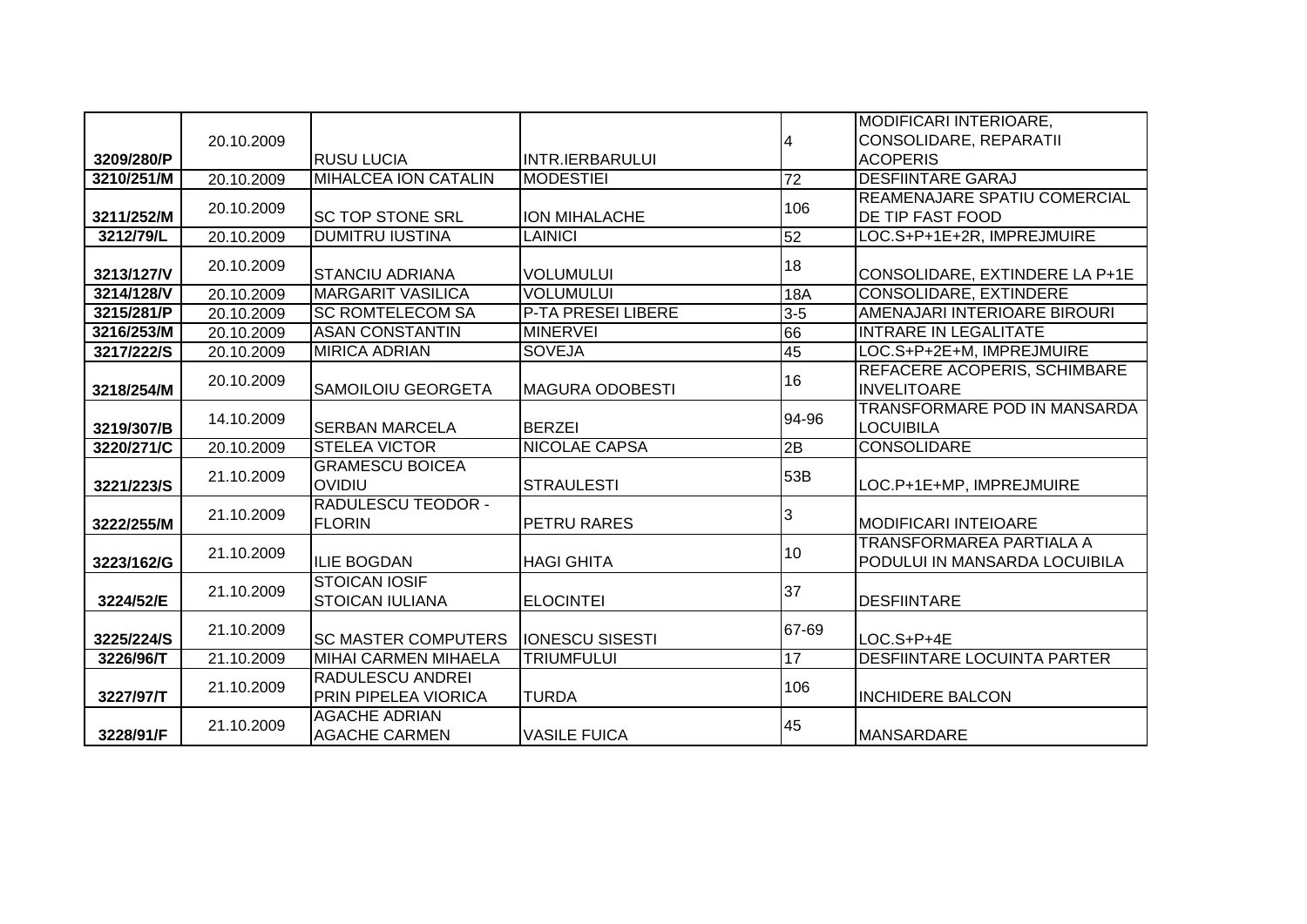| 3209/280/P | 20.10.2009 | RUSU LUCIA | INTR.IERBARULUI | 4 | MODIFICARI INTERIOARE, CONSOLIDARE, REPARATII ACOPERIS |
|---|---|---|---|---|---|
| 3210/251/M | 20.10.2009 | MIHALCEA ION CATALIN | MODESTIEI | 72 | DESFIINTARE GARAJ |
| 3211/252/M | 20.10.2009 | SC TOP STONE SRL | ION MIHALACHE | 106 | REAMENAJARE SPATIU COMERCIAL DE TIP FAST FOOD |
| 3212/79/L | 20.10.2009 | DUMITRU IUSTINA | LAINICI | 52 | LOC.S+P+1E+2R, IMPREJMUIRE |
| 3213/127/V | 20.10.2009 | STANCIU ADRIANA | VOLUMULUI | 18 | CONSOLIDARE, EXTINDERE LA P+1E |
| 3214/128/V | 20.10.2009 | MARGARIT VASILICA | VOLUMULUI | 18A | CONSOLIDARE, EXTINDERE |
| 3215/281/P | 20.10.2009 | SC ROMTELECOM SA | P-TA PRESEI LIBERE | 3-5 | AMENAJARI INTERIOARE BIROURI |
| 3216/253/M | 20.10.2009 | ASAN CONSTANTIN | MINERVEI | 66 | INTRARE IN LEGALITATE |
| 3217/222/S | 20.10.2009 | MIRICA ADRIAN | SOVEJA | 45 | LOC.S+P+2E+M, IMPREJMUIRE |
| 3218/254/M | 20.10.2009 | SAMOILOIU GEORGETA | MAGURA ODOBESTI | 16 | REFACERE ACOPERIS, SCHIMBARE INVELITOARE |
| 3219/307/B | 14.10.2009 | SERBAN MARCELA | BERZEI | 94-96 | TRANSFORMARE POD IN MANSARDA LOCUIBILA |
| 3220/271/C | 20.10.2009 | STELEA VICTOR | NICOLAE CAPSA | 2B | CONSOLIDARE |
| 3221/223/S | 21.10.2009 | GRAMESCU BOICEA OVIDIU | STRAULESTI | 53B | LOC.P+1E+MP, IMPREJMUIRE |
| 3222/255/M | 21.10.2009 | RADULESCU TEODOR - FLORIN | PETRU RARES | 3 | MODIFICARI INTEIOARE |
| 3223/162/G | 21.10.2009 | ILIE BOGDAN | HAGI GHITA | 10 | TRANSFORMAREA PARTIALA A PODULUI IN MANSARDA LOCUIBILA |
| 3224/52/E | 21.10.2009 | STOICAN IOSIF STOICAN IULIANA | ELOCINTEI | 37 | DESFIINTARE |
| 3225/224/S | 21.10.2009 | SC MASTER COMPUTERS | IONESCU SISESTI | 67-69 | LOC.S+P+4E |
| 3226/96/T | 21.10.2009 | MIHAI CARMEN MIHAELA | TRIUMFULUI | 17 | DESFIINTARE LOCUINTA PARTER |
| 3227/97/T | 21.10.2009 | RADULESCU ANDREI PRIN PIPELEA VIORICA | TURDA | 106 | INCHIDERE BALCON |
| 3228/91/F | 21.10.2009 | AGACHE ADRIAN AGACHE CARMEN | VASILE FUICA | 45 | MANSARDARE |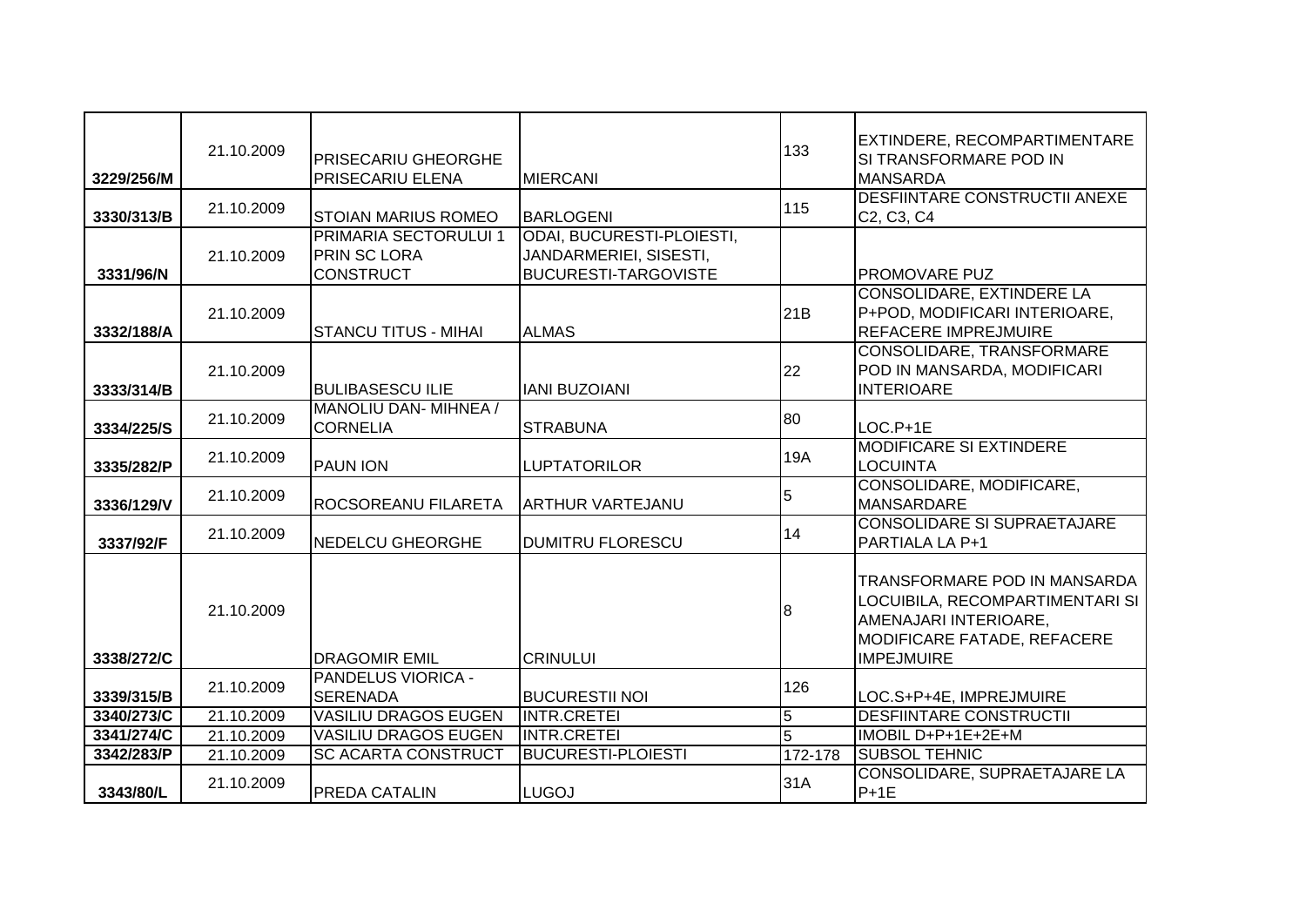| | | | | | |
|---|---|---|---|---|---|
| 3229/256/M | 21.10.2009 | PRISECARIU GHEORGHE PRISECARIU ELENA | MIERCANI | 133 | EXTINDERE, RECOMPARTIMENTARE SI TRANSFORMARE POD IN MANSARDA |
| 3330/313/B | 21.10.2009 | STOIAN MARIUS ROMEO | BARLOGENI | 115 | DESFIINTARE CONSTRUCTII ANEXE C2, C3, C4 |
| 3331/96/N | 21.10.2009 | PRIMARIA SECTORULUI 1 PRIN SC LORA CONSTRUCT | ODAI, BUCURESTI-PLOIESTI, JANDARMERIEI, SISESTI, BUCURESTI-TARGOVISTE | | PROMOVARE PUZ |
| 3332/188/A | 21.10.2009 | STANCU TITUS - MIHAI | ALMAS | 21B | CONSOLIDARE, EXTINDERE LA P+POD, MODIFICARI INTERIOARE, REFACERE IMPREJMUIRE |
| 3333/314/B | 21.10.2009 | BULIBASESCU ILIE | IANI BUZOIANI | 22 | CONSOLIDARE, TRANSFORMARE POD IN MANSARDA, MODIFICARI INTERIOARE |
| 3334/225/S | 21.10.2009 | MANOLIU DAN- MIHNEA / CORNELIA | STRABUNA | 80 | LOC.P+1E |
| 3335/282/P | 21.10.2009 | PAUN ION | LUPTATORILOR | 19A | MODIFICARE SI EXTINDERE LOCUINTA |
| 3336/129/V | 21.10.2009 | ROCSOREANU FILARETA | ARTHUR VARTEJANU | 5 | CONSOLIDARE, MODIFICARE, MANSARDARE |
| 3337/92/F | 21.10.2009 | NEDELCU GHEORGHE | DUMITRU FLORESCU | 14 | CONSOLIDARE SI SUPRAETAJARE PARTIALA LA P+1 |
| 3338/272/C | 21.10.2009 | DRAGOMIR EMIL | CRINULUI | 8 | TRANSFORMARE POD IN MANSARDA LOCUIBILA, RECOMPARTIMENTARI SI AMENAJARI INTERIOARE, MODIFICARE FATADE, REFACERE IMPEJMUIRE |
| 3339/315/B | 21.10.2009 | PANDELUS VIORICA - SERENADA | BUCURESTII NOI | 126 | LOC.S+P+4E, IMPREJMUIRE |
| 3340/273/C | 21.10.2009 | VASILIU DRAGOS EUGEN | INTR.CRETEI | 5 | DESFIINTARE CONSTRUCTII |
| 3341/274/C | 21.10.2009 | VASILIU DRAGOS EUGEN | INTR.CRETEI | 5 | IMOBIL D+P+1E+2E+M |
| 3342/283/P | 21.10.2009 | SC ACARTA CONSTRUCT | BUCURESTI-PLOIESTI | 172-178 | SUBSOL TEHNIC |
| 3343/80/L | 21.10.2009 | PREDA CATALIN | LUGOJ | 31A | CONSOLIDARE, SUPRAETAJARE LA P+1E |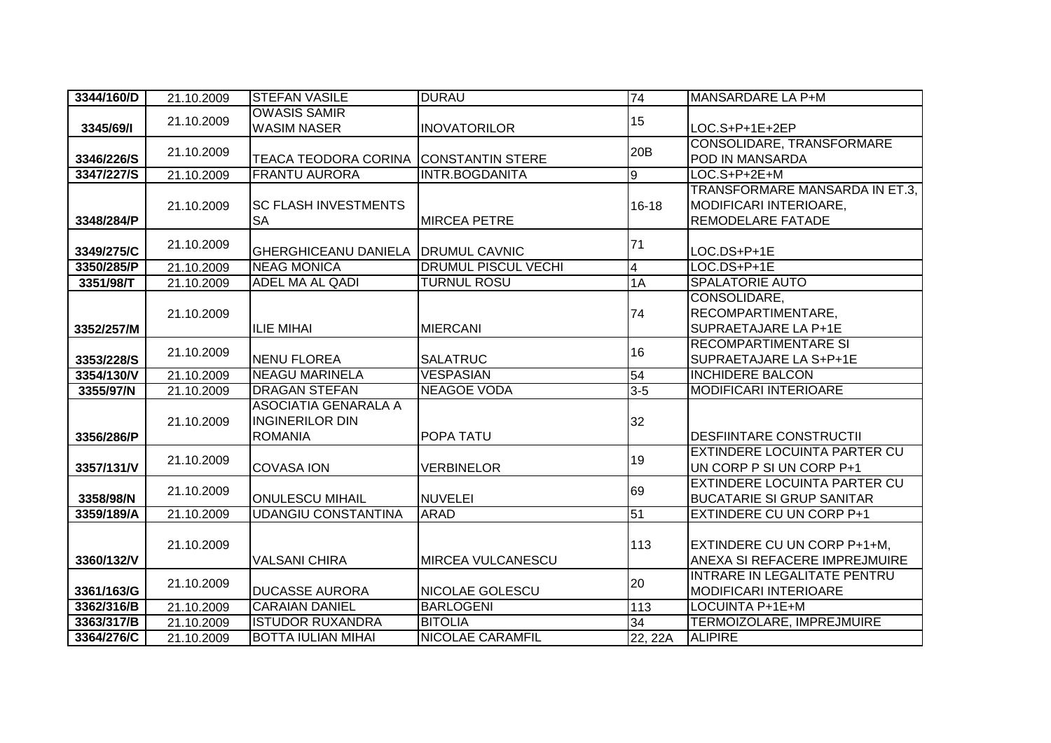| 3344/160/D | 21.10.2009 | STEFAN VASILE | DURAU | 74 | MANSARDARE LA P+M |
|---|---|---|---|---|---|
| 3345/69/I | 21.10.2009 | OWASIS SAMIR WASIM NASER | INOVATORILOR | 15 | LOC.S+P+1E+2EP |
| 3346/226/S | 21.10.2009 | TEACA TEODORA CORINA | CONSTANTIN STERE | 20B | CONSOLIDARE, TRANSFORMARE POD IN MANSARDA |
| 3347/227/S | 21.10.2009 | FRANTU AURORA | INTR.BOGDANITA | 9 | LOC.S+P+2E+M |
| 3348/284/P | 21.10.2009 | SC FLASH INVESTMENTS SA | MIRCEA PETRE | 16-18 | TRANSFORMARE MANSARDA IN ET.3, MODIFICARI INTERIOARE, REMODELARE FATADE |
| 3349/275/C | 21.10.2009 | GHERGHICEANU DANIELA | DRUMUL CAVNIC | 71 | LOC.DS+P+1E |
| 3350/285/P | 21.10.2009 | NEAG MONICA | DRUMUL PISCUL VECHI | 4 | LOC.DS+P+1E |
| 3351/98/T | 21.10.2009 | ADEL MA AL QADI | TURNUL ROSU | 1A | SPALATORIE AUTO |
| 3352/257/M | 21.10.2009 | ILIE MIHAI | MIERCANI | 74 | CONSOLIDARE, RECOMPARTIMENTARE, SUPRAETAJARE LA P+1E |
| 3353/228/S | 21.10.2009 | NENU FLOREA | SALATRUC | 16 | RECOMPARTIMENTARE SI SUPRAETAJARE LA S+P+1E |
| 3354/130/V | 21.10.2009 | NEAGU MARINELA | VESPASIAN | 54 | INCHIDERE BALCON |
| 3355/97/N | 21.10.2009 | DRAGAN STEFAN | NEAGOE VODA | 3-5 | MODIFICARI INTERIOARE |
| 3356/286/P | 21.10.2009 | ASOCIATIA GENARALA A INGINERILOR DIN ROMANIA | POPA TATU | 32 | DESFIINTARE CONSTRUCTII |
| 3357/131/V | 21.10.2009 | COVASA ION | VERBINELOR | 19 | EXTINDERE LOCUINTA PARTER CU UN CORP P SI UN CORP P+1 |
| 3358/98/N | 21.10.2009 | ONULESCU MIHAIL | NUVELEI | 69 | EXTINDERE LOCUINTA PARTER CU BUCATARIE SI GRUP SANITAR |
| 3359/189/A | 21.10.2009 | UDANGIU CONSTANTINA | ARAD | 51 | EXTINDERE CU UN CORP P+1 |
| 3360/132/V | 21.10.2009 | VALSANI CHIRA | MIRCEA VULCANESCU | 113 | EXTINDERE CU UN CORP P+1+M, ANEXA SI REFACERE IMPREJMUIRE |
| 3361/163/G | 21.10.2009 | DUCASSE AURORA | NICOLAE GOLESCU | 20 | INTRARE IN LEGALITATE PENTRU MODIFICARI INTERIOARE |
| 3362/316/B | 21.10.2009 | CARAIAN DANIEL | BARLOGENI | 113 | LOCUINTA P+1E+M |
| 3363/317/B | 21.10.2009 | ISTUDOR RUXANDRA | BITOLIA | 34 | TERMOIZOLARE, IMPREJMUIRE |
| 3364/276/C | 21.10.2009 | BOTTA IULIAN MIHAI | NICOLAE CARAMFIL | 22, 22A | ALIPIRE |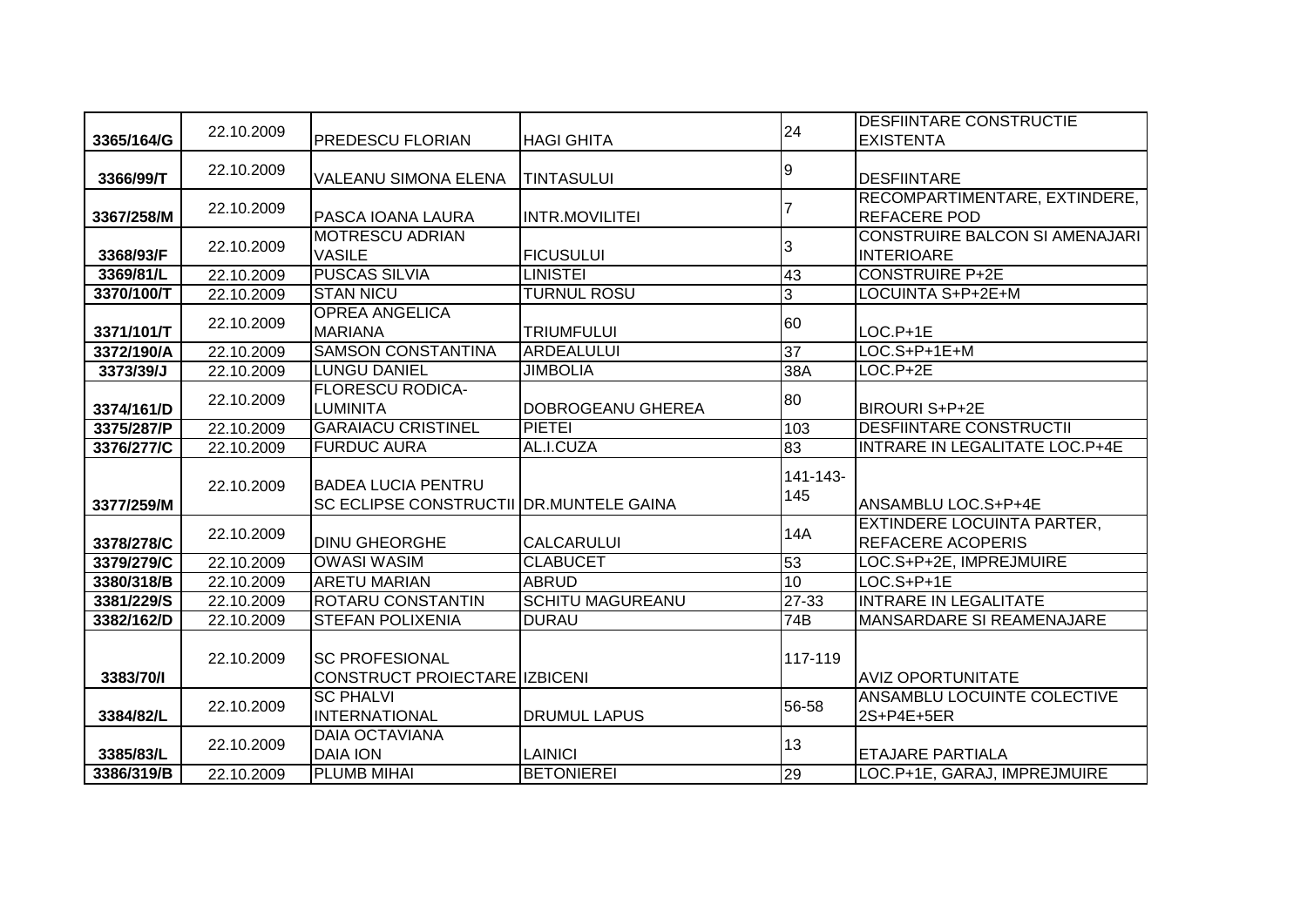| | | | | | |
|---|---|---|---|---|---|
| 3365/164/G | 22.10.2009 | PREDESCU FLORIAN | HAGI GHITA | 24 | DESFIINTARE CONSTRUCTIE EXISTENTA |
| 3366/99/T | 22.10.2009 | VALEANU SIMONA ELENA | TINTASULUI | 9 | DESFIINTARE |
| 3367/258/M | 22.10.2009 | PASCA IOANA LAURA | INTR.MOVILITEI | 7 | RECOMPARTIMENTARE, EXTINDERE, REFACERE POD |
| 3368/93/F | 22.10.2009 | MOTRESCU ADRIAN VASILE | FICUSULUI | 3 | CONSTRUIRE BALCON SI AMENAJARI INTERIOARE |
| 3369/81/L | 22.10.2009 | PUSCAS SILVIA | LINISTEI | 43 | CONSTRUIRE P+2E |
| 3370/100/T | 22.10.2009 | STAN NICU | TURNUL ROSU | 3 | LOCUINTA S+P+2E+M |
| 3371/101/T | 22.10.2009 | OPREA ANGELICA MARIANA | TRIUMFULUI | 60 | LOC.P+1E |
| 3372/190/A | 22.10.2009 | SAMSON CONSTANTINA | ARDEALULUI | 37 | LOC.S+P+1E+M |
| 3373/39/J | 22.10.2009 | LUNGU DANIEL | JIMBOLIA | 38A | LOC.P+2E |
| 3374/161/D | 22.10.2009 | FLORESCU RODICA-LUMINITA | DOBROGEANU GHEREA | 80 | BIROURI S+P+2E |
| 3375/287/P | 22.10.2009 | GARAIACU CRISTINEL | PIETEI | 103 | DESFIINTARE CONSTRUCTII |
| 3376/277/C | 22.10.2009 | FURDUC AURA | AL.I.CUZA | 83 | INTRARE IN LEGALITATE LOC.P+4E |
| 3377/259/M | 22.10.2009 | BADEA LUCIA PENTRU SC ECLIPSE CONSTRUCTII | DR.MUNTELE GAINA | 141-143-145 | ANSAMBLU LOC.S+P+4E |
| 3378/278/C | 22.10.2009 | DINU GHEORGHE | CALCARULUI | 14A | EXTINDERE LOCUINTA PARTER, REFACERE ACOPERIS |
| 3379/279/C | 22.10.2009 | OWASI WASIM | CLABUCET | 53 | LOC.S+P+2E, IMPREJMUIRE |
| 3380/318/B | 22.10.2009 | ARETU MARIAN | ABRUD | 10 | LOC.S+P+1E |
| 3381/229/S | 22.10.2009 | ROTARU CONSTANTIN | SCHITU MAGUREANU | 27-33 | INTRARE IN LEGALITATE |
| 3382/162/D | 22.10.2009 | STEFAN POLIXENIA | DURAU | 74B | MANSARDARE SI REAMENAJARE |
| 3383/70/I | 22.10.2009 | SC PROFESIONAL CONSTRUCT PROIECTARE | IZBICENI | 117-119 | AVIZ OPORTUNITATE |
| 3384/82/L | 22.10.2009 | SC PHALVI INTERNATIONAL | DRUMUL LAPUS | 56-58 | ANSAMBLU LOCUINTE COLECTIVE 2S+P4E+5ER |
| 3385/83/L | 22.10.2009 | DAIA OCTAVIANA DAIA ION | LAINICI | 13 | ETAJARE PARTIALA |
| 3386/319/B | 22.10.2009 | PLUMB MIHAI | BETONIEREI | 29 | LOC.P+1E, GARAJ, IMPREJMUIRE |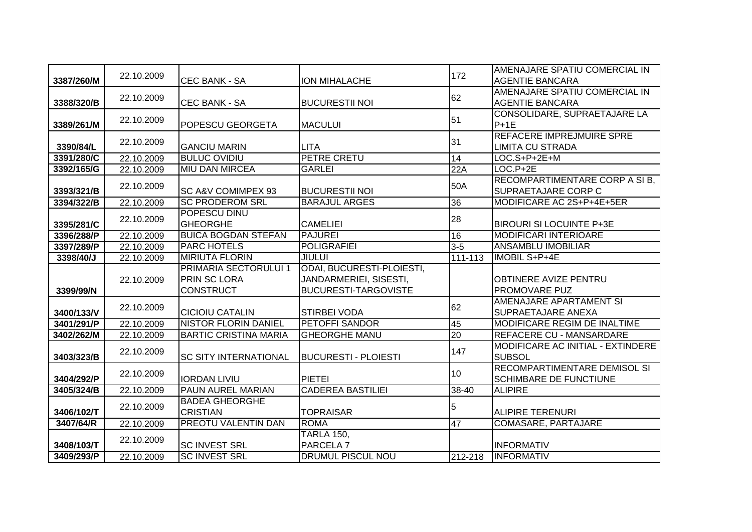| 3387/260/M | 22.10.2009 | CEC BANK - SA | ION MIHALACHE | 172 | AMENAJARE SPATIU COMERCIAL IN AGENTIE BANCARA |
|---|---|---|---|---|---|
| 3388/320/B | 22.10.2009 | CEC BANK - SA | BUCURESTII NOI | 62 | AMENAJARE SPATIU COMERCIAL IN AGENTIE BANCARA |
| 3389/261/M | 22.10.2009 | POPESCU GEORGETA | MACULUI | 51 | CONSOLIDARE, SUPRAETAJARE LA P+1E |
| 3390/84/L | 22.10.2009 | GANCIU MARIN | LITA | 31 | REFACERE IMPREJMUIRE SPRE LIMITA CU STRADA |
| 3391/280/C | 22.10.2009 | BULUC OVIDIU | PETRE CRETU | 14 | LOC.S+P+2E+M |
| 3392/165/G | 22.10.2009 | MIU DAN MIRCEA | GARLEI | 22A | LOC.P+2E |
| 3393/321/B | 22.10.2009 | SC A&V COMIMPEX 93 | BUCURESTII NOI | 50A | RECOMPARTIMENTARE CORP A SI B, SUPRAETAJARE CORP C |
| 3394/322/B | 22.10.2009 | SC PRODEROM SRL | BARAJUL ARGES | 36 | MODIFICARE AC 2S+P+4E+5ER |
| 3395/281/C | 22.10.2009 | POPESCU DINU GHEORGHE | CAMELIEI | 28 | BIROURI SI LOCUINTE P+3E |
| 3396/288/P | 22.10.2009 | BUICA BOGDAN STEFAN | PAJUREI | 16 | MODIFICARI INTERIOARE |
| 3397/289/P | 22.10.2009 | PARC HOTELS | POLIGRAFIEI | 3-5 | ANSAMBLU IMOBILIAR |
| 3398/40/J | 22.10.2009 | MIRIUTA FLORIN | JIULUI | 111-113 | IMOBIL S+P+4E |
| 3399/99/N | 22.10.2009 | PRIMARIA SECTORULUI 1 PRIN SC LORA CONSTRUCT | ODAI, BUCURESTI-PLOIESTI, JANDARMERIEI, SISESTI, BUCURESTI-TARGOVISTE | | OBTINERE AVIZE PENTRU PROMOVARE PUZ |
| 3400/133/V | 22.10.2009 | CICIOIU CATALIN | STIRBEI VODA | 62 | AMENAJARE APARTAMENT SI SUPRAETAJARE ANEXA |
| 3401/291/P | 22.10.2009 | NISTOR FLORIN DANIEL | PETOFFI SANDOR | 45 | MODIFICARE REGIM DE INALTIME |
| 3402/262/M | 22.10.2009 | BARTIC CRISTINA MARIA | GHEORGHE MANU | 20 | REFACERE CU - MANSARDARE |
| 3403/323/B | 22.10.2009 | SC SITY INTERNATIONAL | BUCURESTI - PLOIESTI | 147 | MODIFICARE AC INITIAL - EXTINDERE SUBSOL |
| 3404/292/P | 22.10.2009 | IORDAN LIVIU | PIETEI | 10 | RECOMPARTIMENTARE DEMISOL SI SCHIMBARE DE FUNCTIUNE |
| 3405/324/B | 22.10.2009 | PAUN AUREL MARIAN | CADEREA BASTILIEI | 38-40 | ALIPIRE |
| 3406/102/T | 22.10.2009 | BADEA GHEORGHE CRISTIAN | TOPRAISAR | 5 | ALIPIRE TERENURI |
| 3407/64/R | 22.10.2009 | PREOTU VALENTIN DAN | ROMA | 47 | COMASARE, PARTAJARE |
| 3408/103/T | 22.10.2009 | SC INVEST SRL | TARLA 150, PARCELA 7 | | INFORMATIV |
| 3409/293/P | 22.10.2009 | SC INVEST SRL | DRUMUL PISCUL NOU | 212-218 | INFORMATIV |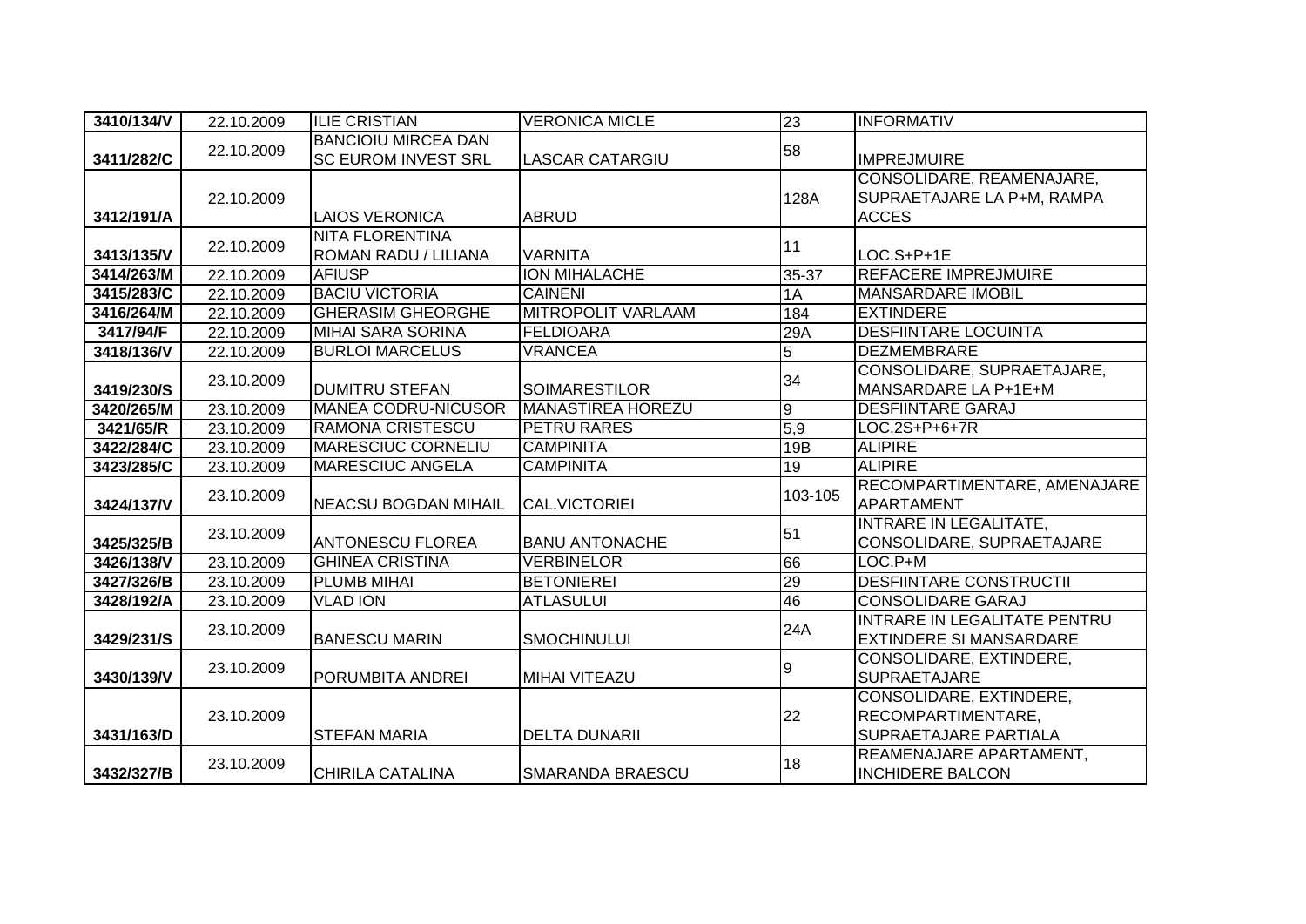| 3410/134/V | 22.10.2009 | ILIE CRISTIAN | VERONICA MICLE | 23 | INFORMATIV |
|---|---|---|---|---|---|
| 3411/282/C | 22.10.2009 | BANCIOIU MIRCEA DAN SC EUROM INVEST SRL | LASCAR CATARGIU | 58 | IMPREJMUIRE |
| 3412/191/A | 22.10.2009 | LAIOS VERONICA | ABRUD | 128A | CONSOLIDARE, REAMENAJARE, SUPRAETAJARE LA P+M, RAMPA ACCES |
| 3413/135/V | 22.10.2009 | NITA FLORENTINA ROMAN RADU / LILIANA | VARNITA | 11 | LOC.S+P+1E |
| 3414/263/M | 22.10.2009 | AFIUSP | ION MIHALACHE | 35-37 | REFACERE IMPREJMUIRE |
| 3415/283/C | 22.10.2009 | BACIU VICTORIA | CAINENI | 1A | MANSARDARE IMOBIL |
| 3416/264/M | 22.10.2009 | GHERASIM GHEORGHE | MITROPOLIT VARLAAM | 184 | EXTINDERE |
| 3417/94/F | 22.10.2009 | MIHAI SARA SORINA | FELDIOARA | 29A | DESFIINTARE LOCUINTA |
| 3418/136/V | 22.10.2009 | BURLOI MARCELUS | VRANCEA | 5 | DEZMEMBRARE |
| 3419/230/S | 23.10.2009 | DUMITRU STEFAN | SOIMARESTILOR | 34 | CONSOLIDARE, SUPRAETAJARE, MANSARDARE LA P+1E+M |
| 3420/265/M | 23.10.2009 | MANEA CODRU-NICUSOR | MANASTIREA HOREZU | 9 | DESFIINTARE GARAJ |
| 3421/65/R | 23.10.2009 | RAMONA CRISTESCU | PETRU RARES | 5,9 | LOC.2S+P+6+7R |
| 3422/284/C | 23.10.2009 | MARESCIUC CORNELIU | CAMPINITA | 19B | ALIPIRE |
| 3423/285/C | 23.10.2009 | MARESCIUC ANGELA | CAMPINITA | 19 | ALIPIRE |
| 3424/137/V | 23.10.2009 | NEACSU BOGDAN MIHAIL | CAL.VICTORIEI | 103-105 | RECOMPARTIMENTARE, AMENAJARE APARTAMENT |
| 3425/325/B | 23.10.2009 | ANTONESCU FLOREA | BANU ANTONACHE | 51 | INTRARE IN LEGALITATE, CONSOLIDARE, SUPRAETAJARE |
| 3426/138/V | 23.10.2009 | GHINEA CRISTINA | VERBINELOR | 66 | LOC.P+M |
| 3427/326/B | 23.10.2009 | PLUMB MIHAI | BETONIEREI | 29 | DESFIINTARE CONSTRUCTII |
| 3428/192/A | 23.10.2009 | VLAD ION | ATLASULUI | 46 | CONSOLIDARE GARAJ |
| 3429/231/S | 23.10.2009 | BANESCU MARIN | SMOCHINULUI | 24A | INTRARE IN LEGALITATE PENTRU EXTINDERE SI MANSARDARE |
| 3430/139/V | 23.10.2009 | PORUMBITA ANDREI | MIHAI VITEAZU | 9 | CONSOLIDARE, EXTINDERE, SUPRAETAJARE |
| 3431/163/D | 23.10.2009 | STEFAN MARIA | DELTA DUNARII | 22 | CONSOLIDARE, EXTINDERE, RECOMPARTIMENTARE, SUPRAETAJARE PARTIALA |
| 3432/327/B | 23.10.2009 | CHIRILA CATALINA | SMARANDA BRAESCU | 18 | REAMENAJARE APARTAMENT, INCHIDERE BALCON |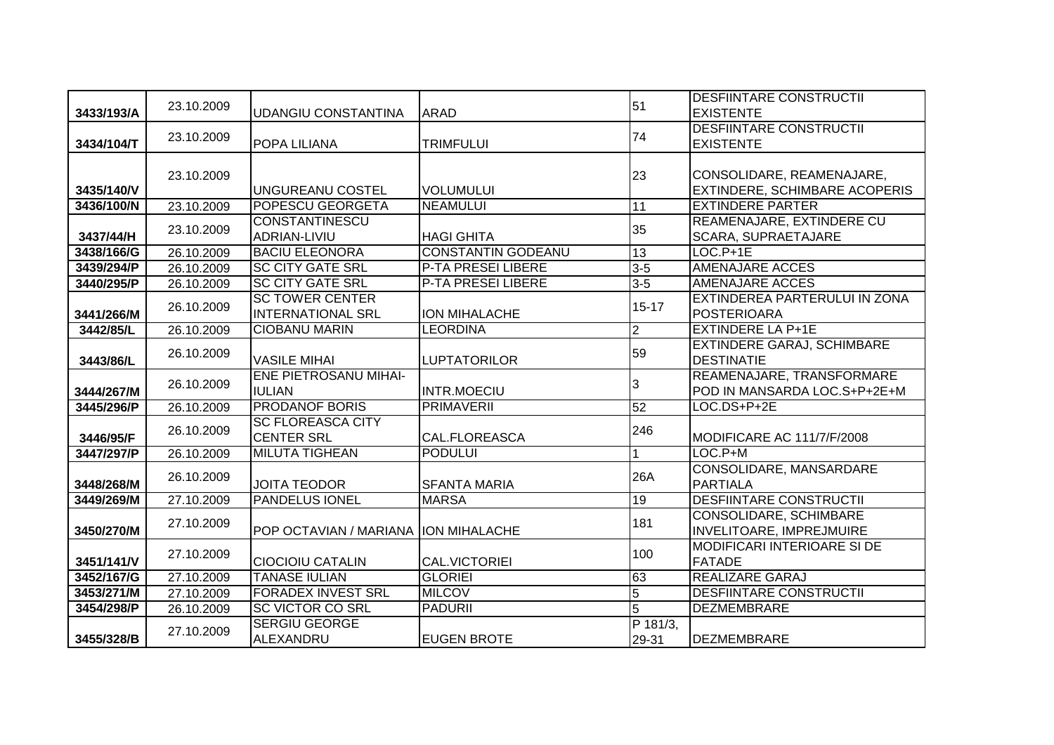| | | | | | |
|---|---|---|---|---|---|
| 3433/193/A | 23.10.2009 | UDANGIU CONSTANTINA | ARAD | 51 | DESFIINTARE CONSTRUCTII EXISTENTE |
| 3434/104/T | 23.10.2009 | POPA LILIANA | TRIMFULUI | 74 | DESFIINTARE CONSTRUCTII EXISTENTE |
| 3435/140/V | 23.10.2009 | UNGUREANU COSTEL | VOLUMULUI | 23 | CONSOLIDARE, REAMENAJARE, EXTINDERE, SCHIMBARE ACOPERIS |
| 3436/100/N | 23.10.2009 | POPESCU GEORGETA | NEAMULUI | 11 | EXTINDERE PARTER |
| 3437/44/H | 23.10.2009 | CONSTANTINESCU ADRIAN-LIVIU | HAGI GHITA | 35 | REAMENAJARE, EXTINDERE CU SCARA, SUPRAETAJARE |
| 3438/166/G | 26.10.2009 | BACIU ELEONORA | CONSTANTIN GODEANU | 13 | LOC.P+1E |
| 3439/294/P | 26.10.2009 | SC CITY GATE SRL | P-TA PRESEI LIBERE | 3-5 | AMENAJARE ACCES |
| 3440/295/P | 26.10.2009 | SC CITY GATE SRL | P-TA PRESEI LIBERE | 3-5 | AMENAJARE ACCES |
| 3441/266/M | 26.10.2009 | SC TOWER CENTER INTERNATIONAL SRL | ION MIHALACHE | 15-17 | EXTINDEREA PARTERULUI IN ZONA POSTERIOARA |
| 3442/85/L | 26.10.2009 | CIOBANU MARIN | LEORDINA | 2 | EXTINDERE LA P+1E |
| 3443/86/L | 26.10.2009 | VASILE MIHAI | LUPTATORILOR | 59 | EXTINDERE GARAJ, SCHIMBARE DESTINATIE |
| 3444/267/M | 26.10.2009 | ENE PIETROSANU MIHAI-IULIAN | INTR.MOECIU | 3 | REAMENAJARE, TRANSFORMARE POD IN MANSARDA LOC.S+P+2E+M |
| 3445/296/P | 26.10.2009 | PRODANOF BORIS | PRIMAVERII | 52 | LOC.DS+P+2E |
| 3446/95/F | 26.10.2009 | SC FLOREASCA CITY CENTER SRL | CAL.FLOREASCA | 246 | MODIFICARE AC 111/7/F/2008 |
| 3447/297/P | 26.10.2009 | MILUTA TIGHEAN | PODULUI | 1 | LOC.P+M |
| 3448/268/M | 26.10.2009 | JOITA TEODOR | SFANTA MARIA | 26A | CONSOLIDARE, MANSARDARE PARTIALA |
| 3449/269/M | 27.10.2009 | PANDELUS IONEL | MARSA | 19 | DESFIINTARE CONSTRUCTII |
| 3450/270/M | 27.10.2009 | POP OCTAVIAN / MARIANA | ION MIHALACHE | 181 | CONSOLIDARE, SCHIMBARE INVELITOARE, IMPREJMUIRE |
| 3451/141/V | 27.10.2009 | CIOCIOIU CATALIN | CAL.VICTORIEI | 100 | MODIFICARI INTERIOARE SI DE FATADE |
| 3452/167/G | 27.10.2009 | TANASE IULIAN | GLORIEI | 63 | REALIZARE GARAJ |
| 3453/271/M | 27.10.2009 | FORADEX INVEST SRL | MILCOV | 5 | DESFIINTARE CONSTRUCTII |
| 3454/298/P | 26.10.2009 | SC VICTOR CO SRL | PADURII | 5 | DEZMEMBRARE |
| 3455/328/B | 27.10.2009 | SERGIU GEORGE ALEXANDRU | EUGEN BROTE | P 181/3, 29-31 | DEZMEMBRARE |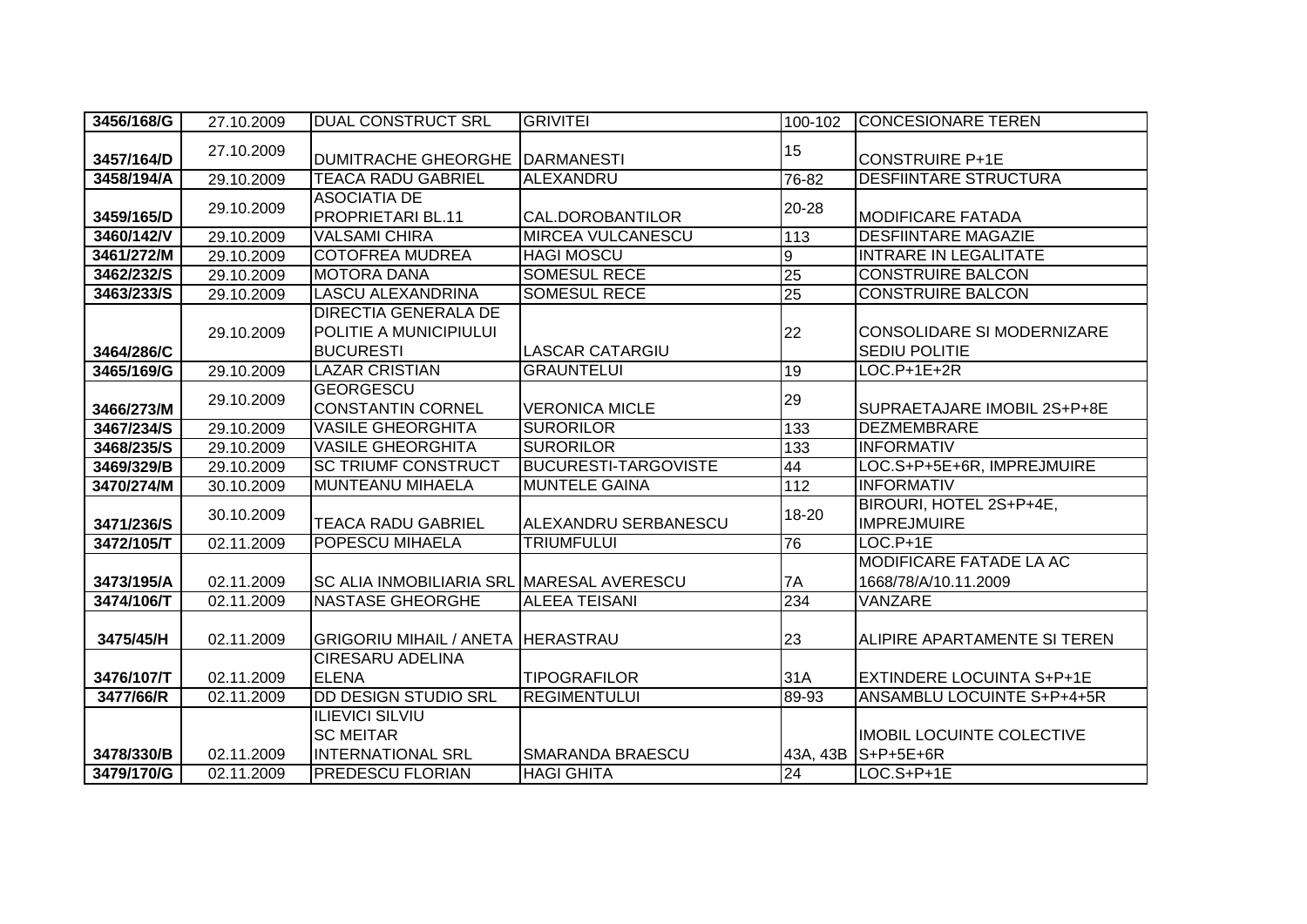| 3456/168/G | 27.10.2009 | DUAL CONSTRUCT SRL | GRIVITEI | 100-102 | CONCESIONARE TEREN |
|---|---|---|---|---|---|
| 3457/164/D | 27.10.2009 | DUMITRACHE GHEORGHE | DARMANESTI | 15 | CONSTRUIRE P+1E |
| 3458/194/A | 29.10.2009 | TEACA RADU GABRIEL | ALEXANDRU | 76-82 | DESFIINTARE STRUCTURA |
| 3459/165/D | 29.10.2009 | ASOCIATIA DE PROPRIETARI BL.11 | CAL.DOROBANTILOR | 20-28 | MODIFICARE FATADA |
| 3460/142/V | 29.10.2009 | VALSAMI CHIRA | MIRCEA VULCANESCU | 113 | DESFIINTARE MAGAZIE |
| 3461/272/M | 29.10.2009 | COTOFREA MUDREA | HAGI MOSCU | 9 | INTRARE IN LEGALITATE |
| 3462/232/S | 29.10.2009 | MOTORA DANA | SOMESUL RECE | 25 | CONSTRUIRE BALCON |
| 3463/233/S | 29.10.2009 | LASCU ALEXANDRINA | SOMESUL RECE | 25 | CONSTRUIRE BALCON |
| 3464/286/C | 29.10.2009 | DIRECTIA GENERALA DE POLITIE A MUNICIPIULUI BUCURESTI | LASCAR CATARGIU | 22 | CONSOLIDARE SI MODERNIZARE SEDIU POLITIE |
| 3465/169/G | 29.10.2009 | LAZAR CRISTIAN | GRAUNTELUI | 19 | LOC.P+1E+2R |
| 3466/273/M | 29.10.2009 | GEORGESCU CONSTANTIN CORNEL | VERONICA MICLE | 29 | SUPRAETAJARE IMOBIL 2S+P+8E |
| 3467/234/S | 29.10.2009 | VASILE GHEORGHITA | SURORILOR | 133 | DEZMEMBRARE |
| 3468/235/S | 29.10.2009 | VASILE GHEORGHITA | SURORILOR | 133 | INFORMATIV |
| 3469/329/B | 29.10.2009 | SC TRIUMF CONSTRUCT | BUCURESTI-TARGOVISTE | 44 | LOC.S+P+5E+6R, IMPREJMUIRE |
| 3470/274/M | 30.10.2009 | MUNTEANU MIHAELA | MUNTELE GAINA | 112 | INFORMATIV |
| 3471/236/S | 30.10.2009 | TEACA RADU GABRIEL | ALEXANDRU SERBANESCU | 18-20 | BIROURI, HOTEL 2S+P+4E, IMPREJMUIRE |
| 3472/105/T | 02.11.2009 | POPESCU MIHAELA | TRIUMFULUI | 76 | LOC.P+1E |
| 3473/195/A | 02.11.2009 | SC ALIA INMOBILIARIA SRL | MARESAL AVERESCU | 7A | MODIFICARE FATADE LA AC 1668/78/A/10.11.2009 |
| 3474/106/T | 02.11.2009 | NASTASE GHEORGHE | ALEEA TEISANI | 234 | VANZARE |
| 3475/45/H | 02.11.2009 | GRIGORIU MIHAIL / ANETA | HERASTRAU | 23 | ALIPIRE APARTAMENTE SI TEREN |
| 3476/107/T | 02.11.2009 | CIRESARU ADELINA ELENA | TIPOGRAFILOR | 31A | EXTINDERE LOCUINTA S+P+1E |
| 3477/66/R | 02.11.2009 | DD DESIGN STUDIO SRL | REGIMENTULUI | 89-93 | ANSAMBLU LOCUINTE S+P+4+5R |
| 3478/330/B | 02.11.2009 | ILIEVICI SILVIU SC MEITAR INTERNATIONAL SRL | SMARANDA BRAESCU | 43A, 43B | IMOBIL LOCUINTE COLECTIVE S+P+5E+6R |
| 3479/170/G | 02.11.2009 | PREDESCU FLORIAN | HAGI GHITA | 24 | LOC.S+P+1E |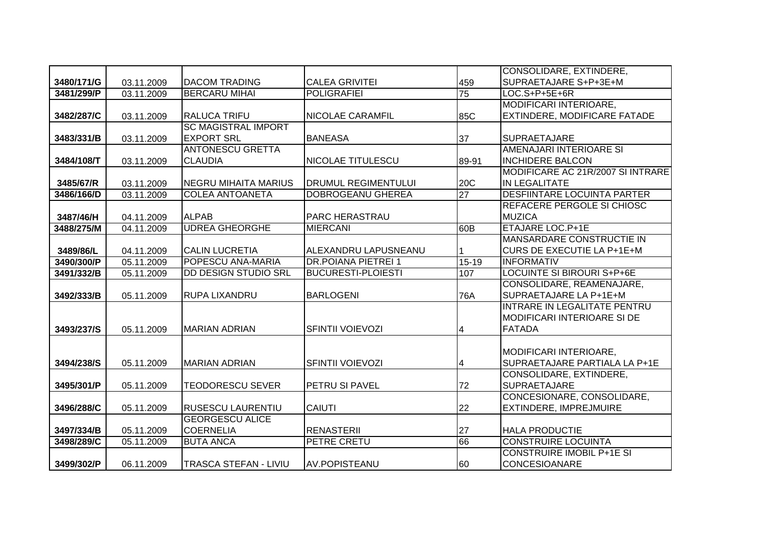| | | | | | |
|---|---|---|---|---|---|
| 3480/171/G | 03.11.2009 | DACOM TRADING | CALEA GRIVITEI | 459 | CONSOLIDARE, EXTINDERE, SUPRAETAJARE S+P+3E+M |
| 3481/299/P | 03.11.2009 | BERCARU MIHAI | POLIGRAFIEI | 75 | LOC.S+P+5E+6R |
| 3482/287/C | 03.11.2009 | RALUCA TRIFU | NICOLAE CARAMFIL | 85C | MODIFICARI INTERIOARE, EXTINDERE, MODIFICARE FATADE |
| 3483/331/B | 03.11.2009 | SC MAGISTRAL IMPORT EXPORT SRL | BANEASA | 37 | SUPRAETAJARE |
| 3484/108/T | 03.11.2009 | ANTONESCU GRETTA CLAUDIA | NICOLAE TITULESCU | 89-91 | AMENAJARI INTERIOARE SI INCHIDERE BALCON |
| 3485/67/R | 03.11.2009 | NEGRU MIHAITA MARIUS | DRUMUL REGIMENTULUI | 20C | MODIFICARE AC 21R/2007 SI INTRARE IN LEGALITATE |
| 3486/166/D | 03.11.2009 | COLEA ANTOANETA | DOBROGEANU GHEREA | 27 | DESFIINTARE LOCUINTA PARTER |
| 3487/46/H | 04.11.2009 | ALPAB | PARC HERASTRAU | | REFACERE PERGOLE SI CHIOSC MUZICA |
| 3488/275/M | 04.11.2009 | UDREA GHEORGHE | MIERCANI | 60B | ETAJARE LOC.P+1E |
| 3489/86/L | 04.11.2009 | CALIN LUCRETIA | ALEXANDRU LAPUSNEANU | 1 | MANSARDARE CONSTRUCTIE IN CURS DE EXECUTIE LA P+1E+M |
| 3490/300/P | 05.11.2009 | POPESCU ANA-MARIA | DR.POIANA PIETREI 1 | 15-19 | INFORMATIV |
| 3491/332/B | 05.11.2009 | DD DESIGN STUDIO SRL | BUCURESTI-PLOIESTI | 107 | LOCUINTE SI BIROURI S+P+6E |
| 3492/333/B | 05.11.2009 | RUPA LIXANDRU | BARLOGENI | 76A | CONSOLIDARE, REAMENAJARE, SUPRAETAJARE LA P+1E+M |
| 3493/237/S | 05.11.2009 | MARIAN ADRIAN | SFINTII VOIEVOZI | 4 | INTRARE IN LEGALITATE PENTRU MODIFICARI INTERIOARE SI DE FATADA |
| 3494/238/S | 05.11.2009 | MARIAN ADRIAN | SFINTII VOIEVOZI | 4 | MODIFICARI INTERIOARE, SUPRAETAJARE PARTIALA LA P+1E |
| 3495/301/P | 05.11.2009 | TEODORESCU SEVER | PETRU SI PAVEL | 72 | CONSOLIDARE, EXTINDERE, SUPRAETAJARE |
| 3496/288/C | 05.11.2009 | RUSESCU LAURENTIU | CAIUTI | 22 | CONCESIONARE, CONSOLIDARE, EXTINDERE, IMPREJMUIRE |
| 3497/334/B | 05.11.2009 | GEORGESCU ALICE COERNELIA | RENASTERII | 27 | HALA PRODUCTIE |
| 3498/289/C | 05.11.2009 | BUTA ANCA | PETRE CRETU | 66 | CONSTRUIRE LOCUINTA |
| 3499/302/P | 06.11.2009 | TRASCA STEFAN - LIVIU | AV.POPISTEANU | 60 | CONSTRUIRE IMOBIL P+1E SI CONCESIOANARE |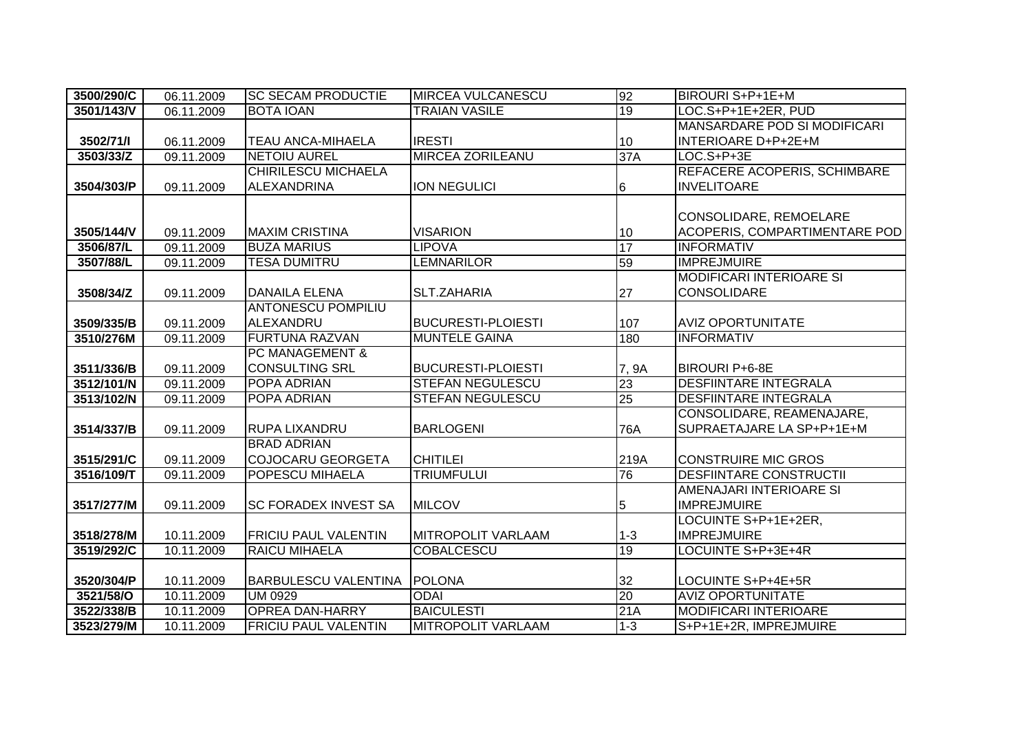| 3500/290/C | 06.11.2009 | SC SECAM PRODUCTIE | MIRCEA VULCANESCU | 92 | BIROURI S+P+1E+M |
|---|---|---|---|---|---|
| 3501/143/V | 06.11.2009 | BOTA IOAN | TRAIAN VASILE | 19 | LOC.S+P+1E+2ER, PUD |
| 3502/71/I | 06.11.2009 | TEAU ANCA-MIHAELA | IRESTI | 10 | MANSARDARE POD SI MODIFICARI INTERIOARE D+P+2E+M |
| 3503/33/Z | 09.11.2009 | NETOIU AUREL | MIRCEA ZORILEANU | 37A | LOC.S+P+3E |
| 3504/303/P | 09.11.2009 | CHIRILESCU MICHAELA ALEXANDRINA | ION NEGULICI | 6 | REFACERE ACOPERIS, SCHIMBARE INVELITOARE |
| 3505/144/V | 09.11.2009 | MAXIM CRISTINA | VISARION | 10 | CONSOLIDARE, REMOELARE ACOPERIS, COMPARTIMENTARE POD |
| 3506/87/L | 09.11.2009 | BUZA MARIUS | LIPOVA | 17 | INFORMATIV |
| 3507/88/L | 09.11.2009 | TESA DUMITRU | LEMNARILOR | 59 | IMPREJMUIRE |
| 3508/34/Z | 09.11.2009 | DANAILA ELENA | SLT.ZAHARIA | 27 | MODIFICARI INTERIOARE SI CONSOLIDARE |
| 3509/335/B | 09.11.2009 | ANTONESCU POMPILIU ALEXANDRU | BUCURESTI-PLOIESTI | 107 | AVIZ OPORTUNITATE |
| 3510/276M | 09.11.2009 | FURTUNA RAZVAN | MUNTELE GAINA | 180 | INFORMATIV |
| 3511/336/B | 09.11.2009 | PC MANAGEMENT & CONSULTING SRL | BUCURESTI-PLOIESTI | 7, 9A | BIROURI P+6-8E |
| 3512/101/N | 09.11.2009 | POPA ADRIAN | STEFAN NEGULESCU | 23 | DESFIINTARE INTEGRALA |
| 3513/102/N | 09.11.2009 | POPA ADRIAN | STEFAN NEGULESCU | 25 | DESFIINTARE INTEGRALA |
| 3514/337/B | 09.11.2009 | RUPA LIXANDRU | BARLOGENI | 76A | CONSOLIDARE, REAMENAJARE, SUPRAETAJARE LA SP+P+1E+M |
| 3515/291/C | 09.11.2009 | BRAD ADRIAN COJOCARU GEORGETA | CHITILEI | 219A | CONSTRUIRE MIC GROS |
| 3516/109/T | 09.11.2009 | POPESCU MIHAELA | TRIUMFULUI | 76 | DESFIINTARE CONSTRUCTII |
| 3517/277/M | 09.11.2009 | SC FORADEX INVEST SA | MILCOV | 5 | AMENAJARI INTERIOARE SI IMPREJMUIRE |
| 3518/278/M | 10.11.2009 | FRICIU PAUL VALENTIN | MITROPOLIT VARLAAM | 1-3 | LOCUINTE S+P+1E+2ER, IMPREJMUIRE |
| 3519/292/C | 10.11.2009 | RAICU MIHAELA | COBALCESCU | 19 | LOCUINTE S+P+3E+4R |
| 3520/304/P | 10.11.2009 | BARBULESCU VALENTINA | POLONA | 32 | LOCUINTE S+P+4E+5R |
| 3521/58/O | 10.11.2009 | UM 0929 | ODAI | 20 | AVIZ OPORTUNITATE |
| 3522/338/B | 10.11.2009 | OPREA DAN-HARRY | BAICULESTI | 21A | MODIFICARI INTERIOARE |
| 3523/279/M | 10.11.2009 | FRICIU PAUL VALENTIN | MITROPOLIT VARLAAM | 1-3 | S+P+1E+2R, IMPREJMUIRE |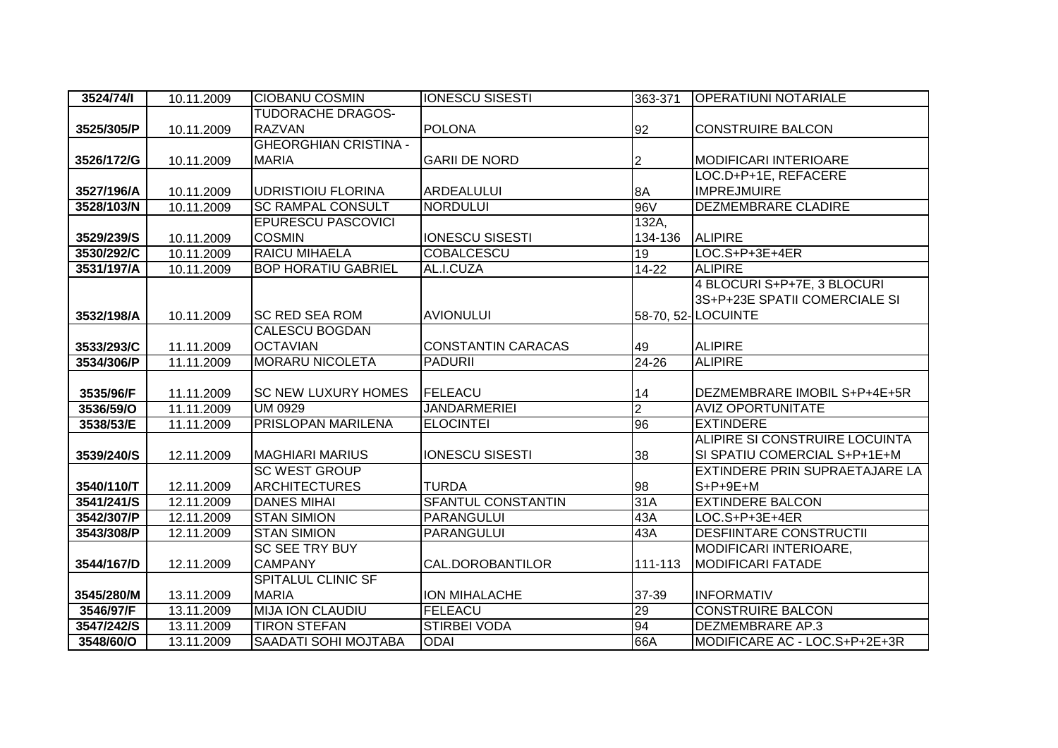| 3524/74/I | 10.11.2009 | CIOBANU COSMIN | IONESCU SISESTI | 363-371 | OPERATIUNI NOTARIALE |
|---|---|---|---|---|---|
| 3525/305/P | 10.11.2009 | TUDORACHE DRAGOS-RAZVAN | POLONA | 92 | CONSTRUIRE BALCON |
| 3526/172/G | 10.11.2009 | GHEORGHIAN CRISTINA - MARIA | GARII DE NORD | 2 | MODIFICARI INTERIOARE |
| 3527/196/A | 10.11.2009 | UDRISTIOIU FLORINA | ARDEALULUI | 8A | LOC.D+P+1E, REFACERE IMPREJMUIRE |
| 3528/103/N | 10.11.2009 | SC RAMPAL CONSULT | NORDULUI | 96V | DEZMEMBRARE CLADIRE |
| 3529/239/S | 10.11.2009 | EPURESCU PASCOVICI COSMIN | IONESCU SISESTI | 132A, 134-136 | ALIPIRE |
| 3530/292/C | 10.11.2009 | RAICU MIHAELA | COBALCESCU | 19 | LOC.S+P+3E+4ER |
| 3531/197/A | 10.11.2009 | BOP HORATIU GABRIEL | AL.I.CUZA | 14-22 | ALIPIRE |
| 3532/198/A | 10.11.2009 | SC RED SEA ROM | AVIONULUI | 58-70, 52- | 4 BLOCURI S+P+7E, 3 BLOCURI 3S+P+23E SPATII COMERCIALE SI LOCUINTE |
| 3533/293/C | 11.11.2009 | CALESCU BOGDAN OCTAVIAN | CONSTANTIN CARACAS | 49 | ALIPIRE |
| 3534/306/P | 11.11.2009 | MORARU NICOLETA | PADURII | 24-26 | ALIPIRE |
| 3535/96/F | 11.11.2009 | SC NEW LUXURY HOMES | FELEACU | 14 | DEZMEMBRARE IMOBIL S+P+4E+5R |
| 3536/59/O | 11.11.2009 | UM 0929 | JANDARMERIEI | 2 | AVIZ OPORTUNITATE |
| 3538/53/E | 11.11.2009 | PRISLOPAN MARILENA | ELOCINTEI | 96 | EXTINDERE |
| 3539/240/S | 12.11.2009 | MAGHIARI MARIUS | IONESCU SISESTI | 38 | ALIPIRE SI CONSTRUIRE LOCUINTA SI SPATIU COMERCIAL S+P+1E+M |
| 3540/110/T | 12.11.2009 | SC WEST GROUP ARCHITECTURES | TURDA | 98 | EXTINDERE PRIN SUPRAETAJARE LA S+P+9E+M |
| 3541/241/S | 12.11.2009 | DANES MIHAI | SFANTUL CONSTANTIN | 31A | EXTINDERE BALCON |
| 3542/307/P | 12.11.2009 | STAN SIMION | PARANGULUI | 43A | LOC.S+P+3E+4ER |
| 3543/308/P | 12.11.2009 | STAN SIMION | PARANGULUI | 43A | DESFIINTARE CONSTRUCTII |
| 3544/167/D | 12.11.2009 | SC SEE TRY BUY CAMPANY | CAL.DOROBANTILOR | 111-113 | MODIFICARI INTERIOARE, MODIFICARI FATADE |
| 3545/280/M | 13.11.2009 | SPITALUL CLINIC SF MARIA | ION MIHALACHE | 37-39 | INFORMATIV |
| 3546/97/F | 13.11.2009 | MIJA ION CLAUDIU | FELEACU | 29 | CONSTRUIRE BALCON |
| 3547/242/S | 13.11.2009 | TIRON STEFAN | STIRBEI VODA | 94 | DEZMEMBRARE AP.3 |
| 3548/60/O | 13.11.2009 | SAADATI SOHI MOJTABA | ODAI | 66A | MODIFICARE AC - LOC.S+P+2E+3R |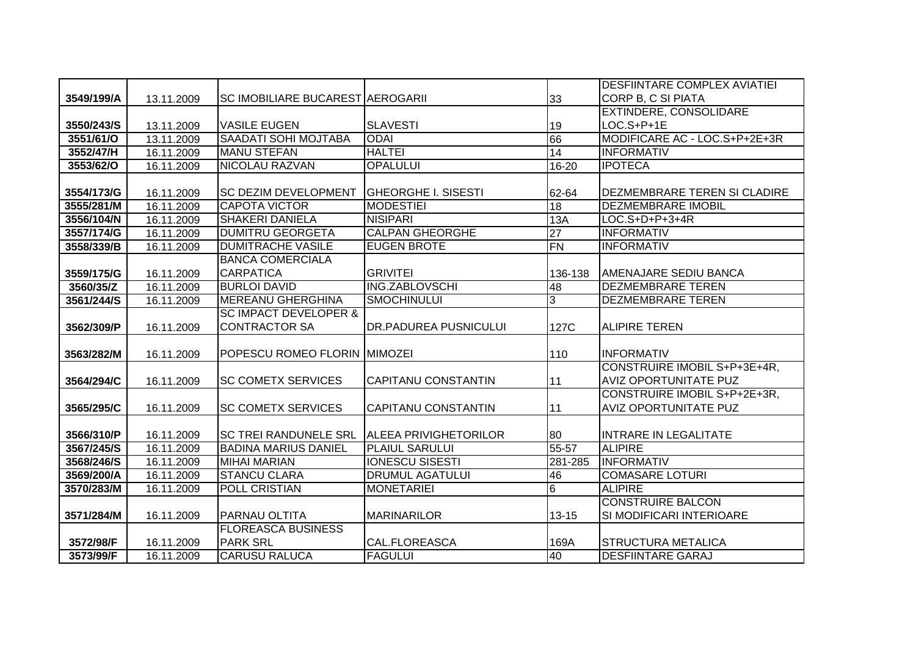| | | | | | |
|---|---|---|---|---|---|
| 3549/199/A | 13.11.2009 | SC IMOBILIARE BUCAREST | AEROGARII | 33 | DESFIINTARE COMPLEX AVIATIEI CORP B, C SI PIATA |
| 3550/243/S | 13.11.2009 | VASILE EUGEN | SLAVESTI | 19 | EXTINDERE, CONSOLIDARE LOC.S+P+1E |
| 3551/61/O | 13.11.2009 | SAADATI SOHI MOJTABA | ODAI | 66 | MODIFICARE AC - LOC.S+P+2E+3R |
| 3552/47/H | 16.11.2009 | MANU STEFAN | HALTEI | 14 | INFORMATIV |
| 3553/62/O | 16.11.2009 | NICOLAU RAZVAN | OPALULUI | 16-20 | IPOTECA |
| 3554/173/G | 16.11.2009 | SC DEZIM DEVELOPMENT | GHEORGHE I. SISESTI | 62-64 | DEZMEMBRARE TEREN SI CLADIRE |
| 3555/281/M | 16.11.2009 | CAPOTA VICTOR | MODESTIEI | 18 | DEZMEMBRARE IMOBIL |
| 3556/104/N | 16.11.2009 | SHAKERI DANIELA | NISIPARI | 13A | LOC.S+D+P+3+4R |
| 3557/174/G | 16.11.2009 | DUMITRU GEORGETA | CALPAN GHEORGHE | 27 | INFORMATIV |
| 3558/339/B | 16.11.2009 | DUMITRACHE VASILE | EUGEN BROTE | FN | INFORMATIV |
| 3559/175/G | 16.11.2009 | BANCA COMERCIALA CARPATICA | GRIVITEI | 136-138 | AMENAJARE SEDIU BANCA |
| 3560/35/Z | 16.11.2009 | BURLOI DAVID | ING.ZABLOVSCHI | 48 | DEZMEMBRARE TEREN |
| 3561/244/S | 16.11.2009 | MEREANU GHERGHINA | SMOCHINULUI | 3 | DEZMEMBRARE TEREN |
| 3562/309/P | 16.11.2009 | SC IMPACT DEVELOPER & CONTRACTOR SA | DR.PADUREA PUSNICULUI | 127C | ALIPIRE TEREN |
| 3563/282/M | 16.11.2009 | POPESCU ROMEO FLORIN | MIMOZEI | 110 | INFORMATIV |
| 3564/294/C | 16.11.2009 | SC COMETX SERVICES | CAPITANU CONSTANTIN | 11 | CONSTRUIRE IMOBIL S+P+3E+4R, AVIZ OPORTUNITATE PUZ |
| 3565/295/C | 16.11.2009 | SC COMETX SERVICES | CAPITANU CONSTANTIN | 11 | CONSTRUIRE IMOBIL S+P+2E+3R, AVIZ OPORTUNITATE PUZ |
| 3566/310/P | 16.11.2009 | SC TREI RANDUNELE SRL | ALEEA PRIVIGHETORILOR | 80 | INTRARE IN LEGALITATE |
| 3567/245/S | 16.11.2009 | BADINA MARIUS DANIEL | PLAIUL SARULUI | 55-57 | ALIPIRE |
| 3568/246/S | 16.11.2009 | MIHAI MARIAN | IONESCU SISESTI | 281-285 | INFORMATIV |
| 3569/200/A | 16.11.2009 | STANCU CLARA | DRUMUL AGATULUI | 46 | COMASARE LOTURI |
| 3570/283/M | 16.11.2009 | POLL CRISTIAN | MONETARIEI | 6 | ALIPIRE |
| 3571/284/M | 16.11.2009 | PARNAU OLTITA | MARINARILOR | 13-15 | CONSTRUIRE BALCON SI MODIFICARI INTERIOARE |
| 3572/98/F | 16.11.2009 | FLOREASCA BUSINESS PARK SRL | CAL.FLOREASCA | 169A | STRUCTURA METALICA |
| 3573/99/F | 16.11.2009 | CARUSU RALUCA | FAGULUI | 40 | DESFIINTARE GARAJ |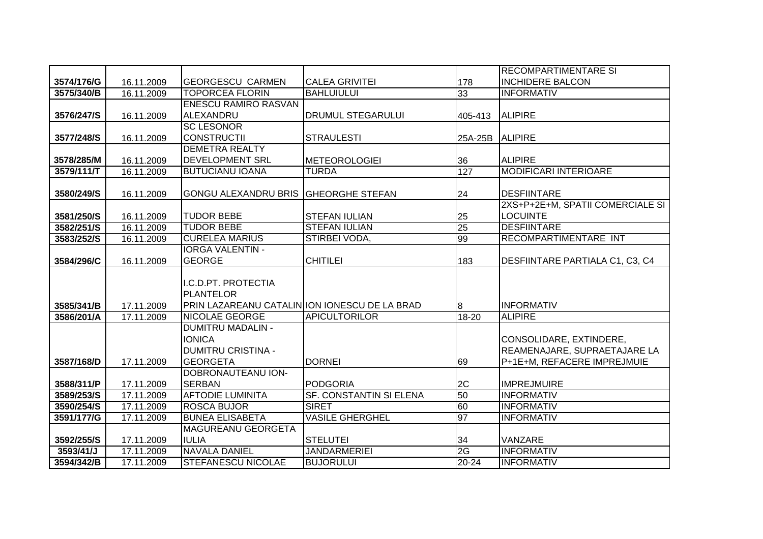| | | | | | |
|---|---|---|---|---|---|
| 3574/176/G | 16.11.2009 | GEORGESCU CARMEN | CALEA GRIVITEI | 178 | RECOMPARTIMENTARE SI INCHIDERE BALCON |
| 3575/340/B | 16.11.2009 | TOPORCEA FLORIN | BAHLUIULUI | 33 | INFORMATIV |
| 3576/247/S | 16.11.2009 | ENESCU RAMIRO RASVAN ALEXANDRU | DRUMUL STEGARULUI | 405-413 | ALIPIRE |
| 3577/248/S | 16.11.2009 | SC LESONOR CONSTRUCTII | STRAULESTI | 25A-25B | ALIPIRE |
| 3578/285/M | 16.11.2009 | DEMETRA REALTY DEVELOPMENT SRL | METEOROLOGIEI | 36 | ALIPIRE |
| 3579/111/T | 16.11.2009 | BUTUCIANU IOANA | TURDA | 127 | MODIFICARI INTERIOARE |
| 3580/249/S | 16.11.2009 | GONGU ALEXANDRU BRIS | GHEORGHE STEFAN | 24 | DESFIINTARE |
| 3581/250/S | 16.11.2009 | TUDOR BEBE | STEFAN IULIAN | 25 | 2XS+P+2E+M, SPATII COMERCIALE SI LOCUINTE |
| 3582/251/S | 16.11.2009 | TUDOR BEBE | STEFAN IULIAN | 25 | DESFIINTARE |
| 3583/252/S | 16.11.2009 | CURELEA MARIUS | STIRBEI VODA, | 99 | RECOMPARTIMENTARE INT |
| 3584/296/C | 16.11.2009 | IORGA VALENTIN - GEORGE | CHITILEI | 183 | DESFIINTARE PARTIALA C1, C3, C4 |
| 3585/341/B | 17.11.2009 | I.C.D.PT. PROTECTIA PLANTELOR PRIN LAZAREANU CATALIN | ION IONESCU DE LA BRAD | 8 | INFORMATIV |
| 3586/201/A | 17.11.2009 | NICOLAE GEORGE | APICULTORILOR | 18-20 | ALIPIRE |
| 3587/168/D | 17.11.2009 | DUMITRU MADALIN - IONICA DUMITRU CRISTINA - GEORGETA | DORNEI | 69 | CONSOLIDARE, EXTINDERE, REAMENAJARE, SUPRAETAJARE LA P+1E+M, REFACERE IMPREJMUIE |
| 3588/311/P | 17.11.2009 | DOBRONAUTEANU ION-SERBAN | PODGORIA | 2C | IMPREJMUIRE |
| 3589/253/S | 17.11.2009 | AFTODIE LUMINITA | SF. CONSTANTIN SI ELENA | 50 | INFORMATIV |
| 3590/254/S | 17.11.2009 | ROSCA BUJOR | SIRET | 60 | INFORMATIV |
| 3591/177/G | 17.11.2009 | BUNEA ELISABETA | VASILE GHERGHEL | 97 | INFORMATIV |
| 3592/255/S | 17.11.2009 | MAGUREANU GEORGETA IULIA | STELUTEI | 34 | VANZARE |
| 3593/41/J | 17.11.2009 | NAVALA DANIEL | JANDARMERIEI | 2G | INFORMATIV |
| 3594/342/B | 17.11.2009 | STEFANESCU NICOLAE | BUJORULUI | 20-24 | INFORMATIV |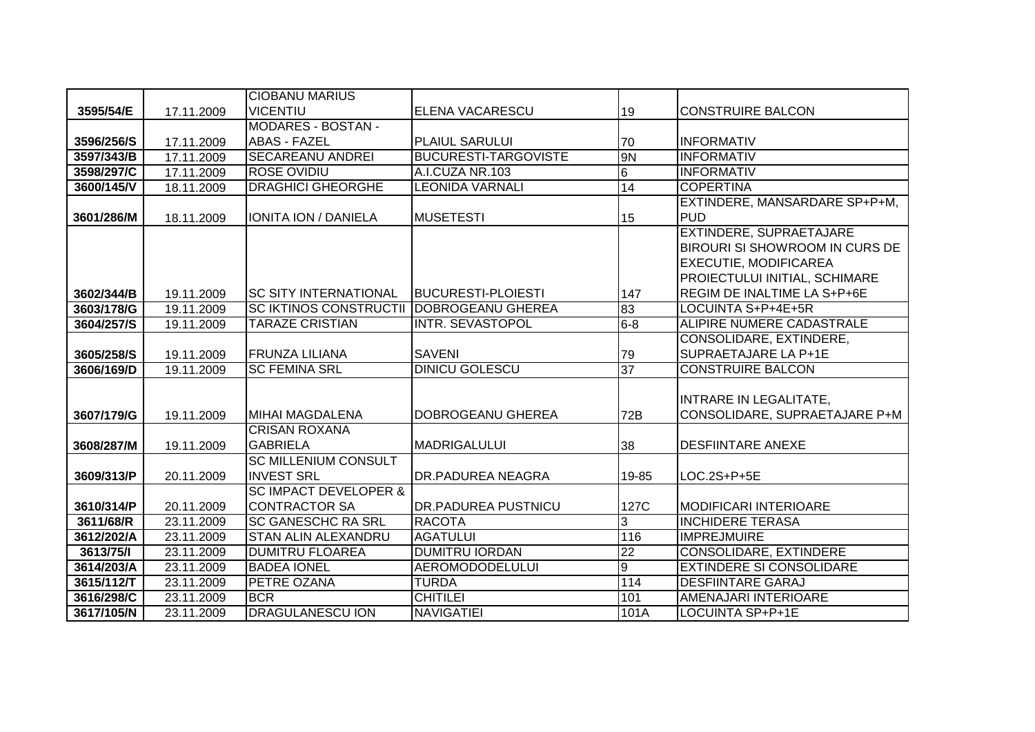| | | | | | |
|---|---|---|---|---|---|
| 3595/54/E | 17.11.2009 | CIOBANU MARIUS VICENTIU | ELENA VACARESCU | 19 | CONSTRUIRE BALCON |
| 3596/256/S | 17.11.2009 | MODARES - BOSTAN - ABAS - FAZEL | PLAIUL SARULUI | 70 | INFORMATIV |
| 3597/343/B | 17.11.2009 | SECAREANU ANDREI | BUCURESTI-TARGOVISTE | 9N | INFORMATIV |
| 3598/297/C | 17.11.2009 | ROSE OVIDIU | A.I.CUZA NR.103 | 6 | INFORMATIV |
| 3600/145/V | 18.11.2009 | DRAGHICI GHEORGHE | LEONIDA VARNALI | 14 | COPERTINA |
| 3601/286/M | 18.11.2009 | IONITA ION / DANIELA | MUSETESTI | 15 | EXTINDERE, MANSARDARE SP+P+M, PUD |
| 3602/344/B | 19.11.2009 | SC SITY INTERNATIONAL | BUCURESTI-PLOIESTI | 147 | EXTINDERE, SUPRAETAJARE BIROURI SI SHOWROOM IN CURS DE EXECUTIE, MODIFICAREA PROIECTULUI INITIAL, SCHIMARE REGIM DE INALTIME LA S+P+6E |
| 3603/178/G | 19.11.2009 | SC IKTINOS CONSTRUCTII | DOBROGEANU GHEREA | 83 | LOCUINTA S+P+4E+5R |
| 3604/257/S | 19.11.2009 | TARAZE CRISTIAN | INTR. SEVASTOPOL | 6-8 | ALIPIRE NUMERE CADASTRALE |
| 3605/258/S | 19.11.2009 | FRUNZA LILIANA | SAVENI | 79 | CONSOLIDARE, EXTINDERE, SUPRAETAJARE LA P+1E |
| 3606/169/D | 19.11.2009 | SC FEMINA SRL | DINICU GOLESCU | 37 | CONSTRUIRE BALCON |
| 3607/179/G | 19.11.2009 | MIHAI MAGDALENA | DOBROGEANU GHEREA | 72B | INTRARE IN LEGALITATE, CONSOLIDARE, SUPRAETAJARE P+M |
| 3608/287/M | 19.11.2009 | CRISAN ROXANA GABRIELA | MADRIGALULUI | 38 | DESFIINTARE ANEXE |
| 3609/313/P | 20.11.2009 | SC MILLENIUM CONSULT INVEST SRL | DR.PADUREA NEAGRA | 19-85 | LOC.2S+P+5E |
| 3610/314/P | 20.11.2009 | SC IMPACT DEVELOPER & CONTRACTOR SA | DR.PADUREA PUSTNICU | 127C | MODIFICARI INTERIOARE |
| 3611/68/R | 23.11.2009 | SC GANESCHC RA SRL | RACOTA | 3 | INCHIDERE TERASA |
| 3612/202/A | 23.11.2009 | STAN ALIN ALEXANDRU | AGATULUI | 116 | IMPREJMUIRE |
| 3613/75/I | 23.11.2009 | DUMITRU FLOAREA | DUMITRU IORDAN | 22 | CONSOLIDARE, EXTINDERE |
| 3614/203/A | 23.11.2009 | BADEA IONEL | AEROMODODELULUI | 9 | EXTINDERE SI CONSOLIDARE |
| 3615/112/T | 23.11.2009 | PETRE OZANA | TURDA | 114 | DESFIINTARE GARAJ |
| 3616/298/C | 23.11.2009 | BCR | CHITILEI | 101 | AMENAJARI INTERIOARE |
| 3617/105/N | 23.11.2009 | DRAGULANESCU ION | NAVIGATIEI | 101A | LOCUINTA SP+P+1E |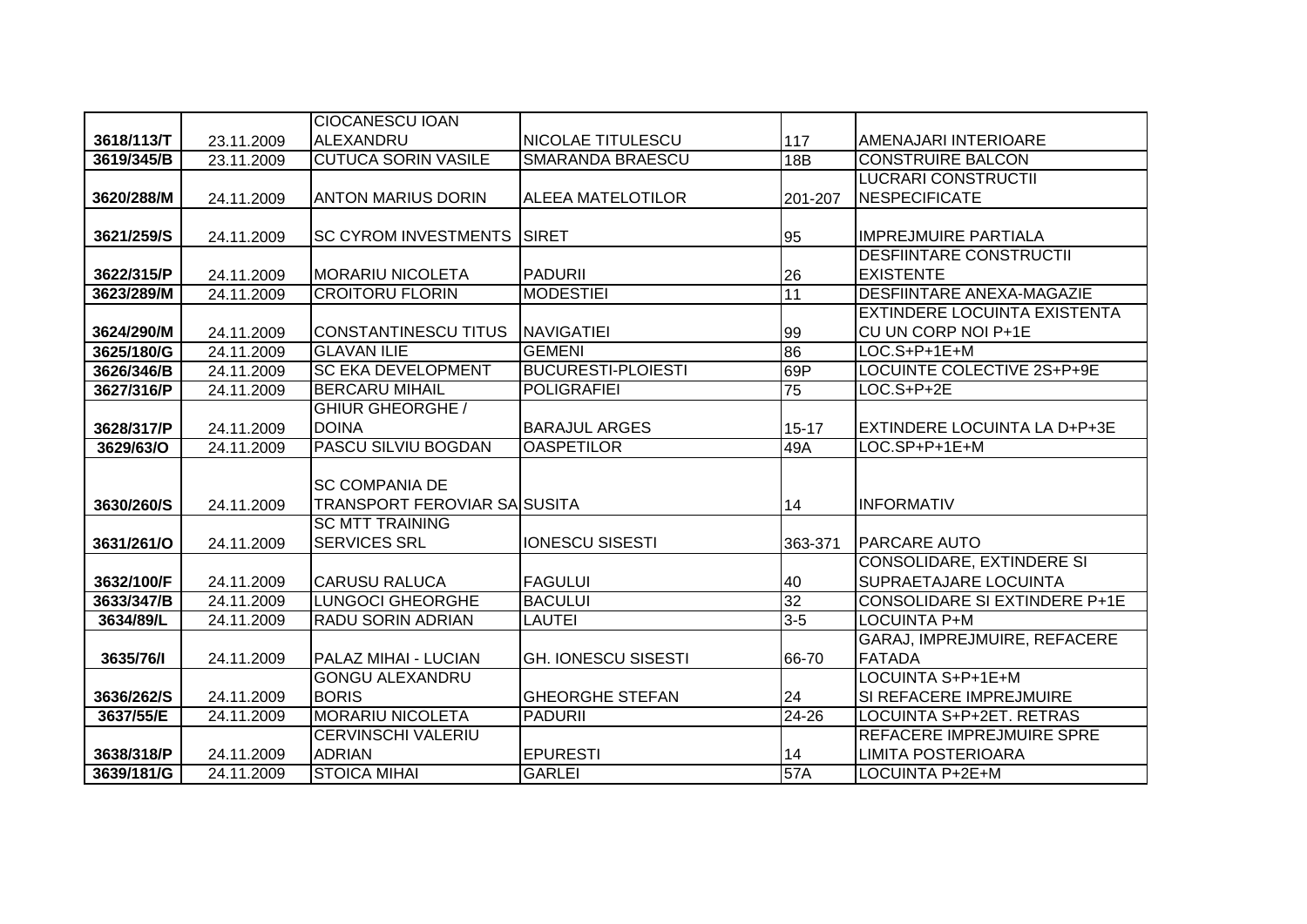| | | | | | |
|---|---|---|---|---|---|
| 3618/113/T | 23.11.2009 | CIOCANESCU IOAN ALEXANDRU | NICOLAE TITULESCU | 117 | AMENAJARI INTERIOARE |
| 3619/345/B | 23.11.2009 | CUTUCA SORIN VASILE | SMARANDA BRAESCU | 18B | CONSTRUIRE BALCON |
| 3620/288/M | 24.11.2009 | ANTON MARIUS DORIN | ALEEA MATELOTILOR | 201-207 | LUCRARI CONSTRUCTII NESPECIFICATE |
| 3621/259/S | 24.11.2009 | SC CYROM INVESTMENTS | SIRET | 95 | IMPREJMUIRE PARTIALA |
| 3622/315/P | 24.11.2009 | MORARIU NICOLETA | PADURII | 26 | DESFIINTARE CONSTRUCTII EXISTENTE |
| 3623/289/M | 24.11.2009 | CROITORU FLORIN | MODESTIEI | 11 | DESFIINTARE ANEXA-MAGAZIE |
| 3624/290/M | 24.11.2009 | CONSTANTINESCU TITUS | NAVIGATIEI | 99 | EXTINDERE LOCUINTA EXISTENTA CU UN CORP NOI P+1E |
| 3625/180/G | 24.11.2009 | GLAVAN ILIE | GEMENI | 86 | LOC.S+P+1E+M |
| 3626/346/B | 24.11.2009 | SC EKA DEVELOPMENT | BUCURESTI-PLOIESTI | 69P | LOCUINTE COLECTIVE 2S+P+9E |
| 3627/316/P | 24.11.2009 | BERCARU MIHAIL | POLIGRAFIEI | 75 | LOC.S+P+2E |
| 3628/317/P | 24.11.2009 | GHIUR GHEORGHE / DOINA | BARAJUL ARGES | 15-17 | EXTINDERE LOCUINTA LA D+P+3E |
| 3629/63/O | 24.11.2009 | PASCU SILVIU BOGDAN | OASPETILOR | 49A | LOC.SP+P+1E+M |
| 3630/260/S | 24.11.2009 | SC COMPANIA DE TRANSPORT FEROVIAR SA | SUSITA | 14 | INFORMATIV |
| 3631/261/O | 24.11.2009 | SC MTT TRAINING SERVICES SRL | IONESCU SISESTI | 363-371 | PARCARE AUTO |
| 3632/100/F | 24.11.2009 | CARUSU RALUCA | FAGULUI | 40 | CONSOLIDARE, EXTINDERE SI SUPRAETAJARE LOCUINTA |
| 3633/347/B | 24.11.2009 | LUNGOCI GHEORGHE | BACULUI | 32 | CONSOLIDARE SI EXTINDERE P+1E |
| 3634/89/L | 24.11.2009 | RADU SORIN ADRIAN | LAUTEI | 3-5 | LOCUINTA P+M |
| 3635/76/I | 24.11.2009 | PALAZ MIHAI - LUCIAN | GH. IONESCU SISESTI | 66-70 | GARAJ, IMPREJMUIRE, REFACERE FATADA |
| 3636/262/S | 24.11.2009 | GONGU ALEXANDRU BORIS | GHEORGHE STEFAN | 24 | LOCUINTA S+P+1E+M SI REFACERE IMPREJMUIRE |
| 3637/55/E | 24.11.2009 | MORARIU NICOLETA | PADURII | 24-26 | LOCUINTA S+P+2ET. RETRAS |
| 3638/318/P | 24.11.2009 | CERVINSCHI VALERIU ADRIAN | EPURESTI | 14 | REFACERE IMPREJMUIRE SPRE LIMITA POSTERIOARA |
| 3639/181/G | 24.11.2009 | STOICA MIHAI | GARLEI | 57A | LOCUINTA P+2E+M |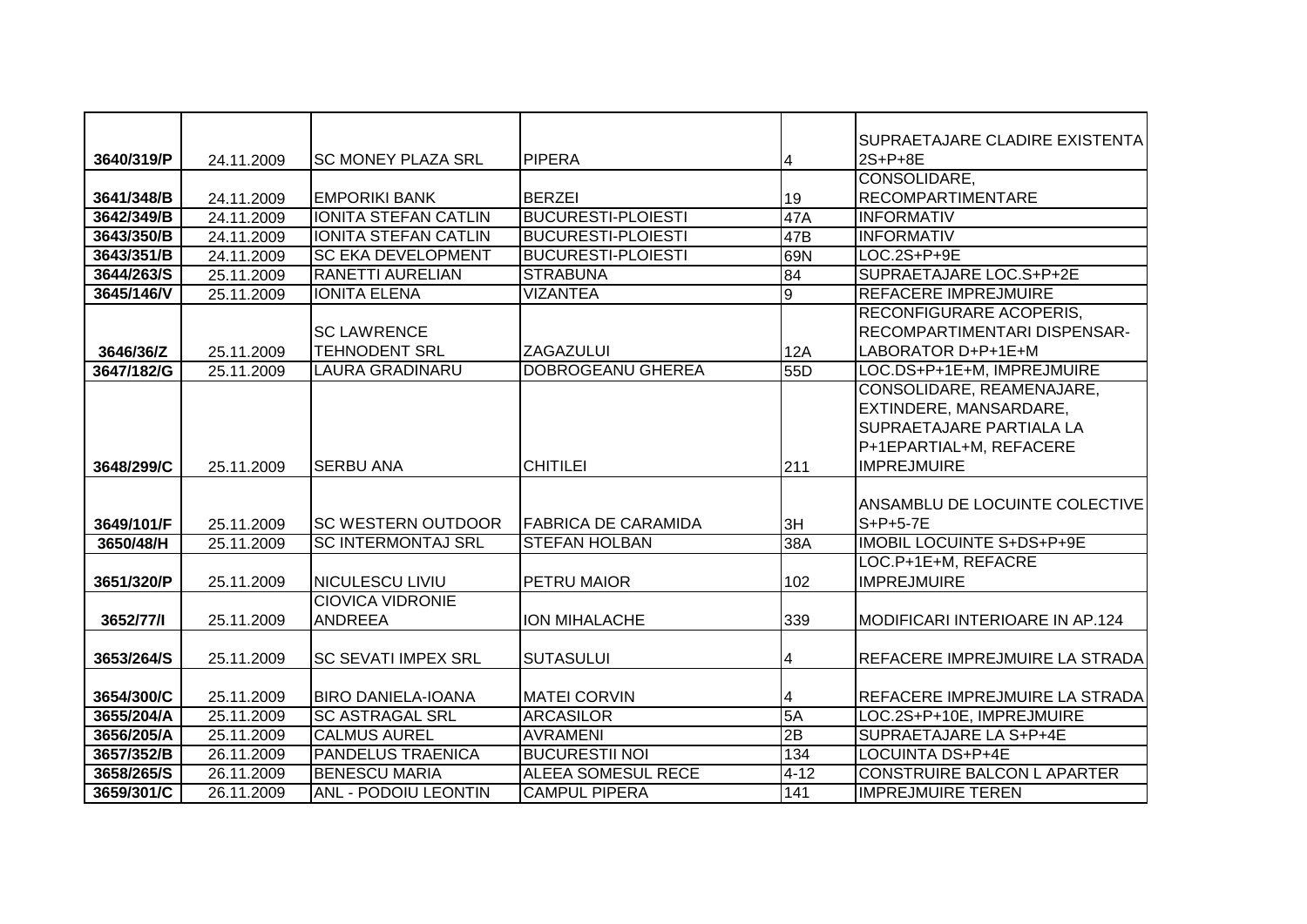| | | | | | |
|---|---|---|---|---|---|
| 3640/319/P | 24.11.2009 | SC MONEY PLAZA SRL | PIPERA | 4 | SUPRAETAJARE CLADIRE EXISTENTA 2S+P+8E |
| 3641/348/B | 24.11.2009 | EMPORIKI BANK | BERZEI | 19 | CONSOLIDARE, RECOMPARTIMENTARE |
| 3642/349/B | 24.11.2009 | IONITA STEFAN CATLIN | BUCURESTI-PLOIESTI | 47A | INFORMATIV |
| 3643/350/B | 24.11.2009 | IONITA STEFAN CATLIN | BUCURESTI-PLOIESTI | 47B | INFORMATIV |
| 3643/351/B | 24.11.2009 | SC EKA DEVELOPMENT | BUCURESTI-PLOIESTI | 69N | LOC.2S+P+9E |
| 3644/263/S | 25.11.2009 | RANETTI AURELIAN | STRABUNA | 84 | SUPRAETAJARE LOC.S+P+2E |
| 3645/146/V | 25.11.2009 | IONITA ELENA | VIZANTEA | 9 | REFACERE IMPREJMUIRE |
| 3646/36/Z | 25.11.2009 | SC LAWRENCE TEHNODENT SRL | ZAGAZULUI | 12A | RECONFIGURARE ACOPERIS, RECOMPARTIMENTARI DISPENSAR-LABORATOR D+P+1E+M |
| 3647/182/G | 25.11.2009 | LAURA GRADINARU | DOBROGEANU GHEREA | 55D | LOC.DS+P+1E+M, IMPREJMUIRE |
| 3648/299/C | 25.11.2009 | SERBU ANA | CHITILEI | 211 | CONSOLIDARE, REAMENAJARE, EXTINDERE, MANSARDARE, SUPRAETAJARE PARTIALA LA P+1EPARTIAL+M, REFACERE IMPREJMUIRE |
| 3649/101/F | 25.11.2009 | SC WESTERN OUTDOOR | FABRICA DE CARAMIDA | 3H | ANSAMBLU DE LOCUINTE COLECTIVE S+P+5-7E |
| 3650/48/H | 25.11.2009 | SC INTERMONTAJ SRL | STEFAN HOLBAN | 38A | IMOBIL LOCUINTE S+DS+P+9E |
| 3651/320/P | 25.11.2009 | NICULESCU LIVIU | PETRU MAIOR | 102 | LOC.P+1E+M, REFACRE IMPREJMUIRE |
| 3652/77/I | 25.11.2009 | CIOVICA VIDRONIE ANDREEA | ION MIHALACHE | 339 | MODIFICARI INTERIOARE IN AP.124 |
| 3653/264/S | 25.11.2009 | SC SEVATI IMPEX SRL | SUTASULUI | 4 | REFACERE IMPREJMUIRE LA STRADA |
| 3654/300/C | 25.11.2009 | BIRO DANIELA-IOANA | MATEI CORVIN | 4 | REFACERE IMPREJMUIRE LA STRADA |
| 3655/204/A | 25.11.2009 | SC ASTRAGAL SRL | ARCASILOR | 5A | LOC.2S+P+10E, IMPREJMUIRE |
| 3656/205/A | 25.11.2009 | CALMUS AUREL | AVRAMENI | 2B | SUPRAETAJARE LA S+P+4E |
| 3657/352/B | 26.11.2009 | PANDELUS TRAENICA | BUCURESTII NOI | 134 | LOCUINTA DS+P+4E |
| 3658/265/S | 26.11.2009 | BENESCU MARIA | ALEEA SOMESUL RECE | 4-12 | CONSTRUIRE BALCON L APARTER |
| 3659/301/C | 26.11.2009 | ANL - PODOIU LEONTIN | CAMPUL PIPERA | 141 | IMPREJMUIRE TEREN |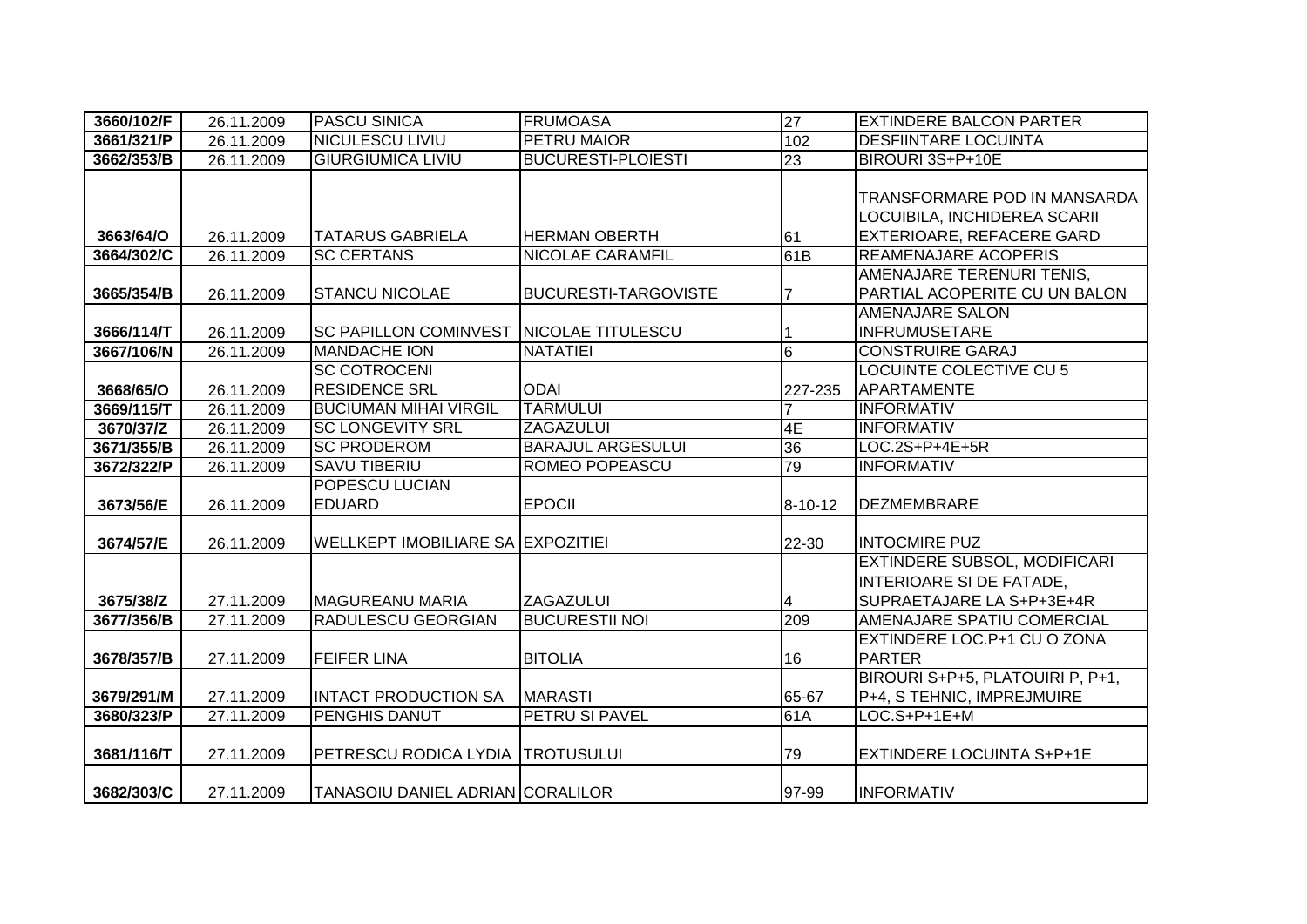| | | | | | |
|---|---|---|---|---|---|
| 3660/102/F | 26.11.2009 | PASCU SINICA | FRUMOASA | 27 | EXTINDERE BALCON PARTER |
| 3661/321/P | 26.11.2009 | NICULESCU LIVIU | PETRU MAIOR | 102 | DESFIINTARE LOCUINTA |
| 3662/353/B | 26.11.2009 | GIURGIUMICA LIVIU | BUCURESTI-PLOIESTI | 23 | BIROURI 3S+P+10E |
| 3663/64/O | 26.11.2009 | TATARUS GABRIELA | HERMAN OBERTH | 61 | TRANSFORMARE POD IN MANSARDA LOCUIBILA, INCHIDEREA SCARII EXTERIOARE, REFACERE GARD |
| 3664/302/C | 26.11.2009 | SC CERTANS | NICOLAE CARAMFIL | 61B | REAMENAJARE ACOPERIS |
| 3665/354/B | 26.11.2009 | STANCU NICOLAE | BUCURESTI-TARGOVISTE | 7 | AMENAJARE TERENURI TENIS, PARTIAL ACOPERITE CU UN BALON |
| 3666/114/T | 26.11.2009 | SC PAPILLON COMINVEST | NICOLAE TITULESCU | 1 | AMENAJARE SALON INFRUMUSETARE |
| 3667/106/N | 26.11.2009 | MANDACHE ION | NATATIEI | 6 | CONSTRUIRE GARAJ |
| 3668/65/O | 26.11.2009 | SC COTROCENI RESIDENCE SRL | ODAI | 227-235 | LOCUINTE COLECTIVE CU 5 APARTAMENTE |
| 3669/115/T | 26.11.2009 | BUCIUMAN MIHAI VIRGIL | TARMULUI | 7 | INFORMATIV |
| 3670/37/Z | 26.11.2009 | SC LONGEVITY SRL | ZAGAZULUI | 4E | INFORMATIV |
| 3671/355/B | 26.11.2009 | SC PRODEROM | BARAJUL ARGESULUI | 36 | LOC.2S+P+4E+5R |
| 3672/322/P | 26.11.2009 | SAVU TIBERIU | ROMEO POPEASCU | 79 | INFORMATIV |
| 3673/56/E | 26.11.2009 | POPESCU LUCIAN EDUARD | EPOCII | 8-10-12 | DEZMEMBRARE |
| 3674/57/E | 26.11.2009 | WELLKEPT IMOBILIARE SA | EXPOZITIEI | 22-30 | INTOCMIRE PUZ |
| 3675/38/Z | 27.11.2009 | MAGUREANU MARIA | ZAGAZULUI | 4 | EXTINDERE SUBSOL, MODIFICARI INTERIOARE SI DE FATADE, SUPRAETAJARE LA S+P+3E+4R |
| 3677/356/B | 27.11.2009 | RADULESCU GEORGIAN | BUCURESTII NOI | 209 | AMENAJARE SPATIU COMERCIAL |
| 3678/357/B | 27.11.2009 | FEIFER LINA | BITOLIA | 16 | EXTINDERE LOC.P+1 CU O ZONA PARTER |
| 3679/291/M | 27.11.2009 | INTACT PRODUCTION SA | MARASTI | 65-67 | BIROURI S+P+5, PLATOUIRI P, P+1, P+4, S TEHNIC, IMPREJMUIRE |
| 3680/323/P | 27.11.2009 | PENGHIS DANUT | PETRU SI PAVEL | 61A | LOC.S+P+1E+M |
| 3681/116/T | 27.11.2009 | PETRESCU RODICA LYDIA | TROTUSULUI | 79 | EXTINDERE LOCUINTA S+P+1E |
| 3682/303/C | 27.11.2009 | TANASOIU DANIEL ADRIAN | CORALILOR | 97-99 | INFORMATIV |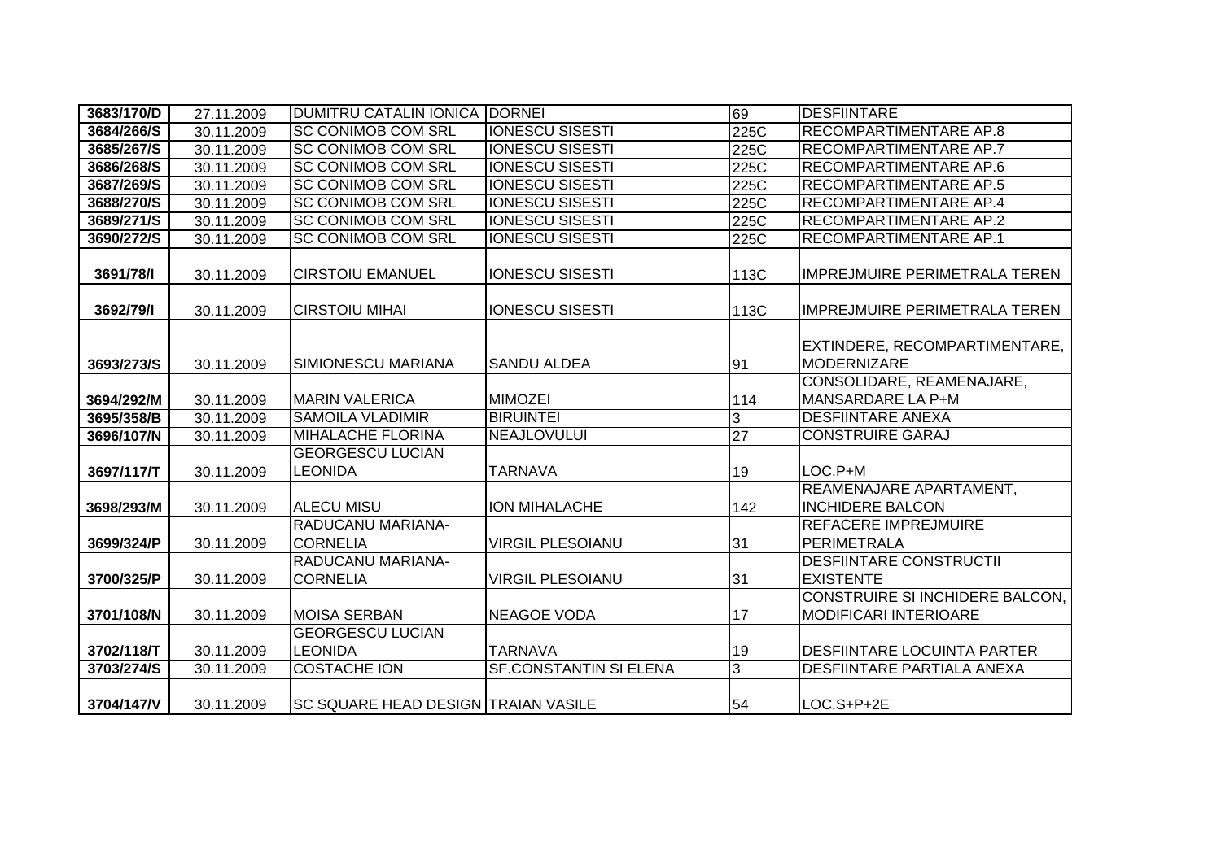| 3683/170/D | 27.11.2009 | DUMITRU CATALIN IONICA | DORNEI | 69 | DESFIINTARE |
|---|---|---|---|---|---|
| 3684/266/S | 30.11.2009 | SC CONIMOB COM SRL | IONESCU SISESTI | 225C | RECOMPARTIMENTARE AP.8 |
| 3685/267/S | 30.11.2009 | SC CONIMOB COM SRL | IONESCU SISESTI | 225C | RECOMPARTIMENTARE AP.7 |
| 3686/268/S | 30.11.2009 | SC CONIMOB COM SRL | IONESCU SISESTI | 225C | RECOMPARTIMENTARE AP.6 |
| 3687/269/S | 30.11.2009 | SC CONIMOB COM SRL | IONESCU SISESTI | 225C | RECOMPARTIMENTARE AP.5 |
| 3688/270/S | 30.11.2009 | SC CONIMOB COM SRL | IONESCU SISESTI | 225C | RECOMPARTIMENTARE AP.4 |
| 3689/271/S | 30.11.2009 | SC CONIMOB COM SRL | IONESCU SISESTI | 225C | RECOMPARTIMENTARE AP.2 |
| 3690/272/S | 30.11.2009 | SC CONIMOB COM SRL | IONESCU SISESTI | 225C | RECOMPARTIMENTARE AP.1 |
| 3691/78/I | 30.11.2009 | CIRSTOIU EMANUEL | IONESCU SISESTI | 113C | IMPREJMUIRE PERIMETRALA TEREN |
| 3692/79/I | 30.11.2009 | CIRSTOIU MIHAI | IONESCU SISESTI | 113C | IMPREJMUIRE PERIMETRALA TEREN |
| 3693/273/S | 30.11.2009 | SIMIONESCU MARIANA | SANDU ALDEA | 91 | EXTINDERE, RECOMPARTIMENTARE, MODERNIZARE |
| 3694/292/M | 30.11.2009 | MARIN VALERICA | MIMOZEI | 114 | CONSOLIDARE, REAMENAJARE, MANSARDARE LA P+M |
| 3695/358/B | 30.11.2009 | SAMOILA VLADIMIR | BIRUINTEI | 3 | DESFIINTARE ANEXA |
| 3696/107/N | 30.11.2009 | MIHALACHE FLORINA | NEAJLOVULUI | 27 | CONSTRUIRE GARAJ |
| 3697/117/T | 30.11.2009 | GEORGESCU LUCIAN LEONIDA | TARNAVA | 19 | LOC.P+M |
| 3698/293/M | 30.11.2009 | ALECU MISU | ION MIHALACHE | 142 | REAMENAJARE APARTAMENT, INCHIDERE BALCON |
| 3699/324/P | 30.11.2009 | RADUCANU MARIANA-CORNELIA | VIRGIL PLESOIANU | 31 | REFACERE IMPREJMUIRE PERIMETRALA |
| 3700/325/P | 30.11.2009 | RADUCANU MARIANA-CORNELIA | VIRGIL PLESOIANU | 31 | DESFIINTARE CONSTRUCTII EXISTENTE |
| 3701/108/N | 30.11.2009 | MOISA SERBAN | NEAGOE VODA | 17 | CONSTRUIRE SI INCHIDERE BALCON, MODIFICARI INTERIOARE |
| 3702/118/T | 30.11.2009 | GEORGESCU LUCIAN LEONIDA | TARNAVA | 19 | DESFIINTARE LOCUINTA PARTER |
| 3703/274/S | 30.11.2009 | COSTACHE ION | SF.CONSTANTIN SI ELENA | 3 | DESFIINTARE PARTIALA ANEXA |
| 3704/147/V | 30.11.2009 | SC SQUARE HEAD DESIGN | TRAIAN VASILE | 54 | LOC.S+P+2E |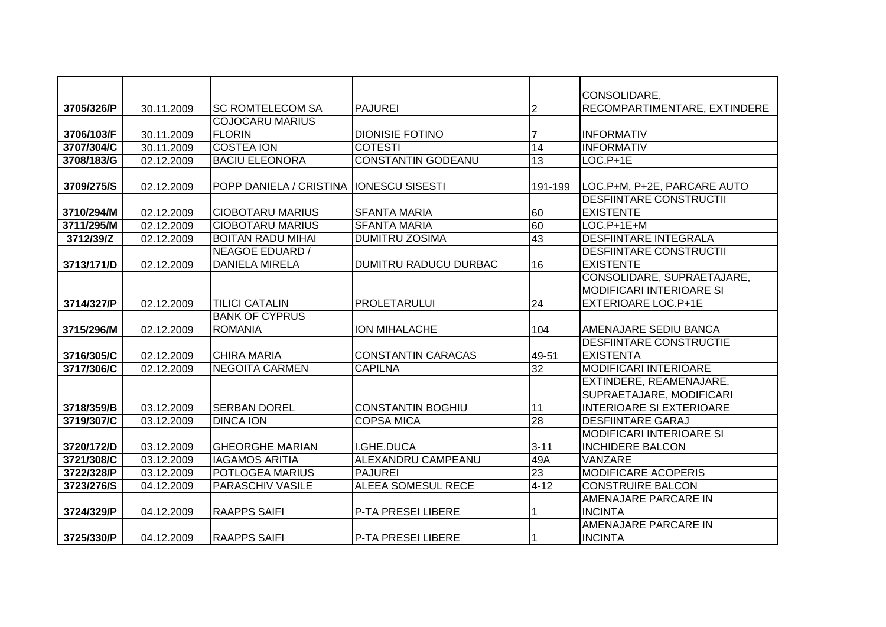| | | | | | |
|---|---|---|---|---|---|
| 3705/326/P | 30.11.2009 | SC ROMTELECOM SA | PAJUREI | 2 | CONSOLIDARE, RECOMPARTIMENTARE, EXTINDERE |
| 3706/103/F | 30.11.2009 | COJOCARU MARIUS FLORIN | DIONISIE FOTINO | 7 | INFORMATIV |
| 3707/304/C | 30.11.2009 | COSTEA ION | COTESTI | 14 | INFORMATIV |
| 3708/183/G | 02.12.2009 | BACIU ELEONORA | CONSTANTIN GODEANU | 13 | LOC.P+1E |
| 3709/275/S | 02.12.2009 | POPP DANIELA / CRISTINA | IONESCU SISESTI | 191-199 | LOC.P+M, P+2E, PARCARE AUTO |
| 3710/294/M | 02.12.2009 | CIOBOTARU MARIUS | SFANTA MARIA | 60 | DESFIINTARE CONSTRUCTII EXISTENTE |
| 3711/295/M | 02.12.2009 | CIOBOTARU MARIUS | SFANTA MARIA | 60 | LOC.P+1E+M |
| 3712/39/Z | 02.12.2009 | BOITAN RADU MIHAI | DUMITRU ZOSIMA | 43 | DESFIINTARE INTEGRALA |
| 3713/171/D | 02.12.2009 | NEAGOE EDUARD / DANIELA MIRELA | DUMITRU RADUCU DURBAC | 16 | DESFIINTARE CONSTRUCTII EXISTENTE |
| 3714/327/P | 02.12.2009 | TILICI CATALIN | PROLETARULUI | 24 | CONSOLIDARE, SUPRAETAJARE, MODIFICARI INTERIOARE SI EXTERIOARE LOC.P+1E |
| 3715/296/M | 02.12.2009 | BANK OF CYPRUS ROMANIA | ION MIHALACHE | 104 | AMENAJARE SEDIU BANCA |
| 3716/305/C | 02.12.2009 | CHIRA MARIA | CONSTANTIN CARACAS | 49-51 | DESFIINTARE CONSTRUCTIE EXISTENTA |
| 3717/306/C | 02.12.2009 | NEGOITA CARMEN | CAPILNA | 32 | MODIFICARI INTERIOARE |
| 3718/359/B | 03.12.2009 | SERBAN DOREL | CONSTANTIN BOGHIU | 11 | EXTINDERE, REAMENAJARE, SUPRAETAJARE, MODIFICARI INTERIOARE SI EXTERIOARE |
| 3719/307/C | 03.12.2009 | DINCA ION | COPSA MICA | 28 | DESFIINTARE GARAJ |
| 3720/172/D | 03.12.2009 | GHEORGHE MARIAN | I.GHE.DUCA | 3-11 | MODIFICARI INTERIOARE SI INCHIDERE BALCON |
| 3721/308/C | 03.12.2009 | IAGAMOS ARITIA | ALEXANDRU CAMPEANU | 49A | VANZARE |
| 3722/328/P | 03.12.2009 | POTLOGEA MARIUS | PAJUREI | 23 | MODIFICARE ACOPERIS |
| 3723/276/S | 04.12.2009 | PARASCHIV VASILE | ALEEA SOMESUL RECE | 4-12 | CONSTRUIRE BALCON |
| 3724/329/P | 04.12.2009 | RAAPPS SAIFI | P-TA PRESEI LIBERE | 1 | AMENAJARE PARCARE IN INCINTA |
| 3725/330/P | 04.12.2009 | RAAPPS SAIFI | P-TA PRESEI LIBERE | 1 | AMENAJARE PARCARE IN INCINTA |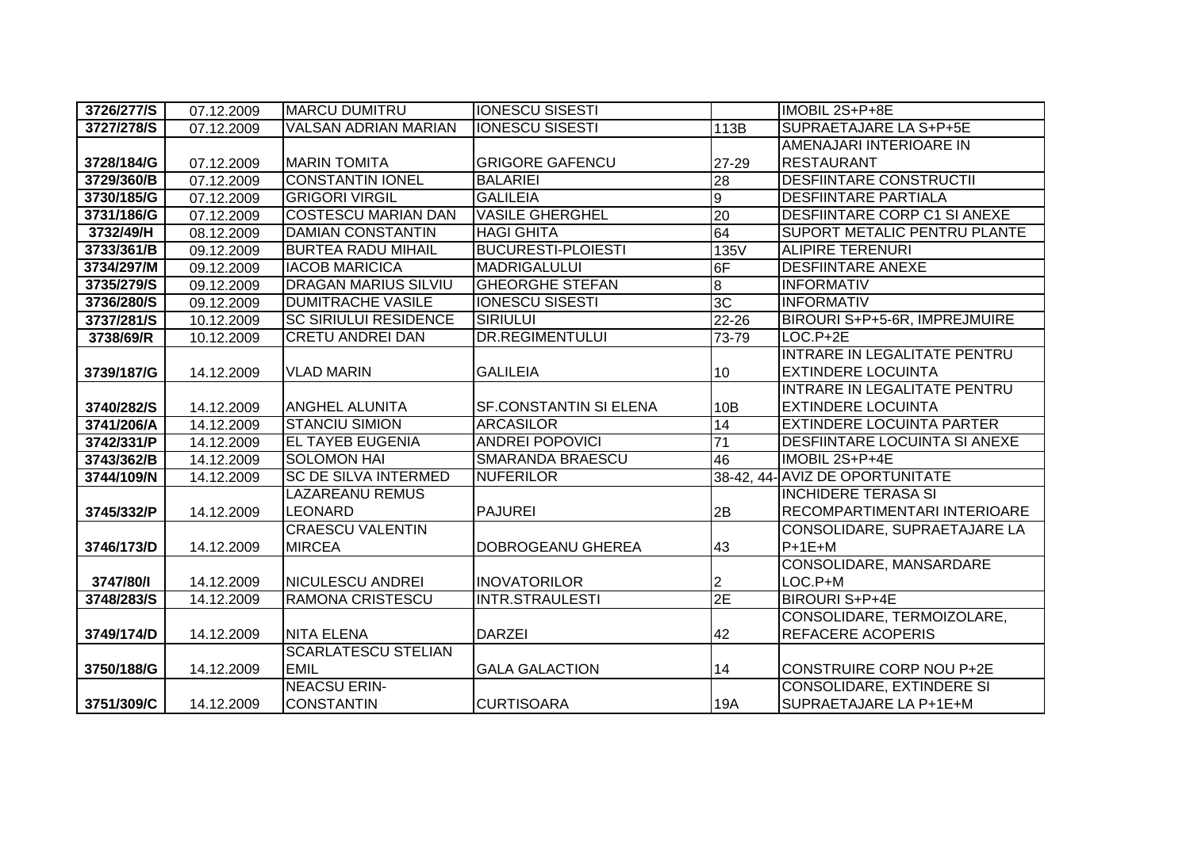| 3726/277/S | 07.12.2009 | MARCU DUMITRU | IONESCU SISESTI | | IMOBIL 2S+P+8E |
|---|---|---|---|---|---|
| 3727/278/S | 07.12.2009 | VALSAN ADRIAN MARIAN | IONESCU SISESTI | 113B | SUPRAETAJARE LA S+P+5E |
| 3728/184/G | 07.12.2009 | MARIN TOMITA | GRIGORE GAFENCU | 27-29 | AMENAJARI INTERIOARE IN RESTAURANT |
| 3729/360/B | 07.12.2009 | CONSTANTIN IONEL | BALARIEI | 28 | DESFIINTARE CONSTRUCTII |
| 3730/185/G | 07.12.2009 | GRIGORI VIRGIL | GALILEIA | 9 | DESFIINTARE PARTIALA |
| 3731/186/G | 07.12.2009 | COSTESCU MARIAN DAN | VASILE GHERGHEL | 20 | DESFIINTARE CORP C1 SI ANEXE |
| 3732/49/H | 08.12.2009 | DAMIAN CONSTANTIN | HAGI GHITA | 64 | SUPORT METALIC PENTRU PLANTE |
| 3733/361/B | 09.12.2009 | BURTEA RADU MIHAIL | BUCURESTI-PLOIESTI | 135V | ALIPIRE TERENURI |
| 3734/297/M | 09.12.2009 | IACOB MARICICA | MADRIGALULUI | 6F | DESFIINTARE ANEXE |
| 3735/279/S | 09.12.2009 | DRAGAN MARIUS SILVIU | GHEORGHE STEFAN | 8 | INFORMATIV |
| 3736/280/S | 09.12.2009 | DUMITRACHE VASILE | IONESCU SISESTI | 3C | INFORMATIV |
| 3737/281/S | 10.12.2009 | SC SIRIULUI RESIDENCE | SIRIULUI | 22-26 | BIROURI S+P+5-6R, IMPREJMUIRE |
| 3738/69/R | 10.12.2009 | CRETU ANDREI DAN | DR.REGIMENTULUI | 73-79 | LOC.P+2E |
| 3739/187/G | 14.12.2009 | VLAD MARIN | GALILEIA | 10 | INTRARE IN LEGALITATE PENTRU EXTINDERE LOCUINTA |
| 3740/282/S | 14.12.2009 | ANGHEL ALUNITA | SF.CONSTANTIN SI ELENA | 10B | INTRARE IN LEGALITATE PENTRU EXTINDERE LOCUINTA |
| 3741/206/A | 14.12.2009 | STANCIU SIMION | ARCASILOR | 14 | EXTINDERE LOCUINTA PARTER |
| 3742/331/P | 14.12.2009 | EL TAYEB EUGENIA | ANDREI POPOVICI | 71 | DESFIINTARE LOCUINTA SI ANEXE |
| 3743/362/B | 14.12.2009 | SOLOMON HAI | SMARANDA BRAESCU | 46 | IMOBIL 2S+P+4E |
| 3744/109/N | 14.12.2009 | SC DE SILVA INTERMED | NUFERILOR | 38-42, 44- | AVIZ DE OPORTUNITATE |
| 3745/332/P | 14.12.2009 | LAZAREANU REMUS LEONARD | PAJUREI | 2B | INCHIDERE TERASA SI RECOMPARTIMENTARI INTERIOARE |
| 3746/173/D | 14.12.2009 | CRAESCU VALENTIN MIRCEA | DOBROGEANU GHEREA | 43 | CONSOLIDARE, SUPRAETAJARE LA P+1E+M |
| 3747/80/I | 14.12.2009 | NICULESCU ANDREI | INOVATORILOR | 2 | CONSOLIDARE, MANSARDARE LOC.P+M |
| 3748/283/S | 14.12.2009 | RAMONA CRISTESCU | INTR.STRAULESTI | 2E | BIROURI S+P+4E |
| 3749/174/D | 14.12.2009 | NITA ELENA | DARZEI | 42 | CONSOLIDARE, TERMOIZOLARE, REFACERE ACOPERIS |
| 3750/188/G | 14.12.2009 | SCARLATESCU STELIAN EMIL | GALA GALACTION | 14 | CONSTRUIRE CORP NOU P+2E |
| 3751/309/C | 14.12.2009 | NEACSU ERIN-CONSTANTIN | CURTISOARA | 19A | CONSOLIDARE, EXTINDERE SI SUPRAETAJARE LA P+1E+M |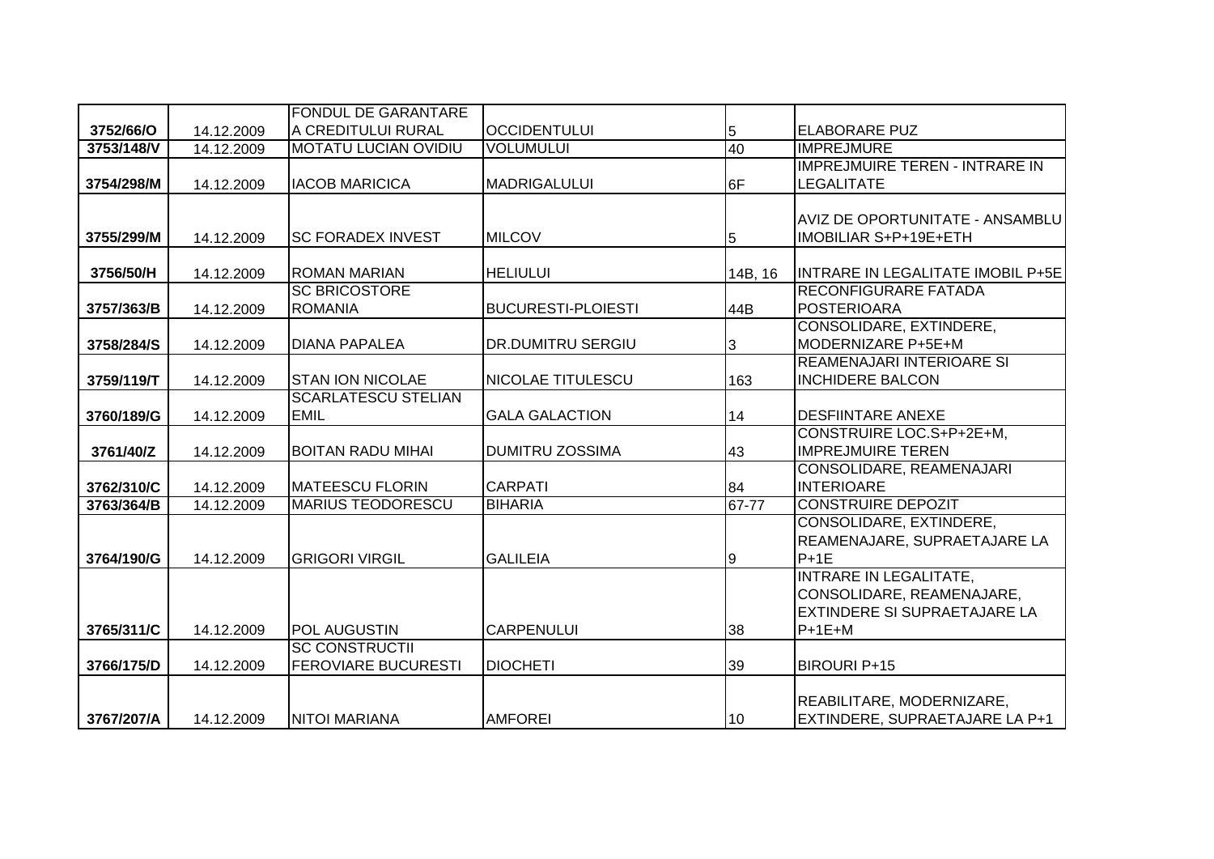| | | | | | |
|---|---|---|---|---|---|
| **3752/66/O** | 14.12.2009 | FONDUL DE GARANTARE A CREDITULUI RURAL | OCCIDENTULUI | 5 | ELABORARE PUZ |
| **3753/148/V** | 14.12.2009 | MOTATU LUCIAN OVIDIU | VOLUMULUI | 40 | IMPREJMURE |
| **3754/298/M** | 14.12.2009 | IACOB MARICICA | MADRIGALULUI | 6F | IMPREJMUIRE TEREN - INTRARE IN LEGALITATE |
| **3755/299/M** | 14.12.2009 | SC FORADEX INVEST | MILCOV | 5 | AVIZ DE OPORTUNITATE - ANSAMBLU IMOBILIAR S+P+19E+ETH |
| **3756/50/H** | 14.12.2009 | ROMAN MARIAN | HELIULUI | 14B, 16 | INTRARE IN LEGALITATE IMOBIL P+5E |
| **3757/363/B** | 14.12.2009 | SC BRICOSTORE ROMANIA | BUCURESTI-PLOIESTI | 44B | RECONFIGURARE FATADA POSTERIOARA |
| **3758/284/S** | 14.12.2009 | DIANA PAPALEA | DR.DUMITRU SERGIU | 3 | CONSOLIDARE, EXTINDERE, MODERNIZARE P+5E+M |
| **3759/119/T** | 14.12.2009 | STAN ION NICOLAE | NICOLAE TITULESCU | 163 | REAMENAJARI INTERIOARE SI INCHIDERE BALCON |
| **3760/189/G** | 14.12.2009 | SCARLATESCU STELIAN EMIL | GALA GALACTION | 14 | DESFIINTARE ANEXE |
| **3761/40/Z** | 14.12.2009 | BOITAN RADU MIHAI | DUMITRU ZOSSIMA | 43 | CONSTRUIRE LOC.S+P+2E+M, IMPREJMUIRE TEREN |
| **3762/310/C** | 14.12.2009 | MATEESCU FLORIN | CARPATI | 84 | CONSOLIDARE, REAMENAJARI INTERIOARE |
| **3763/364/B** | 14.12.2009 | MARIUS TEODORESCU | BIHARIA | 67-77 | CONSTRUIRE DEPOZIT |
| **3764/190/G** | 14.12.2009 | GRIGORI VIRGIL | GALILEIA | 9 | CONSOLIDARE, EXTINDERE, REAMENAJARE, SUPRAETAJARE LA P+1E |
| **3765/311/C** | 14.12.2009 | POL AUGUSTIN | CARPENULUI | 38 | INTRARE IN LEGALITATE, CONSOLIDARE, REAMENAJARE, EXTINDERE SI SUPRAETAJARE LA P+1E+M |
| **3766/175/D** | 14.12.2009 | SC CONSTRUCTII FEROVIARE BUCURESTI | DIOCHETI | 39 | BIROURI P+15 |
| **3767/207/A** | 14.12.2009 | NITOI MARIANA | AMFOREI | 10 | REABILITARE, MODERNIZARE, EXTINDERE, SUPRAETAJARE LA P+1 |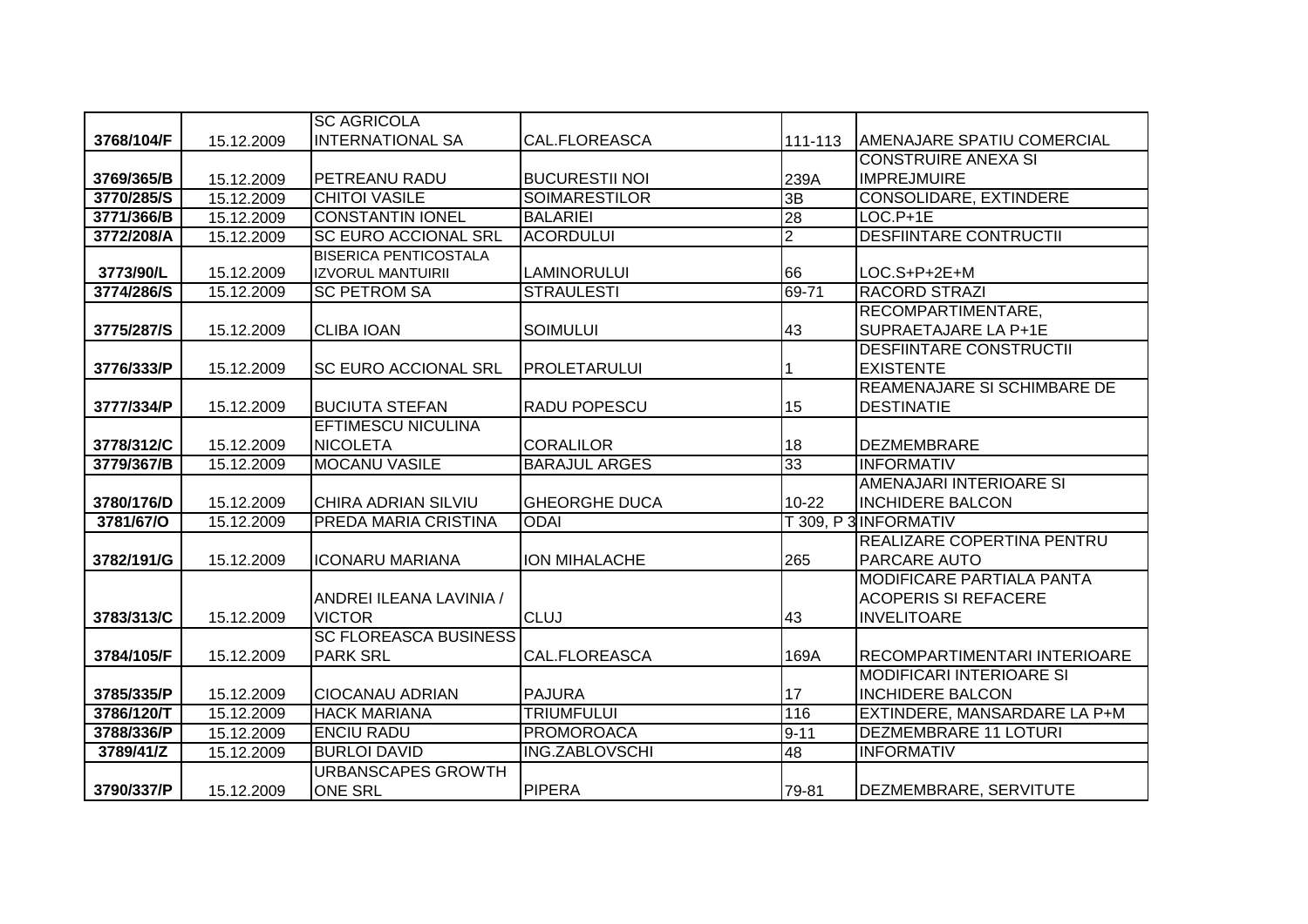| | | | | | |
|---|---|---|---|---|---|
| 3768/104/F | 15.12.2009 | SC AGRICOLA INTERNATIONAL SA | CAL.FLOREASCA | 111-113 | AMENAJARE SPATIU COMERCIAL |
| 3769/365/B | 15.12.2009 | PETREANU RADU | BUCURESTII NOI | 239A | CONSTRUIRE ANEXA SI IMPREJMUIRE |
| 3770/285/S | 15.12.2009 | CHITOI VASILE | SOIMARESTILOR | 3B | CONSOLIDARE, EXTINDERE |
| 3771/366/B | 15.12.2009 | CONSTANTIN IONEL | BALARIEI | 28 | LOC.P+1E |
| 3772/208/A | 15.12.2009 | SC EURO ACCIONAL SRL | ACORDULUI | 2 | DESFIINTARE CONTRUCTII |
| 3773/90/L | 15.12.2009 | BISERICA PENTICOSTALA IZVORUL MANTUIRII | LAMINORULUI | 66 | LOC.S+P+2E+M |
| 3774/286/S | 15.12.2009 | SC PETROM SA | STRAULESTI | 69-71 | RACORD STRAZI |
| 3775/287/S | 15.12.2009 | CLIBA IOAN | SOIMULUI | 43 | RECOMPARTIMENTARE, SUPRAETAJARE LA P+1E |
| 3776/333/P | 15.12.2009 | SC EURO ACCIONAL SRL | PROLETARULUI | 1 | DESFIINTARE CONSTRUCTII EXISTENTE |
| 3777/334/P | 15.12.2009 | BUCIUTA STEFAN | RADU POPESCU | 15 | REAMENAJARE SI SCHIMBARE DE DESTINATIE |
| 3778/312/C | 15.12.2009 | EFTIMESCU NICULINA NICOLETA | CORALILOR | 18 | DEZMEMBRARE |
| 3779/367/B | 15.12.2009 | MOCANU VASILE | BARAJUL ARGES | 33 | INFORMATIV |
| 3780/176/D | 15.12.2009 | CHIRA ADRIAN SILVIU | GHEORGHE DUCA | 10-22 | AMENAJARI INTERIOARE SI INCHIDERE BALCON |
| 3781/67/O | 15.12.2009 | PREDA MARIA CRISTINA | ODAI | T 309, P 3 | INFORMATIV |
| 3782/191/G | 15.12.2009 | ICONARU MARIANA | ION MIHALACHE | 265 | REALIZARE COPERTINA PENTRU PARCARE AUTO |
| 3783/313/C | 15.12.2009 | ANDREI ILEANA LAVINIA / VICTOR | CLUJ | 43 | MODIFICARE PARTIALA PANTA ACOPERIS SI REFACERE INVELITOARE |
| 3784/105/F | 15.12.2009 | SC FLOREASCA BUSINESS PARK SRL | CAL.FLOREASCA | 169A | RECOMPARTIMENTARI INTERIOARE |
| 3785/335/P | 15.12.2009 | CIOCANAU ADRIAN | PAJURA | 17 | MODIFICARI INTERIOARE SI INCHIDERE BALCON |
| 3786/120/T | 15.12.2009 | HACK MARIANA | TRIUMFULUI | 116 | EXTINDERE, MANSARDARE LA P+M |
| 3788/336/P | 15.12.2009 | ENCIU RADU | PROMOROACA | 9-11 | DEZMEMBRARE 11 LOTURI |
| 3789/41/Z | 15.12.2009 | BURLOI DAVID | ING.ZABLOVSCHI | 48 | INFORMATIV |
| 3790/337/P | 15.12.2009 | URBANSCAPES GROWTH ONE SRL | PIPERA | 79-81 | DEZMEMBRARE, SERVITUTE |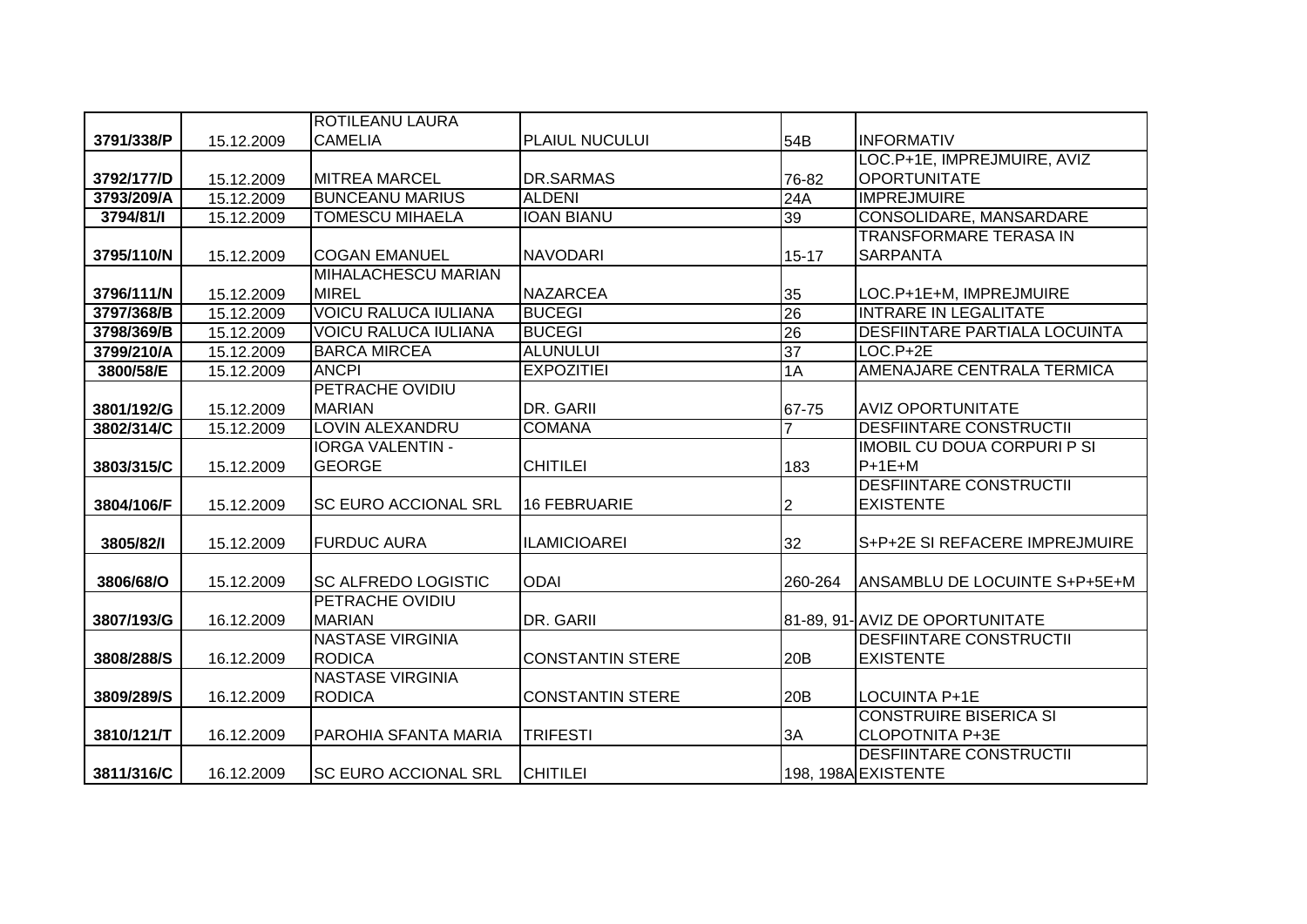| 3791/338/P | 15.12.2009 | ROTILEANU LAURA CAMELIA | PLAIUL NUCULUI | 54B | INFORMATIV |
|---|---|---|---|---|---|
| 3792/177/D | 15.12.2009 | MITREA MARCEL | DR.SARMAS | 76-82 | LOC.P+1E, IMPREJMUIRE, AVIZ OPORTUNITATE |
| 3793/209/A | 15.12.2009 | BUNCEANU MARIUS | ALDENI | 24A | IMPREJMUIRE |
| 3794/81/I | 15.12.2009 | TOMESCU MIHAELA | IOAN BIANU | 39 | CONSOLIDARE, MANSARDARE |
| 3795/110/N | 15.12.2009 | COGAN EMANUEL | NAVODARI | 15-17 | TRANSFORMARE TERASA IN SARPANTA |
| 3796/111/N | 15.12.2009 | MIHALACHESCU MARIAN MIREL | NAZARCEA | 35 | LOC.P+1E+M, IMPREJMUIRE |
| 3797/368/B | 15.12.2009 | VOICU RALUCA IULIANA | BUCEGI | 26 | INTRARE IN LEGALITATE |
| 3798/369/B | 15.12.2009 | VOICU RALUCA IULIANA | BUCEGI | 26 | DESFIINTARE PARTIALA LOCUINTA |
| 3799/210/A | 15.12.2009 | BARCA MIRCEA | ALUNULUI | 37 | LOC.P+2E |
| 3800/58/E | 15.12.2009 | ANCPI | EXPOZITIEI | 1A | AMENAJARE CENTRALA TERMICA |
| 3801/192/G | 15.12.2009 | PETRACHE OVIDIU MARIAN | DR. GARII | 67-75 | AVIZ OPORTUNITATE |
| 3802/314/C | 15.12.2009 | LOVIN ALEXANDRU | COMANA | 7 | DESFIINTARE CONSTRUCTII |
| 3803/315/C | 15.12.2009 | IORGA VALENTIN - GEORGE | CHITILEI | 183 | IMOBIL CU DOUA CORPURI P SI P+1E+M |
| 3804/106/F | 15.12.2009 | SC EURO ACCIONAL SRL | 16 FEBRUARIE | 2 | DESFIINTARE CONSTRUCTII EXISTENTE |
| 3805/82/I | 15.12.2009 | FURDUC AURA | ILAMICIOAREI | 32 | S+P+2E SI REFACERE IMPREJMUIRE |
| 3806/68/O | 15.12.2009 | SC ALFREDO LOGISTIC | ODAI | 260-264 | ANSAMBLU DE LOCUINTE S+P+5E+M |
| 3807/193/G | 16.12.2009 | PETRACHE OVIDIU MARIAN | DR. GARII | 81-89, 91- | AVIZ DE OPORTUNITATE |
| 3808/288/S | 16.12.2009 | NASTASE VIRGINIA RODICA | CONSTANTIN STERE | 20B | DESFIINTARE CONSTRUCTII EXISTENTE |
| 3809/289/S | 16.12.2009 | NASTASE VIRGINIA RODICA | CONSTANTIN STERE | 20B | LOCUINTA P+1E |
| 3810/121/T | 16.12.2009 | PAROHIA SFANTA MARIA | TRIFESTI | 3A | CONSTRUIRE BISERICA SI CLOPOTNITA P+3E |
| 3811/316/C | 16.12.2009 | SC EURO ACCIONAL SRL | CHITILEI | 198, 198A | DESFIINTARE CONSTRUCTII EXISTENTE |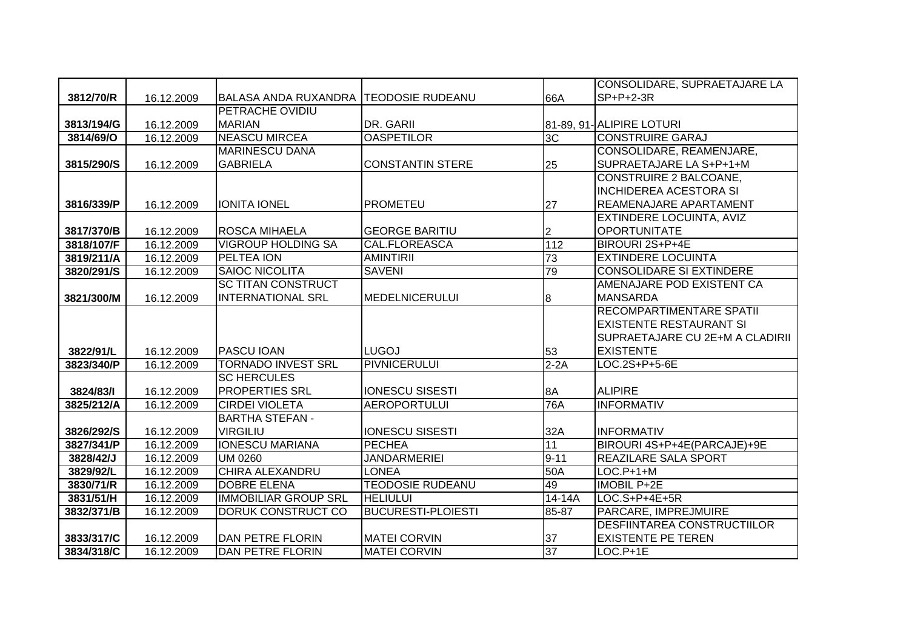| 3812/70/R | 16.12.2009 | BALASA ANDA RUXANDRA | TEODOSIE RUDEANU | 66A | CONSOLIDARE, SUPRAETAJARE LA SP+P+2-3R |
|---|---|---|---|---|---|
| 3813/194/G | 16.12.2009 | PETRACHE OVIDIU MARIAN | DR. GARII | 81-89, 91- | ALIPIRE LOTURI |
| 3814/69/O | 16.12.2009 | NEASCU MIRCEA | OASPETILOR | 3C | CONSTRUIRE GARAJ |
| 3815/290/S | 16.12.2009 | MARINESCU DANA GABRIELA | CONSTANTIN STERE | 25 | CONSOLIDARE, REAMENJARE, SUPRAETAJARE LA S+P+1+M |
| 3816/339/P | 16.12.2009 | IONITA IONEL | PROMETEU | 27 | CONSTRUIRE 2 BALCOANE, INCHIDEREA ACESTORA SI REAMENAJARE APARTAMENT |
| 3817/370/B | 16.12.2009 | ROSCA MIHAELA | GEORGE BARITIU | 2 | EXTINDERE LOCUINTA, AVIZ OPORTUNITATE |
| 3818/107/F | 16.12.2009 | VIGROUP HOLDING SA | CAL.FLOREASCA | 112 | BIROURI 2S+P+4E |
| 3819/211/A | 16.12.2009 | PELTEA ION | AMINTIRII | 73 | EXTINDERE LOCUINTA |
| 3820/291/S | 16.12.2009 | SAIOC NICOLITA | SAVENI | 79 | CONSOLIDARE SI EXTINDERE |
| 3821/300/M | 16.12.2009 | SC TITAN CONSTRUCT INTERNATIONAL SRL | MEDELNICERULUI | 8 | AMENAJARE POD EXISTENT CA MANSARDA |
| 3822/91/L | 16.12.2009 | PASCU IOAN | LUGOJ | 53 | RECOMPARTIMENTARE SPATII EXISTENTE RESTAURANT SI SUPRAETAJARE CU 2E+M A CLADIRII EXISTENTE |
| 3823/340/P | 16.12.2009 | TORNADO INVEST SRL | PIVNICERULUI | 2-2A | LOC.2S+P+5-6E |
| 3824/83/I | 16.12.2009 | SC HERCULES PROPERTIES SRL | IONESCU SISESTI | 8A | ALIPIRE |
| 3825/212/A | 16.12.2009 | CIRDEI VIOLETA | AEROPORTULUI | 76A | INFORMATIV |
| 3826/292/S | 16.12.2009 | BARTHA STEFAN - VIRGILIU | IONESCU SISESTI | 32A | INFORMATIV |
| 3827/341/P | 16.12.2009 | IONESCU MARIANA | PECHEA | 11 | BIROURI 4S+P+4E(PARCAJE)+9E |
| 3828/42/J | 16.12.2009 | UM 0260 | JANDARMERIEI | 9-11 | REAZILARE SALA SPORT |
| 3829/92/L | 16.12.2009 | CHIRA ALEXANDRU | LONEA | 50A | LOC.P+1+M |
| 3830/71/R | 16.12.2009 | DOBRE ELENA | TEODOSIE RUDEANU | 49 | IMOBIL P+2E |
| 3831/51/H | 16.12.2009 | IMMOBILIAR GROUP SRL | HELIULUI | 14-14A | LOC.S+P+4E+5R |
| 3832/371/B | 16.12.2009 | DORUK CONSTRUCT CO | BUCURESTI-PLOIESTI | 85-87 | PARCARE, IMPREJMUIRE |
| 3833/317/C | 16.12.2009 | DAN PETRE FLORIN | MATEI CORVIN | 37 | DESFIINTAREA CONSTRUCTIILOR EXISTENTE PE TEREN |
| 3834/318/C | 16.12.2009 | DAN PETRE FLORIN | MATEI CORVIN | 37 | LOC.P+1E |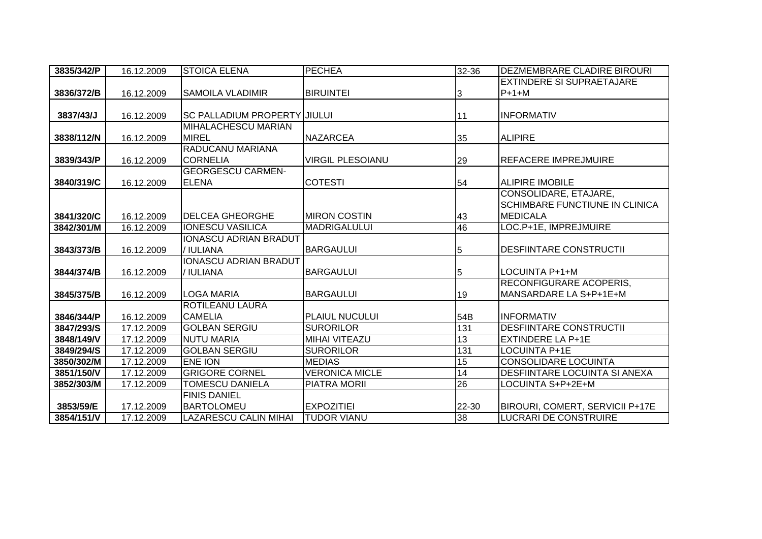| 3835/342/P | 16.12.2009 | STOICA ELENA | PECHEA | 32-36 | DEZMEMBRARE CLADIRE BIROURI |
|---|---|---|---|---|---|
| 3836/372/B | 16.12.2009 | SAMOILA VLADIMIR | BIRUINTEI | 3 | EXTINDERE SI SUPRAETAJARE P+1+M |
| 3837/43/J | 16.12.2009 | SC PALLADIUM PROPERTY | JIULUI | 11 | INFORMATIV |
| 3838/112/N | 16.12.2009 | MIHALACHESCU MARIAN MIREL | NAZARCEA | 35 | ALIPIRE |
| 3839/343/P | 16.12.2009 | RADUCANU MARIANA CORNELIA | VIRGIL PLESOIANU | 29 | REFACERE IMPREJMUIRE |
| 3840/319/C | 16.12.2009 | GEORGESCU CARMEN-ELENA | COTESTI | 54 | ALIPIRE IMOBILE |
| 3841/320/C | 16.12.2009 | DELCEA GHEORGHE | MIRON COSTIN | 43 | CONSOLIDARE, ETAJARE, SCHIMBARE FUNCTIUNE IN CLINICA MEDICALA |
| 3842/301/M | 16.12.2009 | IONESCU VASILICA | MADRIGALULUI | 46 | LOC.P+1E, IMPREJMUIRE |
| 3843/373/B | 16.12.2009 | IONASCU ADRIAN BRADUT / IULIANA | BARGAULUI | 5 | DESFIINTARE CONSTRUCTII |
| 3844/374/B | 16.12.2009 | IONASCU ADRIAN BRADUT / IULIANA | BARGAULUI | 5 | LOCUINTA P+1+M |
| 3845/375/B | 16.12.2009 | LOGA MARIA | BARGAULUI | 19 | RECONFIGURARE ACOPERIS, MANSARDARE LA S+P+1E+M |
| 3846/344/P | 16.12.2009 | ROTILEANU LAURA CAMELIA | PLAIUL NUCULUI | 54B | INFORMATIV |
| 3847/293/S | 17.12.2009 | GOLBAN SERGIU | SURORILOR | 131 | DESFIINTARE CONSTRUCTII |
| 3848/149/V | 17.12.2009 | NUTU MARIA | MIHAI VITEAZU | 13 | EXTINDERE LA P+1E |
| 3849/294/S | 17.12.2009 | GOLBAN SERGIU | SURORILOR | 131 | LOCUINTA P+1E |
| 3850/302/M | 17.12.2009 | ENE ION | MEDIAS | 15 | CONSOLIDARE LOCUINTA |
| 3851/150/V | 17.12.2009 | GRIGORE CORNEL | VERONICA MICLE | 14 | DESFIINTARE LOCUINTA SI ANEXA |
| 3852/303/M | 17.12.2009 | TOMESCU DANIELA | PIATRA MORII | 26 | LOCUINTA S+P+2E+M |
| 3853/59/E | 17.12.2009 | FINIS DANIEL BARTOLOMEU | EXPOZITIEI | 22-30 | BIROURI, COMERT, SERVICII P+17E |
| 3854/151/V | 17.12.2009 | LAZARESCU CALIN MIHAI | TUDOR VIANU | 38 | LUCRARI DE CONSTRUIRE |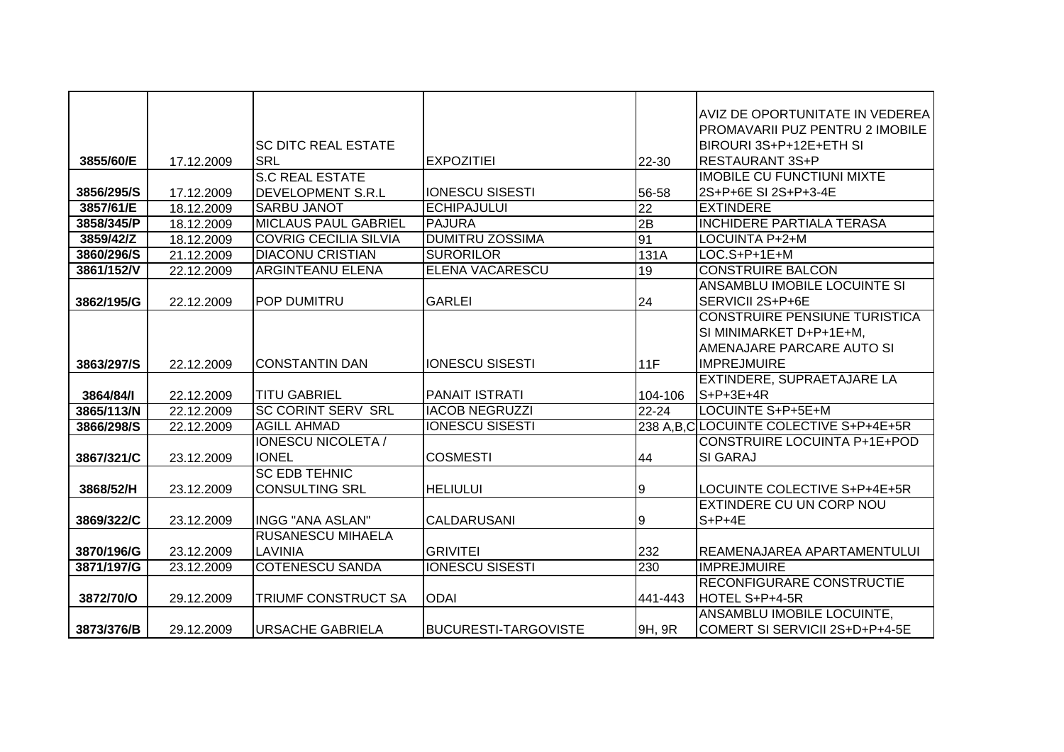| | | | | | |
|---|---|---|---|---|---|
| **3855/60/E** | 17.12.2009 | SC DITC REAL ESTATE SRL | EXPOZITIEI | 22-30 | AVIZ DE OPORTUNITATE IN VEDEREA PROMAVARII PUZ PENTRU 2 IMOBILE BIROURI 3S+P+12E+ETH SI RESTAURANT 3S+P |
| **3856/295/S** | 17.12.2009 | S.C REAL ESTATE DEVELOPMENT S.R.L | IONESCU SISESTI | 56-58 | IMOBILE CU FUNCTIUNI MIXTE 2S+P+6E SI 2S+P+3-4E |
| **3857/61/E** | 18.12.2009 | SARBU JANOT | ECHIPAJULUI | 22 | EXTINDERE |
| **3858/345/P** | 18.12.2009 | MICLAUS PAUL GABRIEL | PAJURA | 2B | INCHIDERE PARTIALA TERASA |
| **3859/42/Z** | 18.12.2009 | COVRIG CECILIA SILVIA | DUMITRU ZOSSIMA | 91 | LOCUINTA P+2+M |
| **3860/296/S** | 21.12.2009 | DIACONU CRISTIAN | SURORILOR | 131A | LOC.S+P+1E+M |
| **3861/152/V** | 22.12.2009 | ARGINTEANU ELENA | ELENA VACARESCU | 19 | CONSTRUIRE BALCON |
| **3862/195/G** | 22.12.2009 | POP DUMITRU | GARLEI | 24 | ANSAMBLU IMOBILE LOCUINTE SI SERVICII 2S+P+6E |
| **3863/297/S** | 22.12.2009 | CONSTANTIN DAN | IONESCU SISESTI | 11F | CONSTRUIRE PENSIUNE TURISTICA SI MINIMARKET D+P+1E+M, AMENAJARE PARCARE AUTO SI IMPREJMUIRE |
| **3864/84/I** | 22.12.2009 | TITU GABRIEL | PANAIT ISTRATI | 104-106 | EXTINDERE, SUPRAETAJARE LA S+P+3E+4R |
| **3865/113/N** | 22.12.2009 | SC CORINT SERV SRL | IACOB NEGRUZZI | 22-24 | LOCUINTE S+P+5E+M |
| **3866/298/S** | 22.12.2009 | AGILL AHMAD | IONESCU SISESTI | 238 A,B,C | LOCUINTE COLECTIVE S+P+4E+5R |
| **3867/321/C** | 23.12.2009 | IONESCU NICOLETA / IONEL | COSMESTI | 44 | CONSTRUIRE LOCUINTA P+1E+POD SI GARAJ |
| **3868/52/H** | 23.12.2009 | SC EDB TEHNIC CONSULTING SRL | HELIULUI | 9 | LOCUINTE COLECTIVE S+P+4E+5R |
| **3869/322/C** | 23.12.2009 | INGG "ANA ASLAN" | CALDARUSANI | 9 | EXTINDERE CU UN CORP NOU S+P+4E |
| **3870/196/G** | 23.12.2009 | RUSANESCU MIHAELA LAVINIA | GRIVITEI | 232 | REAMENAJAREA APARTAMENTULUI |
| **3871/197/G** | 23.12.2009 | COTENESCU SANDA | IONESCU SISESTI | 230 | IMPREJMUIRE |
| **3872/70/O** | 29.12.2009 | TRIUMF CONSTRUCT SA | ODAI | 441-443 | RECONFIGURARE CONSTRUCTIE HOTEL S+P+4-5R |
| **3873/376/B** | 29.12.2009 | URSACHE GABRIELA | BUCURESTI-TARGOVISTE | 9H, 9R | ANSAMBLU IMOBILE LOCUINTE, COMERT SI SERVICII 2S+D+P+4-5E |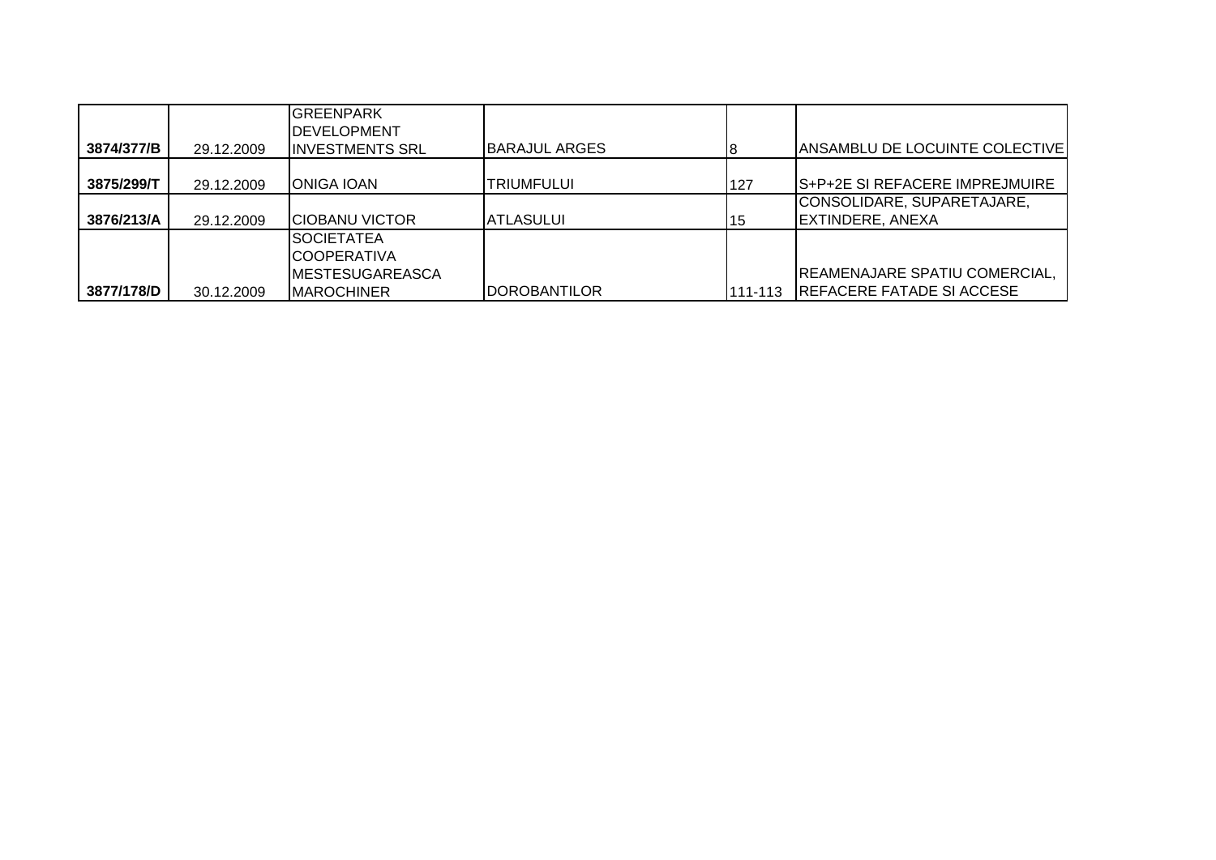| | | | | | |
|---|---|---|---|---|---|
| **3874/377/B** | 29.12.2009 | GREENPARK DEVELOPMENT INVESTMENTS SRL | BARAJUL ARGES | 8 | ANSAMBLU DE LOCUINTE COLECTIVE |
| **3875/299/T** | 29.12.2009 | ONIGA IOAN | TRIUMFULUI | 127 | S+P+2E SI REFACERE IMPREJMUIRE |
| **3876/213/A** | 29.12.2009 | CIOBANU VICTOR | ATLASULUI | 15 | CONSOLIDARE, SUPARETAJARE, EXTINDERE, ANEXA |
| **3877/178/D** | 30.12.2009 | SOCIETATEA COOPERATIVA MESTESUGAREASCA MAROCHINER | DOROBANTILOR | 111-113 | REAMENAJARE SPATIU COMERCIAL, REFACERE FATADE SI ACCESE |